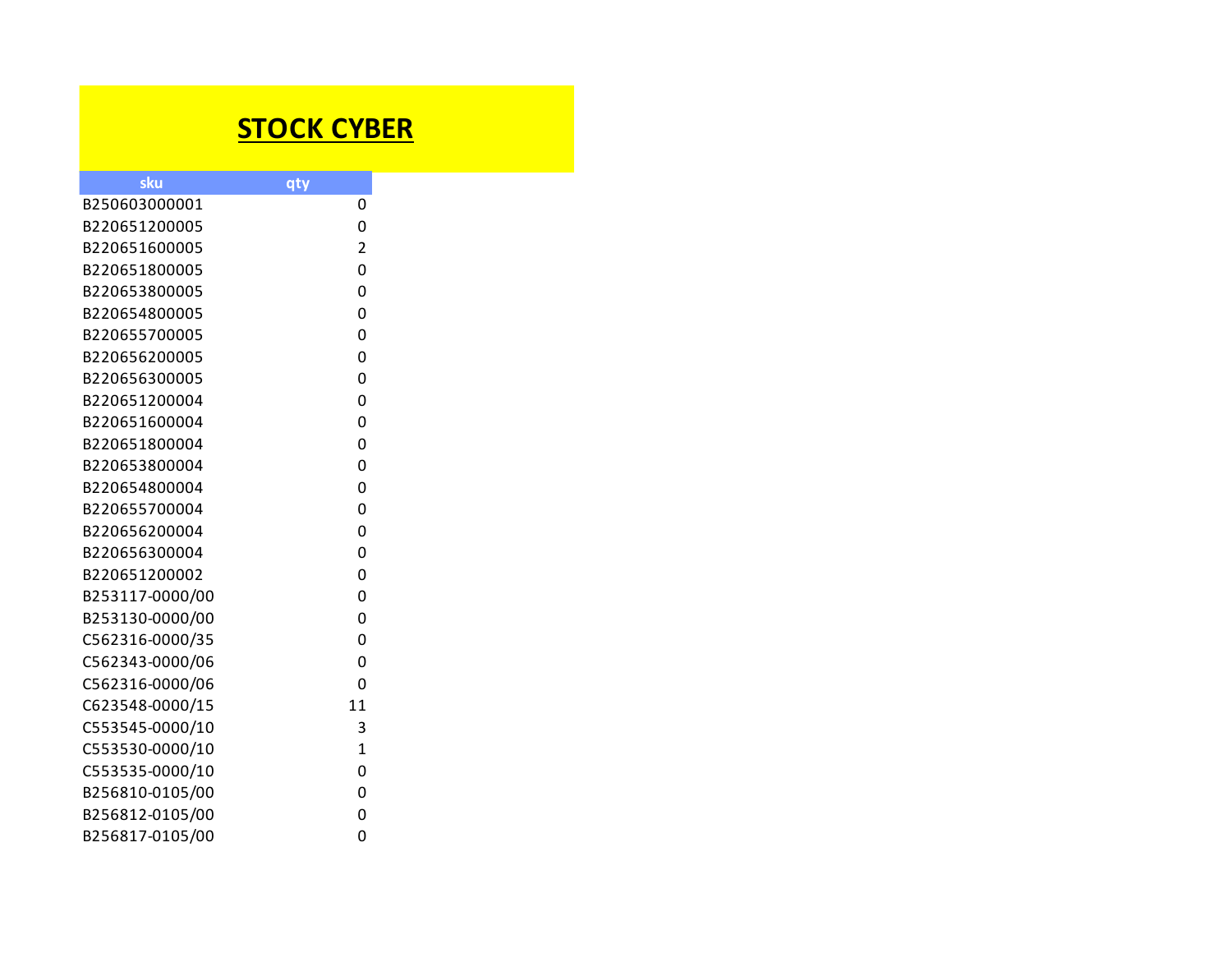# STOCK CYBER

| sku | qty |
|---|---|
| B250603000001 | 0 |
| B220651200005 | 0 |
| B220651600005 | 2 |
| B220651800005 | 0 |
| B220653800005 | 0 |
| B220654800005 | 0 |
| B220655700005 | 0 |
| B220656200005 | 0 |
| B220656300005 | 0 |
| B220651200004 | 0 |
| B220651600004 | 0 |
| B220651800004 | 0 |
| B220653800004 | 0 |
| B220654800004 | 0 |
| B220655700004 | 0 |
| B220656200004 | 0 |
| B220656300004 | 0 |
| B220651200002 | 0 |
| B253117-0000/00 | 0 |
| B253130-0000/00 | 0 |
| C562316-0000/35 | 0 |
| C562343-0000/06 | 0 |
| C562316-0000/06 | 0 |
| C623548-0000/15 | 11 |
| C553545-0000/10 | 3 |
| C553530-0000/10 | 1 |
| C553535-0000/10 | 0 |
| B256810-0105/00 | 0 |
| B256812-0105/00 | 0 |
| B256817-0105/00 | 0 |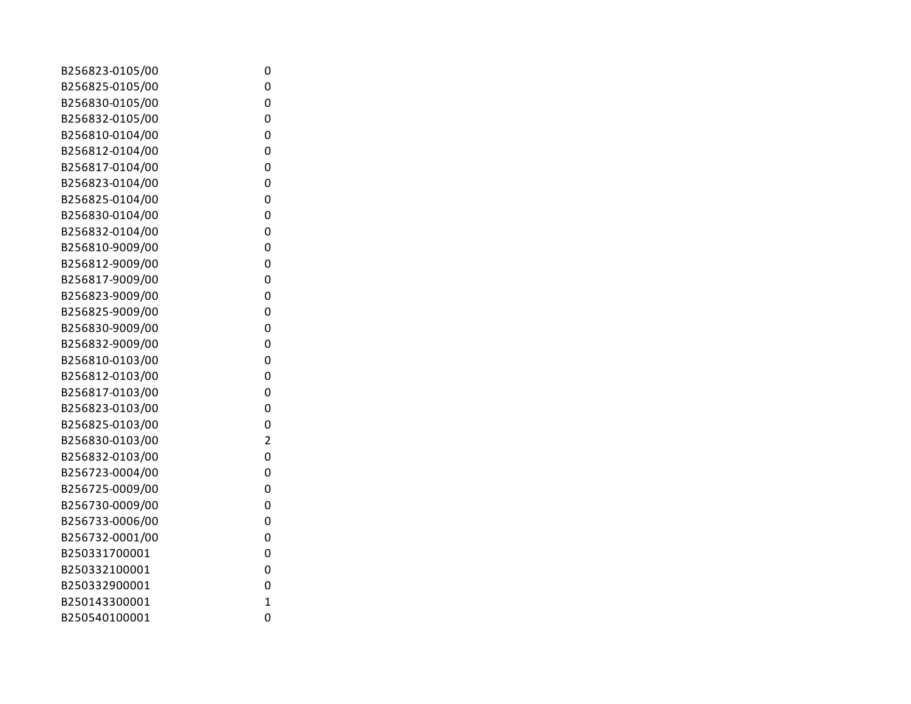| | |
|---|---|
| B256823-0105/00 | 0 |
| B256825-0105/00 | 0 |
| B256830-0105/00 | 0 |
| B256832-0105/00 | 0 |
| B256810-0104/00 | 0 |
| B256812-0104/00 | 0 |
| B256817-0104/00 | 0 |
| B256823-0104/00 | 0 |
| B256825-0104/00 | 0 |
| B256830-0104/00 | 0 |
| B256832-0104/00 | 0 |
| B256810-9009/00 | 0 |
| B256812-9009/00 | 0 |
| B256817-9009/00 | 0 |
| B256823-9009/00 | 0 |
| B256825-9009/00 | 0 |
| B256830-9009/00 | 0 |
| B256832-9009/00 | 0 |
| B256810-0103/00 | 0 |
| B256812-0103/00 | 0 |
| B256817-0103/00 | 0 |
| B256823-0103/00 | 0 |
| B256825-0103/00 | 0 |
| B256830-0103/00 | 2 |
| B256832-0103/00 | 0 |
| B256723-0004/00 | 0 |
| B256725-0009/00 | 0 |
| B256730-0009/00 | 0 |
| B256733-0006/00 | 0 |
| B256732-0001/00 | 0 |
| B250331700001 | 0 |
| B250332100001 | 0 |
| B250332900001 | 0 |
| B250143300001 | 1 |
| B250540100001 | 0 |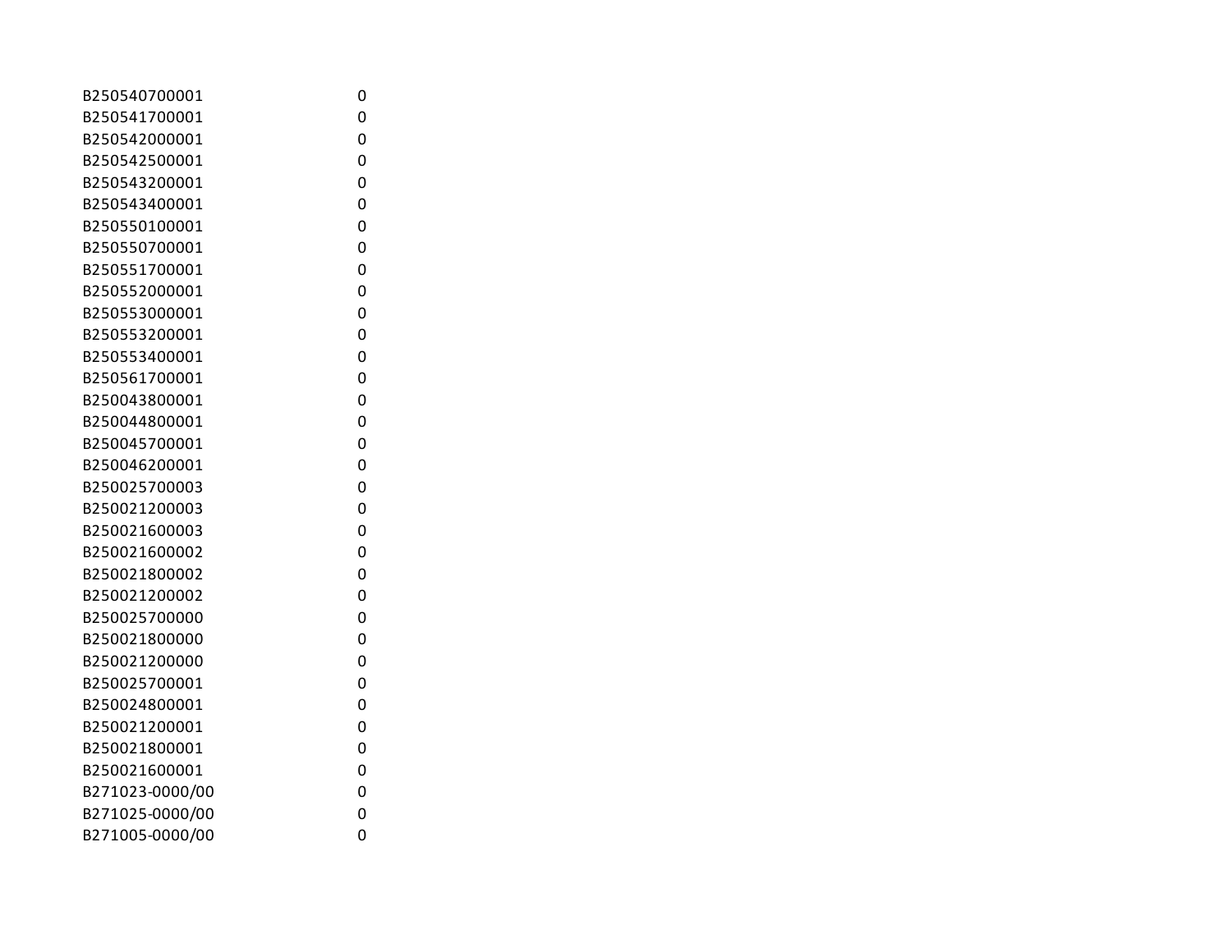| | |
|---|---|
| B250540700001 | 0 |
| B250541700001 | 0 |
| B250542000001 | 0 |
| B250542500001 | 0 |
| B250543200001 | 0 |
| B250543400001 | 0 |
| B250550100001 | 0 |
| B250550700001 | 0 |
| B250551700001 | 0 |
| B250552000001 | 0 |
| B250553000001 | 0 |
| B250553200001 | 0 |
| B250553400001 | 0 |
| B250561700001 | 0 |
| B250043800001 | 0 |
| B250044800001 | 0 |
| B250045700001 | 0 |
| B250046200001 | 0 |
| B250025700003 | 0 |
| B250021200003 | 0 |
| B250021600003 | 0 |
| B250021600002 | 0 |
| B250021800002 | 0 |
| B250021200002 | 0 |
| B250025700000 | 0 |
| B250021800000 | 0 |
| B250021200000 | 0 |
| B250025700001 | 0 |
| B250024800001 | 0 |
| B250021200001 | 0 |
| B250021800001 | 0 |
| B250021600001 | 0 |
| B271023-0000/00 | 0 |
| B271025-0000/00 | 0 |
| B271005-0000/00 | 0 |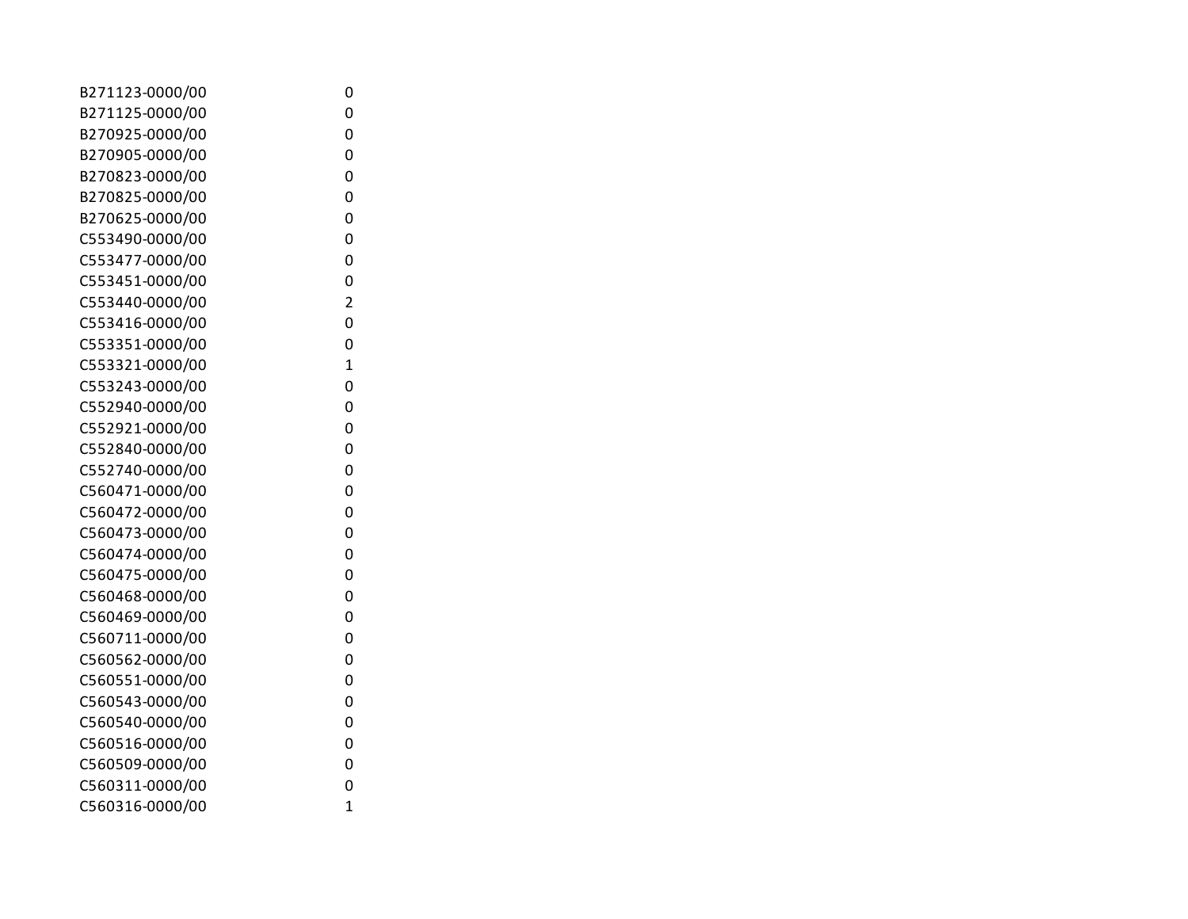| | |
|---|---|
| B271123-0000/00 | 0 |
| B271125-0000/00 | 0 |
| B270925-0000/00 | 0 |
| B270905-0000/00 | 0 |
| B270823-0000/00 | 0 |
| B270825-0000/00 | 0 |
| B270625-0000/00 | 0 |
| C553490-0000/00 | 0 |
| C553477-0000/00 | 0 |
| C553451-0000/00 | 0 |
| C553440-0000/00 | 2 |
| C553416-0000/00 | 0 |
| C553351-0000/00 | 0 |
| C553321-0000/00 | 1 |
| C553243-0000/00 | 0 |
| C552940-0000/00 | 0 |
| C552921-0000/00 | 0 |
| C552840-0000/00 | 0 |
| C552740-0000/00 | 0 |
| C560471-0000/00 | 0 |
| C560472-0000/00 | 0 |
| C560473-0000/00 | 0 |
| C560474-0000/00 | 0 |
| C560475-0000/00 | 0 |
| C560468-0000/00 | 0 |
| C560469-0000/00 | 0 |
| C560711-0000/00 | 0 |
| C560562-0000/00 | 0 |
| C560551-0000/00 | 0 |
| C560543-0000/00 | 0 |
| C560540-0000/00 | 0 |
| C560516-0000/00 | 0 |
| C560509-0000/00 | 0 |
| C560311-0000/00 | 0 |
| C560316-0000/00 | 1 |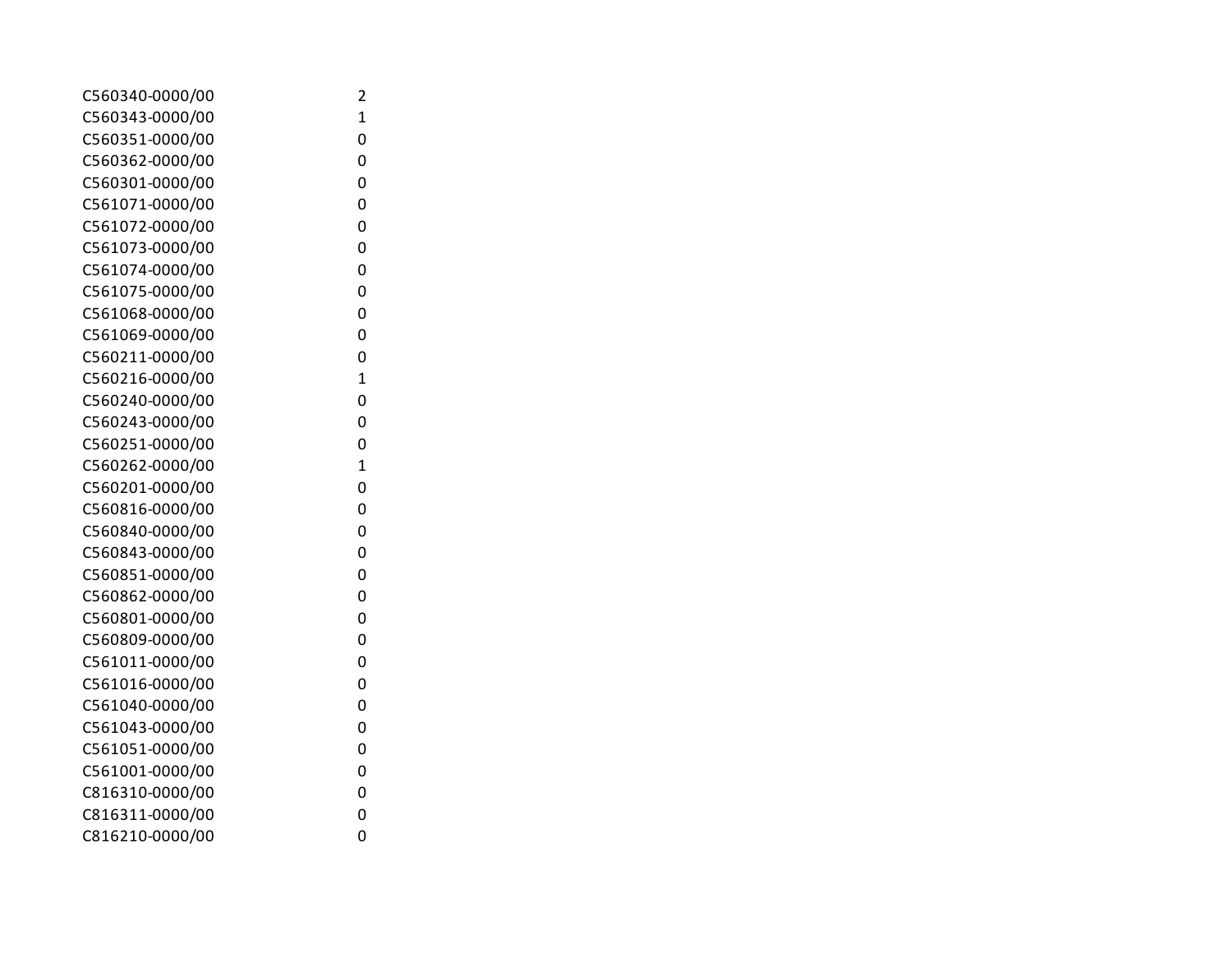| | |
|---|---|
| C560340-0000/00 | 2 |
| C560343-0000/00 | 1 |
| C560351-0000/00 | 0 |
| C560362-0000/00 | 0 |
| C560301-0000/00 | 0 |
| C561071-0000/00 | 0 |
| C561072-0000/00 | 0 |
| C561073-0000/00 | 0 |
| C561074-0000/00 | 0 |
| C561075-0000/00 | 0 |
| C561068-0000/00 | 0 |
| C561069-0000/00 | 0 |
| C560211-0000/00 | 0 |
| C560216-0000/00 | 1 |
| C560240-0000/00 | 0 |
| C560243-0000/00 | 0 |
| C560251-0000/00 | 0 |
| C560262-0000/00 | 1 |
| C560201-0000/00 | 0 |
| C560816-0000/00 | 0 |
| C560840-0000/00 | 0 |
| C560843-0000/00 | 0 |
| C560851-0000/00 | 0 |
| C560862-0000/00 | 0 |
| C560801-0000/00 | 0 |
| C560809-0000/00 | 0 |
| C561011-0000/00 | 0 |
| C561016-0000/00 | 0 |
| C561040-0000/00 | 0 |
| C561043-0000/00 | 0 |
| C561051-0000/00 | 0 |
| C561001-0000/00 | 0 |
| C816310-0000/00 | 0 |
| C816311-0000/00 | 0 |
| C816210-0000/00 | 0 |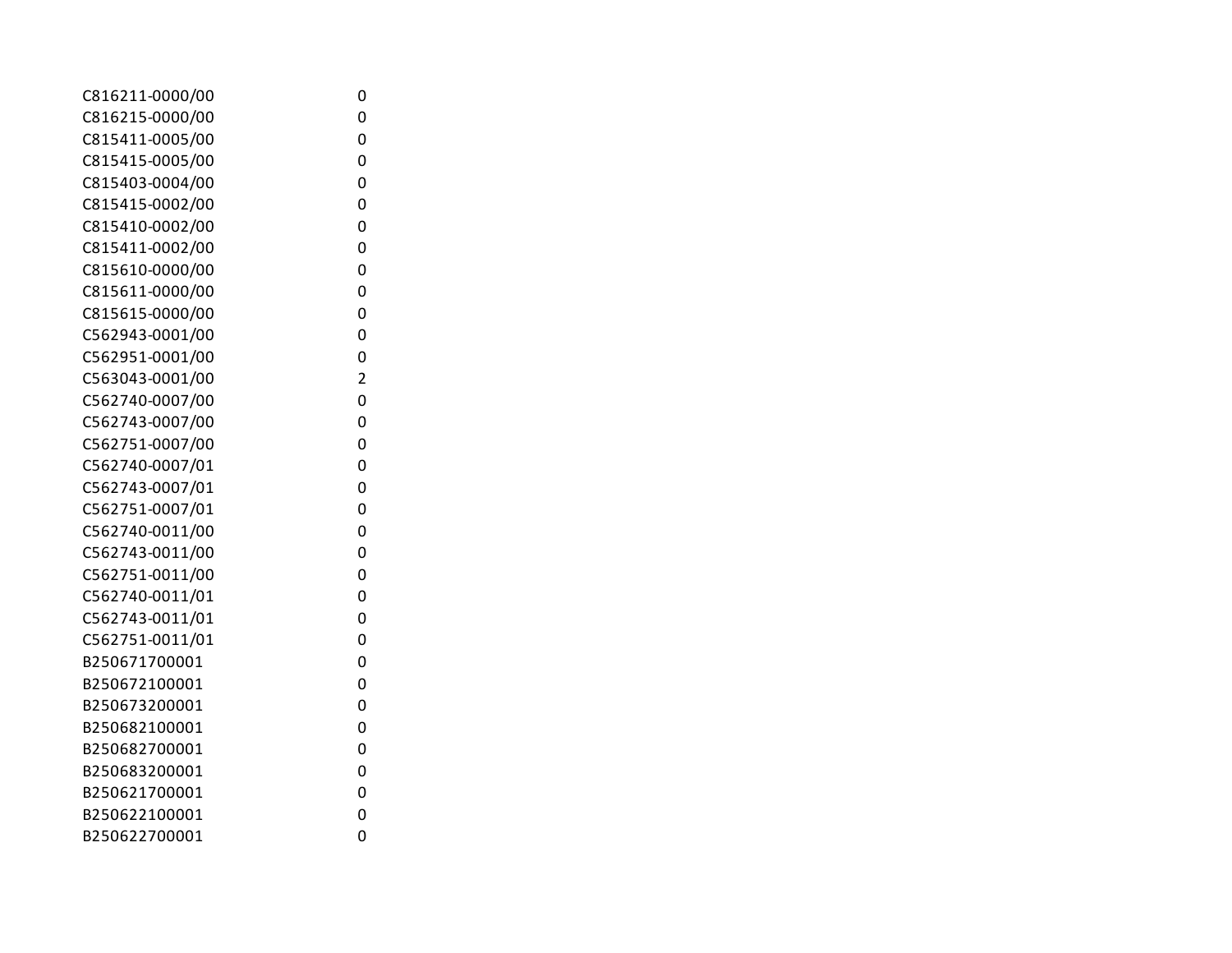| | |
|---|---|
| C816211-0000/00 | 0 |
| C816215-0000/00 | 0 |
| C815411-0005/00 | 0 |
| C815415-0005/00 | 0 |
| C815403-0004/00 | 0 |
| C815415-0002/00 | 0 |
| C815410-0002/00 | 0 |
| C815411-0002/00 | 0 |
| C815610-0000/00 | 0 |
| C815611-0000/00 | 0 |
| C815615-0000/00 | 0 |
| C562943-0001/00 | 0 |
| C562951-0001/00 | 0 |
| C563043-0001/00 | 2 |
| C562740-0007/00 | 0 |
| C562743-0007/00 | 0 |
| C562751-0007/00 | 0 |
| C562740-0007/01 | 0 |
| C562743-0007/01 | 0 |
| C562751-0007/01 | 0 |
| C562740-0011/00 | 0 |
| C562743-0011/00 | 0 |
| C562751-0011/00 | 0 |
| C562740-0011/01 | 0 |
| C562743-0011/01 | 0 |
| C562751-0011/01 | 0 |
| B250671700001 | 0 |
| B250672100001 | 0 |
| B250673200001 | 0 |
| B250682100001 | 0 |
| B250682700001 | 0 |
| B250683200001 | 0 |
| B250621700001 | 0 |
| B250622100001 | 0 |
| B250622700001 | 0 |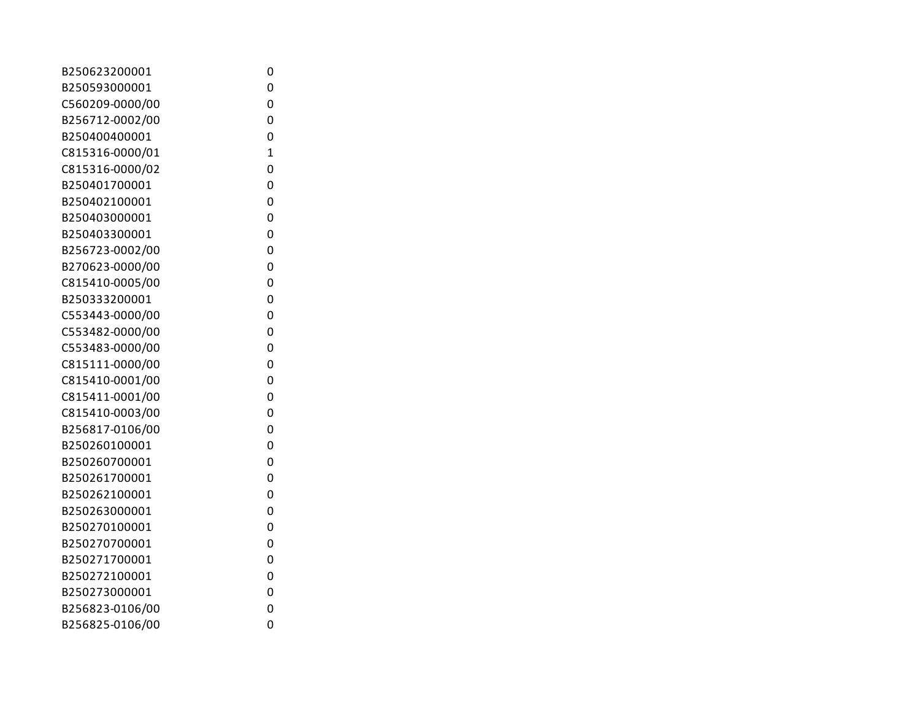| | |
|---|---|
| B250623200001 | 0 |
| B250593000001 | 0 |
| C560209-0000/00 | 0 |
| B256712-0002/00 | 0 |
| B250400400001 | 0 |
| C815316-0000/01 | 1 |
| C815316-0000/02 | 0 |
| B250401700001 | 0 |
| B250402100001 | 0 |
| B250403000001 | 0 |
| B250403300001 | 0 |
| B256723-0002/00 | 0 |
| B270623-0000/00 | 0 |
| C815410-0005/00 | 0 |
| B250333200001 | 0 |
| C553443-0000/00 | 0 |
| C553482-0000/00 | 0 |
| C553483-0000/00 | 0 |
| C815111-0000/00 | 0 |
| C815410-0001/00 | 0 |
| C815411-0001/00 | 0 |
| C815410-0003/00 | 0 |
| B256817-0106/00 | 0 |
| B250260100001 | 0 |
| B250260700001 | 0 |
| B250261700001 | 0 |
| B250262100001 | 0 |
| B250263000001 | 0 |
| B250270100001 | 0 |
| B250270700001 | 0 |
| B250271700001 | 0 |
| B250272100001 | 0 |
| B250273000001 | 0 |
| B256823-0106/00 | 0 |
| B256825-0106/00 | 0 |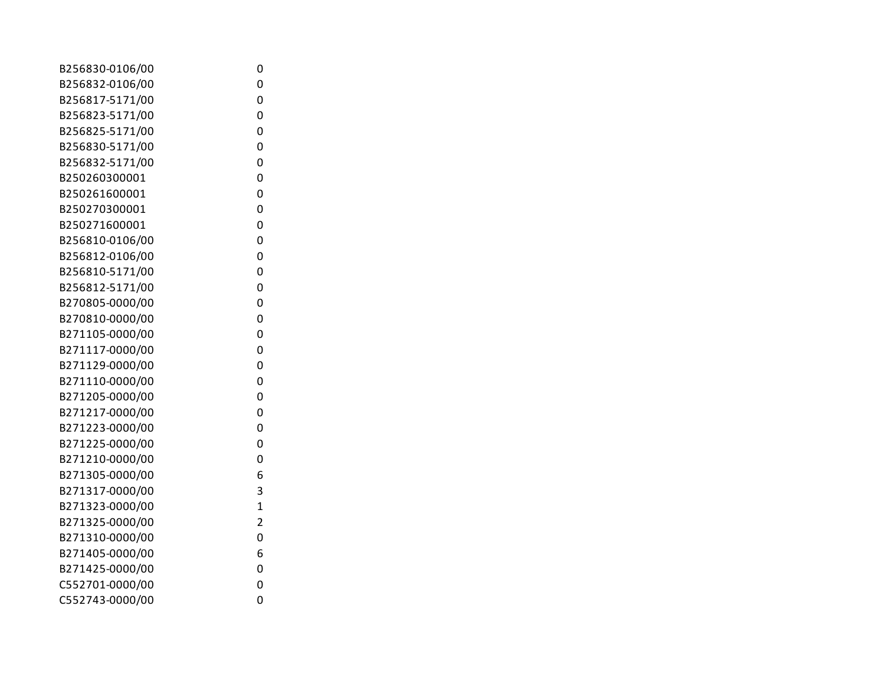| | |
|---|---|
| B256830-0106/00 | 0 |
| B256832-0106/00 | 0 |
| B256817-5171/00 | 0 |
| B256823-5171/00 | 0 |
| B256825-5171/00 | 0 |
| B256830-5171/00 | 0 |
| B256832-5171/00 | 0 |
| B250260300001 | 0 |
| B250261600001 | 0 |
| B250270300001 | 0 |
| B250271600001 | 0 |
| B256810-0106/00 | 0 |
| B256812-0106/00 | 0 |
| B256810-5171/00 | 0 |
| B256812-5171/00 | 0 |
| B270805-0000/00 | 0 |
| B270810-0000/00 | 0 |
| B271105-0000/00 | 0 |
| B271117-0000/00 | 0 |
| B271129-0000/00 | 0 |
| B271110-0000/00 | 0 |
| B271205-0000/00 | 0 |
| B271217-0000/00 | 0 |
| B271223-0000/00 | 0 |
| B271225-0000/00 | 0 |
| B271210-0000/00 | 0 |
| B271305-0000/00 | 6 |
| B271317-0000/00 | 3 |
| B271323-0000/00 | 1 |
| B271325-0000/00 | 2 |
| B271310-0000/00 | 0 |
| B271405-0000/00 | 6 |
| B271425-0000/00 | 0 |
| C552701-0000/00 | 0 |
| C552743-0000/00 | 0 |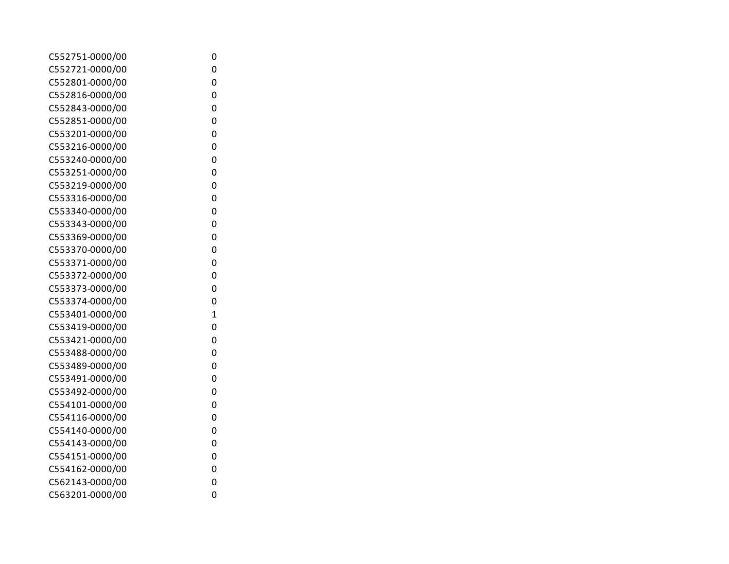| | |
|---|---|
| C552751-0000/00 | 0 |
| C552721-0000/00 | 0 |
| C552801-0000/00 | 0 |
| C552816-0000/00 | 0 |
| C552843-0000/00 | 0 |
| C552851-0000/00 | 0 |
| C553201-0000/00 | 0 |
| C553216-0000/00 | 0 |
| C553240-0000/00 | 0 |
| C553251-0000/00 | 0 |
| C553219-0000/00 | 0 |
| C553316-0000/00 | 0 |
| C553340-0000/00 | 0 |
| C553343-0000/00 | 0 |
| C553369-0000/00 | 0 |
| C553370-0000/00 | 0 |
| C553371-0000/00 | 0 |
| C553372-0000/00 | 0 |
| C553373-0000/00 | 0 |
| C553374-0000/00 | 0 |
| C553401-0000/00 | 1 |
| C553419-0000/00 | 0 |
| C553421-0000/00 | 0 |
| C553488-0000/00 | 0 |
| C553489-0000/00 | 0 |
| C553491-0000/00 | 0 |
| C553492-0000/00 | 0 |
| C554101-0000/00 | 0 |
| C554116-0000/00 | 0 |
| C554140-0000/00 | 0 |
| C554143-0000/00 | 0 |
| C554151-0000/00 | 0 |
| C554162-0000/00 | 0 |
| C562143-0000/00 | 0 |
| C563201-0000/00 | 0 |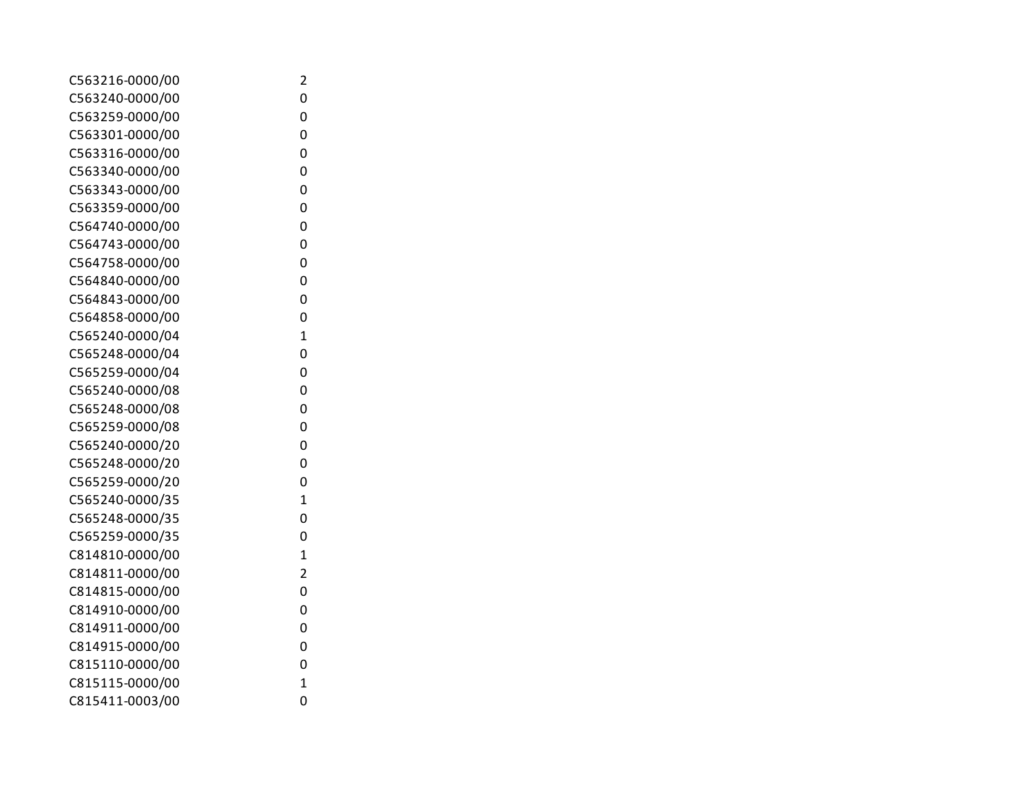| | |
|---|---|
| C563216-0000/00 | 2 |
| C563240-0000/00 | 0 |
| C563259-0000/00 | 0 |
| C563301-0000/00 | 0 |
| C563316-0000/00 | 0 |
| C563340-0000/00 | 0 |
| C563343-0000/00 | 0 |
| C563359-0000/00 | 0 |
| C564740-0000/00 | 0 |
| C564743-0000/00 | 0 |
| C564758-0000/00 | 0 |
| C564840-0000/00 | 0 |
| C564843-0000/00 | 0 |
| C564858-0000/00 | 0 |
| C565240-0000/04 | 1 |
| C565248-0000/04 | 0 |
| C565259-0000/04 | 0 |
| C565240-0000/08 | 0 |
| C565248-0000/08 | 0 |
| C565259-0000/08 | 0 |
| C565240-0000/20 | 0 |
| C565248-0000/20 | 0 |
| C565259-0000/20 | 0 |
| C565240-0000/35 | 1 |
| C565248-0000/35 | 0 |
| C565259-0000/35 | 0 |
| C814810-0000/00 | 1 |
| C814811-0000/00 | 2 |
| C814815-0000/00 | 0 |
| C814910-0000/00 | 0 |
| C814911-0000/00 | 0 |
| C814915-0000/00 | 0 |
| C815110-0000/00 | 0 |
| C815115-0000/00 | 1 |
| C815411-0003/00 | 0 |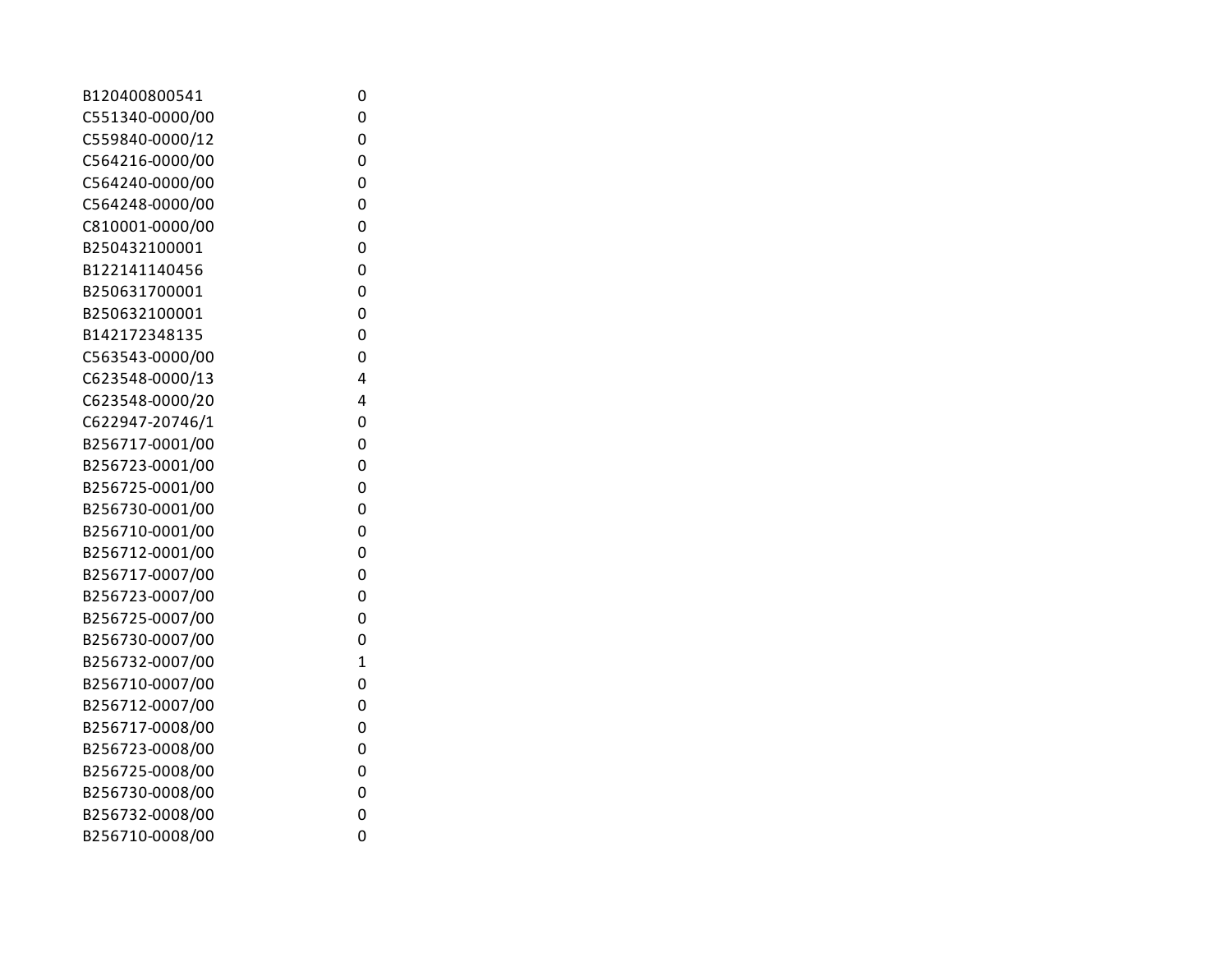| | |
|---|---|
| B120400800541 | 0 |
| C551340-0000/00 | 0 |
| C559840-0000/12 | 0 |
| C564216-0000/00 | 0 |
| C564240-0000/00 | 0 |
| C564248-0000/00 | 0 |
| C810001-0000/00 | 0 |
| B250432100001 | 0 |
| B122141140456 | 0 |
| B250631700001 | 0 |
| B250632100001 | 0 |
| B142172348135 | 0 |
| C563543-0000/00 | 0 |
| C623548-0000/13 | 4 |
| C623548-0000/20 | 4 |
| C622947-20746/1 | 0 |
| B256717-0001/00 | 0 |
| B256723-0001/00 | 0 |
| B256725-0001/00 | 0 |
| B256730-0001/00 | 0 |
| B256710-0001/00 | 0 |
| B256712-0001/00 | 0 |
| B256717-0007/00 | 0 |
| B256723-0007/00 | 0 |
| B256725-0007/00 | 0 |
| B256730-0007/00 | 0 |
| B256732-0007/00 | 1 |
| B256710-0007/00 | 0 |
| B256712-0007/00 | 0 |
| B256717-0008/00 | 0 |
| B256723-0008/00 | 0 |
| B256725-0008/00 | 0 |
| B256730-0008/00 | 0 |
| B256732-0008/00 | 0 |
| B256710-0008/00 | 0 |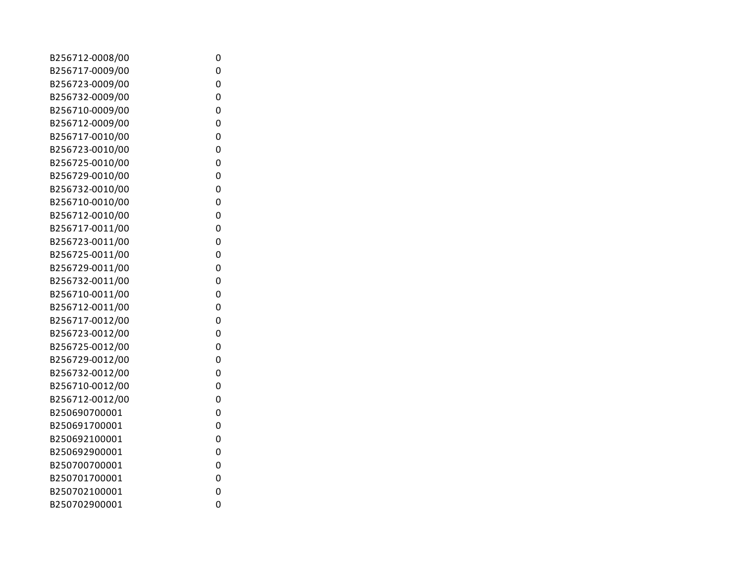| | |
|---|---|
| B256712-0008/00 | 0 |
| B256717-0009/00 | 0 |
| B256723-0009/00 | 0 |
| B256732-0009/00 | 0 |
| B256710-0009/00 | 0 |
| B256712-0009/00 | 0 |
| B256717-0010/00 | 0 |
| B256723-0010/00 | 0 |
| B256725-0010/00 | 0 |
| B256729-0010/00 | 0 |
| B256732-0010/00 | 0 |
| B256710-0010/00 | 0 |
| B256712-0010/00 | 0 |
| B256717-0011/00 | 0 |
| B256723-0011/00 | 0 |
| B256725-0011/00 | 0 |
| B256729-0011/00 | 0 |
| B256732-0011/00 | 0 |
| B256710-0011/00 | 0 |
| B256712-0011/00 | 0 |
| B256717-0012/00 | 0 |
| B256723-0012/00 | 0 |
| B256725-0012/00 | 0 |
| B256729-0012/00 | 0 |
| B256732-0012/00 | 0 |
| B256710-0012/00 | 0 |
| B256712-0012/00 | 0 |
| B250690700001 | 0 |
| B250691700001 | 0 |
| B250692100001 | 0 |
| B250692900001 | 0 |
| B250700700001 | 0 |
| B250701700001 | 0 |
| B250702100001 | 0 |
| B250702900001 | 0 |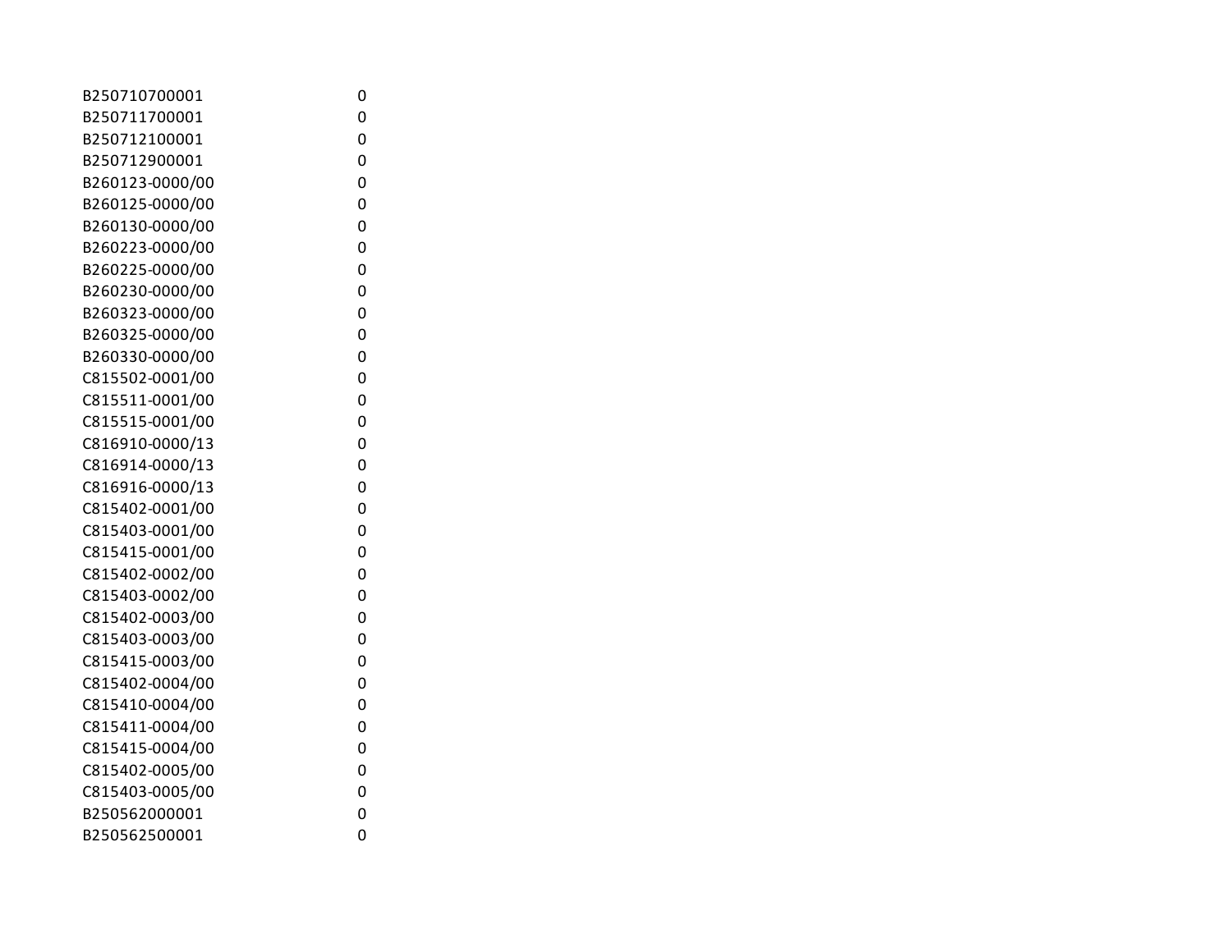| | |
|---|---|
| B250710700001 | 0 |
| B250711700001 | 0 |
| B250712100001 | 0 |
| B250712900001 | 0 |
| B260123-0000/00 | 0 |
| B260125-0000/00 | 0 |
| B260130-0000/00 | 0 |
| B260223-0000/00 | 0 |
| B260225-0000/00 | 0 |
| B260230-0000/00 | 0 |
| B260323-0000/00 | 0 |
| B260325-0000/00 | 0 |
| B260330-0000/00 | 0 |
| C815502-0001/00 | 0 |
| C815511-0001/00 | 0 |
| C815515-0001/00 | 0 |
| C816910-0000/13 | 0 |
| C816914-0000/13 | 0 |
| C816916-0000/13 | 0 |
| C815402-0001/00 | 0 |
| C815403-0001/00 | 0 |
| C815415-0001/00 | 0 |
| C815402-0002/00 | 0 |
| C815403-0002/00 | 0 |
| C815402-0003/00 | 0 |
| C815403-0003/00 | 0 |
| C815415-0003/00 | 0 |
| C815402-0004/00 | 0 |
| C815410-0004/00 | 0 |
| C815411-0004/00 | 0 |
| C815415-0004/00 | 0 |
| C815402-0005/00 | 0 |
| C815403-0005/00 | 0 |
| B250562000001 | 0 |
| B250562500001 | 0 |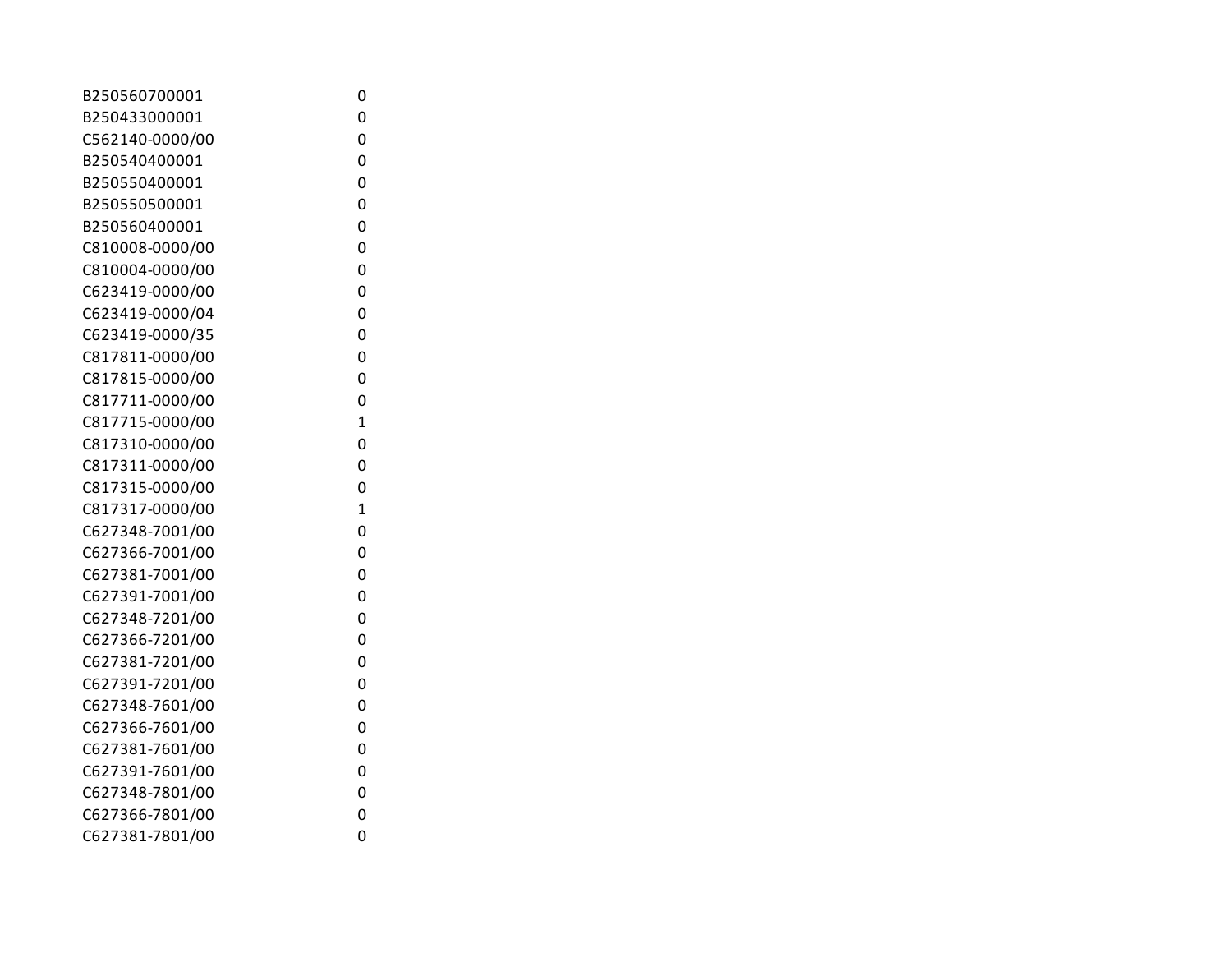| | |
|---|---|
| B250560700001 | 0 |
| B250433000001 | 0 |
| C562140-0000/00 | 0 |
| B250540400001 | 0 |
| B250550400001 | 0 |
| B250550500001 | 0 |
| B250560400001 | 0 |
| C810008-0000/00 | 0 |
| C810004-0000/00 | 0 |
| C623419-0000/00 | 0 |
| C623419-0000/04 | 0 |
| C623419-0000/35 | 0 |
| C817811-0000/00 | 0 |
| C817815-0000/00 | 0 |
| C817711-0000/00 | 0 |
| C817715-0000/00 | 1 |
| C817310-0000/00 | 0 |
| C817311-0000/00 | 0 |
| C817315-0000/00 | 0 |
| C817317-0000/00 | 1 |
| C627348-7001/00 | 0 |
| C627366-7001/00 | 0 |
| C627381-7001/00 | 0 |
| C627391-7001/00 | 0 |
| C627348-7201/00 | 0 |
| C627366-7201/00 | 0 |
| C627381-7201/00 | 0 |
| C627391-7201/00 | 0 |
| C627348-7601/00 | 0 |
| C627366-7601/00 | 0 |
| C627381-7601/00 | 0 |
| C627391-7601/00 | 0 |
| C627348-7801/00 | 0 |
| C627366-7801/00 | 0 |
| C627381-7801/00 | 0 |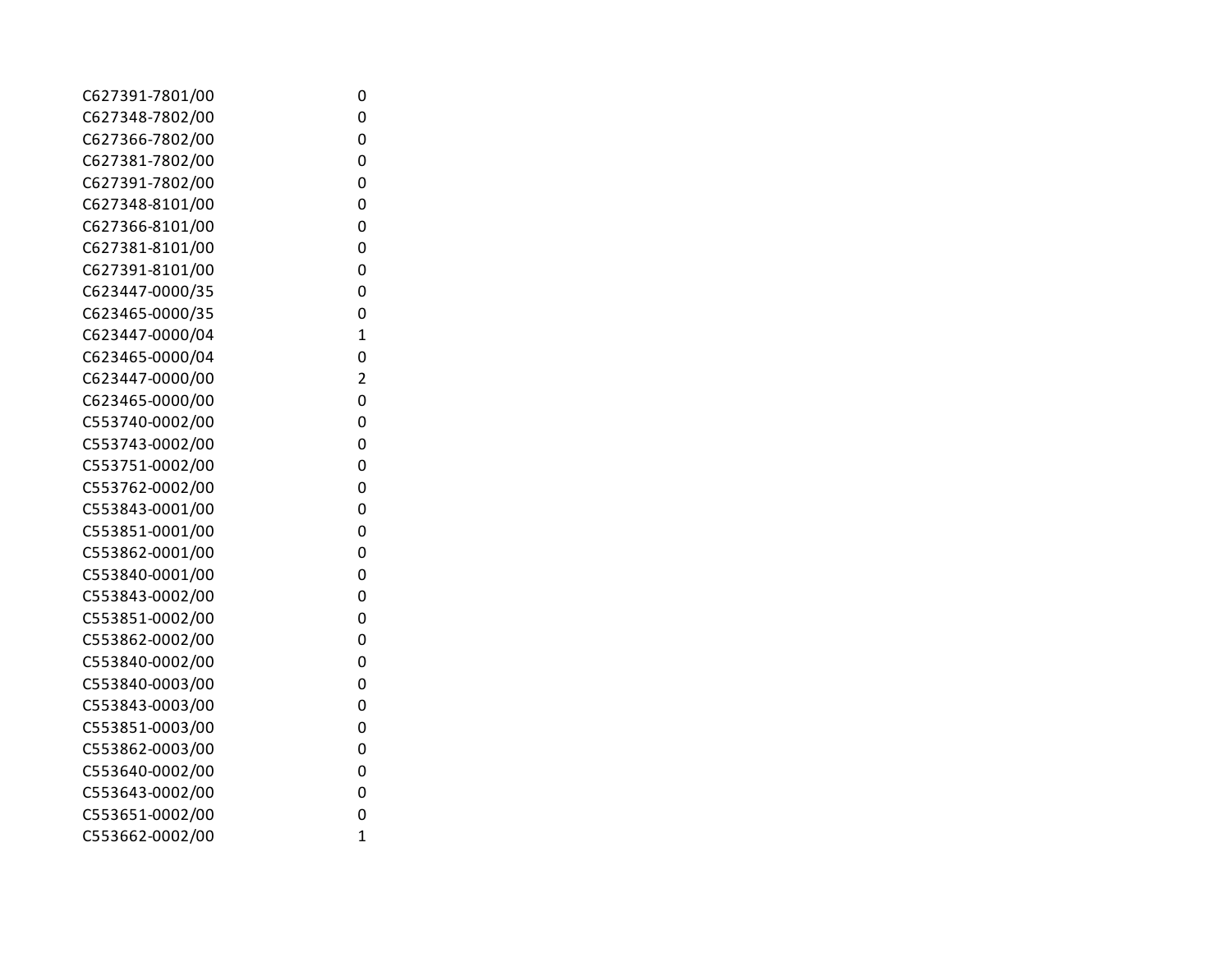| | |
|---|---|
| C627391-7801/00 | 0 |
| C627348-7802/00 | 0 |
| C627366-7802/00 | 0 |
| C627381-7802/00 | 0 |
| C627391-7802/00 | 0 |
| C627348-8101/00 | 0 |
| C627366-8101/00 | 0 |
| C627381-8101/00 | 0 |
| C627391-8101/00 | 0 |
| C623447-0000/35 | 0 |
| C623465-0000/35 | 0 |
| C623447-0000/04 | 1 |
| C623465-0000/04 | 0 |
| C623447-0000/00 | 2 |
| C623465-0000/00 | 0 |
| C553740-0002/00 | 0 |
| C553743-0002/00 | 0 |
| C553751-0002/00 | 0 |
| C553762-0002/00 | 0 |
| C553843-0001/00 | 0 |
| C553851-0001/00 | 0 |
| C553862-0001/00 | 0 |
| C553840-0001/00 | 0 |
| C553843-0002/00 | 0 |
| C553851-0002/00 | 0 |
| C553862-0002/00 | 0 |
| C553840-0002/00 | 0 |
| C553840-0003/00 | 0 |
| C553843-0003/00 | 0 |
| C553851-0003/00 | 0 |
| C553862-0003/00 | 0 |
| C553640-0002/00 | 0 |
| C553643-0002/00 | 0 |
| C553651-0002/00 | 0 |
| C553662-0002/00 | 1 |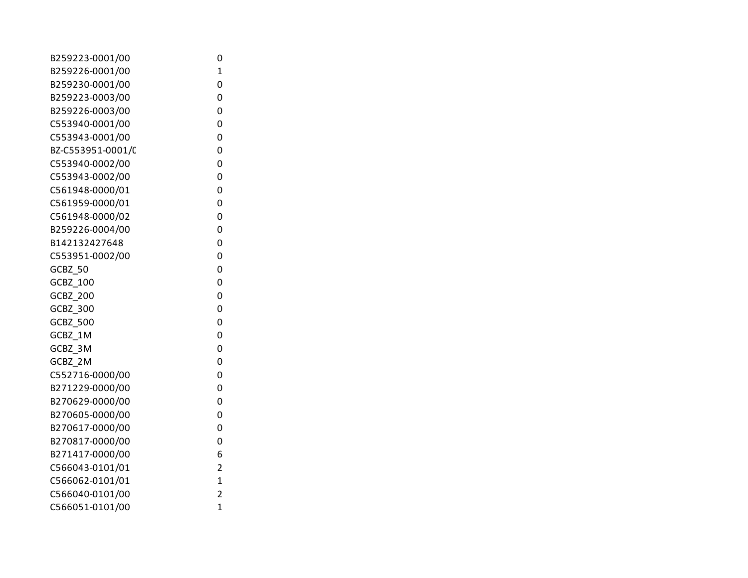| | |
|---|---|
| B259223-0001/00 | 0 |
| B259226-0001/00 | 1 |
| B259230-0001/00 | 0 |
| B259223-0003/00 | 0 |
| B259226-0003/00 | 0 |
| C553940-0001/00 | 0 |
| C553943-0001/00 | 0 |
| BZ-C553951-0001/0 | 0 |
| C553940-0002/00 | 0 |
| C553943-0002/00 | 0 |
| C561948-0000/01 | 0 |
| C561959-0000/01 | 0 |
| C561948-0000/02 | 0 |
| B259226-0004/00 | 0 |
| B142132427648 | 0 |
| C553951-0002/00 | 0 |
| GCBZ_50 | 0 |
| GCBZ_100 | 0 |
| GCBZ_200 | 0 |
| GCBZ_300 | 0 |
| GCBZ_500 | 0 |
| GCBZ_1M | 0 |
| GCBZ_3M | 0 |
| GCBZ_2M | 0 |
| C552716-0000/00 | 0 |
| B271229-0000/00 | 0 |
| B270629-0000/00 | 0 |
| B270605-0000/00 | 0 |
| B270617-0000/00 | 0 |
| B270817-0000/00 | 0 |
| B271417-0000/00 | 6 |
| C566043-0101/01 | 2 |
| C566062-0101/01 | 1 |
| C566040-0101/00 | 2 |
| C566051-0101/00 | 1 |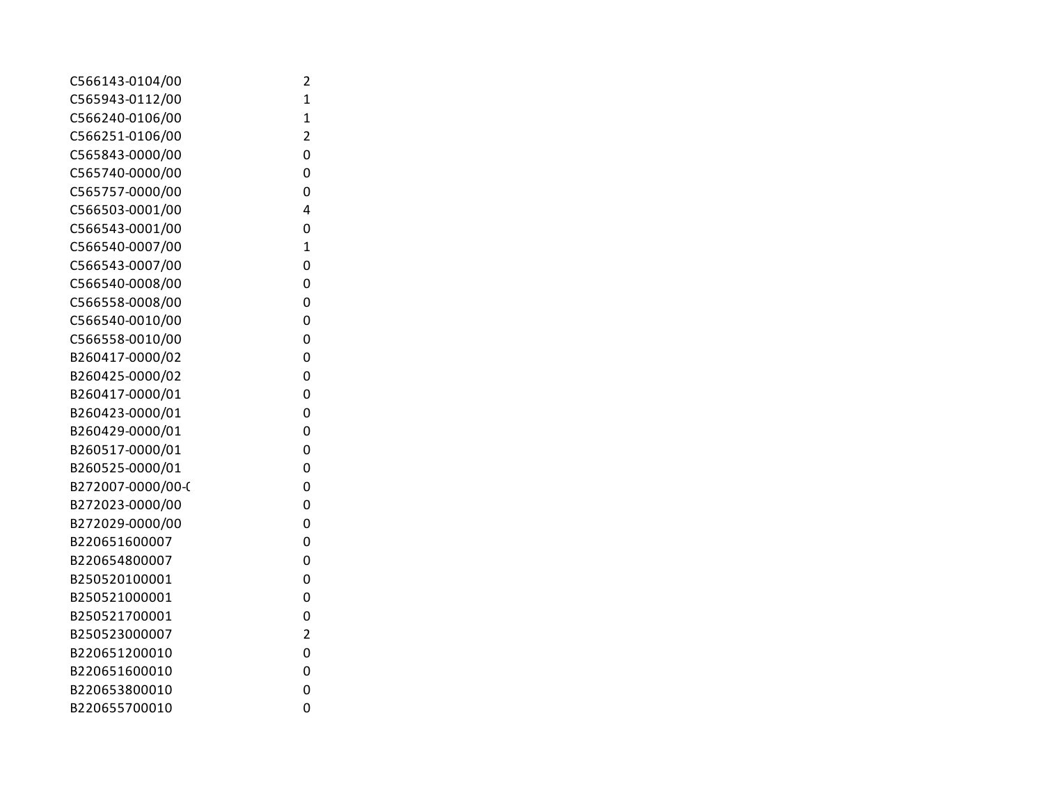| | |
|---|---|
| C566143-0104/00 | 2 |
| C565943-0112/00 | 1 |
| C566240-0106/00 | 1 |
| C566251-0106/00 | 2 |
| C565843-0000/00 | 0 |
| C565740-0000/00 | 0 |
| C565757-0000/00 | 0 |
| C566503-0001/00 | 4 |
| C566543-0001/00 | 0 |
| C566540-0007/00 | 1 |
| C566543-0007/00 | 0 |
| C566540-0008/00 | 0 |
| C566558-0008/00 | 0 |
| C566540-0010/00 | 0 |
| C566558-0010/00 | 0 |
| B260417-0000/02 | 0 |
| B260425-0000/02 | 0 |
| B260417-0000/01 | 0 |
| B260423-0000/01 | 0 |
| B260429-0000/01 | 0 |
| B260517-0000/01 | 0 |
| B260525-0000/01 | 0 |
| B272007-0000/00-( | 0 |
| B272023-0000/00 | 0 |
| B272029-0000/00 | 0 |
| B220651600007 | 0 |
| B220654800007 | 0 |
| B250520100001 | 0 |
| B250521000001 | 0 |
| B250521700001 | 0 |
| B250523000007 | 2 |
| B220651200010 | 0 |
| B220651600010 | 0 |
| B220653800010 | 0 |
| B220655700010 | 0 |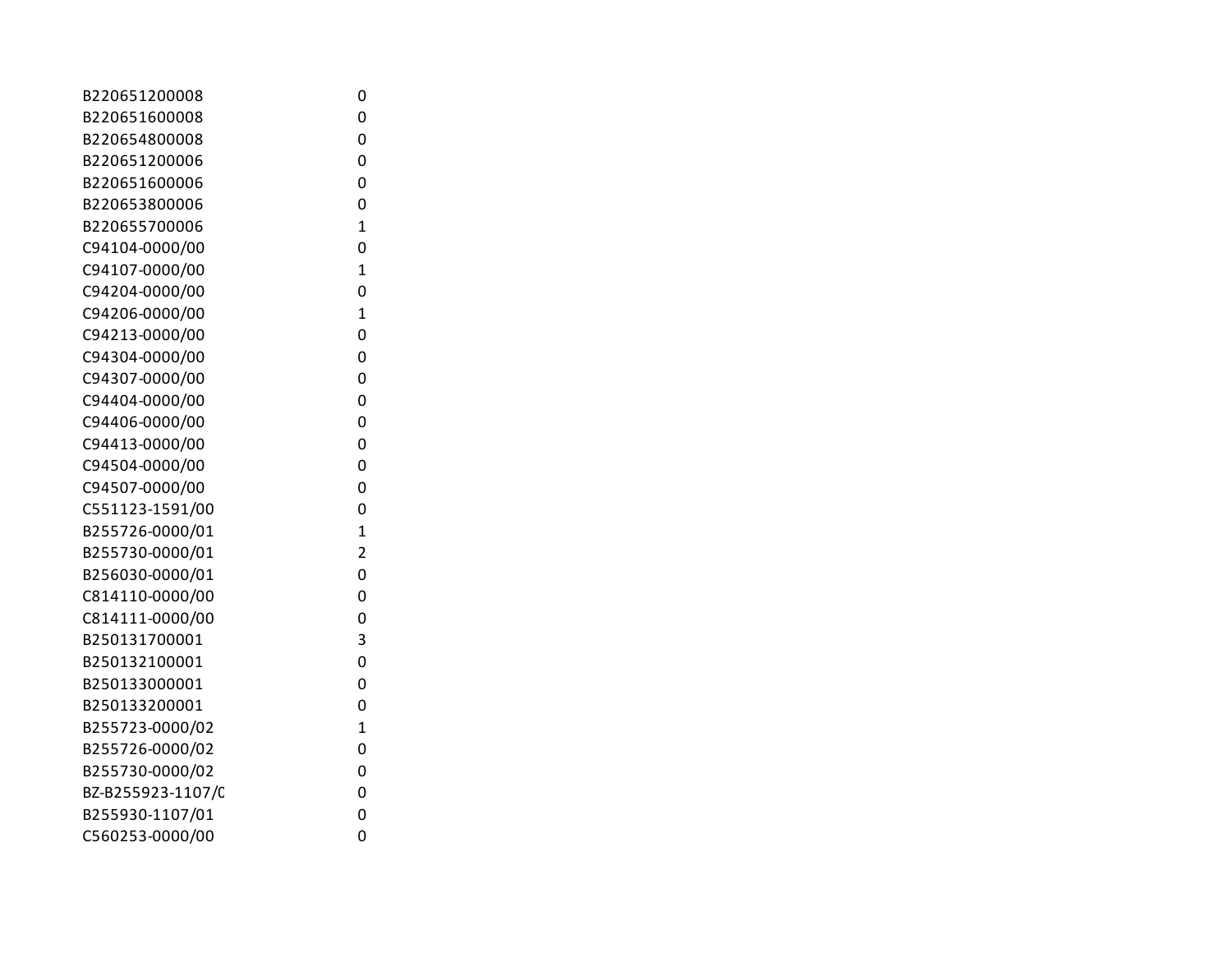| | |
|---|---|
| B220651200008 | 0 |
| B220651600008 | 0 |
| B220654800008 | 0 |
| B220651200006 | 0 |
| B220651600006 | 0 |
| B220653800006 | 0 |
| B220655700006 | 1 |
| C94104-0000/00 | 0 |
| C94107-0000/00 | 1 |
| C94204-0000/00 | 0 |
| C94206-0000/00 | 1 |
| C94213-0000/00 | 0 |
| C94304-0000/00 | 0 |
| C94307-0000/00 | 0 |
| C94404-0000/00 | 0 |
| C94406-0000/00 | 0 |
| C94413-0000/00 | 0 |
| C94504-0000/00 | 0 |
| C94507-0000/00 | 0 |
| C551123-1591/00 | 0 |
| B255726-0000/01 | 1 |
| B255730-0000/01 | 2 |
| B256030-0000/01 | 0 |
| C814110-0000/00 | 0 |
| C814111-0000/00 | 0 |
| B250131700001 | 3 |
| B250132100001 | 0 |
| B250133000001 | 0 |
| B250133200001 | 0 |
| B255723-0000/02 | 1 |
| B255726-0000/02 | 0 |
| B255730-0000/02 | 0 |
| BZ-B255923-1107/C | 0 |
| B255930-1107/01 | 0 |
| C560253-0000/00 | 0 |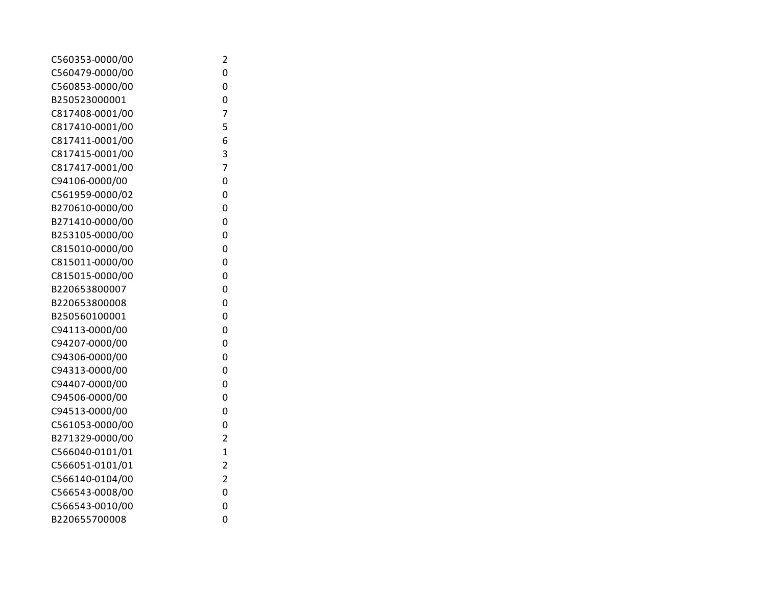| | |
|---|---|
| C560353-0000/00 | 2 |
| C560479-0000/00 | 0 |
| C560853-0000/00 | 0 |
| B250523000001 | 0 |
| C817408-0001/00 | 7 |
| C817410-0001/00 | 5 |
| C817411-0001/00 | 6 |
| C817415-0001/00 | 3 |
| C817417-0001/00 | 7 |
| C94106-0000/00 | 0 |
| C561959-0000/02 | 0 |
| B270610-0000/00 | 0 |
| B271410-0000/00 | 0 |
| B253105-0000/00 | 0 |
| C815010-0000/00 | 0 |
| C815011-0000/00 | 0 |
| C815015-0000/00 | 0 |
| B220653800007 | 0 |
| B220653800008 | 0 |
| B250560100001 | 0 |
| C94113-0000/00 | 0 |
| C94207-0000/00 | 0 |
| C94306-0000/00 | 0 |
| C94313-0000/00 | 0 |
| C94407-0000/00 | 0 |
| C94506-0000/00 | 0 |
| C94513-0000/00 | 0 |
| C561053-0000/00 | 0 |
| B271329-0000/00 | 2 |
| C566040-0101/01 | 1 |
| C566051-0101/01 | 2 |
| C566140-0104/00 | 2 |
| C566543-0008/00 | 0 |
| C566543-0010/00 | 0 |
| B220655700008 | 0 |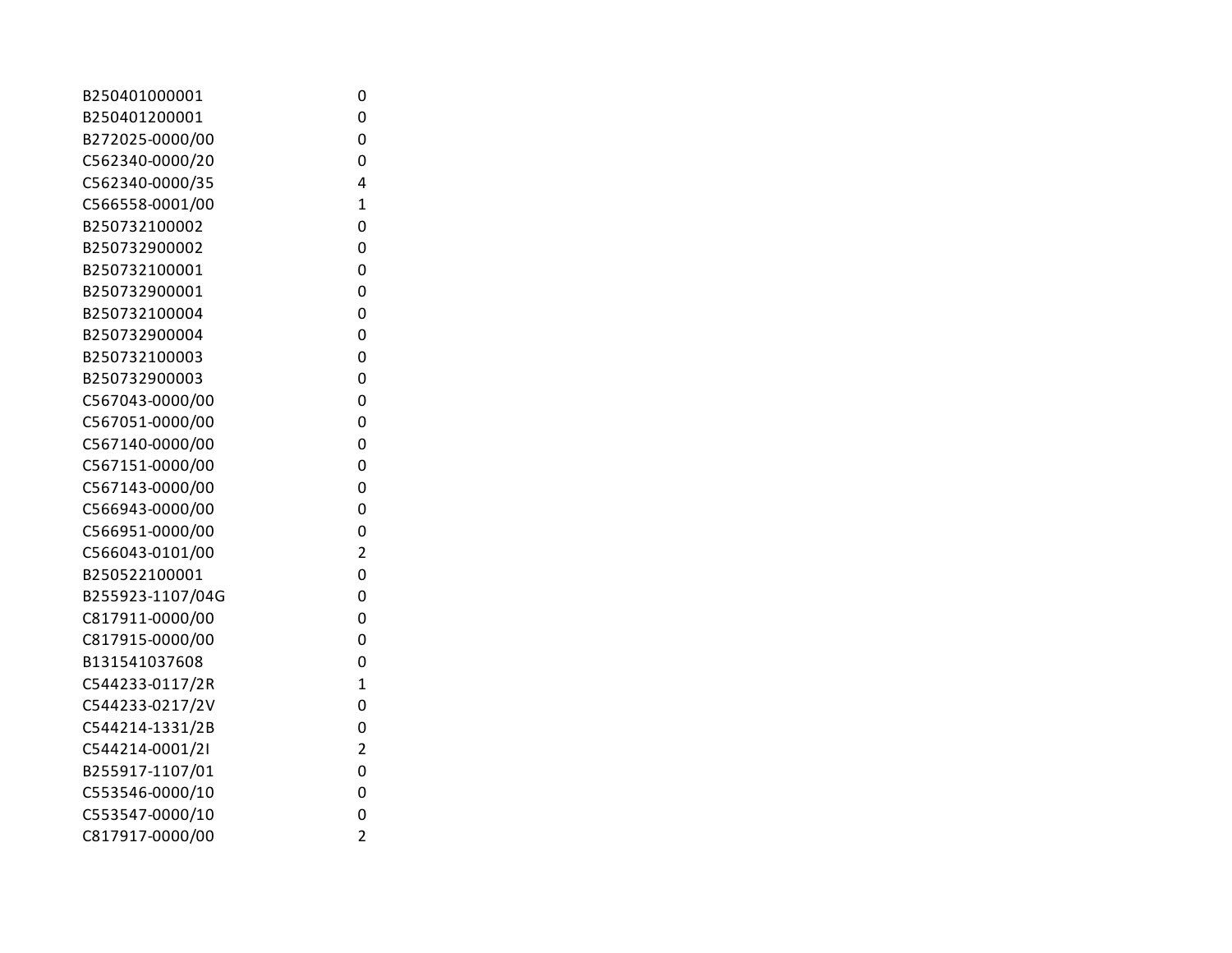| | |
|---|---|
| B250401000001 | 0 |
| B250401200001 | 0 |
| B272025-0000/00 | 0 |
| C562340-0000/20 | 0 |
| C562340-0000/35 | 4 |
| C566558-0001/00 | 1 |
| B250732100002 | 0 |
| B250732900002 | 0 |
| B250732100001 | 0 |
| B250732900001 | 0 |
| B250732100004 | 0 |
| B250732900004 | 0 |
| B250732100003 | 0 |
| B250732900003 | 0 |
| C567043-0000/00 | 0 |
| C567051-0000/00 | 0 |
| C567140-0000/00 | 0 |
| C567151-0000/00 | 0 |
| C567143-0000/00 | 0 |
| C566943-0000/00 | 0 |
| C566951-0000/00 | 0 |
| C566043-0101/00 | 2 |
| B250522100001 | 0 |
| B255923-1107/04G | 0 |
| C817911-0000/00 | 0 |
| C817915-0000/00 | 0 |
| B131541037608 | 0 |
| C544233-0117/2R | 1 |
| C544233-0217/2V | 0 |
| C544214-1331/2B | 0 |
| C544214-0001/2I | 2 |
| B255917-1107/01 | 0 |
| C553546-0000/10 | 0 |
| C553547-0000/10 | 0 |
| C817917-0000/00 | 2 |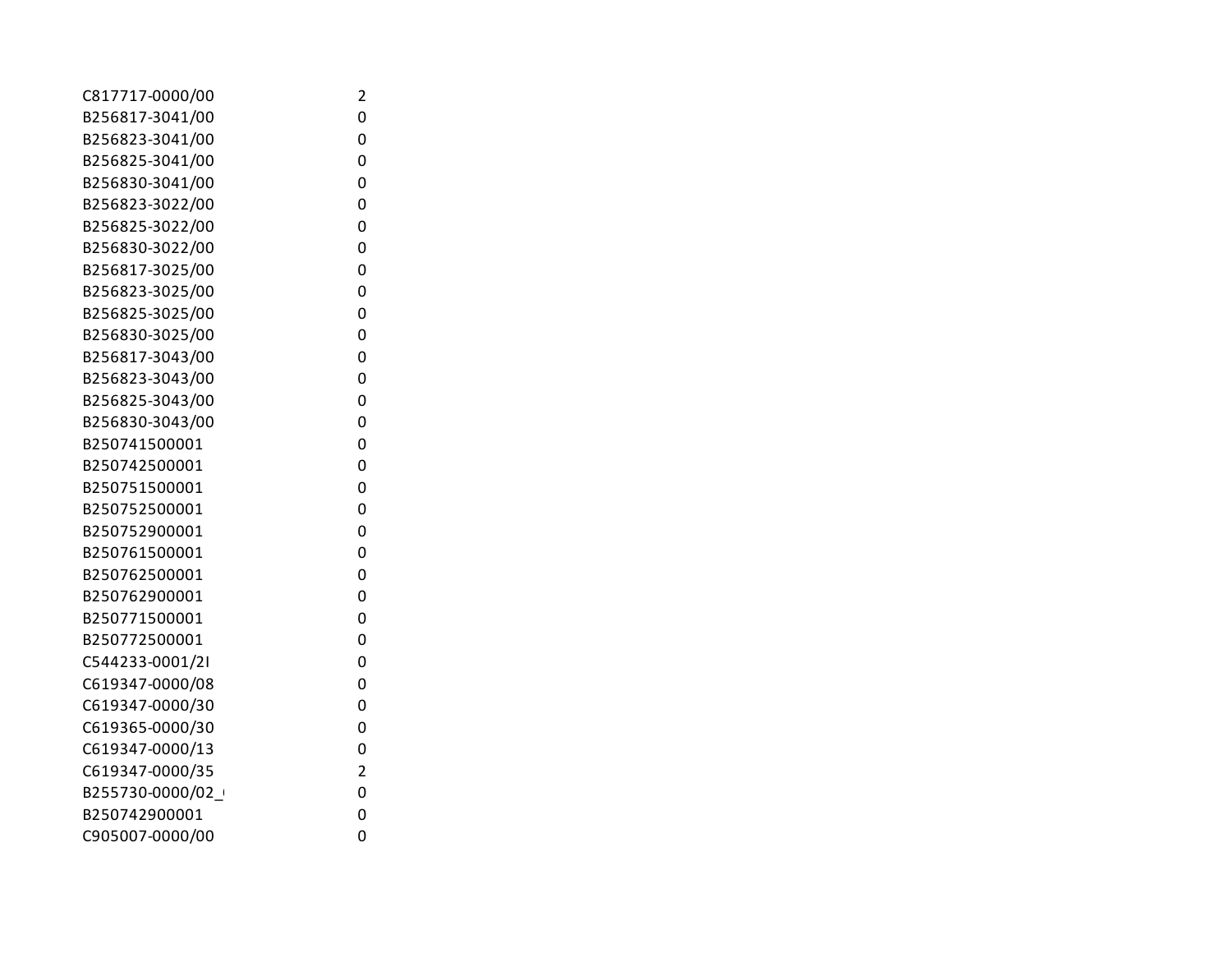| | |
|---|---|
| C817717-0000/00 | 2 |
| B256817-3041/00 | 0 |
| B256823-3041/00 | 0 |
| B256825-3041/00 | 0 |
| B256830-3041/00 | 0 |
| B256823-3022/00 | 0 |
| B256825-3022/00 | 0 |
| B256830-3022/00 | 0 |
| B256817-3025/00 | 0 |
| B256823-3025/00 | 0 |
| B256825-3025/00 | 0 |
| B256830-3025/00 | 0 |
| B256817-3043/00 | 0 |
| B256823-3043/00 | 0 |
| B256825-3043/00 | 0 |
| B256830-3043/00 | 0 |
| B250741500001 | 0 |
| B250742500001 | 0 |
| B250751500001 | 0 |
| B250752500001 | 0 |
| B250752900001 | 0 |
| B250761500001 | 0 |
| B250762500001 | 0 |
| B250762900001 | 0 |
| B250771500001 | 0 |
| B250772500001 | 0 |
| C544233-0001/2I | 0 |
| C619347-0000/08 | 0 |
| C619347-0000/30 | 0 |
| C619365-0000/30 | 0 |
| C619347-0000/13 | 0 |
| C619347-0000/35 | 2 |
| B255730-0000/02_( | 0 |
| B250742900001 | 0 |
| C905007-0000/00 | 0 |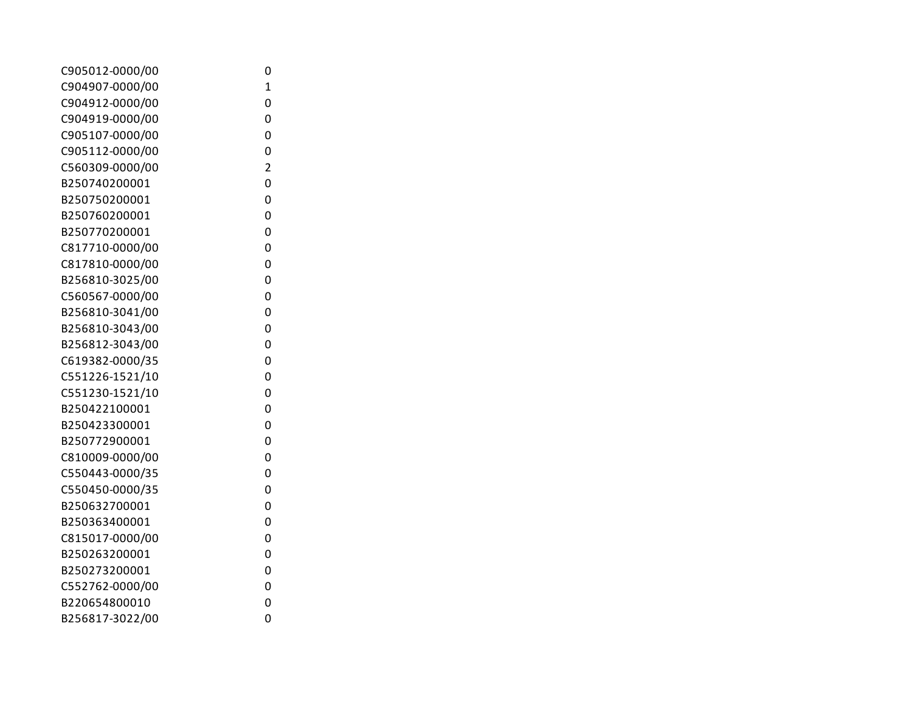| | |
|---|---|
| C905012-0000/00 | 0 |
| C904907-0000/00 | 1 |
| C904912-0000/00 | 0 |
| C904919-0000/00 | 0 |
| C905107-0000/00 | 0 |
| C905112-0000/00 | 0 |
| C560309-0000/00 | 2 |
| B250740200001 | 0 |
| B250750200001 | 0 |
| B250760200001 | 0 |
| B250770200001 | 0 |
| C817710-0000/00 | 0 |
| C817810-0000/00 | 0 |
| B256810-3025/00 | 0 |
| C560567-0000/00 | 0 |
| B256810-3041/00 | 0 |
| B256810-3043/00 | 0 |
| B256812-3043/00 | 0 |
| C619382-0000/35 | 0 |
| C551226-1521/10 | 0 |
| C551230-1521/10 | 0 |
| B250422100001 | 0 |
| B250423300001 | 0 |
| B250772900001 | 0 |
| C810009-0000/00 | 0 |
| C550443-0000/35 | 0 |
| C550450-0000/35 | 0 |
| B250632700001 | 0 |
| B250363400001 | 0 |
| C815017-0000/00 | 0 |
| B250263200001 | 0 |
| B250273200001 | 0 |
| C552762-0000/00 | 0 |
| B220654800010 | 0 |
| B256817-3022/00 | 0 |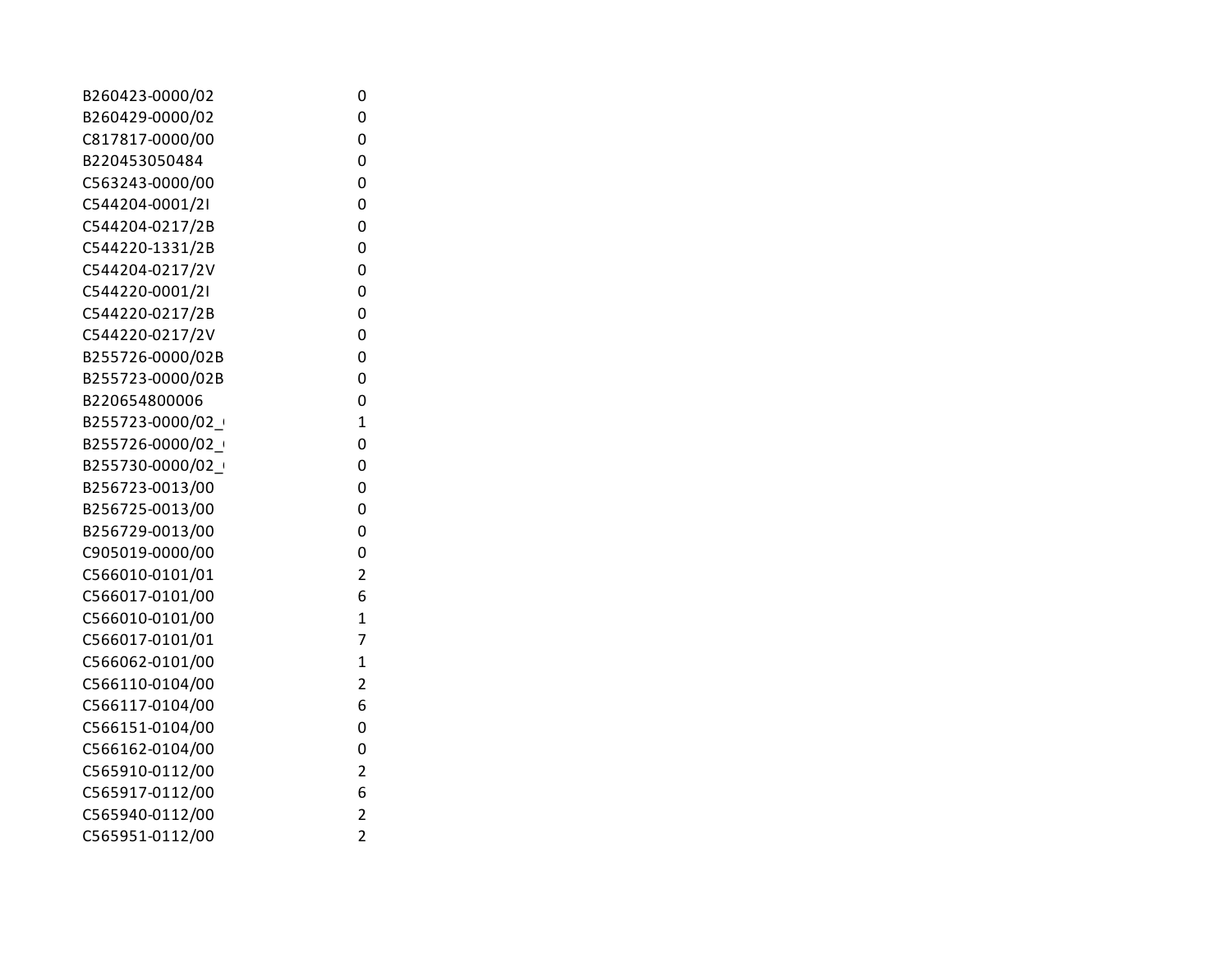| | |
|---|---|
| B260423-0000/02 | 0 |
| B260429-0000/02 | 0 |
| C817817-0000/00 | 0 |
| B220453050484 | 0 |
| C563243-0000/00 | 0 |
| C544204-0001/2I | 0 |
| C544204-0217/2B | 0 |
| C544220-1331/2B | 0 |
| C544204-0217/2V | 0 |
| C544220-0001/2I | 0 |
| C544220-0217/2B | 0 |
| C544220-0217/2V | 0 |
| B255726-0000/02B | 0 |
| B255723-0000/02B | 0 |
| B220654800006 | 0 |
| B255723-0000/02_( | 1 |
| B255726-0000/02_( | 0 |
| B255730-0000/02_( | 0 |
| B256723-0013/00 | 0 |
| B256725-0013/00 | 0 |
| B256729-0013/00 | 0 |
| C905019-0000/00 | 0 |
| C566010-0101/01 | 2 |
| C566017-0101/00 | 6 |
| C566010-0101/00 | 1 |
| C566017-0101/01 | 7 |
| C566062-0101/00 | 1 |
| C566110-0104/00 | 2 |
| C566117-0104/00 | 6 |
| C566151-0104/00 | 0 |
| C566162-0104/00 | 0 |
| C565910-0112/00 | 2 |
| C565917-0112/00 | 6 |
| C565940-0112/00 | 2 |
| C565951-0112/00 | 2 |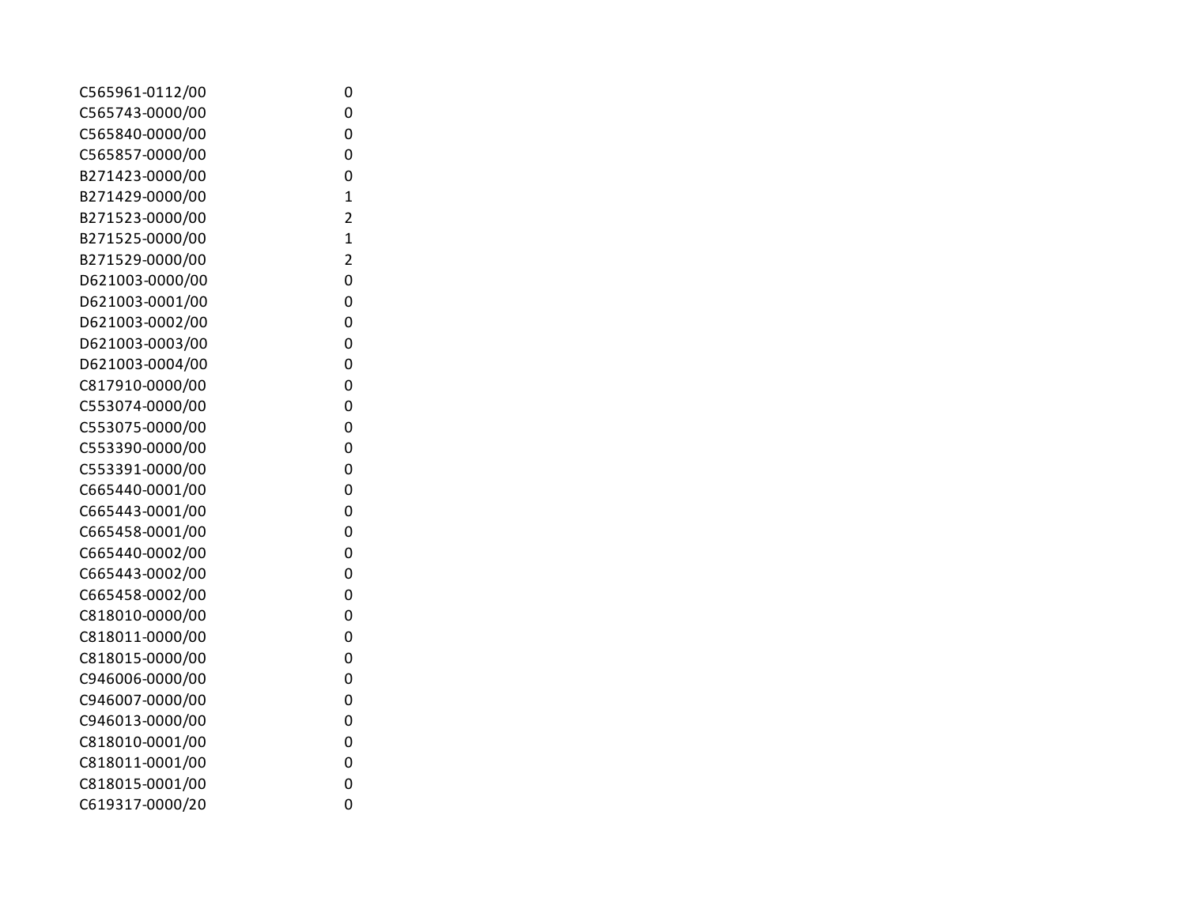| | |
|---|---|
| C565961-0112/00 | 0 |
| C565743-0000/00 | 0 |
| C565840-0000/00 | 0 |
| C565857-0000/00 | 0 |
| B271423-0000/00 | 0 |
| B271429-0000/00 | 1 |
| B271523-0000/00 | 2 |
| B271525-0000/00 | 1 |
| B271529-0000/00 | 2 |
| D621003-0000/00 | 0 |
| D621003-0001/00 | 0 |
| D621003-0002/00 | 0 |
| D621003-0003/00 | 0 |
| D621003-0004/00 | 0 |
| C817910-0000/00 | 0 |
| C553074-0000/00 | 0 |
| C553075-0000/00 | 0 |
| C553390-0000/00 | 0 |
| C553391-0000/00 | 0 |
| C665440-0001/00 | 0 |
| C665443-0001/00 | 0 |
| C665458-0001/00 | 0 |
| C665440-0002/00 | 0 |
| C665443-0002/00 | 0 |
| C665458-0002/00 | 0 |
| C818010-0000/00 | 0 |
| C818011-0000/00 | 0 |
| C818015-0000/00 | 0 |
| C946006-0000/00 | 0 |
| C946007-0000/00 | 0 |
| C946013-0000/00 | 0 |
| C818010-0001/00 | 0 |
| C818011-0001/00 | 0 |
| C818015-0001/00 | 0 |
| C619317-0000/20 | 0 |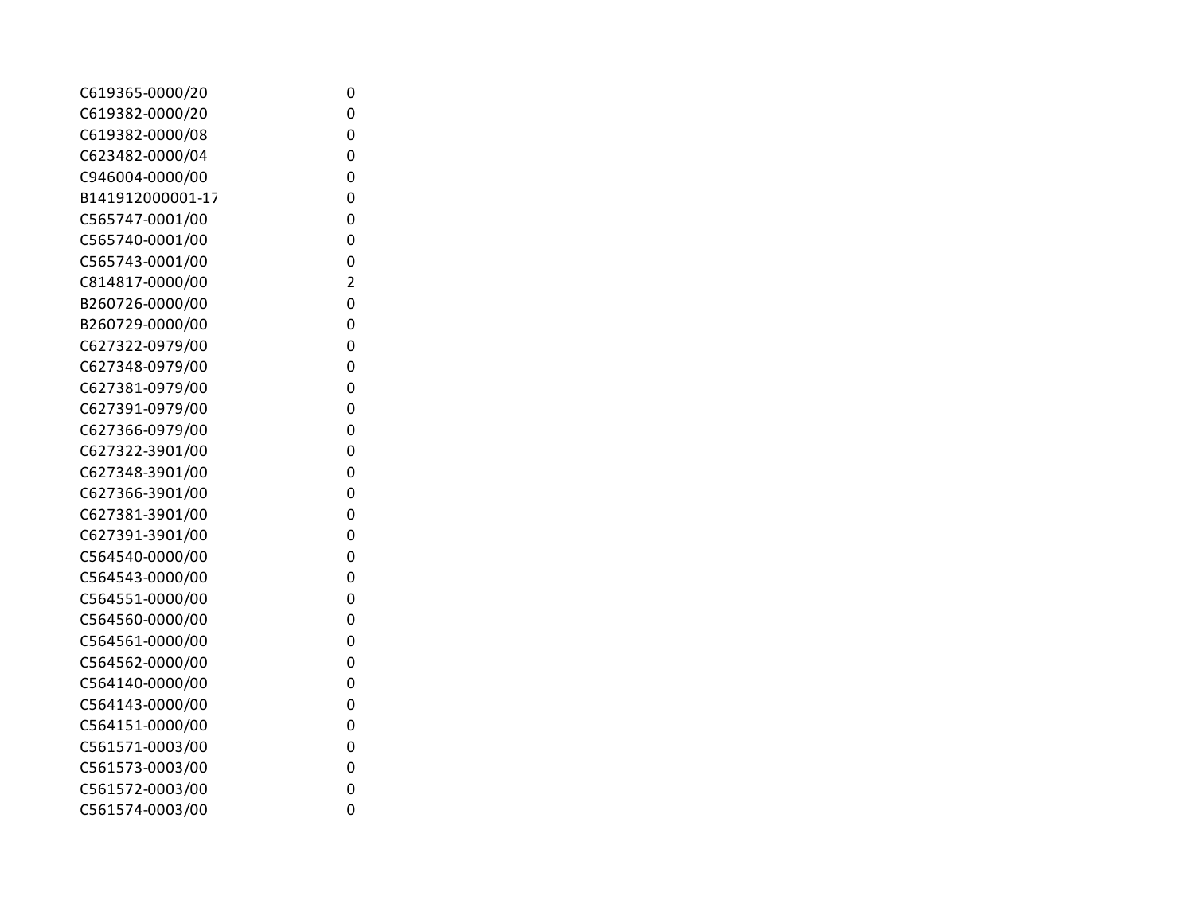| | |
|---|---|
| C619365-0000/20 | 0 |
| C619382-0000/20 | 0 |
| C619382-0000/08 | 0 |
| C623482-0000/04 | 0 |
| C946004-0000/00 | 0 |
| B141912000001-17 | 0 |
| C565747-0001/00 | 0 |
| C565740-0001/00 | 0 |
| C565743-0001/00 | 0 |
| C814817-0000/00 | 2 |
| B260726-0000/00 | 0 |
| B260729-0000/00 | 0 |
| C627322-0979/00 | 0 |
| C627348-0979/00 | 0 |
| C627381-0979/00 | 0 |
| C627391-0979/00 | 0 |
| C627366-0979/00 | 0 |
| C627322-3901/00 | 0 |
| C627348-3901/00 | 0 |
| C627366-3901/00 | 0 |
| C627381-3901/00 | 0 |
| C627391-3901/00 | 0 |
| C564540-0000/00 | 0 |
| C564543-0000/00 | 0 |
| C564551-0000/00 | 0 |
| C564560-0000/00 | 0 |
| C564561-0000/00 | 0 |
| C564562-0000/00 | 0 |
| C564140-0000/00 | 0 |
| C564143-0000/00 | 0 |
| C564151-0000/00 | 0 |
| C561571-0003/00 | 0 |
| C561573-0003/00 | 0 |
| C561572-0003/00 | 0 |
| C561574-0003/00 | 0 |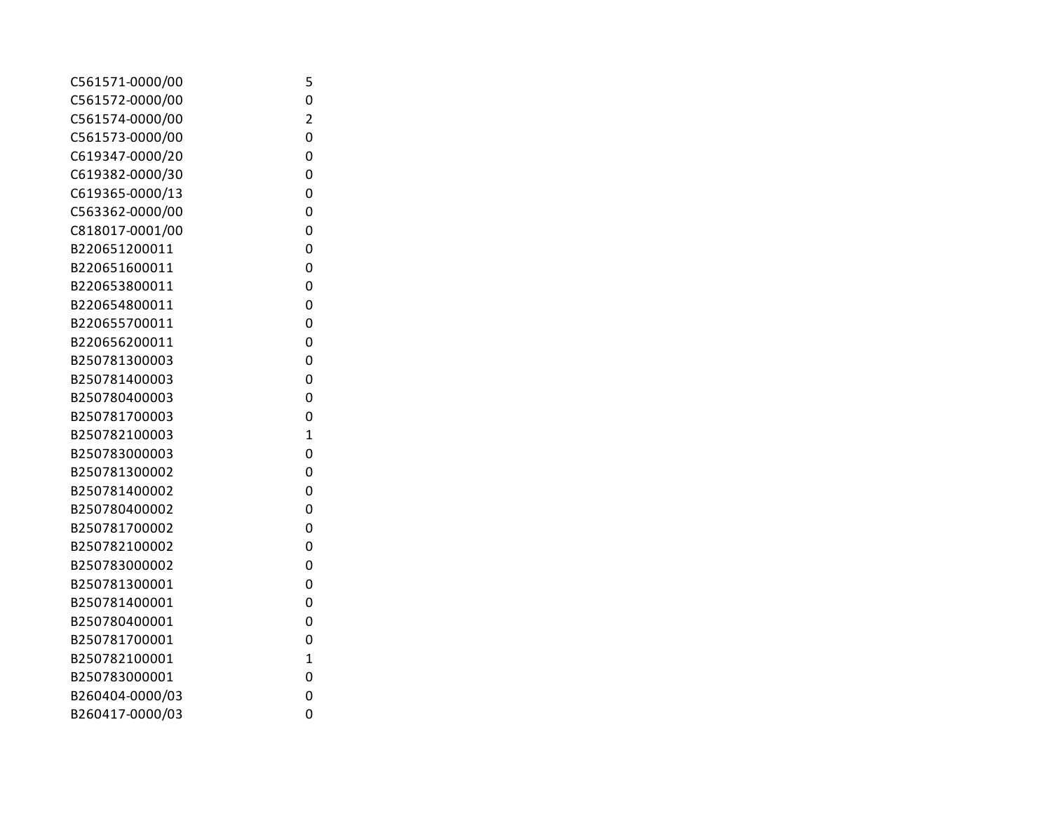| | |
|---|---|
| C561571-0000/00 | 5 |
| C561572-0000/00 | 0 |
| C561574-0000/00 | 2 |
| C561573-0000/00 | 0 |
| C619347-0000/20 | 0 |
| C619382-0000/30 | 0 |
| C619365-0000/13 | 0 |
| C563362-0000/00 | 0 |
| C818017-0001/00 | 0 |
| B220651200011 | 0 |
| B220651600011 | 0 |
| B220653800011 | 0 |
| B220654800011 | 0 |
| B220655700011 | 0 |
| B220656200011 | 0 |
| B250781300003 | 0 |
| B250781400003 | 0 |
| B250780400003 | 0 |
| B250781700003 | 0 |
| B250782100003 | 1 |
| B250783000003 | 0 |
| B250781300002 | 0 |
| B250781400002 | 0 |
| B250780400002 | 0 |
| B250781700002 | 0 |
| B250782100002 | 0 |
| B250783000002 | 0 |
| B250781300001 | 0 |
| B250781400001 | 0 |
| B250780400001 | 0 |
| B250781700001 | 0 |
| B250782100001 | 1 |
| B250783000001 | 0 |
| B260404-0000/03 | 0 |
| B260417-0000/03 | 0 |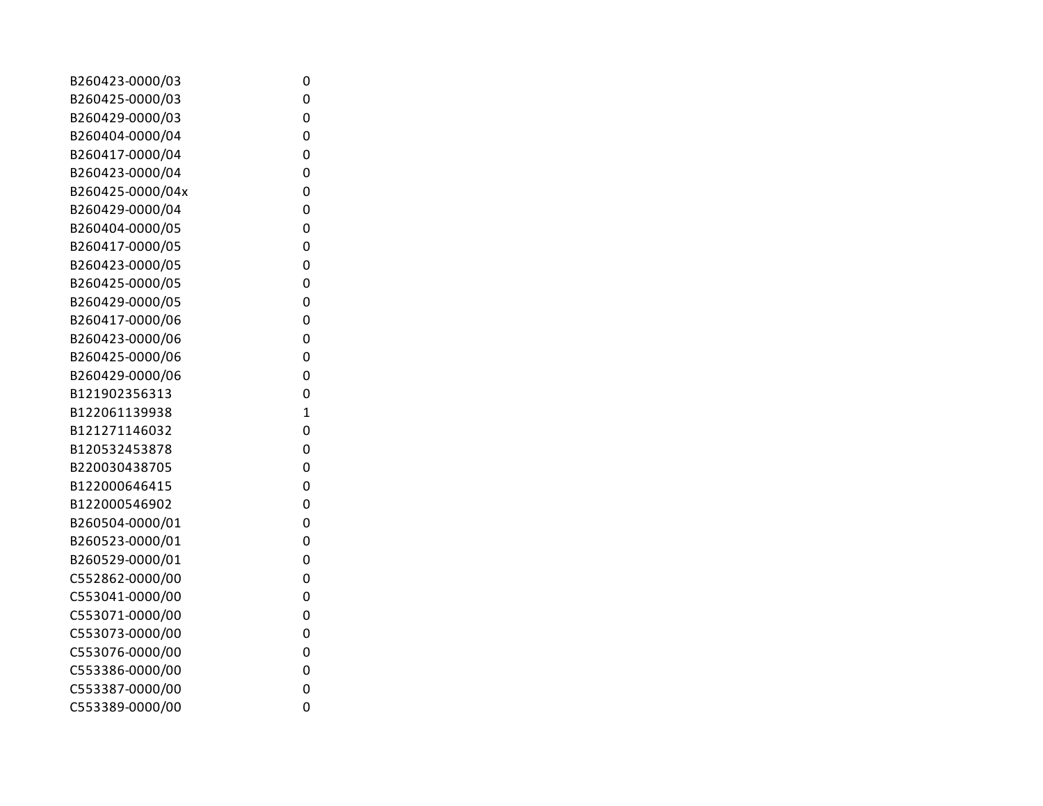| | |
|---|---|
| B260423-0000/03 | 0 |
| B260425-0000/03 | 0 |
| B260429-0000/03 | 0 |
| B260404-0000/04 | 0 |
| B260417-0000/04 | 0 |
| B260423-0000/04 | 0 |
| B260425-0000/04x | 0 |
| B260429-0000/04 | 0 |
| B260404-0000/05 | 0 |
| B260417-0000/05 | 0 |
| B260423-0000/05 | 0 |
| B260425-0000/05 | 0 |
| B260429-0000/05 | 0 |
| B260417-0000/06 | 0 |
| B260423-0000/06 | 0 |
| B260425-0000/06 | 0 |
| B260429-0000/06 | 0 |
| B121902356313 | 0 |
| B122061139938 | 1 |
| B121271146032 | 0 |
| B120532453878 | 0 |
| B220030438705 | 0 |
| B122000646415 | 0 |
| B122000546902 | 0 |
| B260504-0000/01 | 0 |
| B260523-0000/01 | 0 |
| B260529-0000/01 | 0 |
| C552862-0000/00 | 0 |
| C553041-0000/00 | 0 |
| C553071-0000/00 | 0 |
| C553073-0000/00 | 0 |
| C553076-0000/00 | 0 |
| C553386-0000/00 | 0 |
| C553387-0000/00 | 0 |
| C553389-0000/00 | 0 |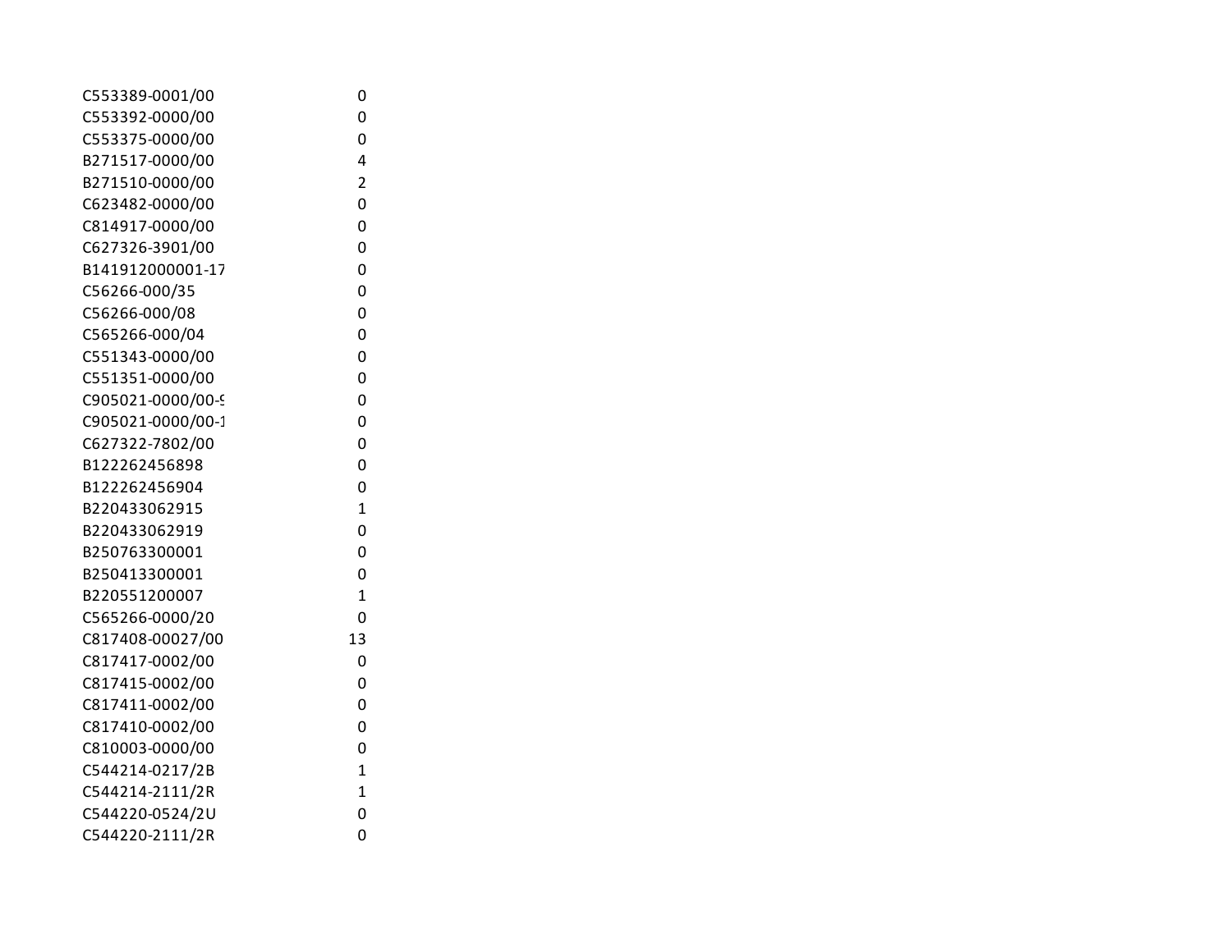| | |
|---|---|
| C553389-0001/00 | 0 |
| C553392-0000/00 | 0 |
| C553375-0000/00 | 0 |
| B271517-0000/00 | 4 |
| B271510-0000/00 | 2 |
| C623482-0000/00 | 0 |
| C814917-0000/00 | 0 |
| C627326-3901/00 | 0 |
| B141912000001-17 | 0 |
| C56266-000/35 | 0 |
| C56266-000/08 | 0 |
| C565266-000/04 | 0 |
| C551343-0000/00 | 0 |
| C551351-0000/00 | 0 |
| C905021-0000/00-9 | 0 |
| C905021-0000/00-1 | 0 |
| C627322-7802/00 | 0 |
| B122262456898 | 0 |
| B122262456904 | 0 |
| B220433062915 | 1 |
| B220433062919 | 0 |
| B250763300001 | 0 |
| B250413300001 | 0 |
| B220551200007 | 1 |
| C565266-0000/20 | 0 |
| C817408-00027/00 | 13 |
| C817417-0002/00 | 0 |
| C817415-0002/00 | 0 |
| C817411-0002/00 | 0 |
| C817410-0002/00 | 0 |
| C810003-0000/00 | 0 |
| C544214-0217/2B | 1 |
| C544214-2111/2R | 1 |
| C544220-0524/2U | 0 |
| C544220-2111/2R | 0 |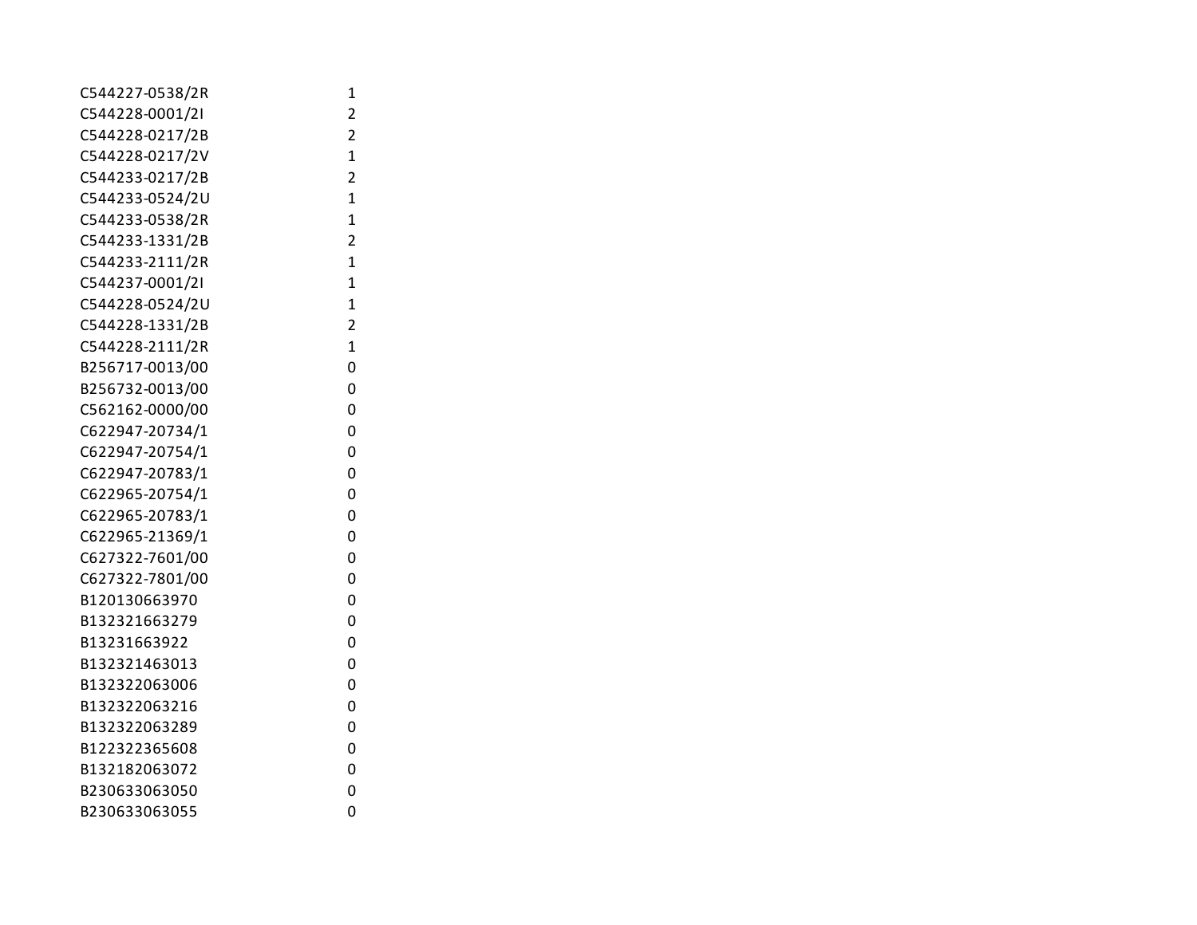| | |
|---|---|
| C544227-0538/2R | 1 |
| C544228-0001/2I | 2 |
| C544228-0217/2B | 2 |
| C544228-0217/2V | 1 |
| C544233-0217/2B | 2 |
| C544233-0524/2U | 1 |
| C544233-0538/2R | 1 |
| C544233-1331/2B | 2 |
| C544233-2111/2R | 1 |
| C544237-0001/2I | 1 |
| C544228-0524/2U | 1 |
| C544228-1331/2B | 2 |
| C544228-2111/2R | 1 |
| B256717-0013/00 | 0 |
| B256732-0013/00 | 0 |
| C562162-0000/00 | 0 |
| C622947-20734/1 | 0 |
| C622947-20754/1 | 0 |
| C622947-20783/1 | 0 |
| C622965-20754/1 | 0 |
| C622965-20783/1 | 0 |
| C622965-21369/1 | 0 |
| C627322-7601/00 | 0 |
| C627322-7801/00 | 0 |
| B120130663970 | 0 |
| B132321663279 | 0 |
| B13231663922 | 0 |
| B132321463013 | 0 |
| B132322063006 | 0 |
| B132322063216 | 0 |
| B132322063289 | 0 |
| B122322365608 | 0 |
| B132182063072 | 0 |
| B230633063050 | 0 |
| B230633063055 | 0 |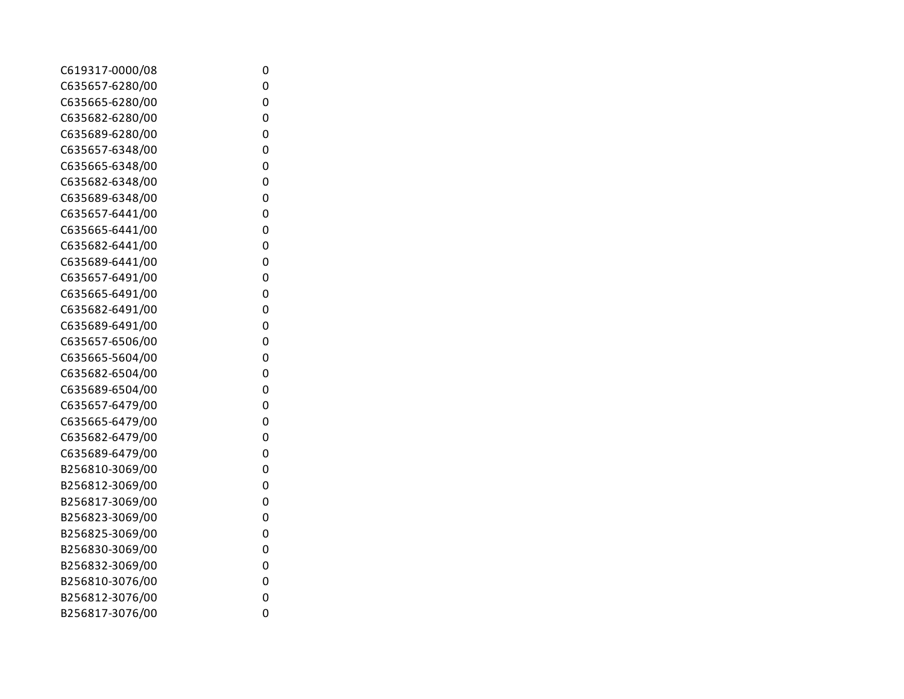| | |
|---|---|
| C619317-0000/08 | 0 |
| C635657-6280/00 | 0 |
| C635665-6280/00 | 0 |
| C635682-6280/00 | 0 |
| C635689-6280/00 | 0 |
| C635657-6348/00 | 0 |
| C635665-6348/00 | 0 |
| C635682-6348/00 | 0 |
| C635689-6348/00 | 0 |
| C635657-6441/00 | 0 |
| C635665-6441/00 | 0 |
| C635682-6441/00 | 0 |
| C635689-6441/00 | 0 |
| C635657-6491/00 | 0 |
| C635665-6491/00 | 0 |
| C635682-6491/00 | 0 |
| C635689-6491/00 | 0 |
| C635657-6506/00 | 0 |
| C635665-5604/00 | 0 |
| C635682-6504/00 | 0 |
| C635689-6504/00 | 0 |
| C635657-6479/00 | 0 |
| C635665-6479/00 | 0 |
| C635682-6479/00 | 0 |
| C635689-6479/00 | 0 |
| B256810-3069/00 | 0 |
| B256812-3069/00 | 0 |
| B256817-3069/00 | 0 |
| B256823-3069/00 | 0 |
| B256825-3069/00 | 0 |
| B256830-3069/00 | 0 |
| B256832-3069/00 | 0 |
| B256810-3076/00 | 0 |
| B256812-3076/00 | 0 |
| B256817-3076/00 | 0 |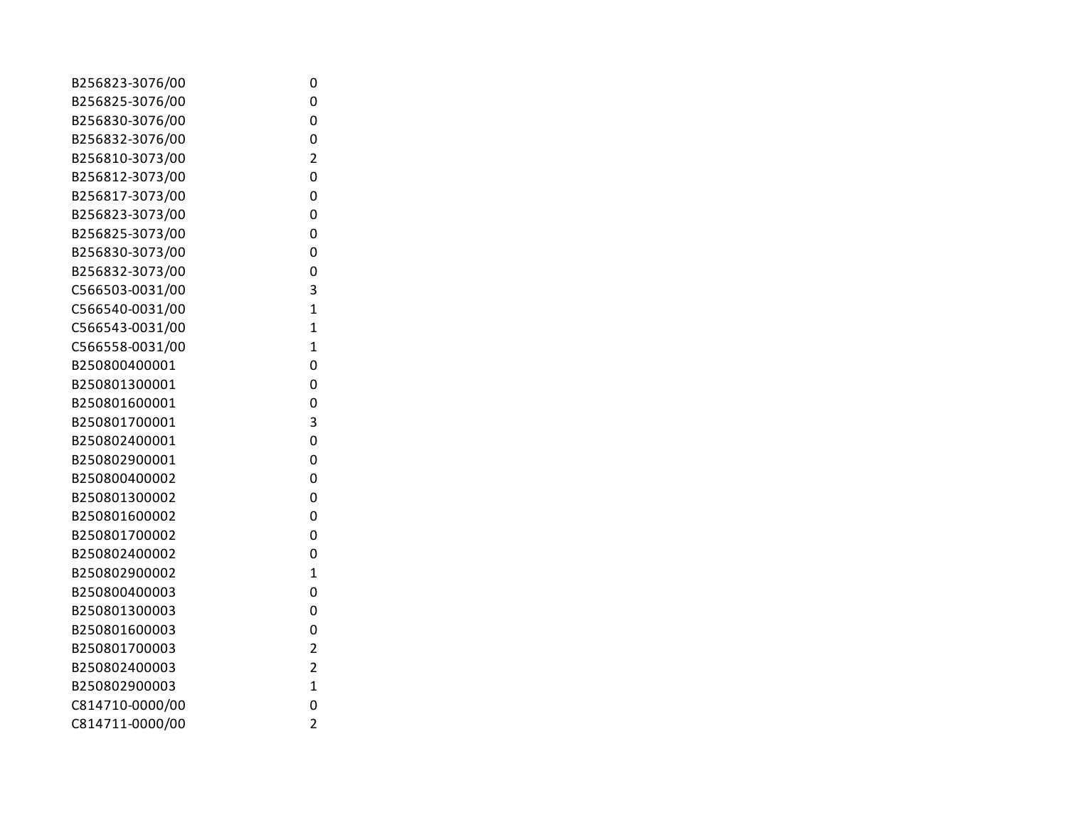| | |
|---|---|
| B256823-3076/00 | 0 |
| B256825-3076/00 | 0 |
| B256830-3076/00 | 0 |
| B256832-3076/00 | 0 |
| B256810-3073/00 | 2 |
| B256812-3073/00 | 0 |
| B256817-3073/00 | 0 |
| B256823-3073/00 | 0 |
| B256825-3073/00 | 0 |
| B256830-3073/00 | 0 |
| B256832-3073/00 | 0 |
| C566503-0031/00 | 3 |
| C566540-0031/00 | 1 |
| C566543-0031/00 | 1 |
| C566558-0031/00 | 1 |
| B250800400001 | 0 |
| B250801300001 | 0 |
| B250801600001 | 0 |
| B250801700001 | 3 |
| B250802400001 | 0 |
| B250802900001 | 0 |
| B250800400002 | 0 |
| B250801300002 | 0 |
| B250801600002 | 0 |
| B250801700002 | 0 |
| B250802400002 | 0 |
| B250802900002 | 1 |
| B250800400003 | 0 |
| B250801300003 | 0 |
| B250801600003 | 0 |
| B250801700003 | 2 |
| B250802400003 | 2 |
| B250802900003 | 1 |
| C814710-0000/00 | 0 |
| C814711-0000/00 | 2 |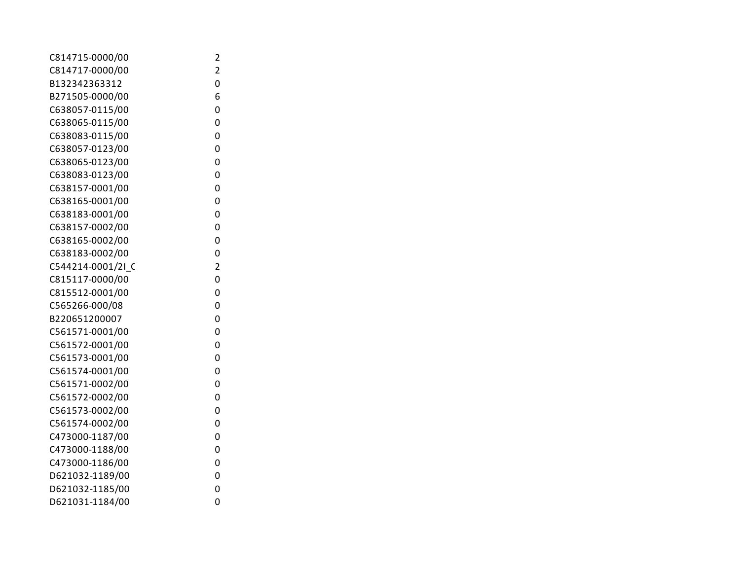| | |
|---|---|
| C814715-0000/00 | 2 |
| C814717-0000/00 | 2 |
| B132342363312 | 0 |
| B271505-0000/00 | 6 |
| C638057-0115/00 | 0 |
| C638065-0115/00 | 0 |
| C638083-0115/00 | 0 |
| C638057-0123/00 | 0 |
| C638065-0123/00 | 0 |
| C638083-0123/00 | 0 |
| C638157-0001/00 | 0 |
| C638165-0001/00 | 0 |
| C638183-0001/00 | 0 |
| C638157-0002/00 | 0 |
| C638165-0002/00 | 0 |
| C638183-0002/00 | 0 |
| C544214-0001/2I_C | 2 |
| C815117-0000/00 | 0 |
| C815512-0001/00 | 0 |
| C565266-000/08 | 0 |
| B220651200007 | 0 |
| C561571-0001/00 | 0 |
| C561572-0001/00 | 0 |
| C561573-0001/00 | 0 |
| C561574-0001/00 | 0 |
| C561571-0002/00 | 0 |
| C561572-0002/00 | 0 |
| C561573-0002/00 | 0 |
| C561574-0002/00 | 0 |
| C473000-1187/00 | 0 |
| C473000-1188/00 | 0 |
| C473000-1186/00 | 0 |
| D621032-1189/00 | 0 |
| D621032-1185/00 | 0 |
| D621031-1184/00 | 0 |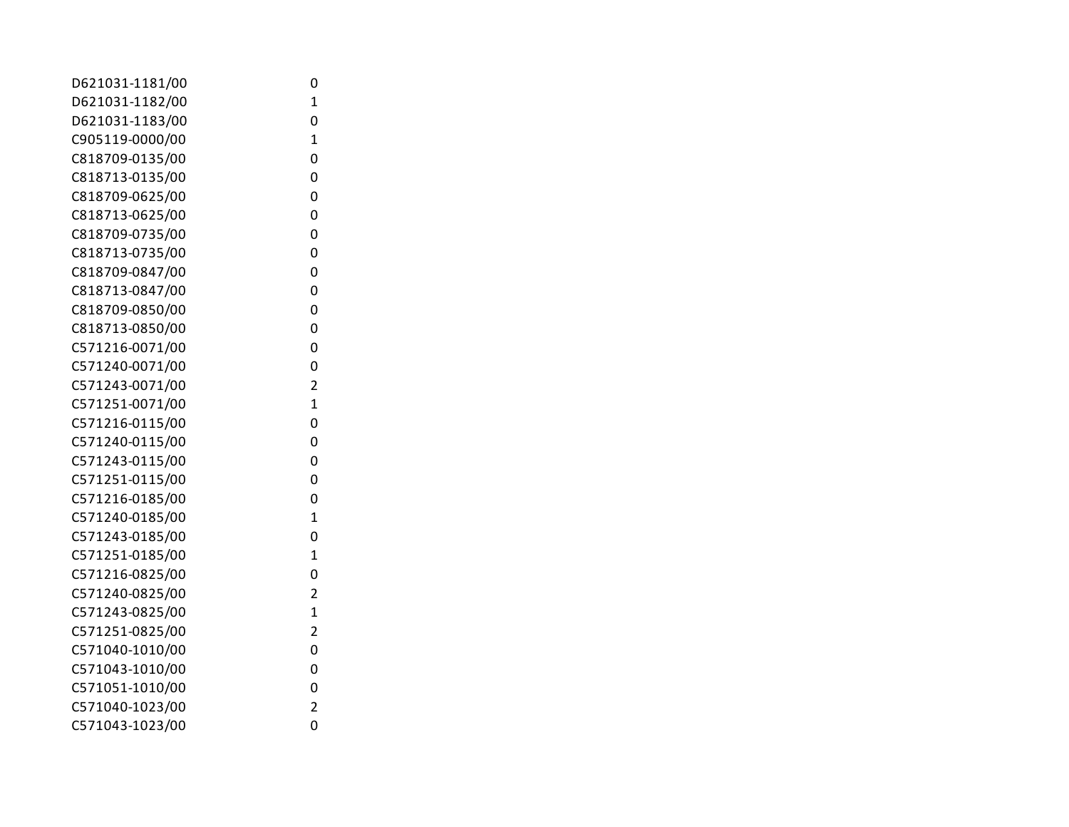| | |
|---|---|
| D621031-1181/00 | 0 |
| D621031-1182/00 | 1 |
| D621031-1183/00 | 0 |
| C905119-0000/00 | 1 |
| C818709-0135/00 | 0 |
| C818713-0135/00 | 0 |
| C818709-0625/00 | 0 |
| C818713-0625/00 | 0 |
| C818709-0735/00 | 0 |
| C818713-0735/00 | 0 |
| C818709-0847/00 | 0 |
| C818713-0847/00 | 0 |
| C818709-0850/00 | 0 |
| C818713-0850/00 | 0 |
| C571216-0071/00 | 0 |
| C571240-0071/00 | 0 |
| C571243-0071/00 | 2 |
| C571251-0071/00 | 1 |
| C571216-0115/00 | 0 |
| C571240-0115/00 | 0 |
| C571243-0115/00 | 0 |
| C571251-0115/00 | 0 |
| C571216-0185/00 | 0 |
| C571240-0185/00 | 1 |
| C571243-0185/00 | 0 |
| C571251-0185/00 | 1 |
| C571216-0825/00 | 0 |
| C571240-0825/00 | 2 |
| C571243-0825/00 | 1 |
| C571251-0825/00 | 2 |
| C571040-1010/00 | 0 |
| C571043-1010/00 | 0 |
| C571051-1010/00 | 0 |
| C571040-1023/00 | 2 |
| C571043-1023/00 | 0 |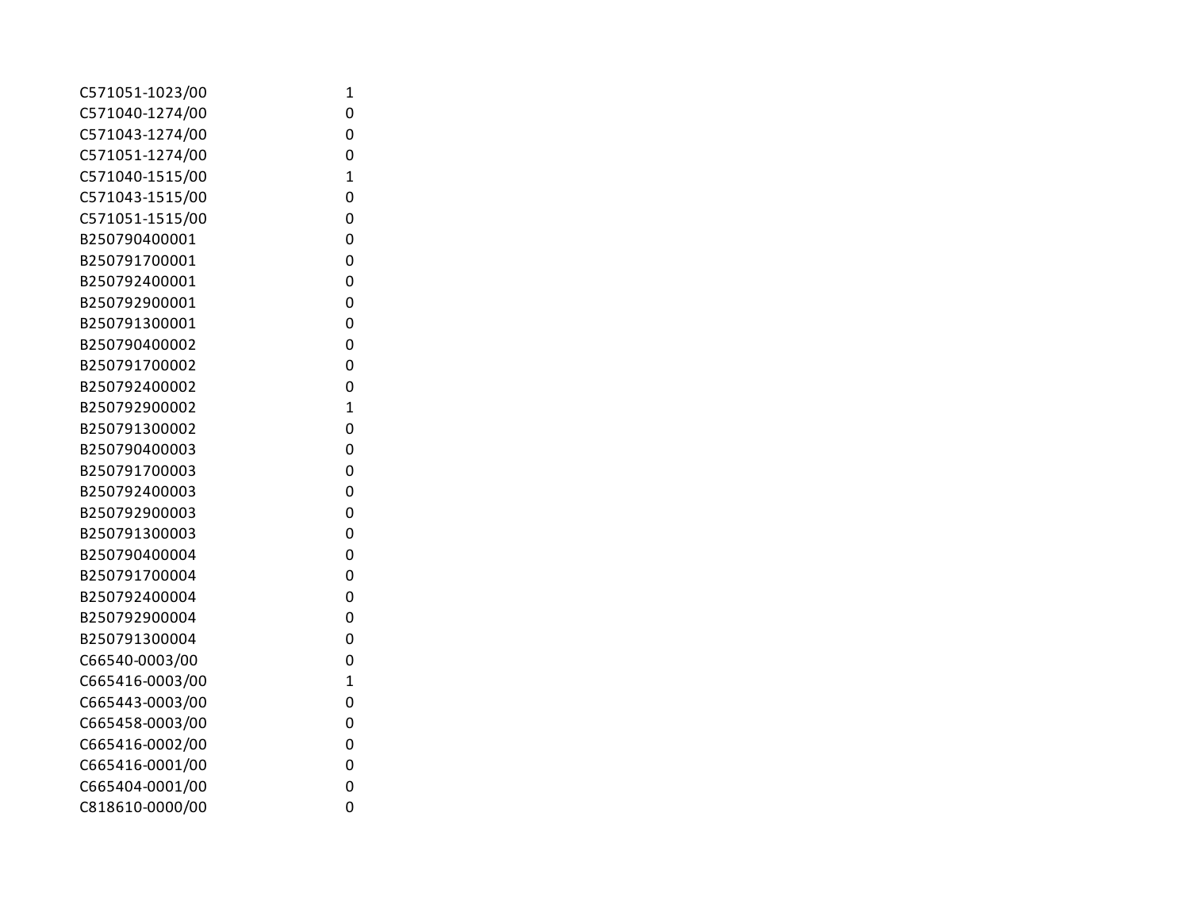| | |
|---|---|
| C571051-1023/00 | 1 |
| C571040-1274/00 | 0 |
| C571043-1274/00 | 0 |
| C571051-1274/00 | 0 |
| C571040-1515/00 | 1 |
| C571043-1515/00 | 0 |
| C571051-1515/00 | 0 |
| B250790400001 | 0 |
| B250791700001 | 0 |
| B250792400001 | 0 |
| B250792900001 | 0 |
| B250791300001 | 0 |
| B250790400002 | 0 |
| B250791700002 | 0 |
| B250792400002 | 0 |
| B250792900002 | 1 |
| B250791300002 | 0 |
| B250790400003 | 0 |
| B250791700003 | 0 |
| B250792400003 | 0 |
| B250792900003 | 0 |
| B250791300003 | 0 |
| B250790400004 | 0 |
| B250791700004 | 0 |
| B250792400004 | 0 |
| B250792900004 | 0 |
| B250791300004 | 0 |
| C66540-0003/00 | 0 |
| C665416-0003/00 | 1 |
| C665443-0003/00 | 0 |
| C665458-0003/00 | 0 |
| C665416-0002/00 | 0 |
| C665416-0001/00 | 0 |
| C665404-0001/00 | 0 |
| C818610-0000/00 | 0 |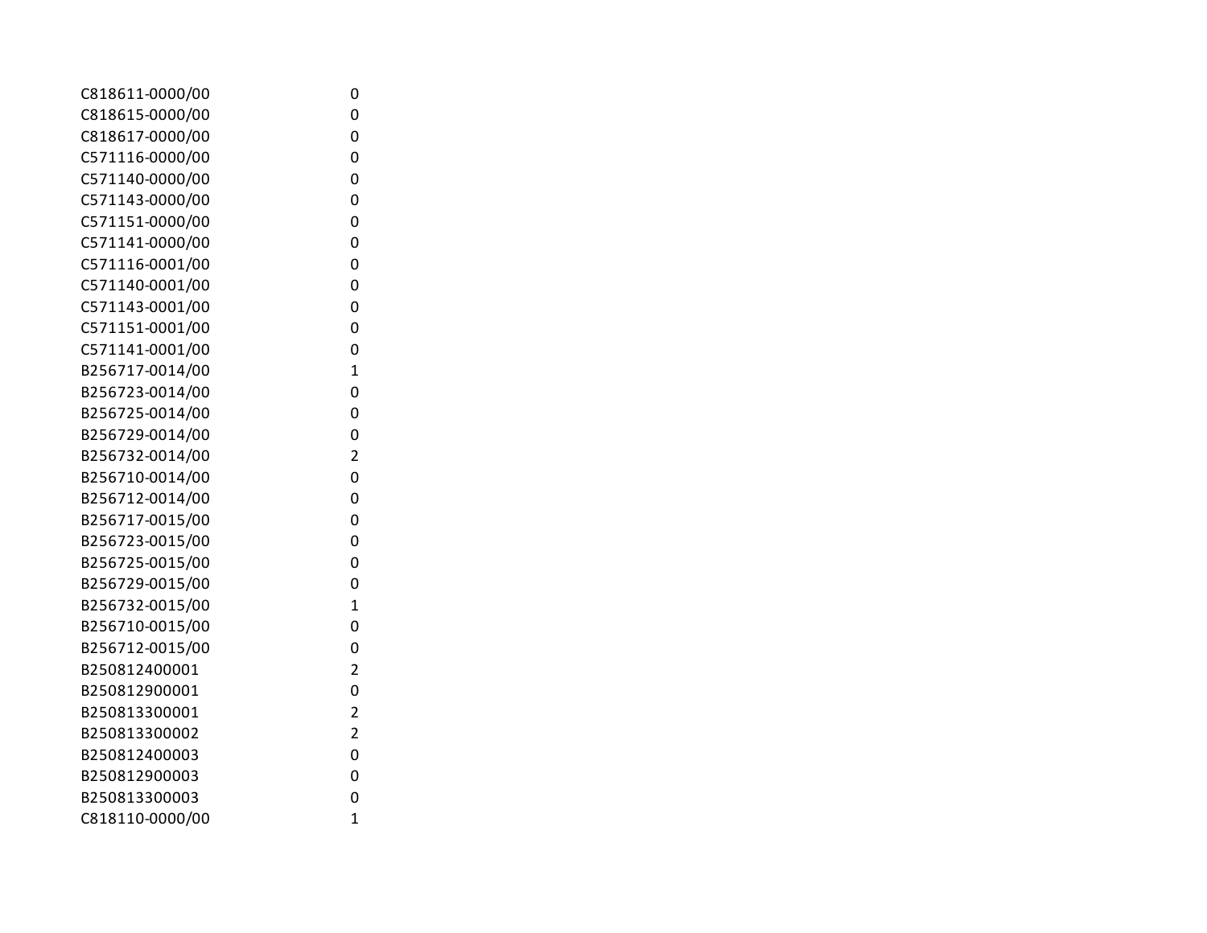| | |
|---|---|
| C818611-0000/00 | 0 |
| C818615-0000/00 | 0 |
| C818617-0000/00 | 0 |
| C571116-0000/00 | 0 |
| C571140-0000/00 | 0 |
| C571143-0000/00 | 0 |
| C571151-0000/00 | 0 |
| C571141-0000/00 | 0 |
| C571116-0001/00 | 0 |
| C571140-0001/00 | 0 |
| C571143-0001/00 | 0 |
| C571151-0001/00 | 0 |
| C571141-0001/00 | 0 |
| B256717-0014/00 | 1 |
| B256723-0014/00 | 0 |
| B256725-0014/00 | 0 |
| B256729-0014/00 | 0 |
| B256732-0014/00 | 2 |
| B256710-0014/00 | 0 |
| B256712-0014/00 | 0 |
| B256717-0015/00 | 0 |
| B256723-0015/00 | 0 |
| B256725-0015/00 | 0 |
| B256729-0015/00 | 0 |
| B256732-0015/00 | 1 |
| B256710-0015/00 | 0 |
| B256712-0015/00 | 0 |
| B250812400001 | 2 |
| B250812900001 | 0 |
| B250813300001 | 2 |
| B250813300002 | 2 |
| B250812400003 | 0 |
| B250812900003 | 0 |
| B250813300003 | 0 |
| C818110-0000/00 | 1 |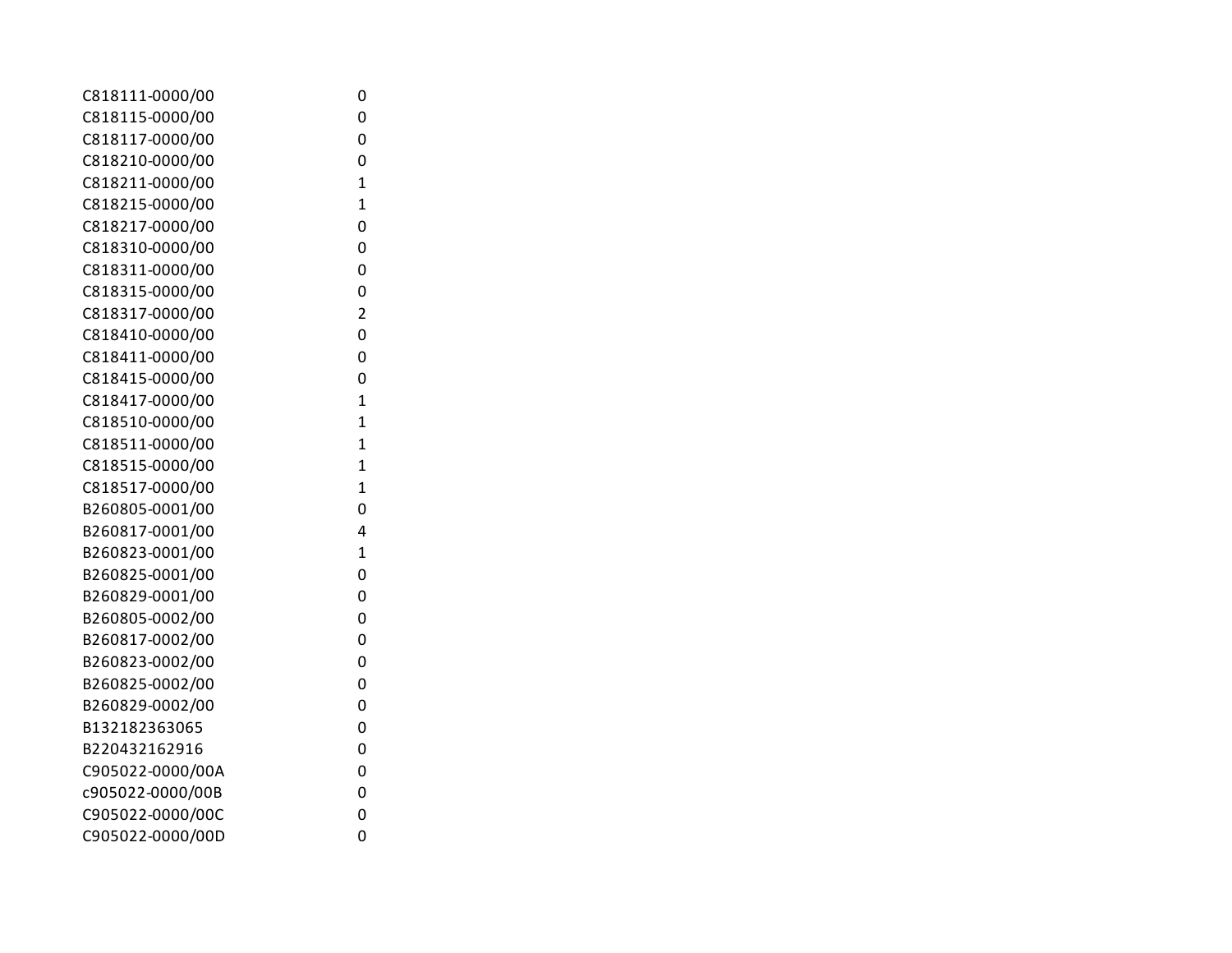| | |
|---|---|
| C818111-0000/00 | 0 |
| C818115-0000/00 | 0 |
| C818117-0000/00 | 0 |
| C818210-0000/00 | 0 |
| C818211-0000/00 | 1 |
| C818215-0000/00 | 1 |
| C818217-0000/00 | 0 |
| C818310-0000/00 | 0 |
| C818311-0000/00 | 0 |
| C818315-0000/00 | 0 |
| C818317-0000/00 | 2 |
| C818410-0000/00 | 0 |
| C818411-0000/00 | 0 |
| C818415-0000/00 | 0 |
| C818417-0000/00 | 1 |
| C818510-0000/00 | 1 |
| C818511-0000/00 | 1 |
| C818515-0000/00 | 1 |
| C818517-0000/00 | 1 |
| B260805-0001/00 | 0 |
| B260817-0001/00 | 4 |
| B260823-0001/00 | 1 |
| B260825-0001/00 | 0 |
| B260829-0001/00 | 0 |
| B260805-0002/00 | 0 |
| B260817-0002/00 | 0 |
| B260823-0002/00 | 0 |
| B260825-0002/00 | 0 |
| B260829-0002/00 | 0 |
| B132182363065 | 0 |
| B220432162916 | 0 |
| C905022-0000/00A | 0 |
| c905022-0000/00B | 0 |
| C905022-0000/00C | 0 |
| C905022-0000/00D | 0 |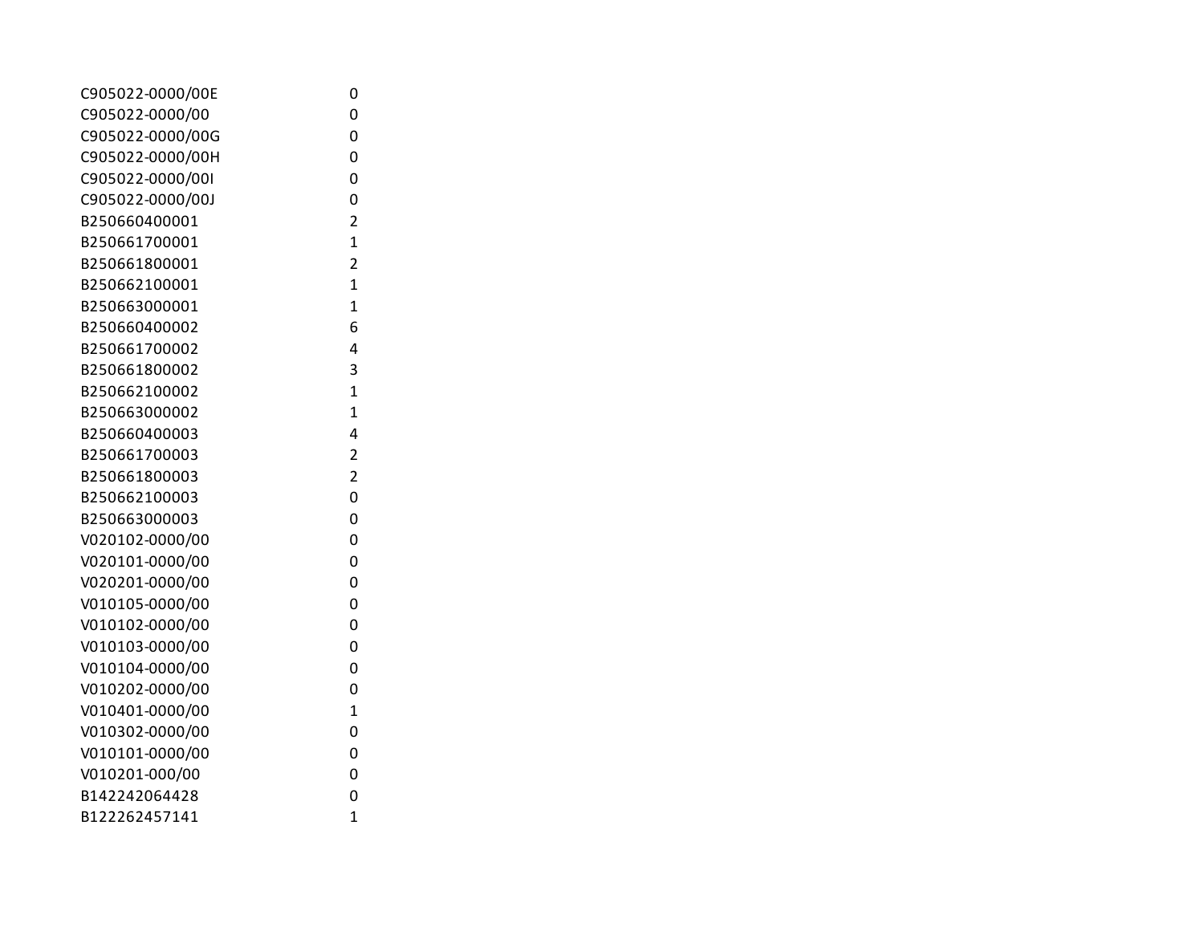| | |
|---|---|
| C905022-0000/00E | 0 |
| C905022-0000/00 | 0 |
| C905022-0000/00G | 0 |
| C905022-0000/00H | 0 |
| C905022-0000/00I | 0 |
| C905022-0000/00J | 0 |
| B250660400001 | 2 |
| B250661700001 | 1 |
| B250661800001 | 2 |
| B250662100001 | 1 |
| B250663000001 | 1 |
| B250660400002 | 6 |
| B250661700002 | 4 |
| B250661800002 | 3 |
| B250662100002 | 1 |
| B250663000002 | 1 |
| B250660400003 | 4 |
| B250661700003 | 2 |
| B250661800003 | 2 |
| B250662100003 | 0 |
| B250663000003 | 0 |
| V020102-0000/00 | 0 |
| V020101-0000/00 | 0 |
| V020201-0000/00 | 0 |
| V010105-0000/00 | 0 |
| V010102-0000/00 | 0 |
| V010103-0000/00 | 0 |
| V010104-0000/00 | 0 |
| V010202-0000/00 | 0 |
| V010401-0000/00 | 1 |
| V010302-0000/00 | 0 |
| V010101-0000/00 | 0 |
| V010201-000/00 | 0 |
| B142242064428 | 0 |
| B122262457141 | 1 |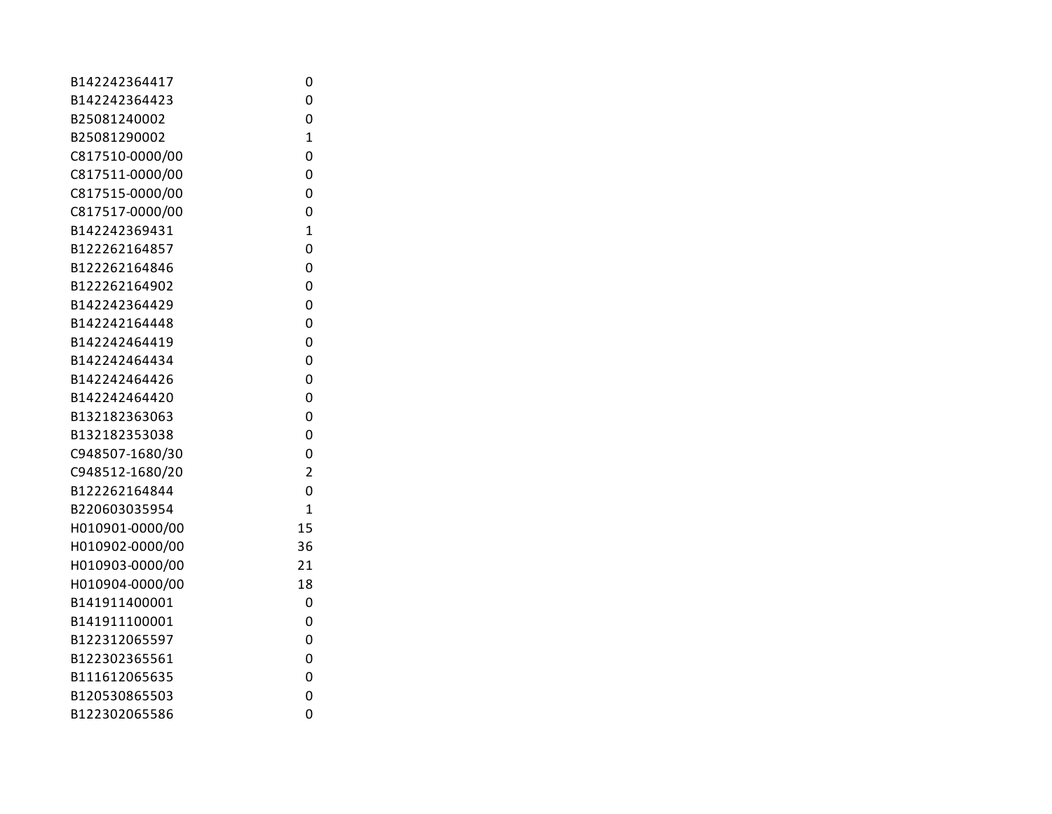| | |
|---|---|
| B142242364417 | 0 |
| B142242364423 | 0 |
| B25081240002 | 0 |
| B25081290002 | 1 |
| C817510-0000/00 | 0 |
| C817511-0000/00 | 0 |
| C817515-0000/00 | 0 |
| C817517-0000/00 | 0 |
| B142242369431 | 1 |
| B122262164857 | 0 |
| B122262164846 | 0 |
| B122262164902 | 0 |
| B142242364429 | 0 |
| B142242164448 | 0 |
| B142242464419 | 0 |
| B142242464434 | 0 |
| B142242464426 | 0 |
| B142242464420 | 0 |
| B132182363063 | 0 |
| B132182353038 | 0 |
| C948507-1680/30 | 0 |
| C948512-1680/20 | 2 |
| B122262164844 | 0 |
| B220603035954 | 1 |
| H010901-0000/00 | 15 |
| H010902-0000/00 | 36 |
| H010903-0000/00 | 21 |
| H010904-0000/00 | 18 |
| B141911400001 | 0 |
| B141911100001 | 0 |
| B122312065597 | 0 |
| B122302365561 | 0 |
| B111612065635 | 0 |
| B120530865503 | 0 |
| B122302065586 | 0 |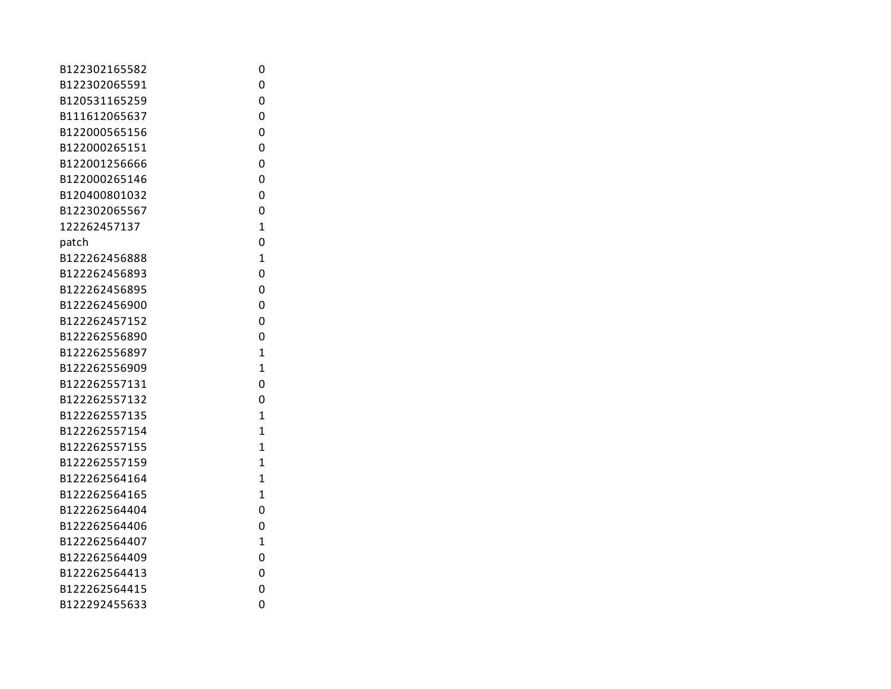| | |
|---|---|
| B122302165582 | 0 |
| B122302065591 | 0 |
| B120531165259 | 0 |
| B111612065637 | 0 |
| B122000565156 | 0 |
| B122000265151 | 0 |
| B122001256666 | 0 |
| B122000265146 | 0 |
| B120400801032 | 0 |
| B122302065567 | 0 |
| 122262457137 | 1 |
| patch | 0 |
| B122262456888 | 1 |
| B122262456893 | 0 |
| B122262456895 | 0 |
| B122262456900 | 0 |
| B122262457152 | 0 |
| B122262556890 | 0 |
| B122262556897 | 1 |
| B122262556909 | 1 |
| B122262557131 | 0 |
| B122262557132 | 0 |
| B122262557135 | 1 |
| B122262557154 | 1 |
| B122262557155 | 1 |
| B122262557159 | 1 |
| B122262564164 | 1 |
| B122262564165 | 1 |
| B122262564404 | 0 |
| B122262564406 | 0 |
| B122262564407 | 1 |
| B122262564409 | 0 |
| B122262564413 | 0 |
| B122262564415 | 0 |
| B122292455633 | 0 |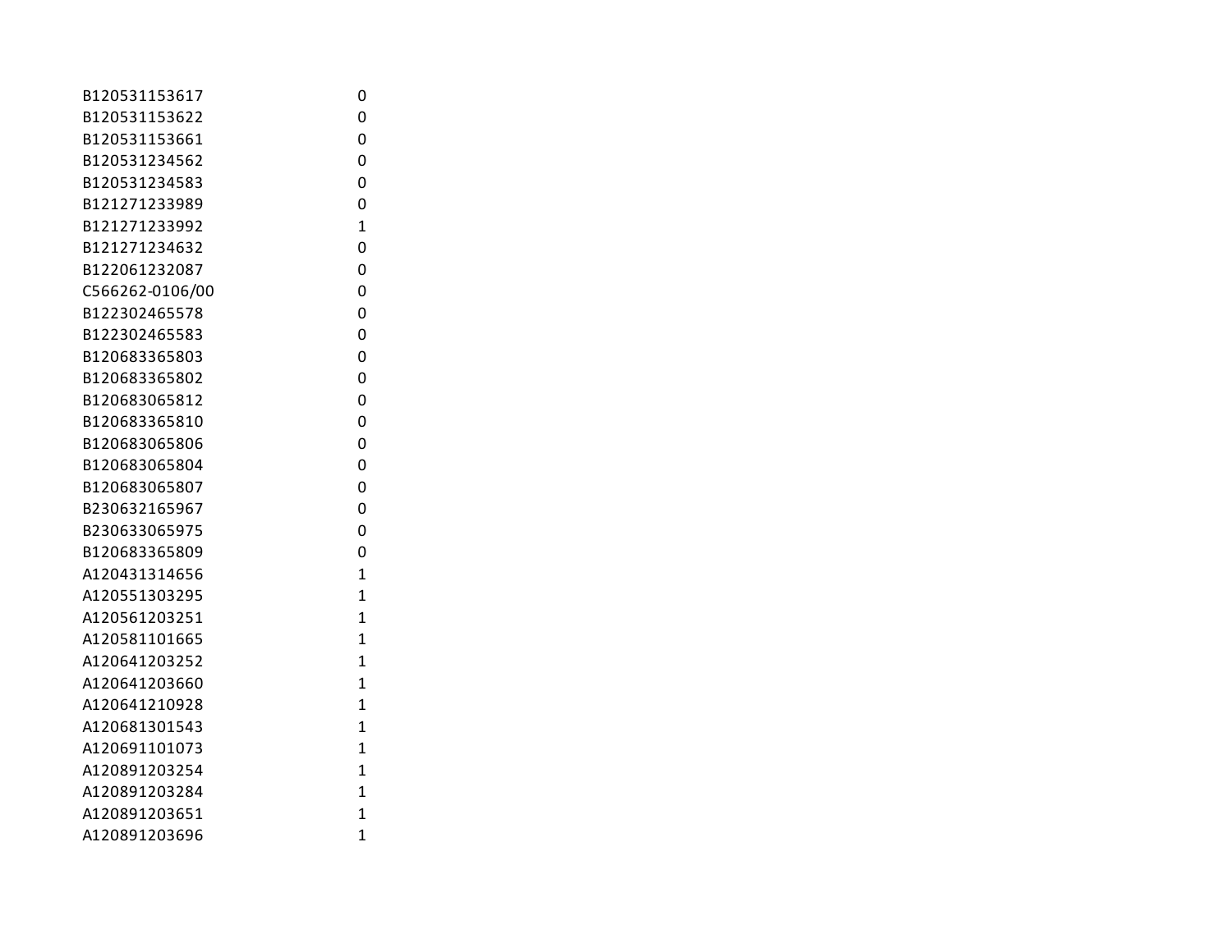| | |
|---|---|
| B120531153617 | 0 |
| B120531153622 | 0 |
| B120531153661 | 0 |
| B120531234562 | 0 |
| B120531234583 | 0 |
| B121271233989 | 0 |
| B121271233992 | 1 |
| B121271234632 | 0 |
| B122061232087 | 0 |
| C566262-0106/00 | 0 |
| B122302465578 | 0 |
| B122302465583 | 0 |
| B120683365803 | 0 |
| B120683365802 | 0 |
| B120683065812 | 0 |
| B120683365810 | 0 |
| B120683065806 | 0 |
| B120683065804 | 0 |
| B120683065807 | 0 |
| B230632165967 | 0 |
| B230633065975 | 0 |
| B120683365809 | 0 |
| A120431314656 | 1 |
| A120551303295 | 1 |
| A120561203251 | 1 |
| A120581101665 | 1 |
| A120641203252 | 1 |
| A120641203660 | 1 |
| A120641210928 | 1 |
| A120681301543 | 1 |
| A120691101073 | 1 |
| A120891203254 | 1 |
| A120891203284 | 1 |
| A120891203651 | 1 |
| A120891203696 | 1 |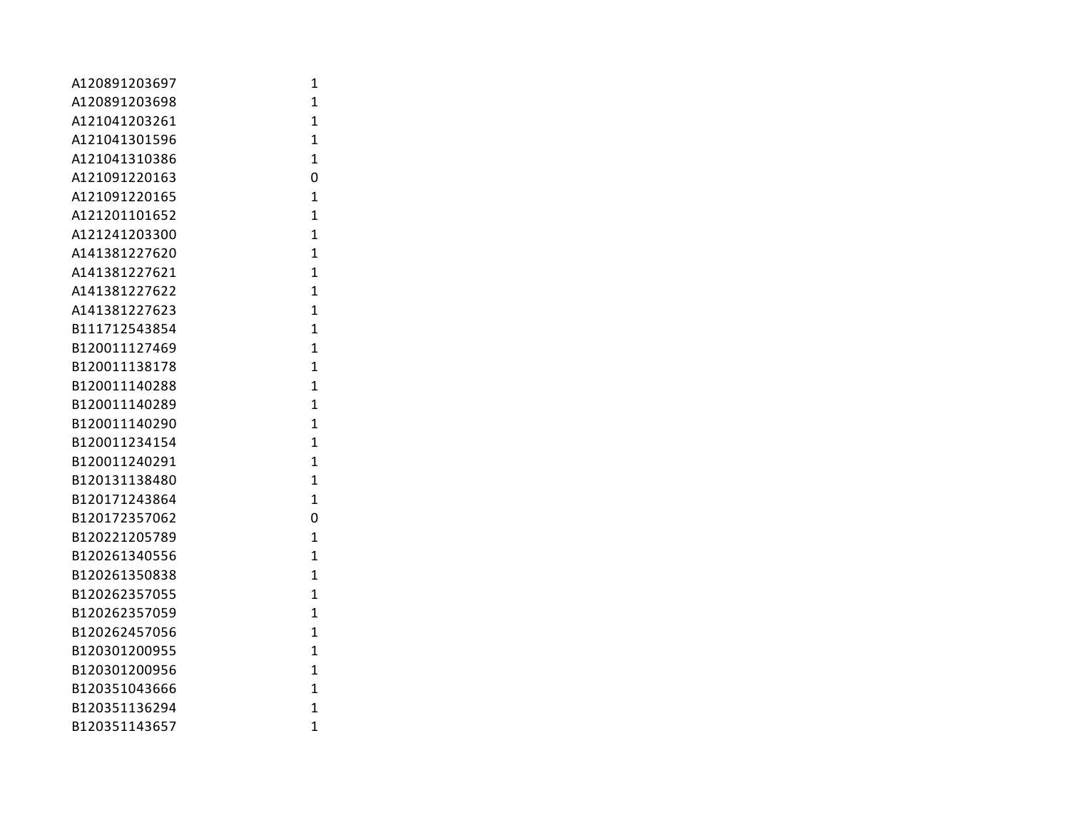| | |
|---|---|
| A120891203697 | 1 |
| A120891203698 | 1 |
| A121041203261 | 1 |
| A121041301596 | 1 |
| A121041310386 | 1 |
| A121091220163 | 0 |
| A121091220165 | 1 |
| A121201101652 | 1 |
| A121241203300 | 1 |
| A141381227620 | 1 |
| A141381227621 | 1 |
| A141381227622 | 1 |
| A141381227623 | 1 |
| B111712543854 | 1 |
| B120011127469 | 1 |
| B120011138178 | 1 |
| B120011140288 | 1 |
| B120011140289 | 1 |
| B120011140290 | 1 |
| B120011234154 | 1 |
| B120011240291 | 1 |
| B120131138480 | 1 |
| B120171243864 | 1 |
| B120172357062 | 0 |
| B120221205789 | 1 |
| B120261340556 | 1 |
| B120261350838 | 1 |
| B120262357055 | 1 |
| B120262357059 | 1 |
| B120262457056 | 1 |
| B120301200955 | 1 |
| B120301200956 | 1 |
| B120351043666 | 1 |
| B120351136294 | 1 |
| B120351143657 | 1 |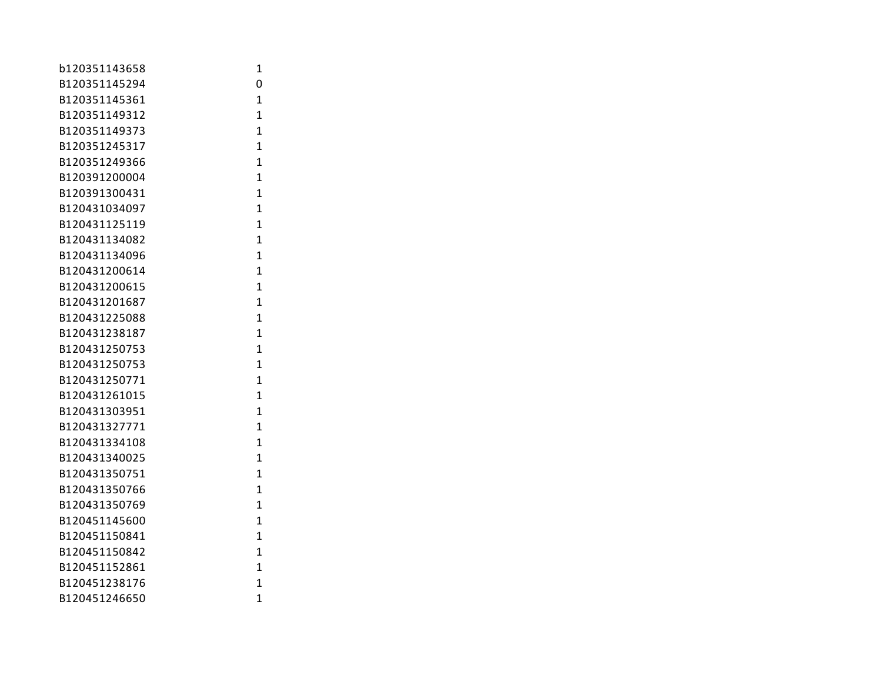| | |
|---|---|
| b120351143658 | 1 |
| B120351145294 | 0 |
| B120351145361 | 1 |
| B120351149312 | 1 |
| B120351149373 | 1 |
| B120351245317 | 1 |
| B120351249366 | 1 |
| B120391200004 | 1 |
| B120391300431 | 1 |
| B120431034097 | 1 |
| B120431125119 | 1 |
| B120431134082 | 1 |
| B120431134096 | 1 |
| B120431200614 | 1 |
| B120431200615 | 1 |
| B120431201687 | 1 |
| B120431225088 | 1 |
| B120431238187 | 1 |
| B120431250753 | 1 |
| B120431250753 | 1 |
| B120431250771 | 1 |
| B120431261015 | 1 |
| B120431303951 | 1 |
| B120431327771 | 1 |
| B120431334108 | 1 |
| B120431340025 | 1 |
| B120431350751 | 1 |
| B120431350766 | 1 |
| B120431350769 | 1 |
| B120451145600 | 1 |
| B120451150841 | 1 |
| B120451150842 | 1 |
| B120451152861 | 1 |
| B120451238176 | 1 |
| B120451246650 | 1 |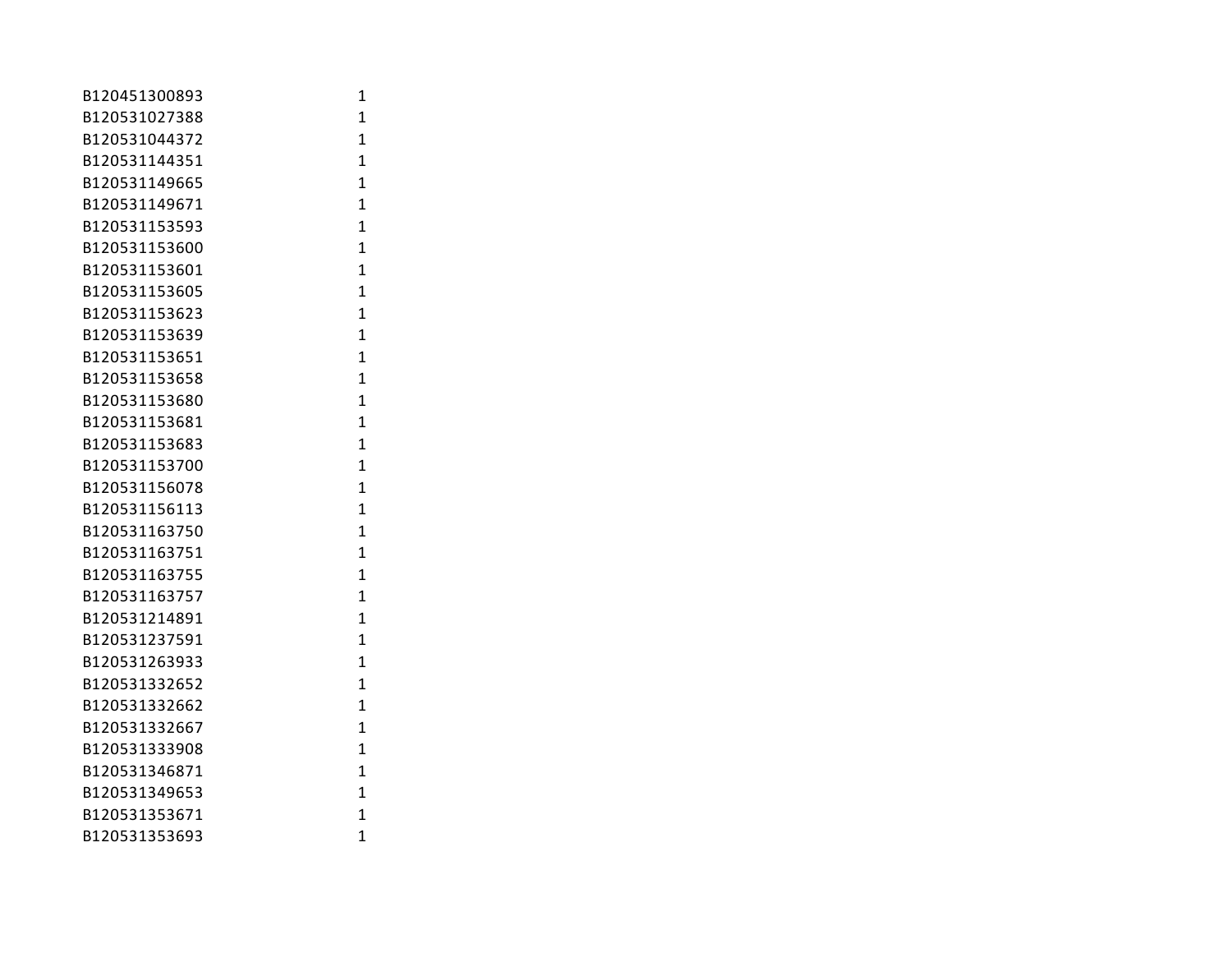| | |
|---|---|
| B120451300893 | 1 |
| B120531027388 | 1 |
| B120531044372 | 1 |
| B120531144351 | 1 |
| B120531149665 | 1 |
| B120531149671 | 1 |
| B120531153593 | 1 |
| B120531153600 | 1 |
| B120531153601 | 1 |
| B120531153605 | 1 |
| B120531153623 | 1 |
| B120531153639 | 1 |
| B120531153651 | 1 |
| B120531153658 | 1 |
| B120531153680 | 1 |
| B120531153681 | 1 |
| B120531153683 | 1 |
| B120531153700 | 1 |
| B120531156078 | 1 |
| B120531156113 | 1 |
| B120531163750 | 1 |
| B120531163751 | 1 |
| B120531163755 | 1 |
| B120531163757 | 1 |
| B120531214891 | 1 |
| B120531237591 | 1 |
| B120531263933 | 1 |
| B120531332652 | 1 |
| B120531332662 | 1 |
| B120531332667 | 1 |
| B120531333908 | 1 |
| B120531346871 | 1 |
| B120531349653 | 1 |
| B120531353671 | 1 |
| B120531353693 | 1 |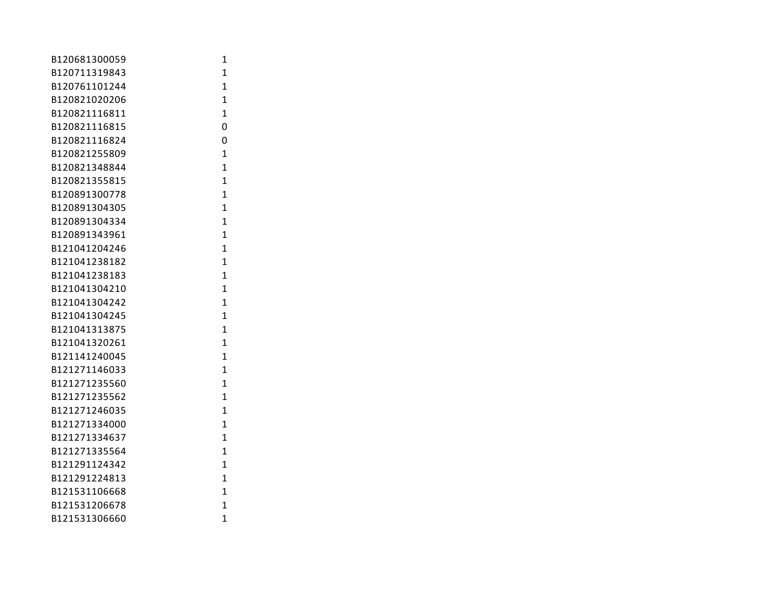| | |
|---|---|
| B120681300059 | 1 |
| B120711319843 | 1 |
| B120761101244 | 1 |
| B120821020206 | 1 |
| B120821116811 | 1 |
| B120821116815 | 0 |
| B120821116824 | 0 |
| B120821255809 | 1 |
| B120821348844 | 1 |
| B120821355815 | 1 |
| B120891300778 | 1 |
| B120891304305 | 1 |
| B120891304334 | 1 |
| B120891343961 | 1 |
| B121041204246 | 1 |
| B121041238182 | 1 |
| B121041238183 | 1 |
| B121041304210 | 1 |
| B121041304242 | 1 |
| B121041304245 | 1 |
| B121041313875 | 1 |
| B121041320261 | 1 |
| B121141240045 | 1 |
| B121271146033 | 1 |
| B121271235560 | 1 |
| B121271235562 | 1 |
| B121271246035 | 1 |
| B121271334000 | 1 |
| B121271334637 | 1 |
| B121271335564 | 1 |
| B121291124342 | 1 |
| B121291224813 | 1 |
| B121531106668 | 1 |
| B121531206678 | 1 |
| B121531306660 | 1 |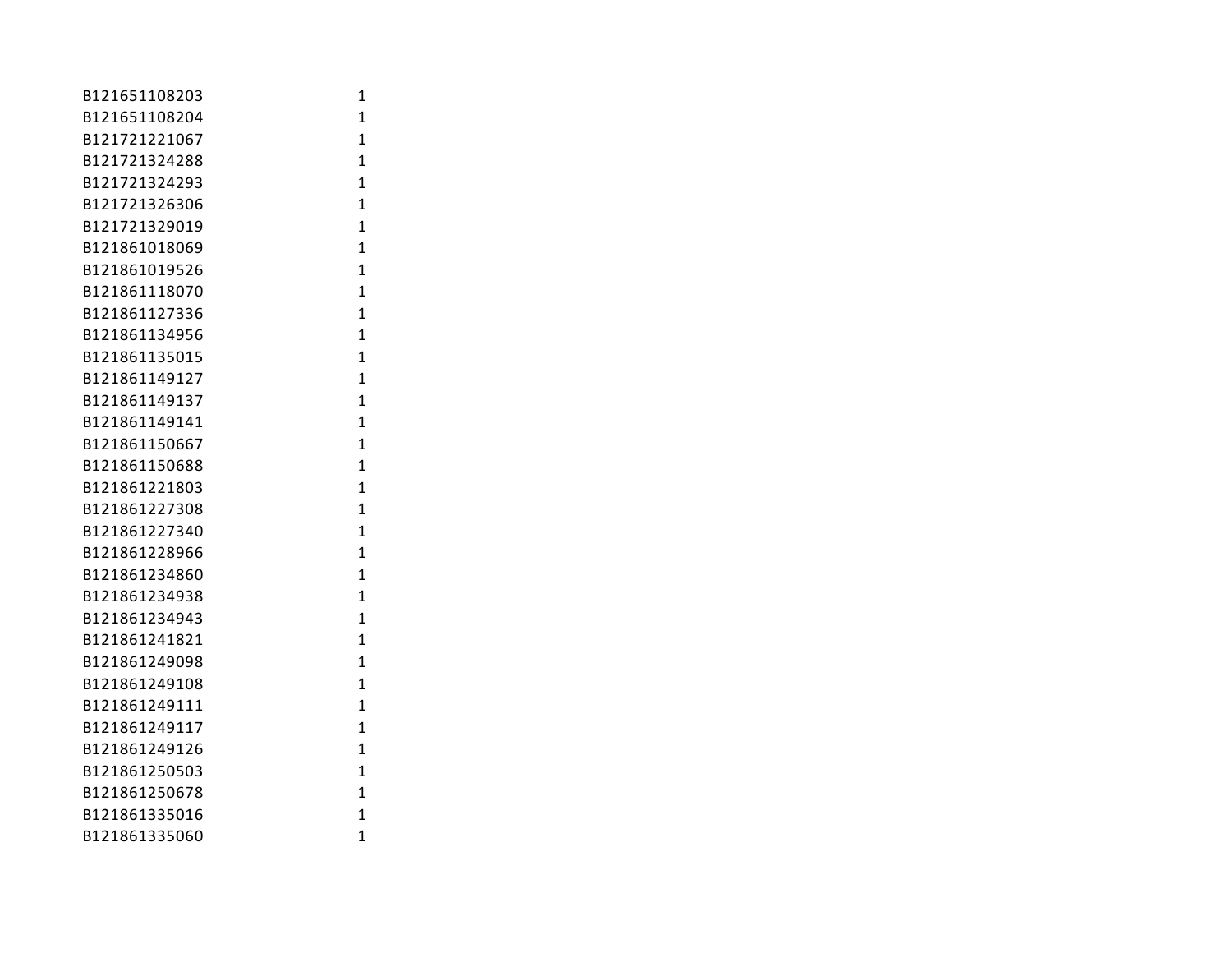| | |
|---|---|
| B121651108203 | 1 |
| B121651108204 | 1 |
| B121721221067 | 1 |
| B121721324288 | 1 |
| B121721324293 | 1 |
| B121721326306 | 1 |
| B121721329019 | 1 |
| B121861018069 | 1 |
| B121861019526 | 1 |
| B121861118070 | 1 |
| B121861127336 | 1 |
| B121861134956 | 1 |
| B121861135015 | 1 |
| B121861149127 | 1 |
| B121861149137 | 1 |
| B121861149141 | 1 |
| B121861150667 | 1 |
| B121861150688 | 1 |
| B121861221803 | 1 |
| B121861227308 | 1 |
| B121861227340 | 1 |
| B121861228966 | 1 |
| B121861234860 | 1 |
| B121861234938 | 1 |
| B121861234943 | 1 |
| B121861241821 | 1 |
| B121861249098 | 1 |
| B121861249108 | 1 |
| B121861249111 | 1 |
| B121861249117 | 1 |
| B121861249126 | 1 |
| B121861250503 | 1 |
| B121861250678 | 1 |
| B121861335016 | 1 |
| B121861335060 | 1 |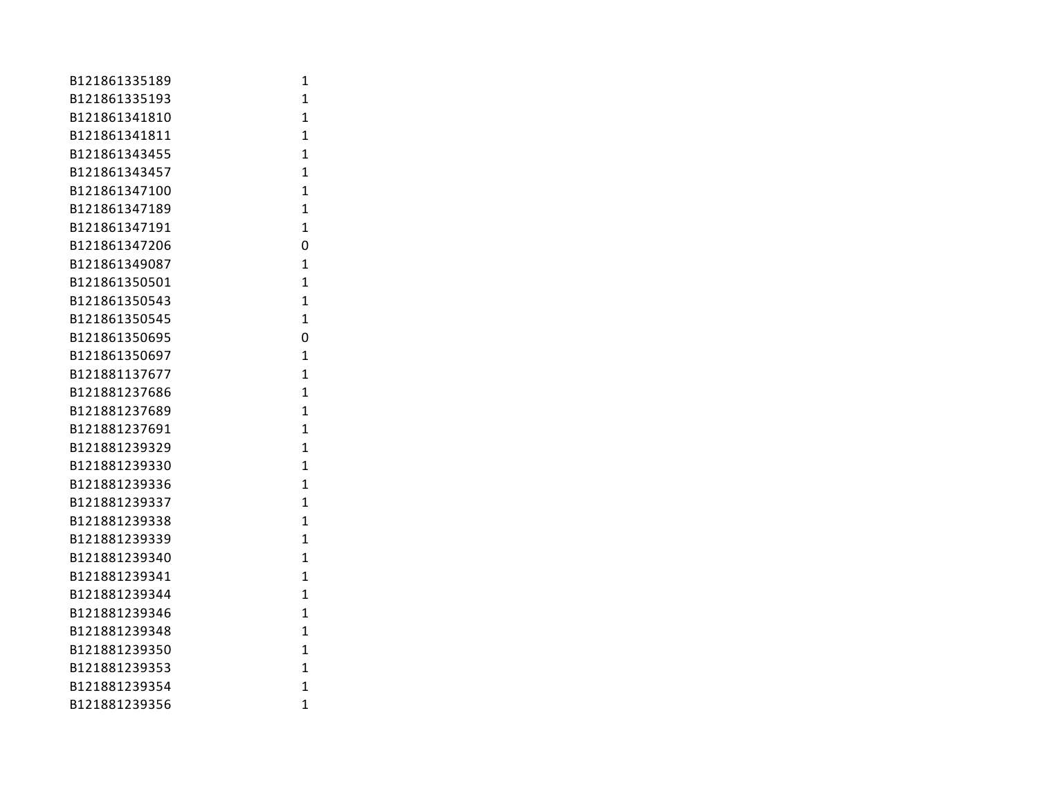| | |
|---|---|
| B121861335189 | 1 |
| B121861335193 | 1 |
| B121861341810 | 1 |
| B121861341811 | 1 |
| B121861343455 | 1 |
| B121861343457 | 1 |
| B121861347100 | 1 |
| B121861347189 | 1 |
| B121861347191 | 1 |
| B121861347206 | 0 |
| B121861349087 | 1 |
| B121861350501 | 1 |
| B121861350543 | 1 |
| B121861350545 | 1 |
| B121861350695 | 0 |
| B121861350697 | 1 |
| B121881137677 | 1 |
| B121881237686 | 1 |
| B121881237689 | 1 |
| B121881237691 | 1 |
| B121881239329 | 1 |
| B121881239330 | 1 |
| B121881239336 | 1 |
| B121881239337 | 1 |
| B121881239338 | 1 |
| B121881239339 | 1 |
| B121881239340 | 1 |
| B121881239341 | 1 |
| B121881239344 | 1 |
| B121881239346 | 1 |
| B121881239348 | 1 |
| B121881239350 | 1 |
| B121881239353 | 1 |
| B121881239354 | 1 |
| B121881239356 | 1 |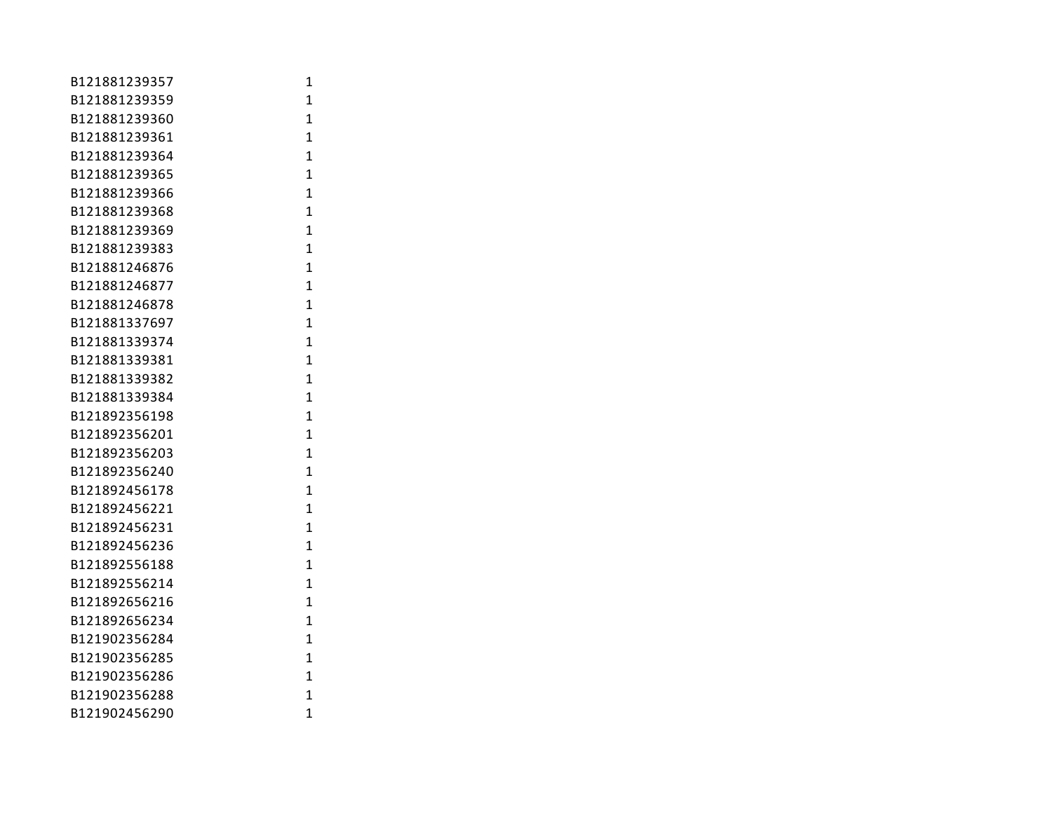| | |
|---|---|
| B121881239357 | 1 |
| B121881239359 | 1 |
| B121881239360 | 1 |
| B121881239361 | 1 |
| B121881239364 | 1 |
| B121881239365 | 1 |
| B121881239366 | 1 |
| B121881239368 | 1 |
| B121881239369 | 1 |
| B121881239383 | 1 |
| B121881246876 | 1 |
| B121881246877 | 1 |
| B121881246878 | 1 |
| B121881337697 | 1 |
| B121881339374 | 1 |
| B121881339381 | 1 |
| B121881339382 | 1 |
| B121881339384 | 1 |
| B121892356198 | 1 |
| B121892356201 | 1 |
| B121892356203 | 1 |
| B121892356240 | 1 |
| B121892456178 | 1 |
| B121892456221 | 1 |
| B121892456231 | 1 |
| B121892456236 | 1 |
| B121892556188 | 1 |
| B121892556214 | 1 |
| B121892656216 | 1 |
| B121892656234 | 1 |
| B121902356284 | 1 |
| B121902356285 | 1 |
| B121902356286 | 1 |
| B121902356288 | 1 |
| B121902456290 | 1 |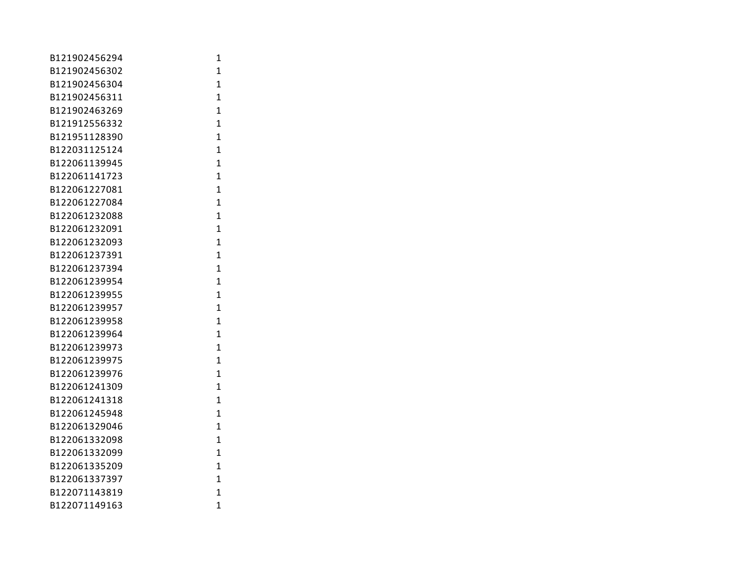| | |
|---|---|
| B121902456294 | 1 |
| B121902456302 | 1 |
| B121902456304 | 1 |
| B121902456311 | 1 |
| B121902463269 | 1 |
| B121912556332 | 1 |
| B121951128390 | 1 |
| B122031125124 | 1 |
| B122061139945 | 1 |
| B122061141723 | 1 |
| B122061227081 | 1 |
| B122061227084 | 1 |
| B122061232088 | 1 |
| B122061232091 | 1 |
| B122061232093 | 1 |
| B122061237391 | 1 |
| B122061237394 | 1 |
| B122061239954 | 1 |
| B122061239955 | 1 |
| B122061239957 | 1 |
| B122061239958 | 1 |
| B122061239964 | 1 |
| B122061239973 | 1 |
| B122061239975 | 1 |
| B122061239976 | 1 |
| B122061241309 | 1 |
| B122061241318 | 1 |
| B122061245948 | 1 |
| B122061329046 | 1 |
| B122061332098 | 1 |
| B122061332099 | 1 |
| B122061335209 | 1 |
| B122061337397 | 1 |
| B122071143819 | 1 |
| B122071149163 | 1 |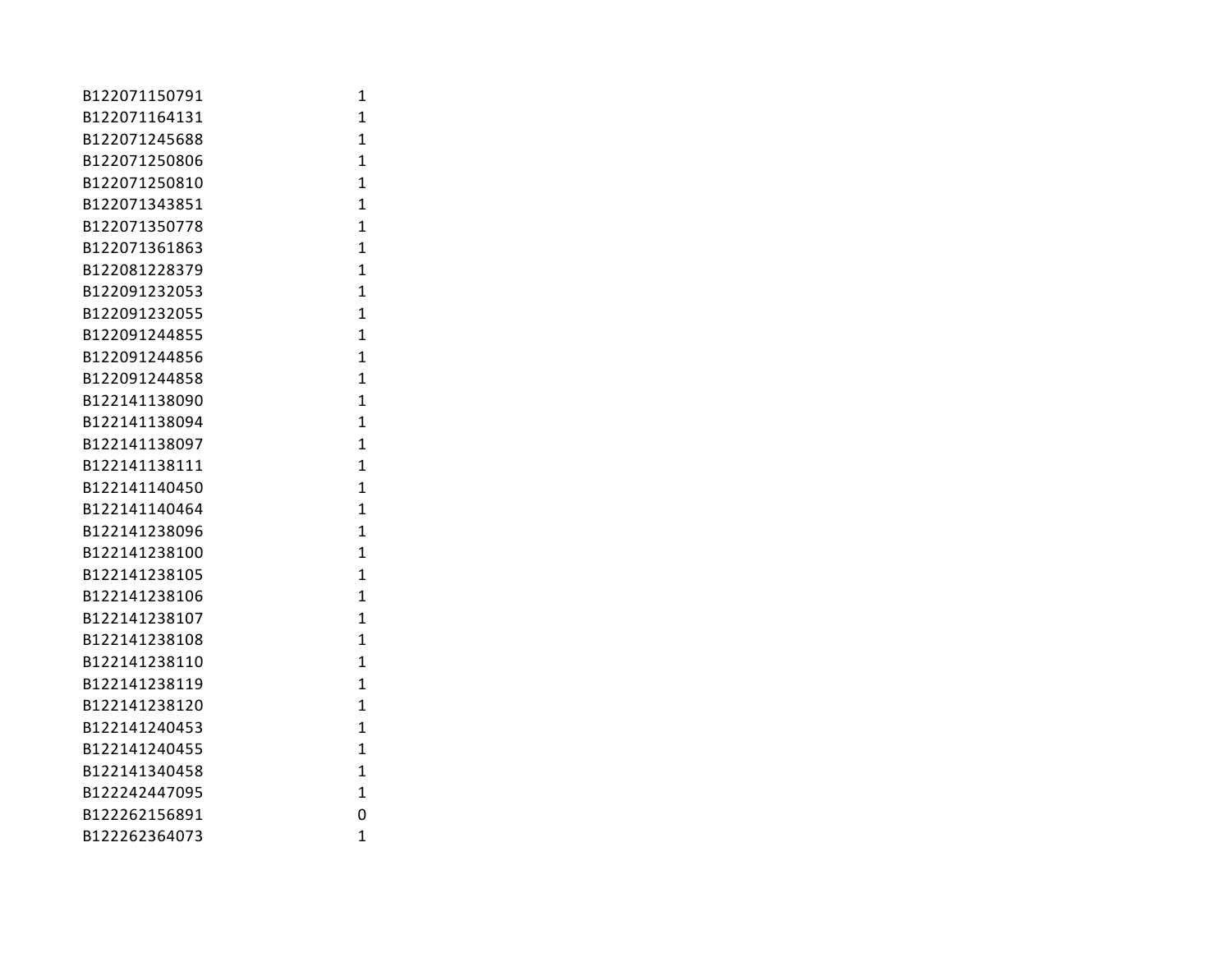| | |
|---|---|
| B122071150791 | 1 |
| B122071164131 | 1 |
| B122071245688 | 1 |
| B122071250806 | 1 |
| B122071250810 | 1 |
| B122071343851 | 1 |
| B122071350778 | 1 |
| B122071361863 | 1 |
| B122081228379 | 1 |
| B122091232053 | 1 |
| B122091232055 | 1 |
| B122091244855 | 1 |
| B122091244856 | 1 |
| B122091244858 | 1 |
| B122141138090 | 1 |
| B122141138094 | 1 |
| B122141138097 | 1 |
| B122141138111 | 1 |
| B122141140450 | 1 |
| B122141140464 | 1 |
| B122141238096 | 1 |
| B122141238100 | 1 |
| B122141238105 | 1 |
| B122141238106 | 1 |
| B122141238107 | 1 |
| B122141238108 | 1 |
| B122141238110 | 1 |
| B122141238119 | 1 |
| B122141238120 | 1 |
| B122141240453 | 1 |
| B122141240455 | 1 |
| B122141340458 | 1 |
| B122242447095 | 1 |
| B122262156891 | 0 |
| B122262364073 | 1 |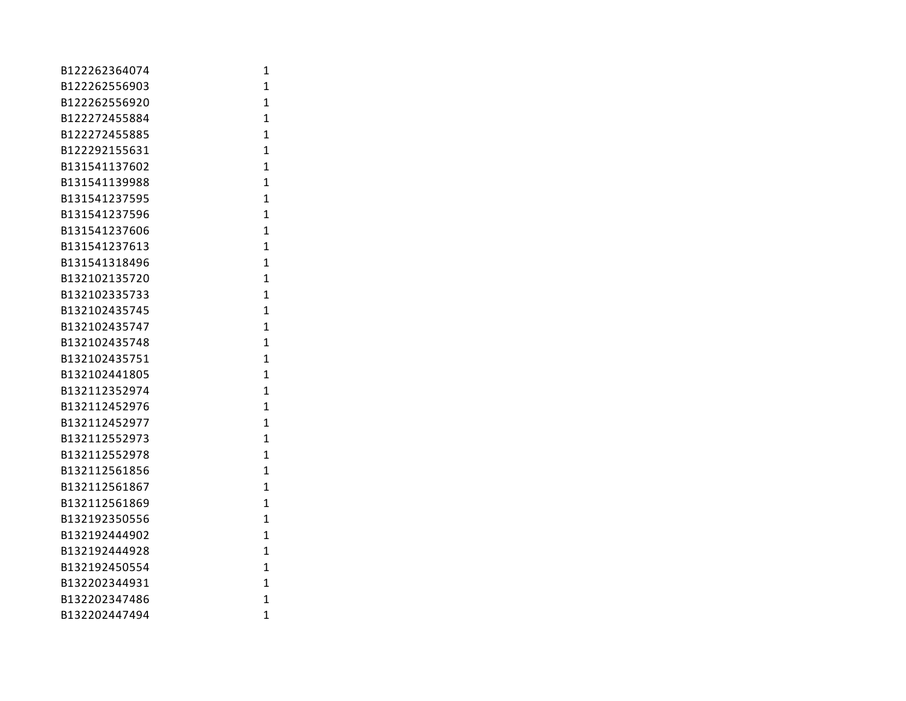| | |
|---|---|
| B122262364074 | 1 |
| B122262556903 | 1 |
| B122262556920 | 1 |
| B122272455884 | 1 |
| B122272455885 | 1 |
| B122292155631 | 1 |
| B131541137602 | 1 |
| B131541139988 | 1 |
| B131541237595 | 1 |
| B131541237596 | 1 |
| B131541237606 | 1 |
| B131541237613 | 1 |
| B131541318496 | 1 |
| B132102135720 | 1 |
| B132102335733 | 1 |
| B132102435745 | 1 |
| B132102435747 | 1 |
| B132102435748 | 1 |
| B132102435751 | 1 |
| B132102441805 | 1 |
| B132112352974 | 1 |
| B132112452976 | 1 |
| B132112452977 | 1 |
| B132112552973 | 1 |
| B132112552978 | 1 |
| B132112561856 | 1 |
| B132112561867 | 1 |
| B132112561869 | 1 |
| B132192350556 | 1 |
| B132192444902 | 1 |
| B132192444928 | 1 |
| B132192450554 | 1 |
| B132202344931 | 1 |
| B132202347486 | 1 |
| B132202447494 | 1 |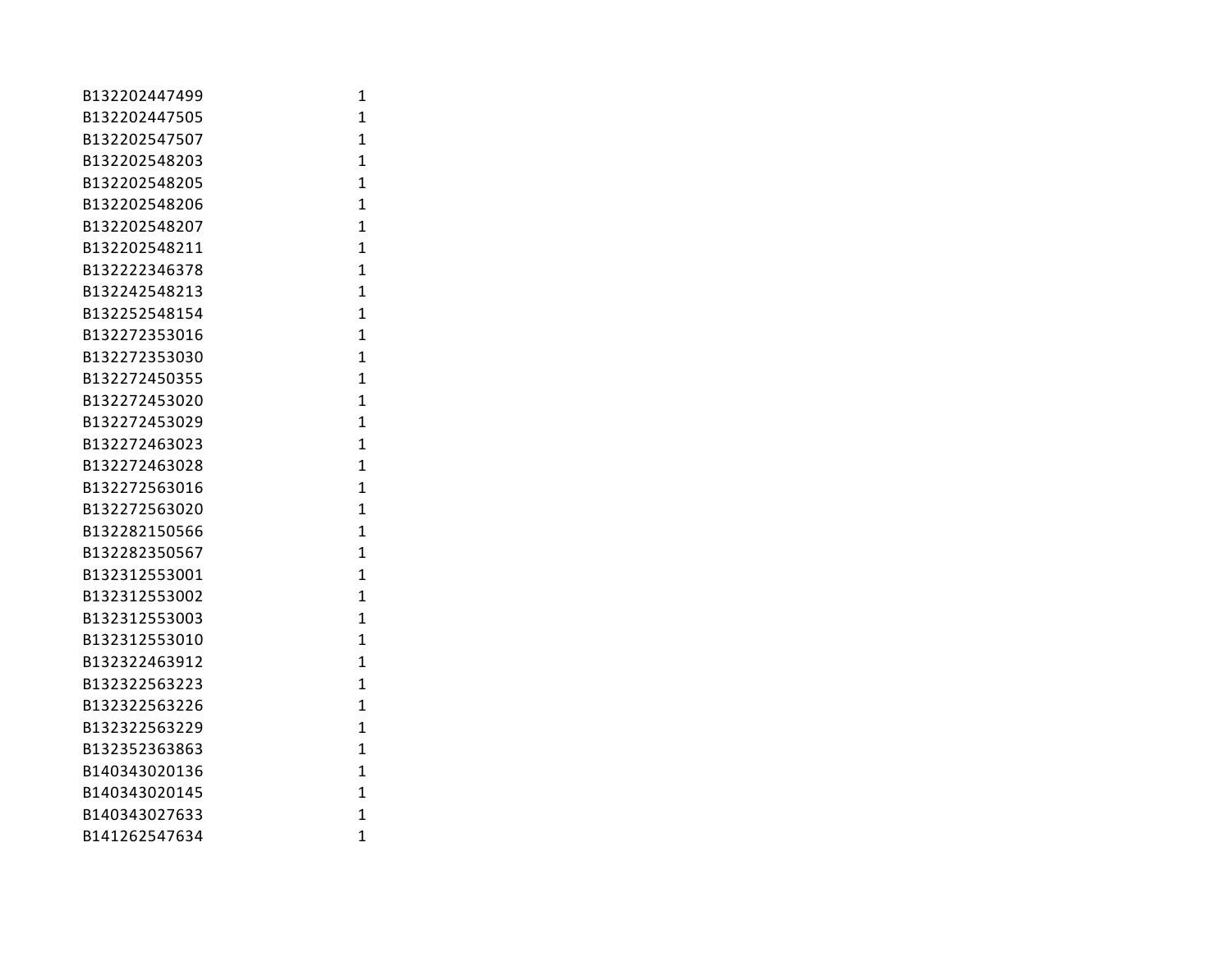| | |
|---|---|
| B132202447499 | 1 |
| B132202447505 | 1 |
| B132202547507 | 1 |
| B132202548203 | 1 |
| B132202548205 | 1 |
| B132202548206 | 1 |
| B132202548207 | 1 |
| B132202548211 | 1 |
| B132222346378 | 1 |
| B132242548213 | 1 |
| B132252548154 | 1 |
| B132272353016 | 1 |
| B132272353030 | 1 |
| B132272450355 | 1 |
| B132272453020 | 1 |
| B132272453029 | 1 |
| B132272463023 | 1 |
| B132272463028 | 1 |
| B132272563016 | 1 |
| B132272563020 | 1 |
| B132282150566 | 1 |
| B132282350567 | 1 |
| B132312553001 | 1 |
| B132312553002 | 1 |
| B132312553003 | 1 |
| B132312553010 | 1 |
| B132322463912 | 1 |
| B132322563223 | 1 |
| B132322563226 | 1 |
| B132322563229 | 1 |
| B132352363863 | 1 |
| B140343020136 | 1 |
| B140343020145 | 1 |
| B140343027633 | 1 |
| B141262547634 | 1 |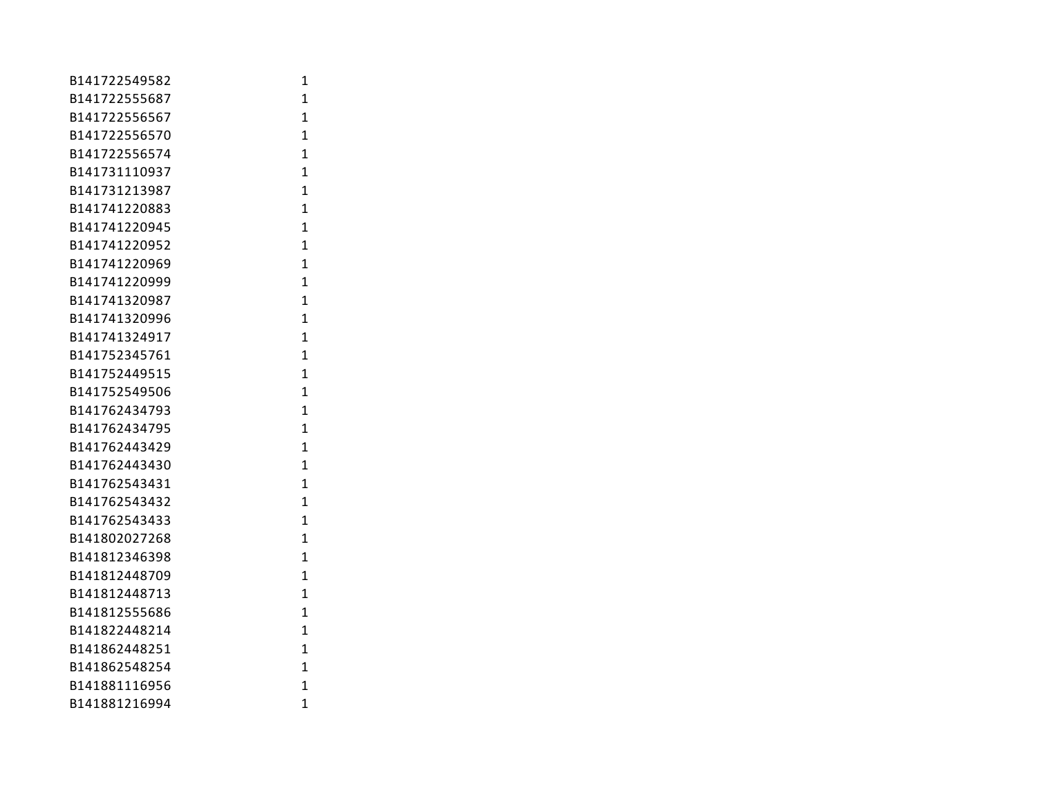| | |
|---|---|
| B141722549582 | 1 |
| B141722555687 | 1 |
| B141722556567 | 1 |
| B141722556570 | 1 |
| B141722556574 | 1 |
| B141731110937 | 1 |
| B141731213987 | 1 |
| B141741220883 | 1 |
| B141741220945 | 1 |
| B141741220952 | 1 |
| B141741220969 | 1 |
| B141741220999 | 1 |
| B141741320987 | 1 |
| B141741320996 | 1 |
| B141741324917 | 1 |
| B141752345761 | 1 |
| B141752449515 | 1 |
| B141752549506 | 1 |
| B141762434793 | 1 |
| B141762434795 | 1 |
| B141762443429 | 1 |
| B141762443430 | 1 |
| B141762543431 | 1 |
| B141762543432 | 1 |
| B141762543433 | 1 |
| B141802027268 | 1 |
| B141812346398 | 1 |
| B141812448709 | 1 |
| B141812448713 | 1 |
| B141812555686 | 1 |
| B141822448214 | 1 |
| B141862448251 | 1 |
| B141862548254 | 1 |
| B141881116956 | 1 |
| B141881216994 | 1 |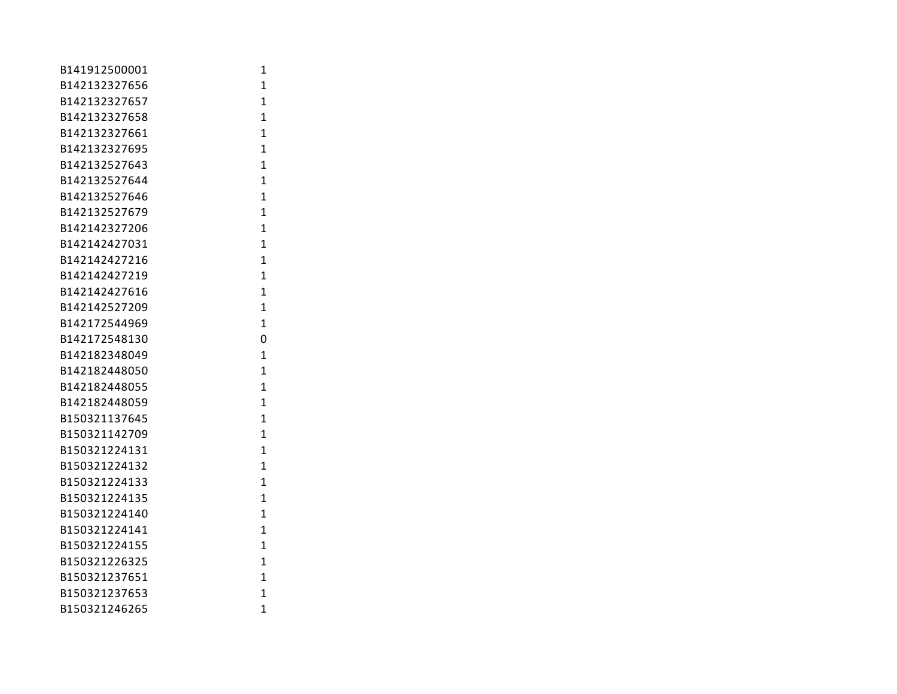| | |
|---|---|
| B141912500001 | 1 |
| B142132327656 | 1 |
| B142132327657 | 1 |
| B142132327658 | 1 |
| B142132327661 | 1 |
| B142132327695 | 1 |
| B142132527643 | 1 |
| B142132527644 | 1 |
| B142132527646 | 1 |
| B142132527679 | 1 |
| B142142327206 | 1 |
| B142142427031 | 1 |
| B142142427216 | 1 |
| B142142427219 | 1 |
| B142142427616 | 1 |
| B142142527209 | 1 |
| B142172544969 | 1 |
| B142172548130 | 0 |
| B142182348049 | 1 |
| B142182448050 | 1 |
| B142182448055 | 1 |
| B142182448059 | 1 |
| B150321137645 | 1 |
| B150321142709 | 1 |
| B150321224131 | 1 |
| B150321224132 | 1 |
| B150321224133 | 1 |
| B150321224135 | 1 |
| B150321224140 | 1 |
| B150321224141 | 1 |
| B150321224155 | 1 |
| B150321226325 | 1 |
| B150321237651 | 1 |
| B150321237653 | 1 |
| B150321246265 | 1 |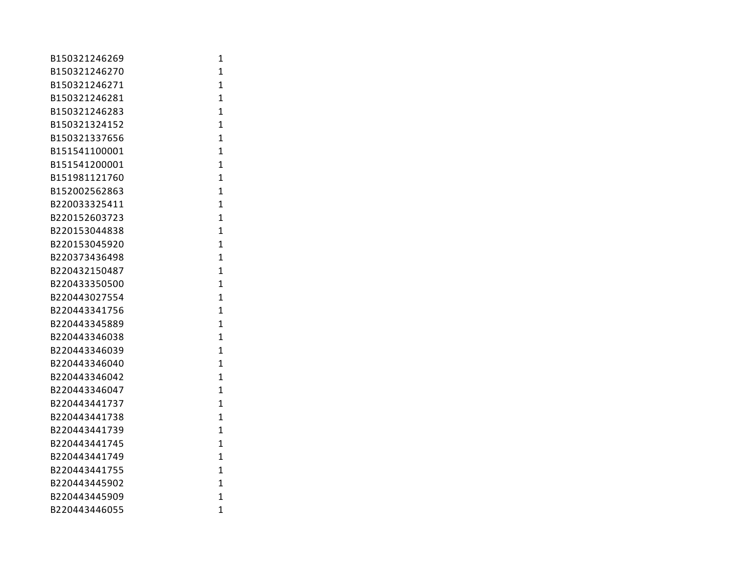| | |
|---|---|
| B150321246269 | 1 |
| B150321246270 | 1 |
| B150321246271 | 1 |
| B150321246281 | 1 |
| B150321246283 | 1 |
| B150321324152 | 1 |
| B150321337656 | 1 |
| B151541100001 | 1 |
| B151541200001 | 1 |
| B151981121760 | 1 |
| B152002562863 | 1 |
| B220033325411 | 1 |
| B220152603723 | 1 |
| B220153044838 | 1 |
| B220153045920 | 1 |
| B220373436498 | 1 |
| B220432150487 | 1 |
| B220433350500 | 1 |
| B220443027554 | 1 |
| B220443341756 | 1 |
| B220443345889 | 1 |
| B220443346038 | 1 |
| B220443346039 | 1 |
| B220443346040 | 1 |
| B220443346042 | 1 |
| B220443346047 | 1 |
| B220443441737 | 1 |
| B220443441738 | 1 |
| B220443441739 | 1 |
| B220443441745 | 1 |
| B220443441749 | 1 |
| B220443441755 | 1 |
| B220443445902 | 1 |
| B220443445909 | 1 |
| B220443446055 | 1 |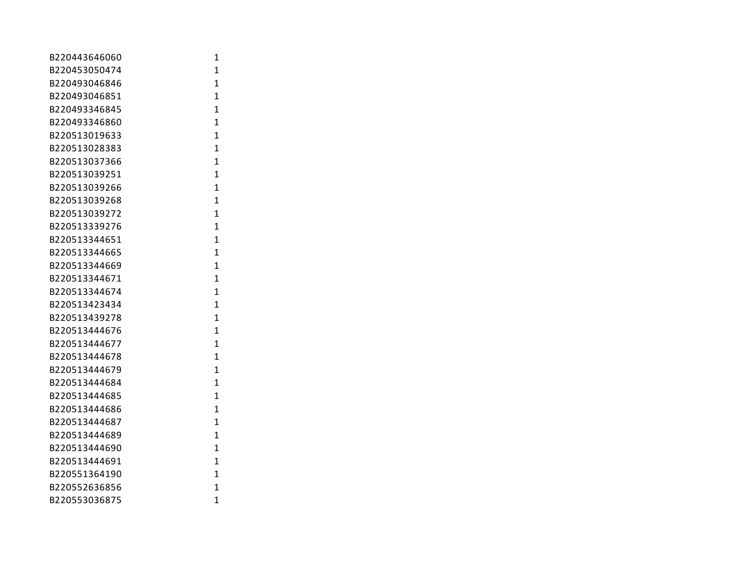| | |
|---|---|
| B220443646060 | 1 |
| B220453050474 | 1 |
| B220493046846 | 1 |
| B220493046851 | 1 |
| B220493346845 | 1 |
| B220493346860 | 1 |
| B220513019633 | 1 |
| B220513028383 | 1 |
| B220513037366 | 1 |
| B220513039251 | 1 |
| B220513039266 | 1 |
| B220513039268 | 1 |
| B220513039272 | 1 |
| B220513339276 | 1 |
| B220513344651 | 1 |
| B220513344665 | 1 |
| B220513344669 | 1 |
| B220513344671 | 1 |
| B220513344674 | 1 |
| B220513423434 | 1 |
| B220513439278 | 1 |
| B220513444676 | 1 |
| B220513444677 | 1 |
| B220513444678 | 1 |
| B220513444679 | 1 |
| B220513444684 | 1 |
| B220513444685 | 1 |
| B220513444686 | 1 |
| B220513444687 | 1 |
| B220513444689 | 1 |
| B220513444690 | 1 |
| B220513444691 | 1 |
| B220551364190 | 1 |
| B220552636856 | 1 |
| B220553036875 | 1 |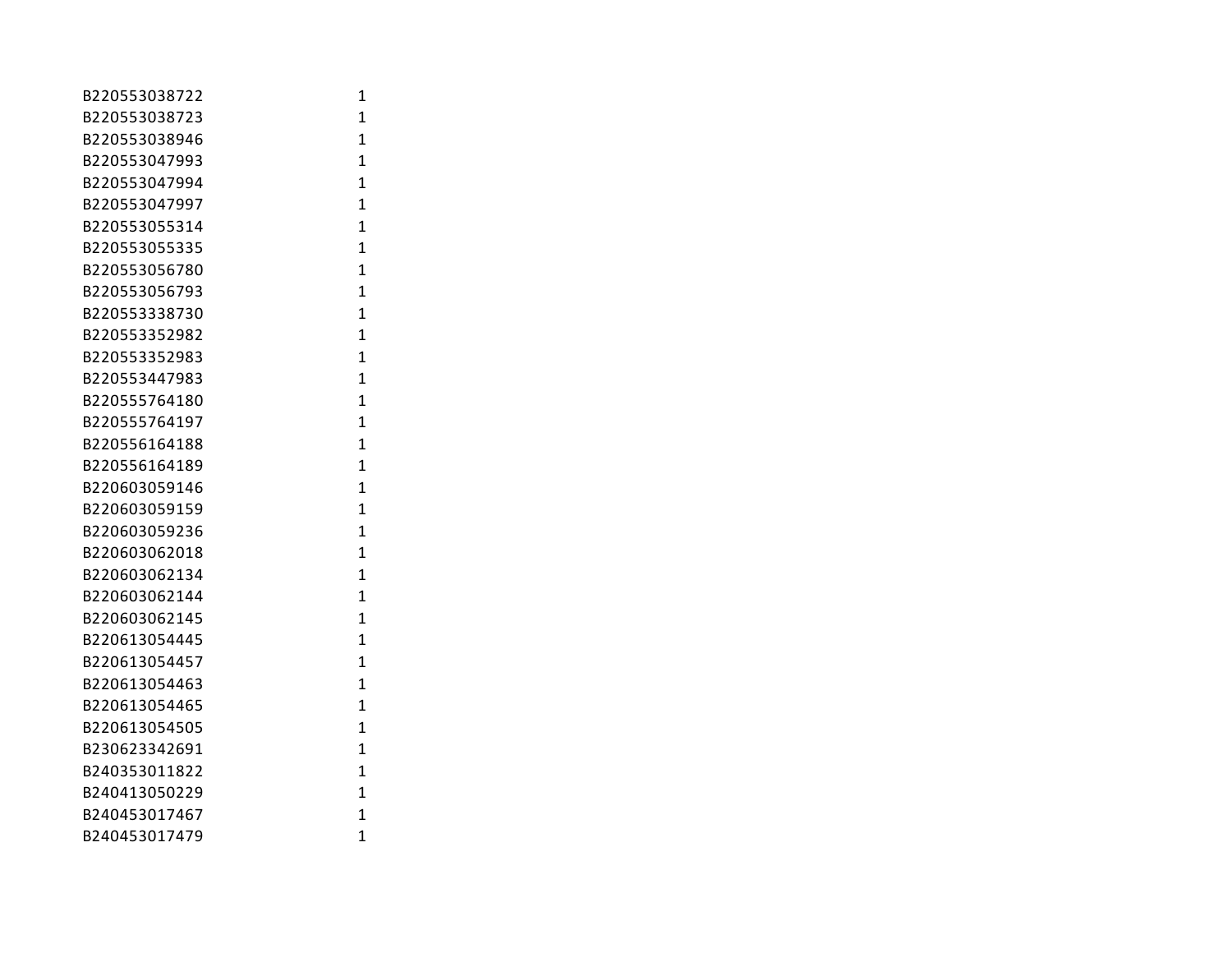| | |
|---|---|
| B220553038722 | 1 |
| B220553038723 | 1 |
| B220553038946 | 1 |
| B220553047993 | 1 |
| B220553047994 | 1 |
| B220553047997 | 1 |
| B220553055314 | 1 |
| B220553055335 | 1 |
| B220553056780 | 1 |
| B220553056793 | 1 |
| B220553338730 | 1 |
| B220553352982 | 1 |
| B220553352983 | 1 |
| B220553447983 | 1 |
| B220555764180 | 1 |
| B220555764197 | 1 |
| B220556164188 | 1 |
| B220556164189 | 1 |
| B220603059146 | 1 |
| B220603059159 | 1 |
| B220603059236 | 1 |
| B220603062018 | 1 |
| B220603062134 | 1 |
| B220603062144 | 1 |
| B220603062145 | 1 |
| B220613054445 | 1 |
| B220613054457 | 1 |
| B220613054463 | 1 |
| B220613054465 | 1 |
| B220613054505 | 1 |
| B230623342691 | 1 |
| B240353011822 | 1 |
| B240413050229 | 1 |
| B240453017467 | 1 |
| B240453017479 | 1 |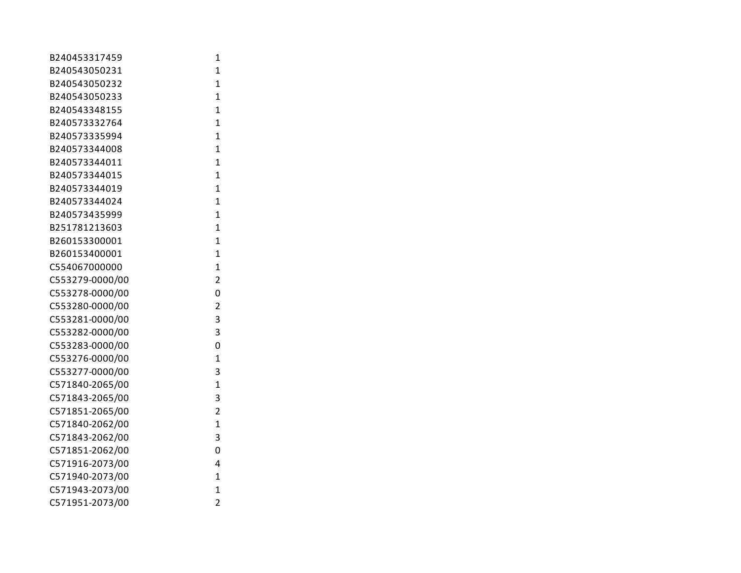| | |
|---|---|
| B240453317459 | 1 |
| B240543050231 | 1 |
| B240543050232 | 1 |
| B240543050233 | 1 |
| B240543348155 | 1 |
| B240573332764 | 1 |
| B240573335994 | 1 |
| B240573344008 | 1 |
| B240573344011 | 1 |
| B240573344015 | 1 |
| B240573344019 | 1 |
| B240573344024 | 1 |
| B240573435999 | 1 |
| B251781213603 | 1 |
| B260153300001 | 1 |
| B260153400001 | 1 |
| C554067000000 | 1 |
| C553279-0000/00 | 2 |
| C553278-0000/00 | 0 |
| C553280-0000/00 | 2 |
| C553281-0000/00 | 3 |
| C553282-0000/00 | 3 |
| C553283-0000/00 | 0 |
| C553276-0000/00 | 1 |
| C553277-0000/00 | 3 |
| C571840-2065/00 | 1 |
| C571843-2065/00 | 3 |
| C571851-2065/00 | 2 |
| C571840-2062/00 | 1 |
| C571843-2062/00 | 3 |
| C571851-2062/00 | 0 |
| C571916-2073/00 | 4 |
| C571940-2073/00 | 1 |
| C571943-2073/00 | 1 |
| C571951-2073/00 | 2 |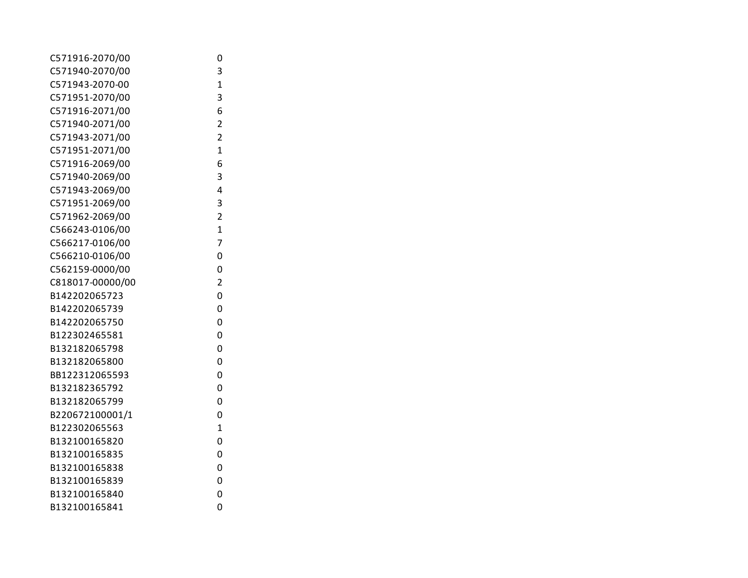| | |
|---|---|
| C571916-2070/00 | 0 |
| C571940-2070/00 | 3 |
| C571943-2070-00 | 1 |
| C571951-2070/00 | 3 |
| C571916-2071/00 | 6 |
| C571940-2071/00 | 2 |
| C571943-2071/00 | 2 |
| C571951-2071/00 | 1 |
| C571916-2069/00 | 6 |
| C571940-2069/00 | 3 |
| C571943-2069/00 | 4 |
| C571951-2069/00 | 3 |
| C571962-2069/00 | 2 |
| C566243-0106/00 | 1 |
| C566217-0106/00 | 7 |
| C566210-0106/00 | 0 |
| C562159-0000/00 | 0 |
| C818017-00000/00 | 2 |
| B142202065723 | 0 |
| B142202065739 | 0 |
| B142202065750 | 0 |
| B122302465581 | 0 |
| B132182065798 | 0 |
| B132182065800 | 0 |
| BB122312065593 | 0 |
| B132182365792 | 0 |
| B132182065799 | 0 |
| B220672100001/1 | 0 |
| B122302065563 | 1 |
| B132100165820 | 0 |
| B132100165835 | 0 |
| B132100165838 | 0 |
| B132100165839 | 0 |
| B132100165840 | 0 |
| B132100165841 | 0 |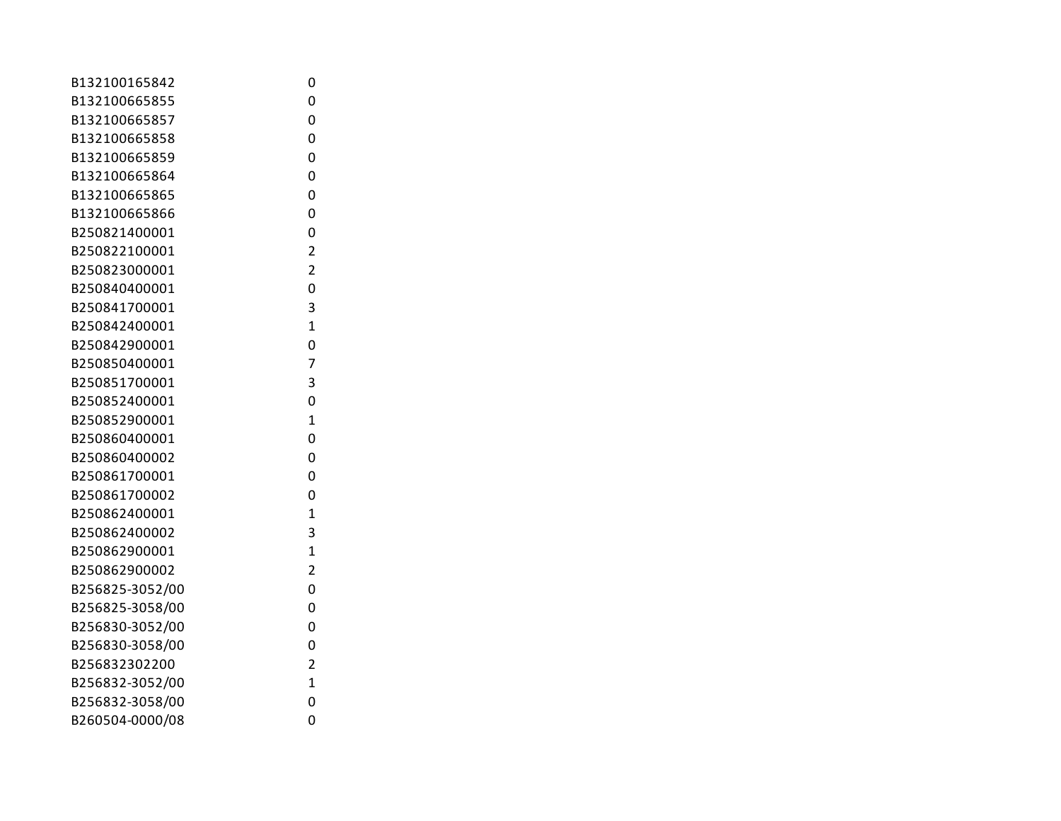| | |
|---|---|
| B132100165842 | 0 |
| B132100665855 | 0 |
| B132100665857 | 0 |
| B132100665858 | 0 |
| B132100665859 | 0 |
| B132100665864 | 0 |
| B132100665865 | 0 |
| B132100665866 | 0 |
| B250821400001 | 0 |
| B250822100001 | 2 |
| B250823000001 | 2 |
| B250840400001 | 0 |
| B250841700001 | 3 |
| B250842400001 | 1 |
| B250842900001 | 0 |
| B250850400001 | 7 |
| B250851700001 | 3 |
| B250852400001 | 0 |
| B250852900001 | 1 |
| B250860400001 | 0 |
| B250860400002 | 0 |
| B250861700001 | 0 |
| B250861700002 | 0 |
| B250862400001 | 1 |
| B250862400002 | 3 |
| B250862900001 | 1 |
| B250862900002 | 2 |
| B256825-3052/00 | 0 |
| B256825-3058/00 | 0 |
| B256830-3052/00 | 0 |
| B256830-3058/00 | 0 |
| B256832302200 | 2 |
| B256832-3052/00 | 1 |
| B256832-3058/00 | 0 |
| B260504-0000/08 | 0 |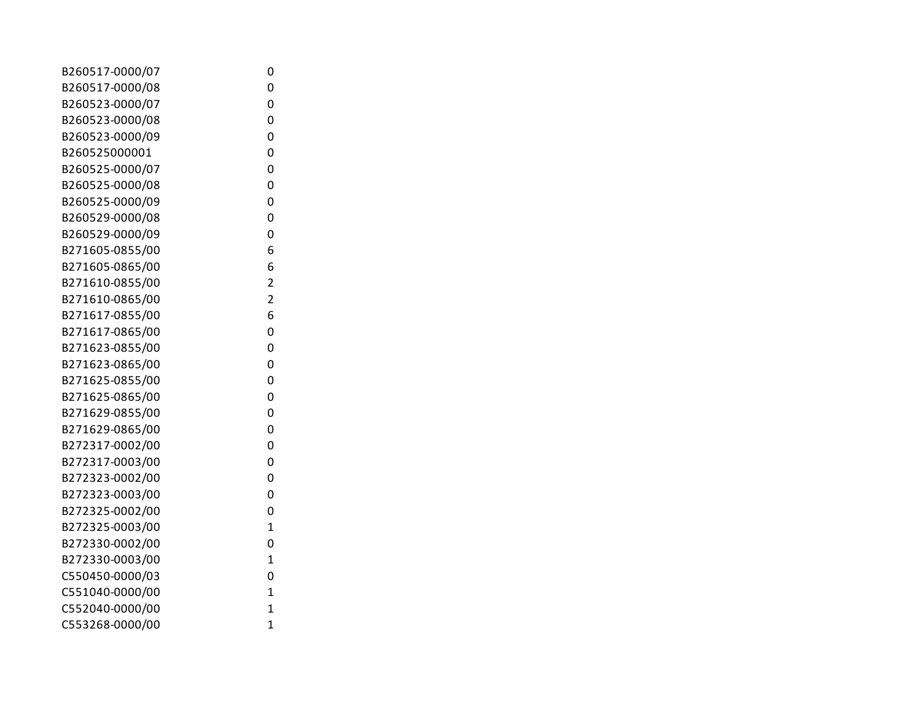| | |
|---|---|
| B260517-0000/07 | 0 |
| B260517-0000/08 | 0 |
| B260523-0000/07 | 0 |
| B260523-0000/08 | 0 |
| B260523-0000/09 | 0 |
| B260525000001 | 0 |
| B260525-0000/07 | 0 |
| B260525-0000/08 | 0 |
| B260525-0000/09 | 0 |
| B260529-0000/08 | 0 |
| B260529-0000/09 | 0 |
| B271605-0855/00 | 6 |
| B271605-0865/00 | 6 |
| B271610-0855/00 | 2 |
| B271610-0865/00 | 2 |
| B271617-0855/00 | 6 |
| B271617-0865/00 | 0 |
| B271623-0855/00 | 0 |
| B271623-0865/00 | 0 |
| B271625-0855/00 | 0 |
| B271625-0865/00 | 0 |
| B271629-0855/00 | 0 |
| B271629-0865/00 | 0 |
| B272317-0002/00 | 0 |
| B272317-0003/00 | 0 |
| B272323-0002/00 | 0 |
| B272323-0003/00 | 0 |
| B272325-0002/00 | 0 |
| B272325-0003/00 | 1 |
| B272330-0002/00 | 0 |
| B272330-0003/00 | 1 |
| C550450-0000/03 | 0 |
| C551040-0000/00 | 1 |
| C552040-0000/00 | 1 |
| C553268-0000/00 | 1 |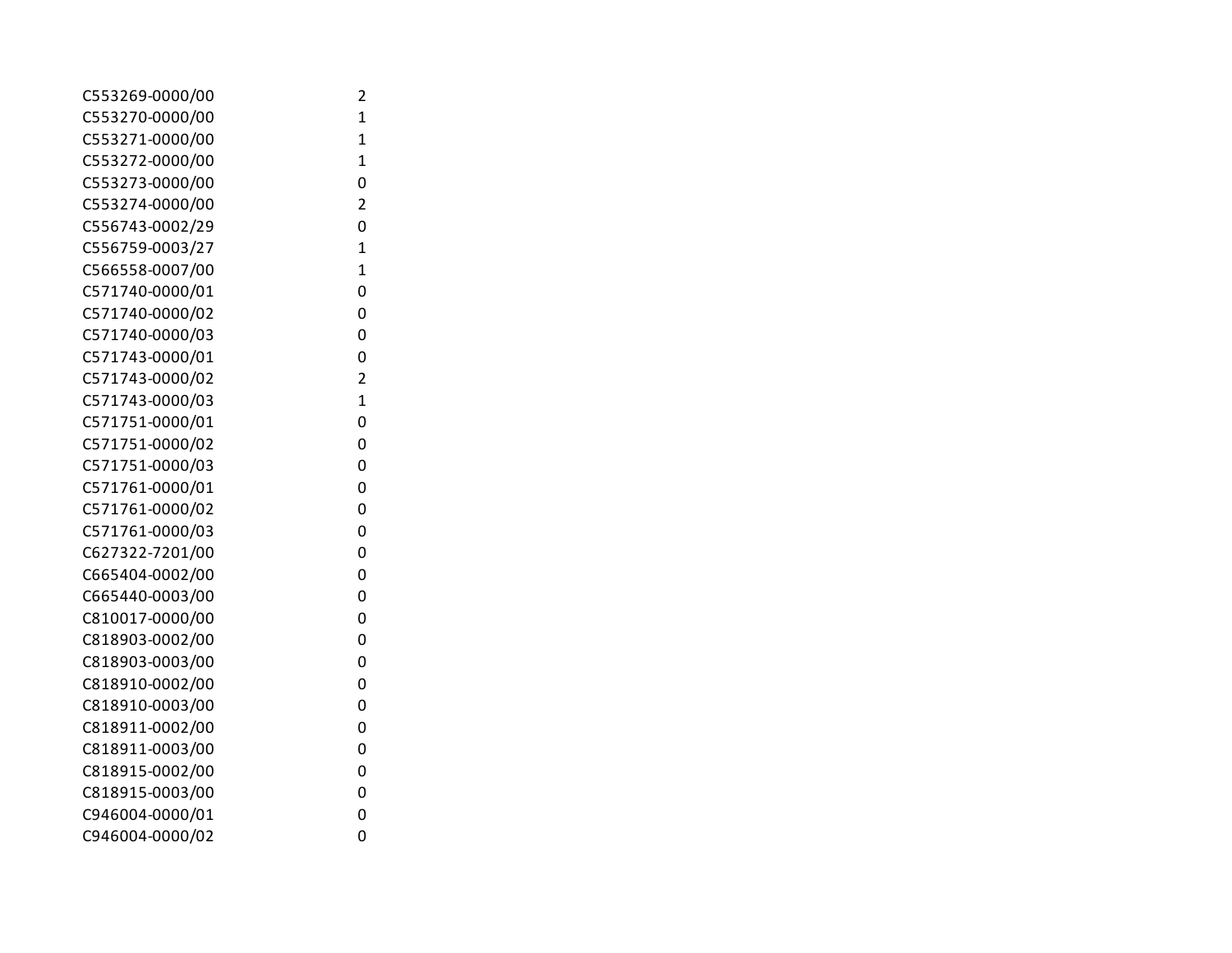| | |
|---|---|
| C553269-0000/00 | 2 |
| C553270-0000/00 | 1 |
| C553271-0000/00 | 1 |
| C553272-0000/00 | 1 |
| C553273-0000/00 | 0 |
| C553274-0000/00 | 2 |
| C556743-0002/29 | 0 |
| C556759-0003/27 | 1 |
| C566558-0007/00 | 1 |
| C571740-0000/01 | 0 |
| C571740-0000/02 | 0 |
| C571740-0000/03 | 0 |
| C571743-0000/01 | 0 |
| C571743-0000/02 | 2 |
| C571743-0000/03 | 1 |
| C571751-0000/01 | 0 |
| C571751-0000/02 | 0 |
| C571751-0000/03 | 0 |
| C571761-0000/01 | 0 |
| C571761-0000/02 | 0 |
| C571761-0000/03 | 0 |
| C627322-7201/00 | 0 |
| C665404-0002/00 | 0 |
| C665440-0003/00 | 0 |
| C810017-0000/00 | 0 |
| C818903-0002/00 | 0 |
| C818903-0003/00 | 0 |
| C818910-0002/00 | 0 |
| C818910-0003/00 | 0 |
| C818911-0002/00 | 0 |
| C818911-0003/00 | 0 |
| C818915-0002/00 | 0 |
| C818915-0003/00 | 0 |
| C946004-0000/01 | 0 |
| C946004-0000/02 | 0 |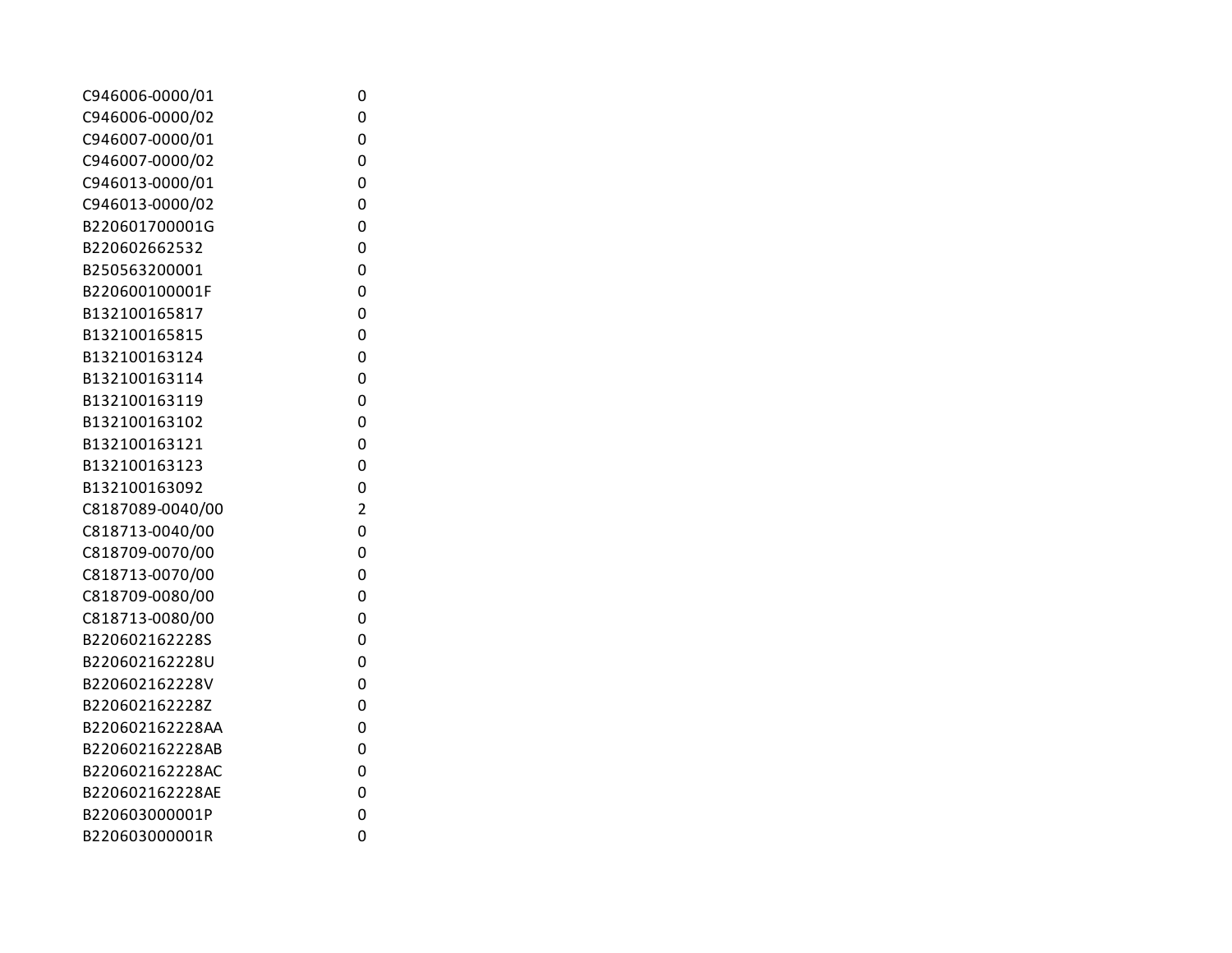| | |
|---|---|
| C946006-0000/01 | 0 |
| C946006-0000/02 | 0 |
| C946007-0000/01 | 0 |
| C946007-0000/02 | 0 |
| C946013-0000/01 | 0 |
| C946013-0000/02 | 0 |
| B220601700001G | 0 |
| B220602662532 | 0 |
| B250563200001 | 0 |
| B220600100001F | 0 |
| B132100165817 | 0 |
| B132100165815 | 0 |
| B132100163124 | 0 |
| B132100163114 | 0 |
| B132100163119 | 0 |
| B132100163102 | 0 |
| B132100163121 | 0 |
| B132100163123 | 0 |
| B132100163092 | 0 |
| C8187089-0040/00 | 2 |
| C818713-0040/00 | 0 |
| C818709-0070/00 | 0 |
| C818713-0070/00 | 0 |
| C818709-0080/00 | 0 |
| C818713-0080/00 | 0 |
| B220602162228S | 0 |
| B220602162228U | 0 |
| B220602162228V | 0 |
| B220602162228Z | 0 |
| B220602162228AA | 0 |
| B220602162228AB | 0 |
| B220602162228AC | 0 |
| B220602162228AE | 0 |
| B220603000001P | 0 |
| B220603000001R | 0 |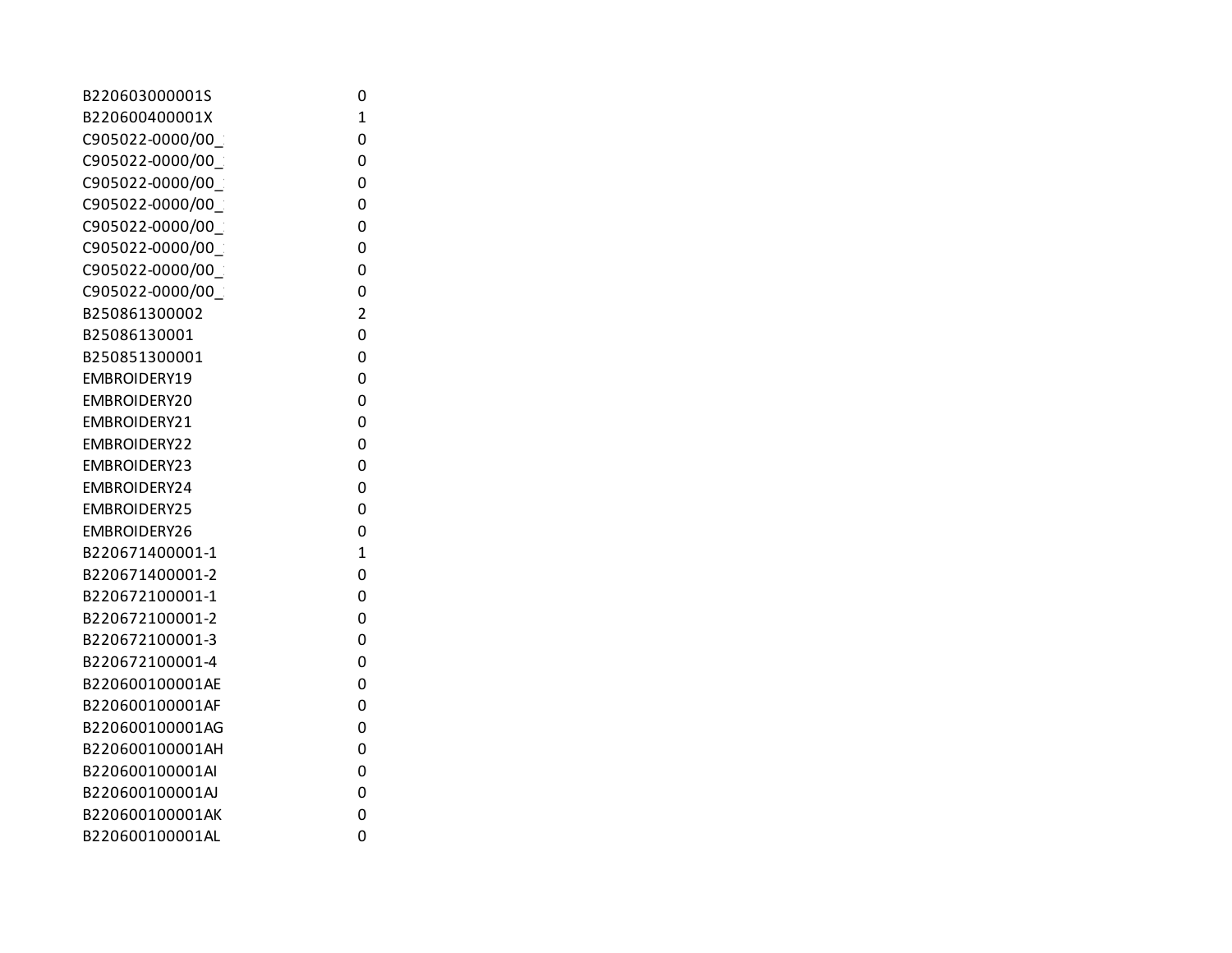| | |
|---|---|
| B220603000001S | 0 |
| B220600400001X | 1 |
| C905022-0000/00_ | 0 |
| C905022-0000/00_ | 0 |
| C905022-0000/00_ | 0 |
| C905022-0000/00_ | 0 |
| C905022-0000/00_ | 0 |
| C905022-0000/00_ | 0 |
| C905022-0000/00_ | 0 |
| C905022-0000/00_ | 0 |
| B250861300002 | 2 |
| B25086130001 | 0 |
| B250851300001 | 0 |
| EMBROIDERY19 | 0 |
| EMBROIDERY20 | 0 |
| EMBROIDERY21 | 0 |
| EMBROIDERY22 | 0 |
| EMBROIDERY23 | 0 |
| EMBROIDERY24 | 0 |
| EMBROIDERY25 | 0 |
| EMBROIDERY26 | 0 |
| B220671400001-1 | 1 |
| B220671400001-2 | 0 |
| B220672100001-1 | 0 |
| B220672100001-2 | 0 |
| B220672100001-3 | 0 |
| B220672100001-4 | 0 |
| B220600100001AE | 0 |
| B220600100001AF | 0 |
| B220600100001AG | 0 |
| B220600100001AH | 0 |
| B220600100001AI | 0 |
| B220600100001AJ | 0 |
| B220600100001AK | 0 |
| B220600100001AL | 0 |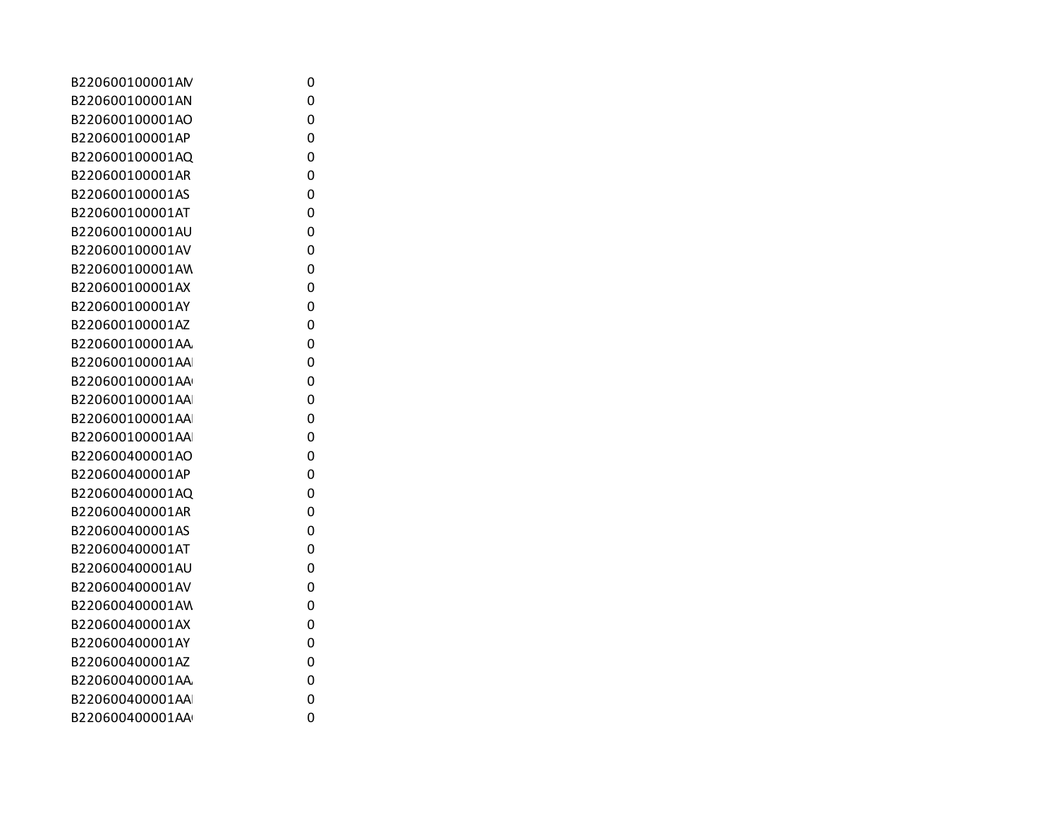| | |
|---|---|
| B220600100001AM | 0 |
| B220600100001AN | 0 |
| B220600100001AO | 0 |
| B220600100001AP | 0 |
| B220600100001AQ | 0 |
| B220600100001AR | 0 |
| B220600100001AS | 0 |
| B220600100001AT | 0 |
| B220600100001AU | 0 |
| B220600100001AV | 0 |
| B220600100001AW | 0 |
| B220600100001AX | 0 |
| B220600100001AY | 0 |
| B220600100001AZ | 0 |
| B220600100001AA/ | 0 |
| B220600100001AAI | 0 |
| B220600100001AA( | 0 |
| B220600100001AAI | 0 |
| B220600100001AAI | 0 |
| B220600100001AAI | 0 |
| B220600400001AO | 0 |
| B220600400001AP | 0 |
| B220600400001AQ | 0 |
| B220600400001AR | 0 |
| B220600400001AS | 0 |
| B220600400001AT | 0 |
| B220600400001AU | 0 |
| B220600400001AV | 0 |
| B220600400001AW | 0 |
| B220600400001AX | 0 |
| B220600400001AY | 0 |
| B220600400001AZ | 0 |
| B220600400001AA/ | 0 |
| B220600400001AAI | 0 |
| B220600400001AA( | 0 |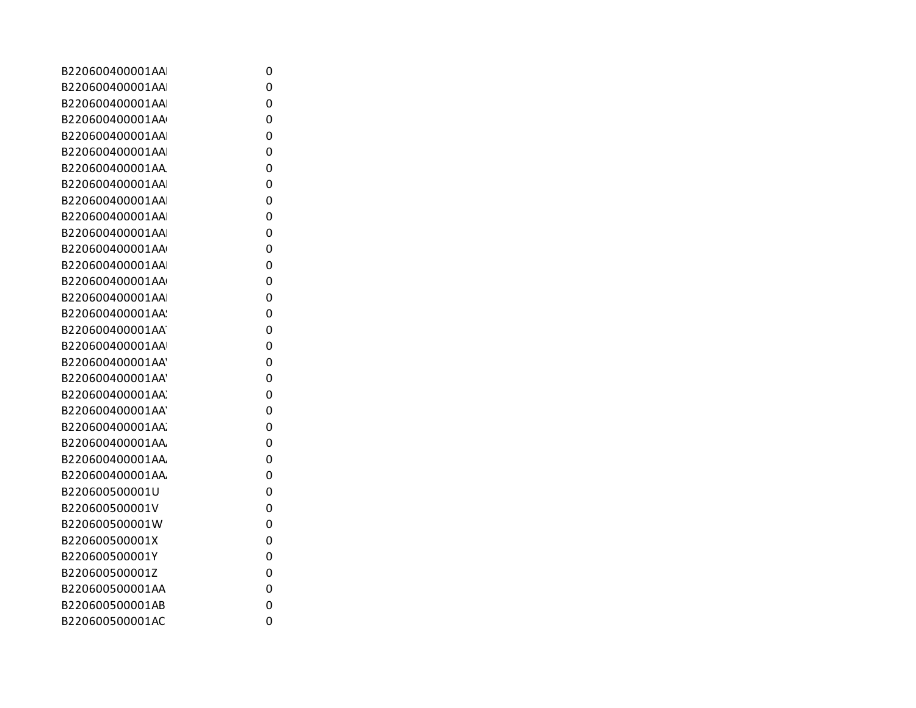| | |
|---|---|
| B220600400001AAI | 0 |
| B220600400001AAI | 0 |
| B220600400001AAI | 0 |
| B220600400001AA( | 0 |
| B220600400001AAI | 0 |
| B220600400001AAI | 0 |
| B220600400001AA. | 0 |
| B220600400001AAI | 0 |
| B220600400001AAI | 0 |
| B220600400001AAI | 0 |
| B220600400001AAI | 0 |
| B220600400001AA( | 0 |
| B220600400001AAI | 0 |
| B220600400001AA( | 0 |
| B220600400001AAI | 0 |
| B220600400001AA! | 0 |
| B220600400001AA' | 0 |
| B220600400001AAI | 0 |
| B220600400001AA' | 0 |
| B220600400001AA' | 0 |
| B220600400001AA. | 0 |
| B220600400001AA' | 0 |
| B220600400001AA. | 0 |
| B220600400001AA. | 0 |
| B220600400001AA. | 0 |
| B220600400001AA. | 0 |
| B220600500001U | 0 |
| B220600500001V | 0 |
| B220600500001W | 0 |
| B220600500001X | 0 |
| B220600500001Y | 0 |
| B220600500001Z | 0 |
| B220600500001AA | 0 |
| B220600500001AB | 0 |
| B220600500001AC | 0 |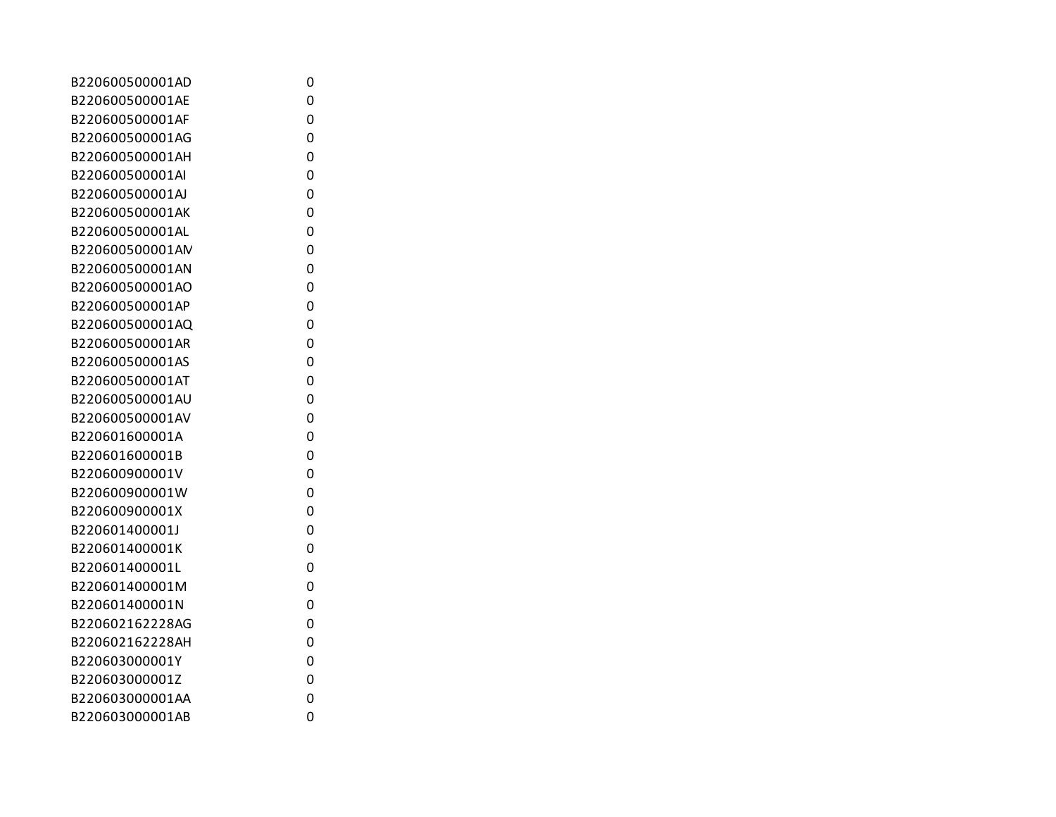| | |
|---|---|
| B220600500001AD | 0 |
| B220600500001AE | 0 |
| B220600500001AF | 0 |
| B220600500001AG | 0 |
| B220600500001AH | 0 |
| B220600500001AI | 0 |
| B220600500001AJ | 0 |
| B220600500001AK | 0 |
| B220600500001AL | 0 |
| B220600500001AM | 0 |
| B220600500001AN | 0 |
| B220600500001AO | 0 |
| B220600500001AP | 0 |
| B220600500001AQ | 0 |
| B220600500001AR | 0 |
| B220600500001AS | 0 |
| B220600500001AT | 0 |
| B220600500001AU | 0 |
| B220600500001AV | 0 |
| B220601600001A | 0 |
| B220601600001B | 0 |
| B220600900001V | 0 |
| B220600900001W | 0 |
| B220600900001X | 0 |
| B220601400001J | 0 |
| B220601400001K | 0 |
| B220601400001L | 0 |
| B220601400001M | 0 |
| B220601400001N | 0 |
| B220602162228AG | 0 |
| B220602162228AH | 0 |
| B220603000001Y | 0 |
| B220603000001Z | 0 |
| B220603000001AA | 0 |
| B220603000001AB | 0 |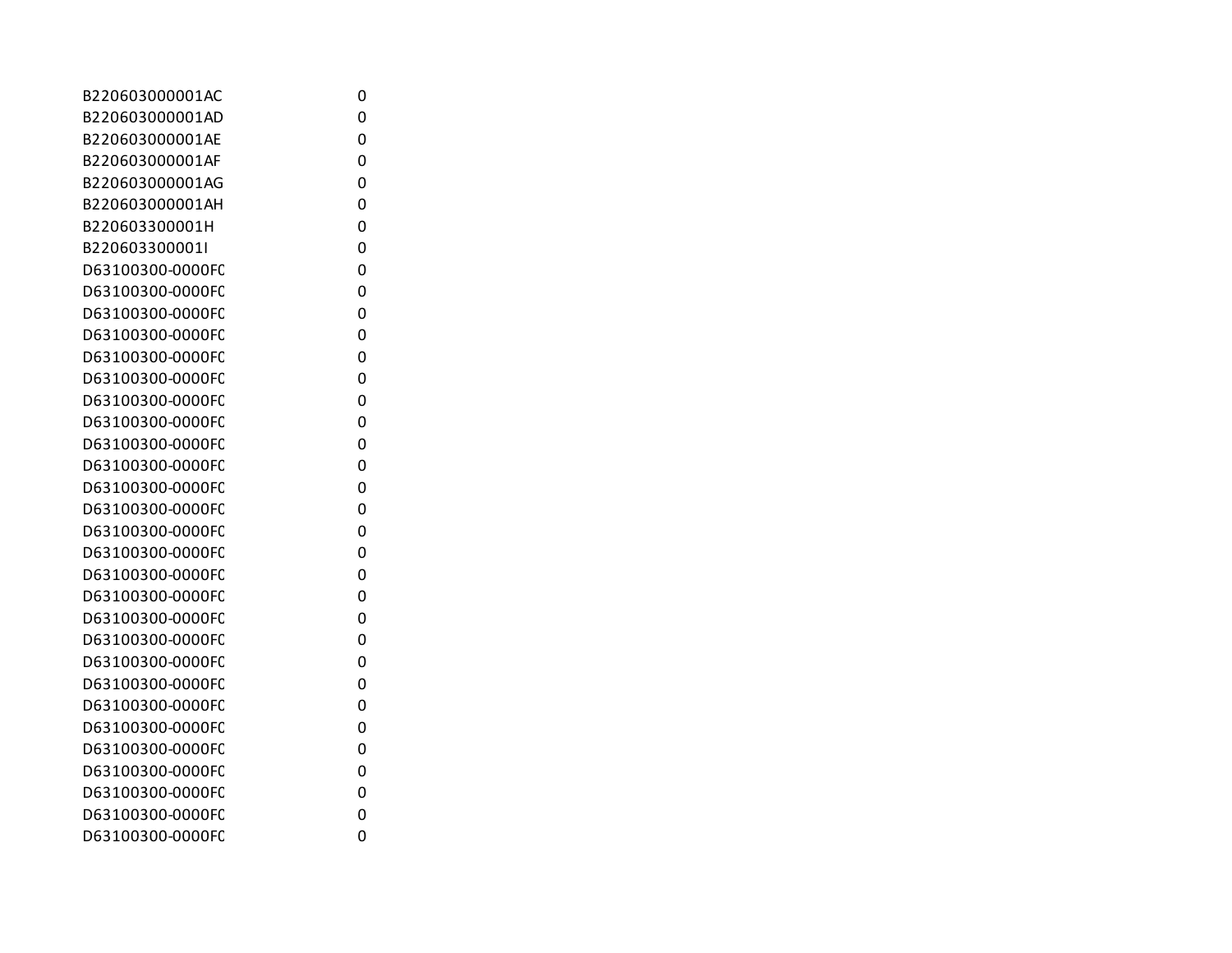| | |
|---|---|
| B220603000001AC | 0 |
| B220603000001AD | 0 |
| B220603000001AE | 0 |
| B220603000001AF | 0 |
| B220603000001AG | 0 |
| B220603000001AH | 0 |
| B220603300001H | 0 |
| B220603300001I | 0 |
| D63100300-0000FC | 0 |
| D63100300-0000FC | 0 |
| D63100300-0000FC | 0 |
| D63100300-0000FC | 0 |
| D63100300-0000FC | 0 |
| D63100300-0000FC | 0 |
| D63100300-0000FC | 0 |
| D63100300-0000FC | 0 |
| D63100300-0000FC | 0 |
| D63100300-0000FC | 0 |
| D63100300-0000FC | 0 |
| D63100300-0000FC | 0 |
| D63100300-0000FC | 0 |
| D63100300-0000FC | 0 |
| D63100300-0000FC | 0 |
| D63100300-0000FC | 0 |
| D63100300-0000FC | 0 |
| D63100300-0000FC | 0 |
| D63100300-0000FC | 0 |
| D63100300-0000FC | 0 |
| D63100300-0000FC | 0 |
| D63100300-0000FC | 0 |
| D63100300-0000FC | 0 |
| D63100300-0000FC | 0 |
| D63100300-0000FC | 0 |
| D63100300-0000FC | 0 |
| D63100300-0000FC | 0 |
| D63100300-0000FC | 0 |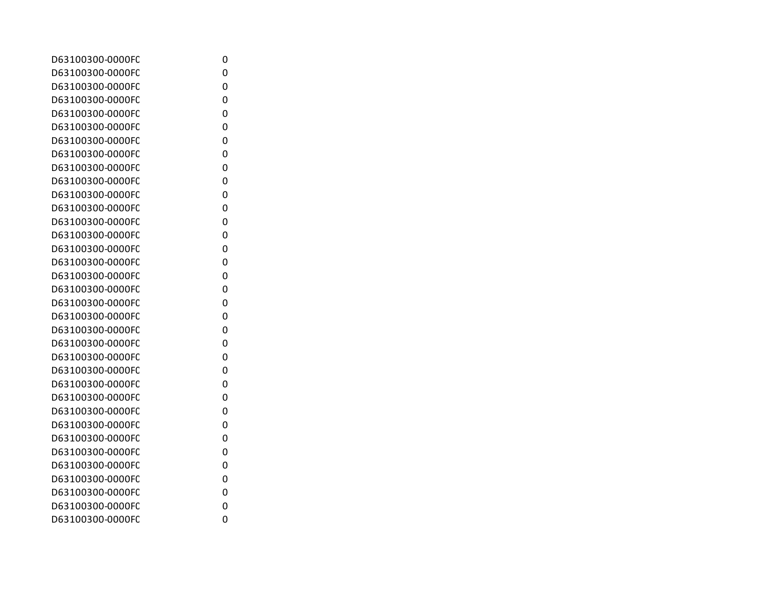| | |
|---|---|
| D63100300-0000FC | 0 |
| D63100300-0000FC | 0 |
| D63100300-0000FC | 0 |
| D63100300-0000FC | 0 |
| D63100300-0000FC | 0 |
| D63100300-0000FC | 0 |
| D63100300-0000FC | 0 |
| D63100300-0000FC | 0 |
| D63100300-0000FC | 0 |
| D63100300-0000FC | 0 |
| D63100300-0000FC | 0 |
| D63100300-0000FC | 0 |
| D63100300-0000FC | 0 |
| D63100300-0000FC | 0 |
| D63100300-0000FC | 0 |
| D63100300-0000FC | 0 |
| D63100300-0000FC | 0 |
| D63100300-0000FC | 0 |
| D63100300-0000FC | 0 |
| D63100300-0000FC | 0 |
| D63100300-0000FC | 0 |
| D63100300-0000FC | 0 |
| D63100300-0000FC | 0 |
| D63100300-0000FC | 0 |
| D63100300-0000FC | 0 |
| D63100300-0000FC | 0 |
| D63100300-0000FC | 0 |
| D63100300-0000FC | 0 |
| D63100300-0000FC | 0 |
| D63100300-0000FC | 0 |
| D63100300-0000FC | 0 |
| D63100300-0000FC | 0 |
| D63100300-0000FC | 0 |
| D63100300-0000FC | 0 |
| D63100300-0000FC | 0 |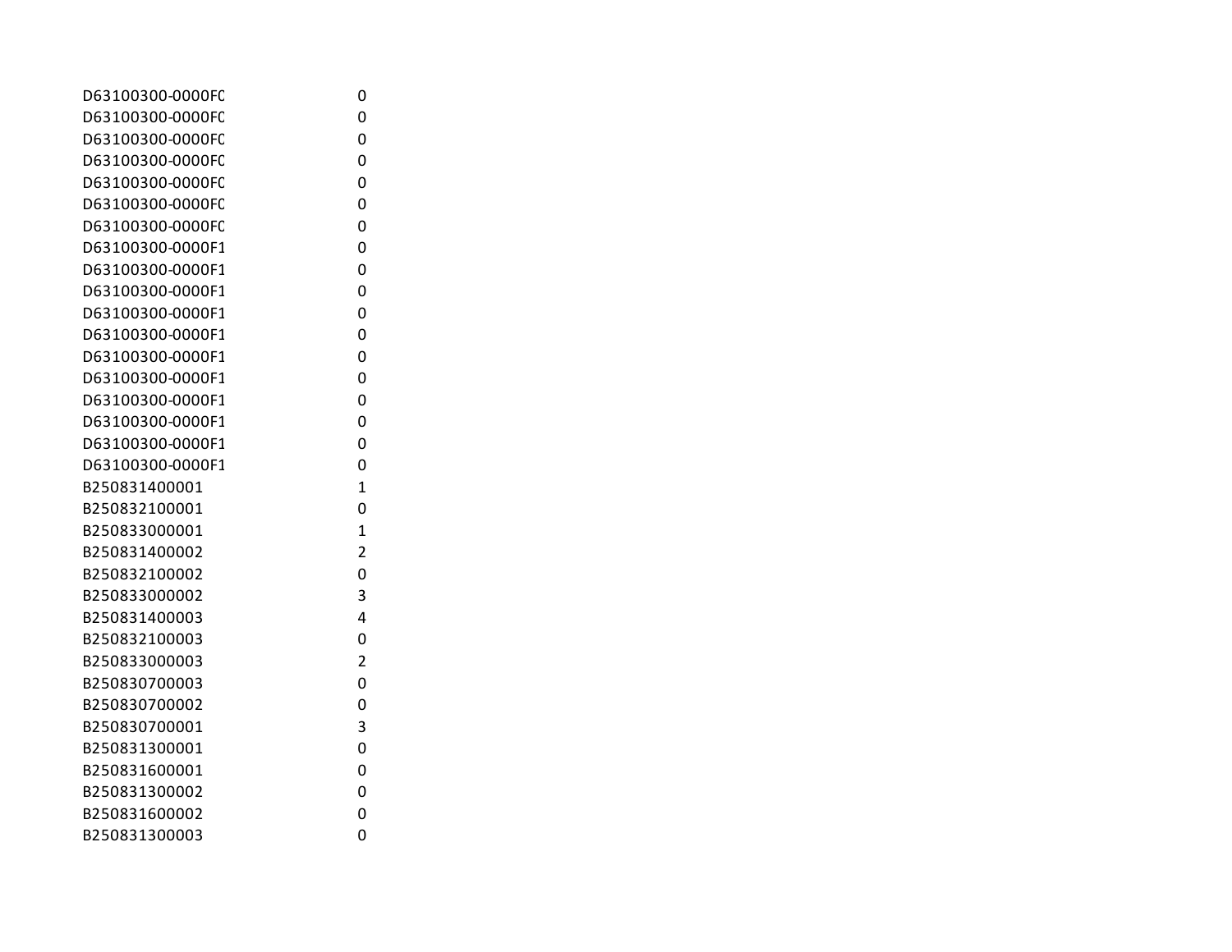| | |
|---|---|
| D63100300-0000F0 | 0 |
| D63100300-0000F0 | 0 |
| D63100300-0000F0 | 0 |
| D63100300-0000F0 | 0 |
| D63100300-0000F0 | 0 |
| D63100300-0000F0 | 0 |
| D63100300-0000F0 | 0 |
| D63100300-0000F1 | 0 |
| D63100300-0000F1 | 0 |
| D63100300-0000F1 | 0 |
| D63100300-0000F1 | 0 |
| D63100300-0000F1 | 0 |
| D63100300-0000F1 | 0 |
| D63100300-0000F1 | 0 |
| D63100300-0000F1 | 0 |
| D63100300-0000F1 | 0 |
| D63100300-0000F1 | 0 |
| D63100300-0000F1 | 0 |
| B250831400001 | 1 |
| B250832100001 | 0 |
| B250833000001 | 1 |
| B250831400002 | 2 |
| B250832100002 | 0 |
| B250833000002 | 3 |
| B250831400003 | 4 |
| B250832100003 | 0 |
| B250833000003 | 2 |
| B250830700003 | 0 |
| B250830700002 | 0 |
| B250830700001 | 3 |
| B250831300001 | 0 |
| B250831600001 | 0 |
| B250831300002 | 0 |
| B250831600002 | 0 |
| B250831300003 | 0 |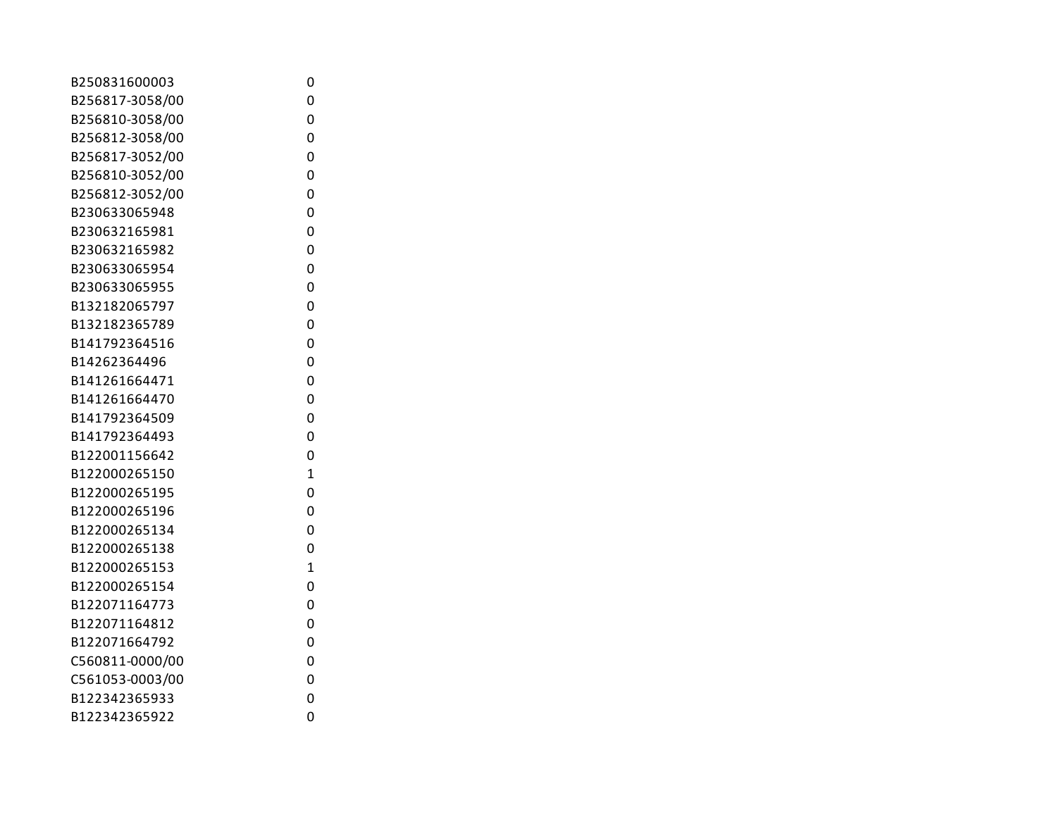| | |
|---|---|
| B250831600003 | 0 |
| B256817-3058/00 | 0 |
| B256810-3058/00 | 0 |
| B256812-3058/00 | 0 |
| B256817-3052/00 | 0 |
| B256810-3052/00 | 0 |
| B256812-3052/00 | 0 |
| B230633065948 | 0 |
| B230632165981 | 0 |
| B230632165982 | 0 |
| B230633065954 | 0 |
| B230633065955 | 0 |
| B132182065797 | 0 |
| B132182365789 | 0 |
| B141792364516 | 0 |
| B14262364496 | 0 |
| B141261664471 | 0 |
| B141261664470 | 0 |
| B141792364509 | 0 |
| B141792364493 | 0 |
| B122001156642 | 0 |
| B122000265150 | 1 |
| B122000265195 | 0 |
| B122000265196 | 0 |
| B122000265134 | 0 |
| B122000265138 | 0 |
| B122000265153 | 1 |
| B122000265154 | 0 |
| B122071164773 | 0 |
| B122071164812 | 0 |
| B122071664792 | 0 |
| C560811-0000/00 | 0 |
| C561053-0003/00 | 0 |
| B122342365933 | 0 |
| B122342365922 | 0 |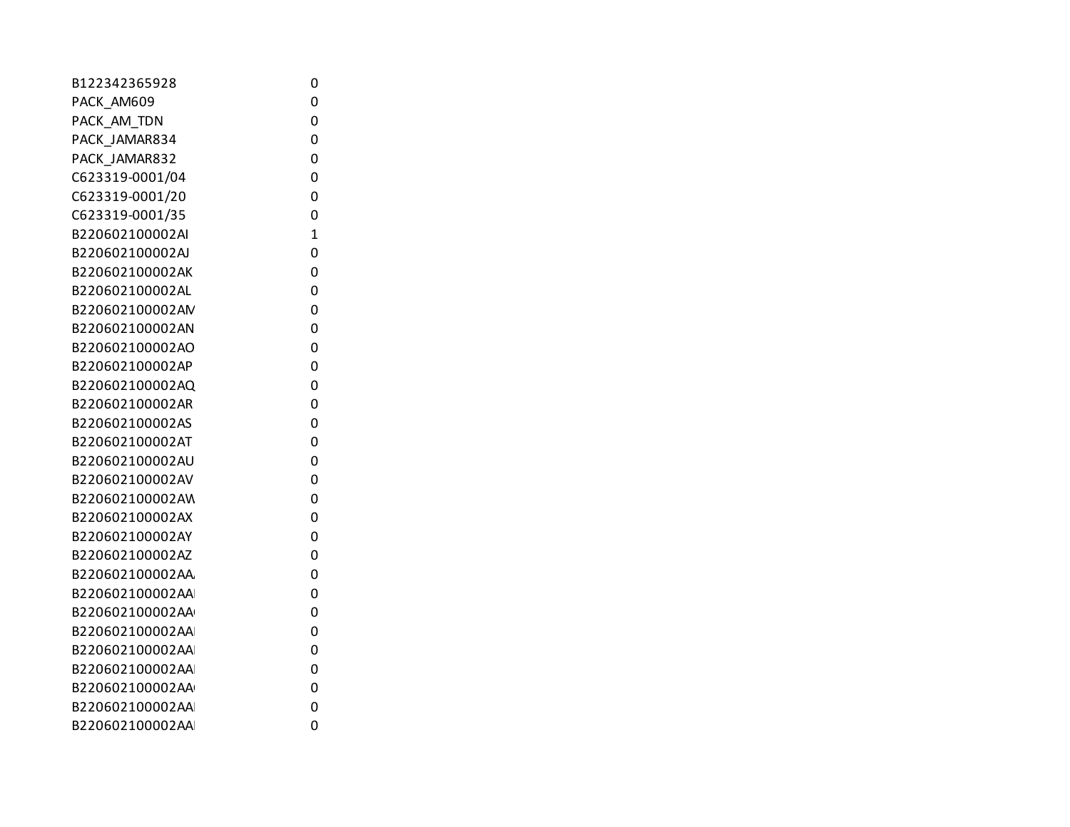| | |
|---|---|
| B122342365928 | 0 |
| PACK_AM609 | 0 |
| PACK_AM_TDN | 0 |
| PACK_JAMAR834 | 0 |
| PACK_JAMAR832 | 0 |
| C623319-0001/04 | 0 |
| C623319-0001/20 | 0 |
| C623319-0001/35 | 0 |
| B220602100002AI | 1 |
| B220602100002AJ | 0 |
| B220602100002AK | 0 |
| B220602100002AL | 0 |
| B220602100002AM | 0 |
| B220602100002AN | 0 |
| B220602100002AO | 0 |
| B220602100002AP | 0 |
| B220602100002AQ | 0 |
| B220602100002AR | 0 |
| B220602100002AS | 0 |
| B220602100002AT | 0 |
| B220602100002AU | 0 |
| B220602100002AV | 0 |
| B220602100002AW | 0 |
| B220602100002AX | 0 |
| B220602100002AY | 0 |
| B220602100002AZ | 0 |
| B220602100002AA | 0 |
| B220602100002AA | 0 |
| B220602100002AA | 0 |
| B220602100002AA | 0 |
| B220602100002AA | 0 |
| B220602100002AA | 0 |
| B220602100002AA | 0 |
| B220602100002AA | 0 |
| B220602100002AA | 0 |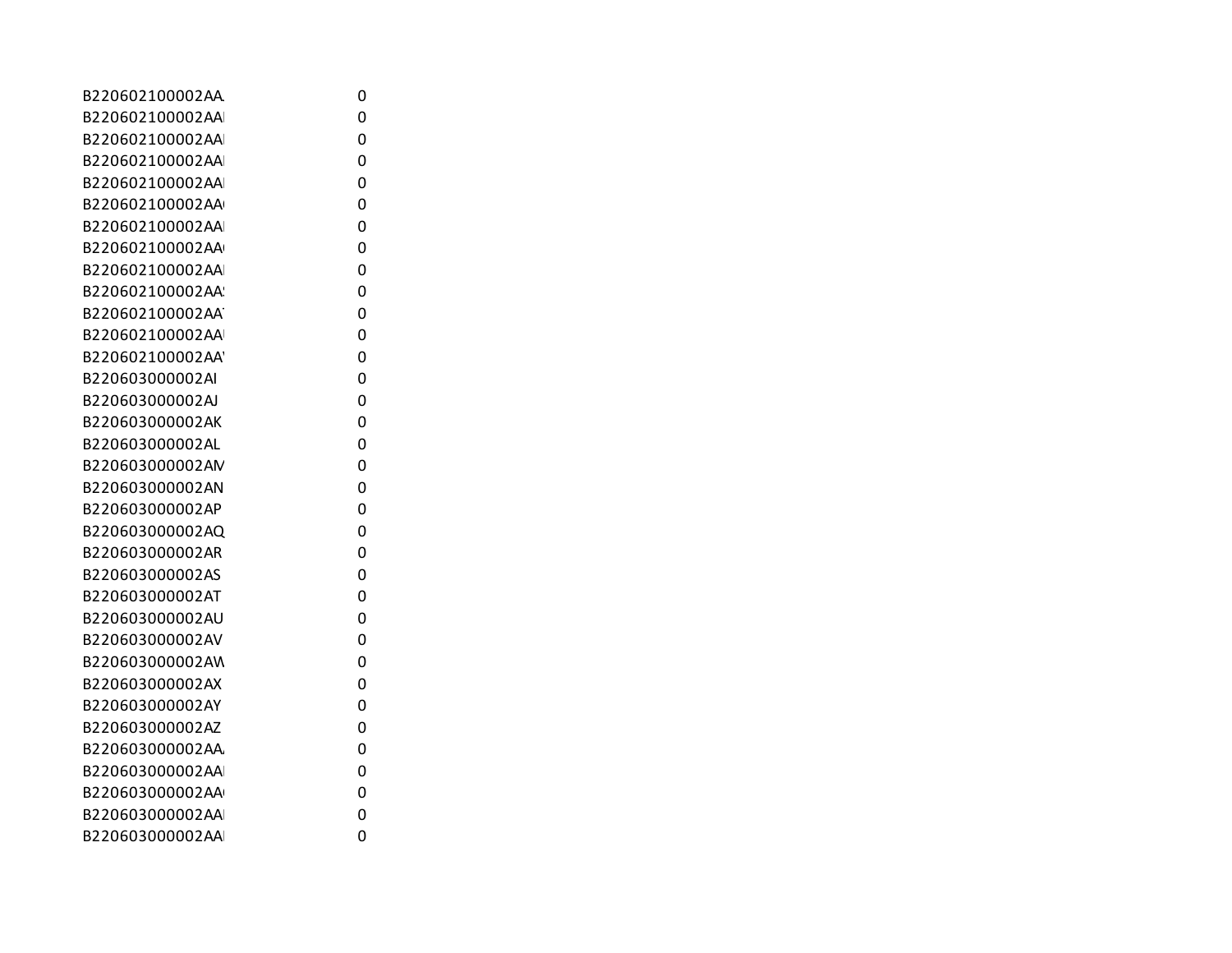| | |
|---|---|
| B220602100002AA | 0 |
| B220602100002AA | 0 |
| B220602100002AA | 0 |
| B220602100002AA | 0 |
| B220602100002AA | 0 |
| B220602100002AA | 0 |
| B220602100002AA | 0 |
| B220602100002AA | 0 |
| B220602100002AA | 0 |
| B220602100002AA | 0 |
| B220602100002AA | 0 |
| B220602100002AA | 0 |
| B220602100002AA | 0 |
| B220603000002AI | 0 |
| B220603000002AJ | 0 |
| B220603000002AK | 0 |
| B220603000002AL | 0 |
| B220603000002AM | 0 |
| B220603000002AN | 0 |
| B220603000002AP | 0 |
| B220603000002AQ | 0 |
| B220603000002AR | 0 |
| B220603000002AS | 0 |
| B220603000002AT | 0 |
| B220603000002AU | 0 |
| B220603000002AV | 0 |
| B220603000002AW | 0 |
| B220603000002AX | 0 |
| B220603000002AY | 0 |
| B220603000002AZ | 0 |
| B220603000002AA | 0 |
| B220603000002AA | 0 |
| B220603000002AA | 0 |
| B220603000002AA | 0 |
| B220603000002AA | 0 |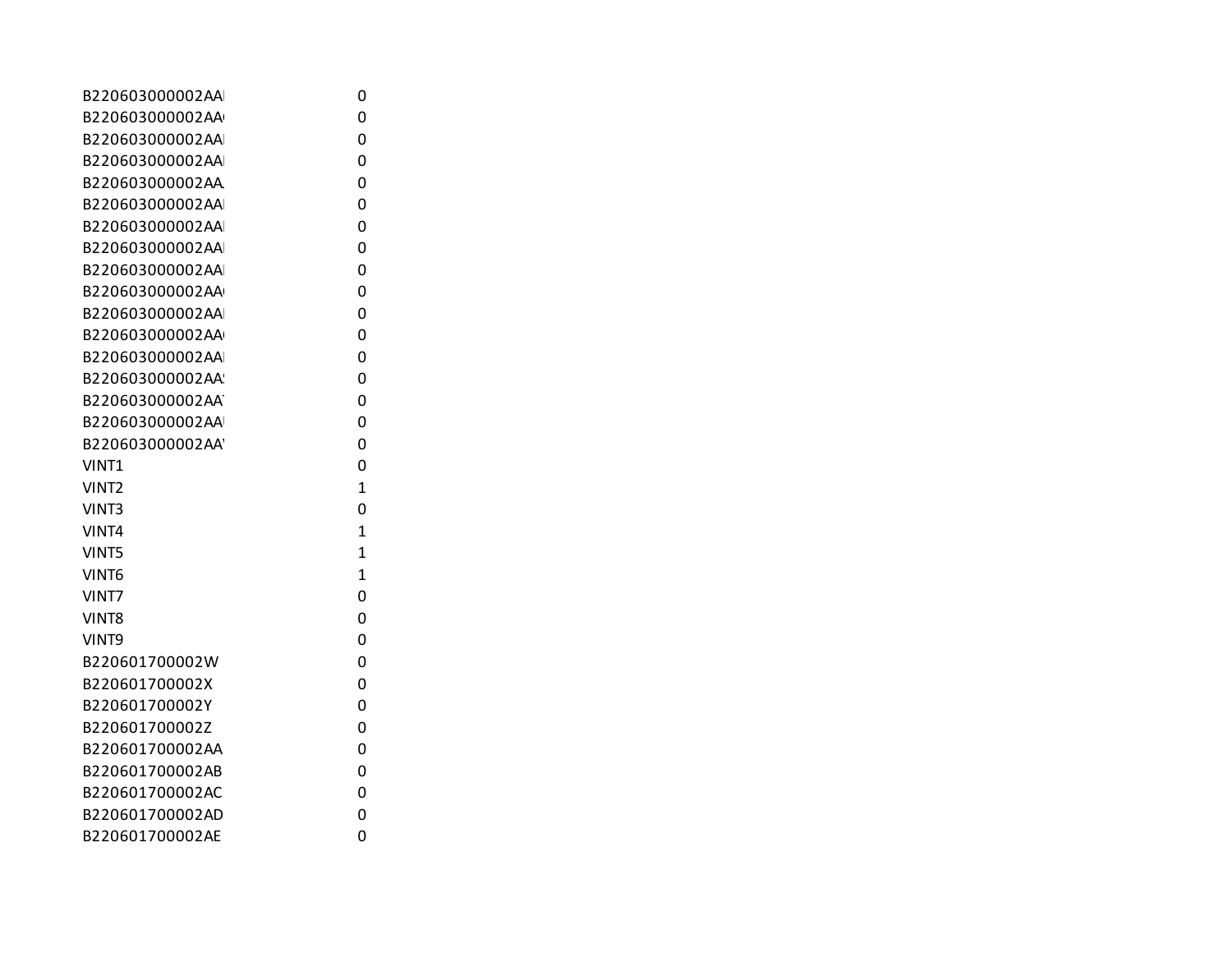| | |
|---|---|
| B220603000002AAI | 0 |
| B220603000002AA( | 0 |
| B220603000002AAI | 0 |
| B220603000002AAI | 0 |
| B220603000002AA. | 0 |
| B220603000002AAI | 0 |
| B220603000002AAI | 0 |
| B220603000002AAI | 0 |
| B220603000002AAI | 0 |
| B220603000002AA( | 0 |
| B220603000002AAI | 0 |
| B220603000002AA( | 0 |
| B220603000002AAI | 0 |
| B220603000002AA! | 0 |
| B220603000002AA | 0 |
| B220603000002AAI | 0 |
| B220603000002AA\ | 0 |
| VINT1 | 0 |
| VINT2 | 1 |
| VINT3 | 0 |
| VINT4 | 1 |
| VINT5 | 1 |
| VINT6 | 1 |
| VINT7 | 0 |
| VINT8 | 0 |
| VINT9 | 0 |
| B220601700002W | 0 |
| B220601700002X | 0 |
| B220601700002Y | 0 |
| B220601700002Z | 0 |
| B220601700002AA | 0 |
| B220601700002AB | 0 |
| B220601700002AC | 0 |
| B220601700002AD | 0 |
| B220601700002AE | 0 |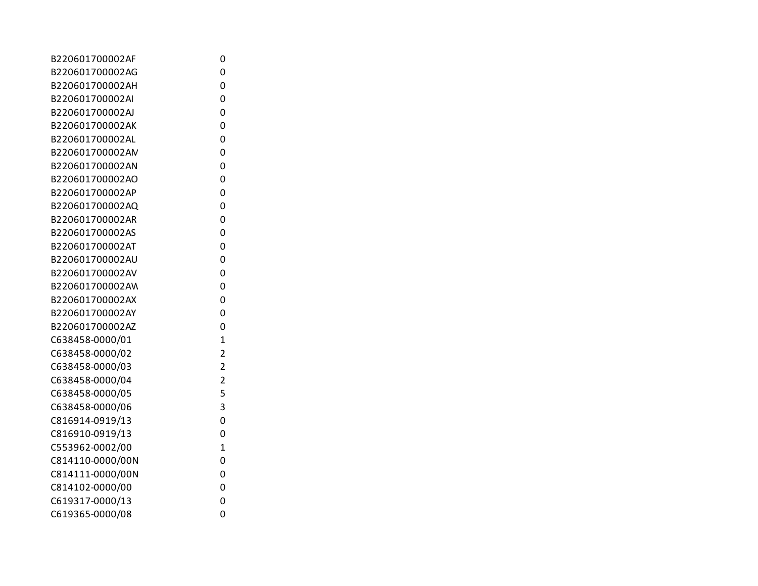| | |
|---|---|
| B220601700002AF | 0 |
| B220601700002AG | 0 |
| B220601700002AH | 0 |
| B220601700002AI | 0 |
| B220601700002AJ | 0 |
| B220601700002AK | 0 |
| B220601700002AL | 0 |
| B220601700002AM | 0 |
| B220601700002AN | 0 |
| B220601700002AO | 0 |
| B220601700002AP | 0 |
| B220601700002AQ | 0 |
| B220601700002AR | 0 |
| B220601700002AS | 0 |
| B220601700002AT | 0 |
| B220601700002AU | 0 |
| B220601700002AV | 0 |
| B220601700002AW | 0 |
| B220601700002AX | 0 |
| B220601700002AY | 0 |
| B220601700002AZ | 0 |
| C638458-0000/01 | 1 |
| C638458-0000/02 | 2 |
| C638458-0000/03 | 2 |
| C638458-0000/04 | 2 |
| C638458-0000/05 | 5 |
| C638458-0000/06 | 3 |
| C816914-0919/13 | 0 |
| C816910-0919/13 | 0 |
| C553962-0002/00 | 1 |
| C814110-0000/00N | 0 |
| C814111-0000/00N | 0 |
| C814102-0000/00 | 0 |
| C619317-0000/13 | 0 |
| C619365-0000/08 | 0 |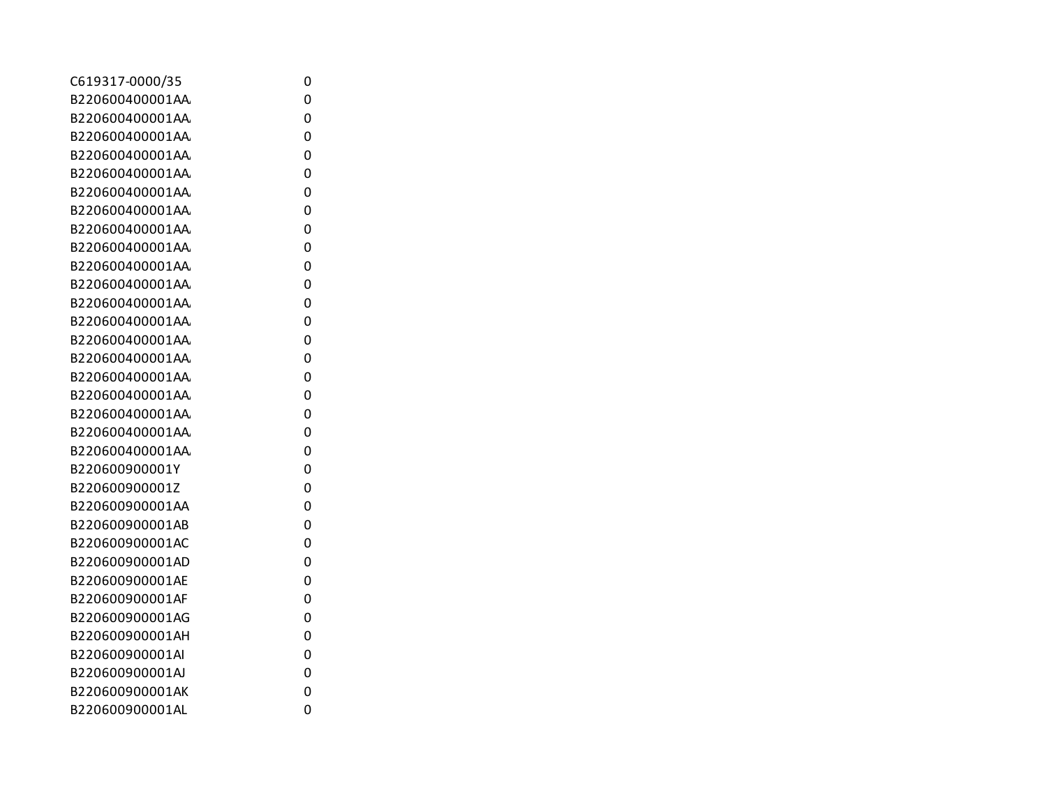| | |
|---|---|
| C619317-0000/35 | 0 |
| B220600400001AA/ | 0 |
| B220600400001AA/ | 0 |
| B220600400001AA/ | 0 |
| B220600400001AA/ | 0 |
| B220600400001AA/ | 0 |
| B220600400001AA/ | 0 |
| B220600400001AA/ | 0 |
| B220600400001AA/ | 0 |
| B220600400001AA/ | 0 |
| B220600400001AA/ | 0 |
| B220600400001AA/ | 0 |
| B220600400001AA/ | 0 |
| B220600400001AA/ | 0 |
| B220600400001AA/ | 0 |
| B220600400001AA/ | 0 |
| B220600400001AA/ | 0 |
| B220600400001AA/ | 0 |
| B220600400001AA/ | 0 |
| B220600400001AA/ | 0 |
| B220600400001AA/ | 0 |
| B220600900001Y | 0 |
| B220600900001Z | 0 |
| B220600900001AA | 0 |
| B220600900001AB | 0 |
| B220600900001AC | 0 |
| B220600900001AD | 0 |
| B220600900001AE | 0 |
| B220600900001AF | 0 |
| B220600900001AG | 0 |
| B220600900001AH | 0 |
| B220600900001AI | 0 |
| B220600900001AJ | 0 |
| B220600900001AK | 0 |
| B220600900001AL | 0 |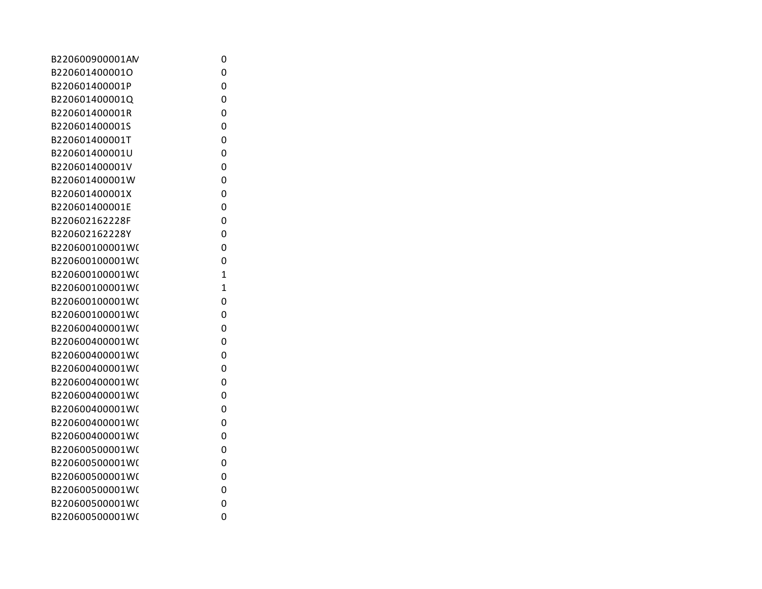| | |
|---|---|
| B220600900001AM | 0 |
| B220601400001O | 0 |
| B220601400001P | 0 |
| B220601400001Q | 0 |
| B220601400001R | 0 |
| B220601400001S | 0 |
| B220601400001T | 0 |
| B220601400001U | 0 |
| B220601400001V | 0 |
| B220601400001W | 0 |
| B220601400001X | 0 |
| B220601400001E | 0 |
| B220602162228F | 0 |
| B220602162228Y | 0 |
| B220600100001W( | 0 |
| B220600100001W( | 0 |
| B220600100001W( | 1 |
| B220600100001W( | 1 |
| B220600100001W( | 0 |
| B220600100001W( | 0 |
| B220600400001W( | 0 |
| B220600400001W( | 0 |
| B220600400001W( | 0 |
| B220600400001W( | 0 |
| B220600400001W( | 0 |
| B220600400001W( | 0 |
| B220600400001W( | 0 |
| B220600400001W( | 0 |
| B220600400001W( | 0 |
| B220600500001W( | 0 |
| B220600500001W( | 0 |
| B220600500001W( | 0 |
| B220600500001W( | 0 |
| B220600500001W( | 0 |
| B220600500001W( | 0 |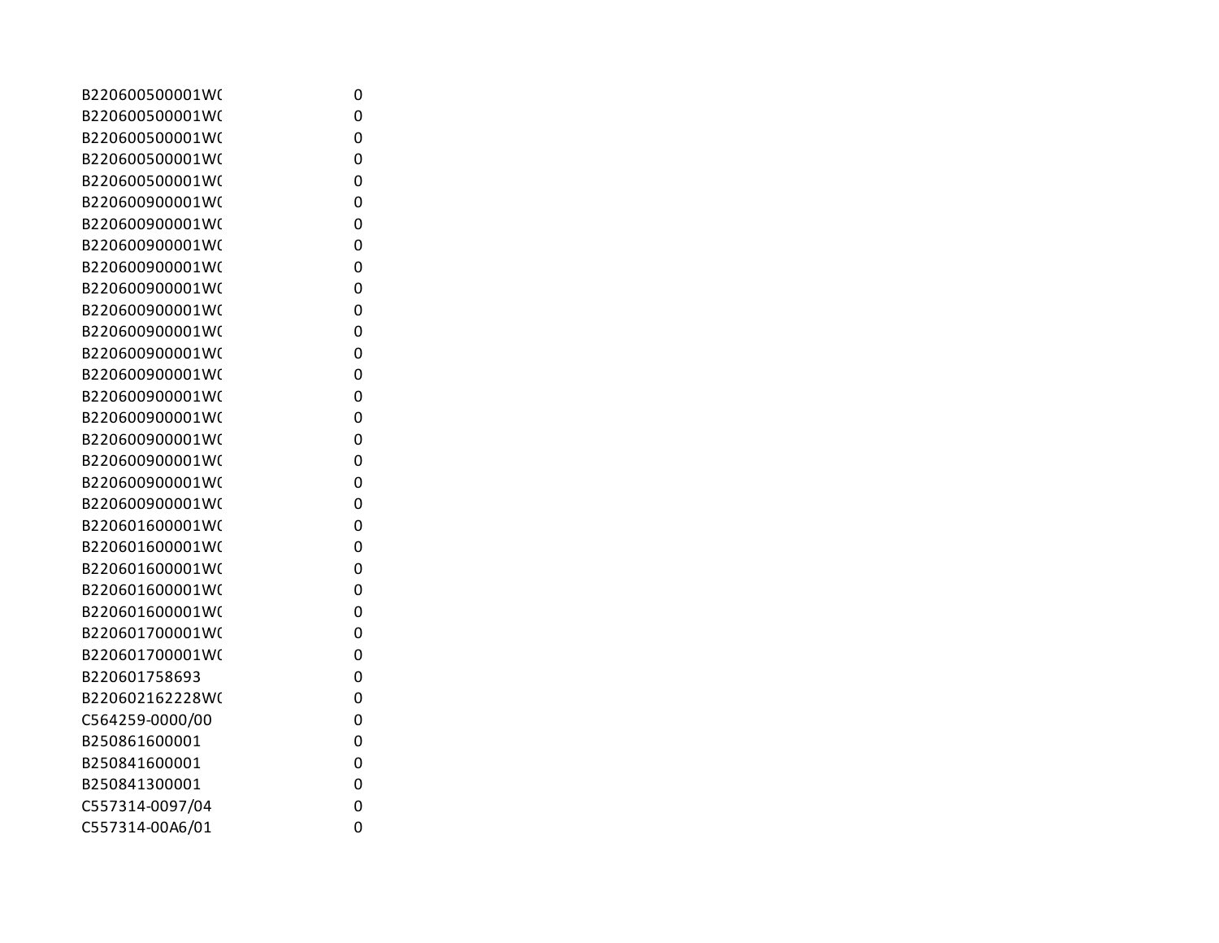| | |
|---|---|
| B220600500001W( | 0 |
| B220600500001W( | 0 |
| B220600500001W( | 0 |
| B220600500001W( | 0 |
| B220600500001W( | 0 |
| B220600900001W( | 0 |
| B220600900001W( | 0 |
| B220600900001W( | 0 |
| B220600900001W( | 0 |
| B220600900001W( | 0 |
| B220600900001W( | 0 |
| B220600900001W( | 0 |
| B220600900001W( | 0 |
| B220600900001W( | 0 |
| B220600900001W( | 0 |
| B220600900001W( | 0 |
| B220600900001W( | 0 |
| B220600900001W( | 0 |
| B220600900001W( | 0 |
| B220600900001W( | 0 |
| B220601600001W( | 0 |
| B220601600001W( | 0 |
| B220601600001W( | 0 |
| B220601600001W( | 0 |
| B220601600001W( | 0 |
| B220601700001W( | 0 |
| B220601700001W( | 0 |
| B220601758693 | 0 |
| B220602162228W( | 0 |
| C564259-0000/00 | 0 |
| B250861600001 | 0 |
| B250841600001 | 0 |
| B250841300001 | 0 |
| C557314-0097/04 | 0 |
| C557314-00A6/01 | 0 |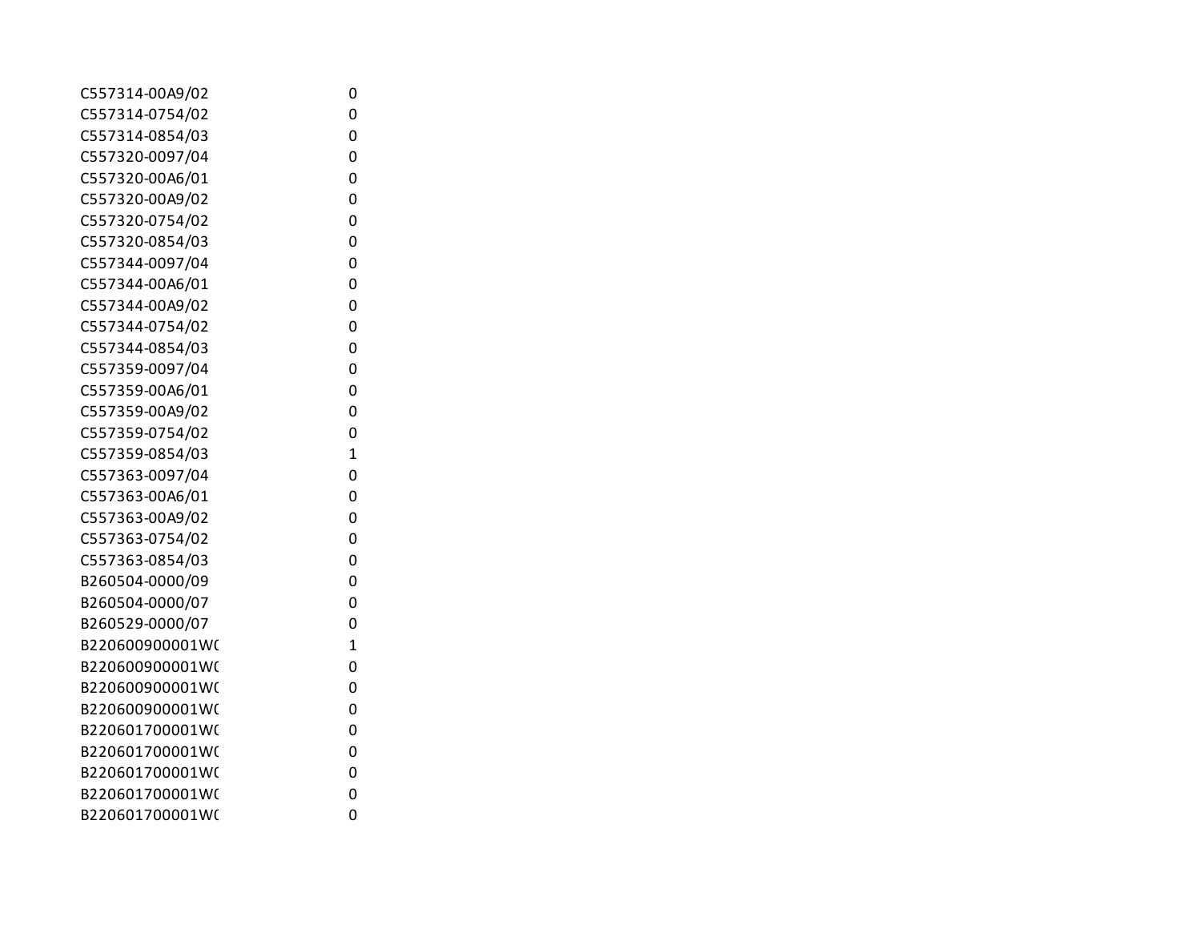| | |
|---|---|
| C557314-00A9/02 | 0 |
| C557314-0754/02 | 0 |
| C557314-0854/03 | 0 |
| C557320-0097/04 | 0 |
| C557320-00A6/01 | 0 |
| C557320-00A9/02 | 0 |
| C557320-0754/02 | 0 |
| C557320-0854/03 | 0 |
| C557344-0097/04 | 0 |
| C557344-00A6/01 | 0 |
| C557344-00A9/02 | 0 |
| C557344-0754/02 | 0 |
| C557344-0854/03 | 0 |
| C557359-0097/04 | 0 |
| C557359-00A6/01 | 0 |
| C557359-00A9/02 | 0 |
| C557359-0754/02 | 0 |
| C557359-0854/03 | 1 |
| C557363-0097/04 | 0 |
| C557363-00A6/01 | 0 |
| C557363-00A9/02 | 0 |
| C557363-0754/02 | 0 |
| C557363-0854/03 | 0 |
| B260504-0000/09 | 0 |
| B260504-0000/07 | 0 |
| B260529-0000/07 | 0 |
| B220600900001W( | 1 |
| B220600900001W( | 0 |
| B220600900001W( | 0 |
| B220600900001W( | 0 |
| B220601700001W( | 0 |
| B220601700001W( | 0 |
| B220601700001W( | 0 |
| B220601700001W( | 0 |
| B220601700001W( | 0 |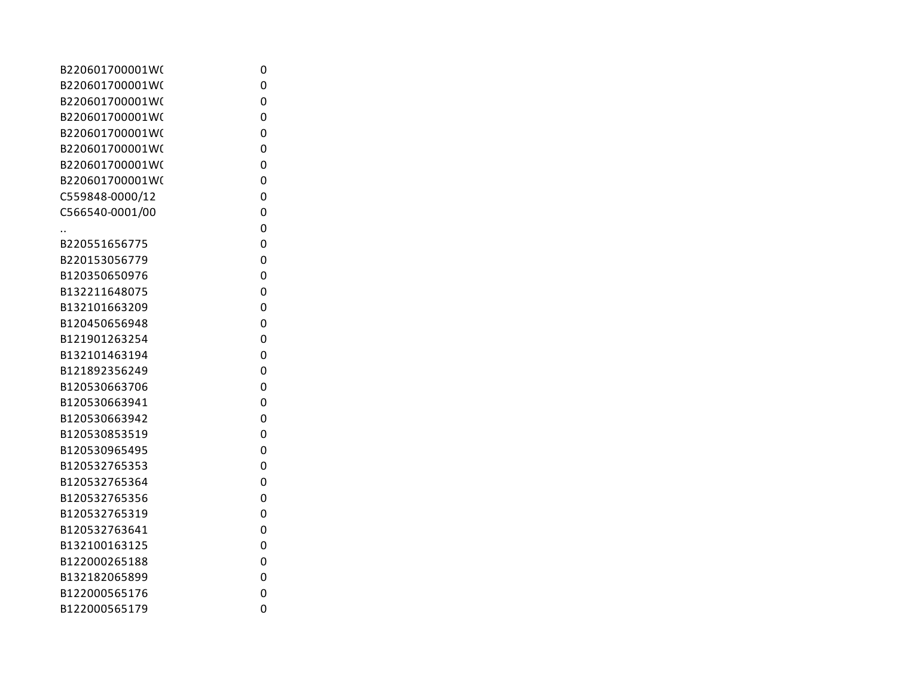| | |
|---|---|
| B220601700001W( | 0 |
| B220601700001W( | 0 |
| B220601700001W( | 0 |
| B220601700001W( | 0 |
| B220601700001W( | 0 |
| B220601700001W( | 0 |
| B220601700001W( | 0 |
| B220601700001W( | 0 |
| C559848-0000/12 | 0 |
| C566540-0001/00 | 0 |
| .. | 0 |
| B220551656775 | 0 |
| B220153056779 | 0 |
| B120350650976 | 0 |
| B132211648075 | 0 |
| B132101663209 | 0 |
| B120450656948 | 0 |
| B121901263254 | 0 |
| B132101463194 | 0 |
| B121892356249 | 0 |
| B120530663706 | 0 |
| B120530663941 | 0 |
| B120530663942 | 0 |
| B120530853519 | 0 |
| B120530965495 | 0 |
| B120532765353 | 0 |
| B120532765364 | 0 |
| B120532765356 | 0 |
| B120532765319 | 0 |
| B120532763641 | 0 |
| B132100163125 | 0 |
| B122000265188 | 0 |
| B132182065899 | 0 |
| B122000565176 | 0 |
| B122000565179 | 0 |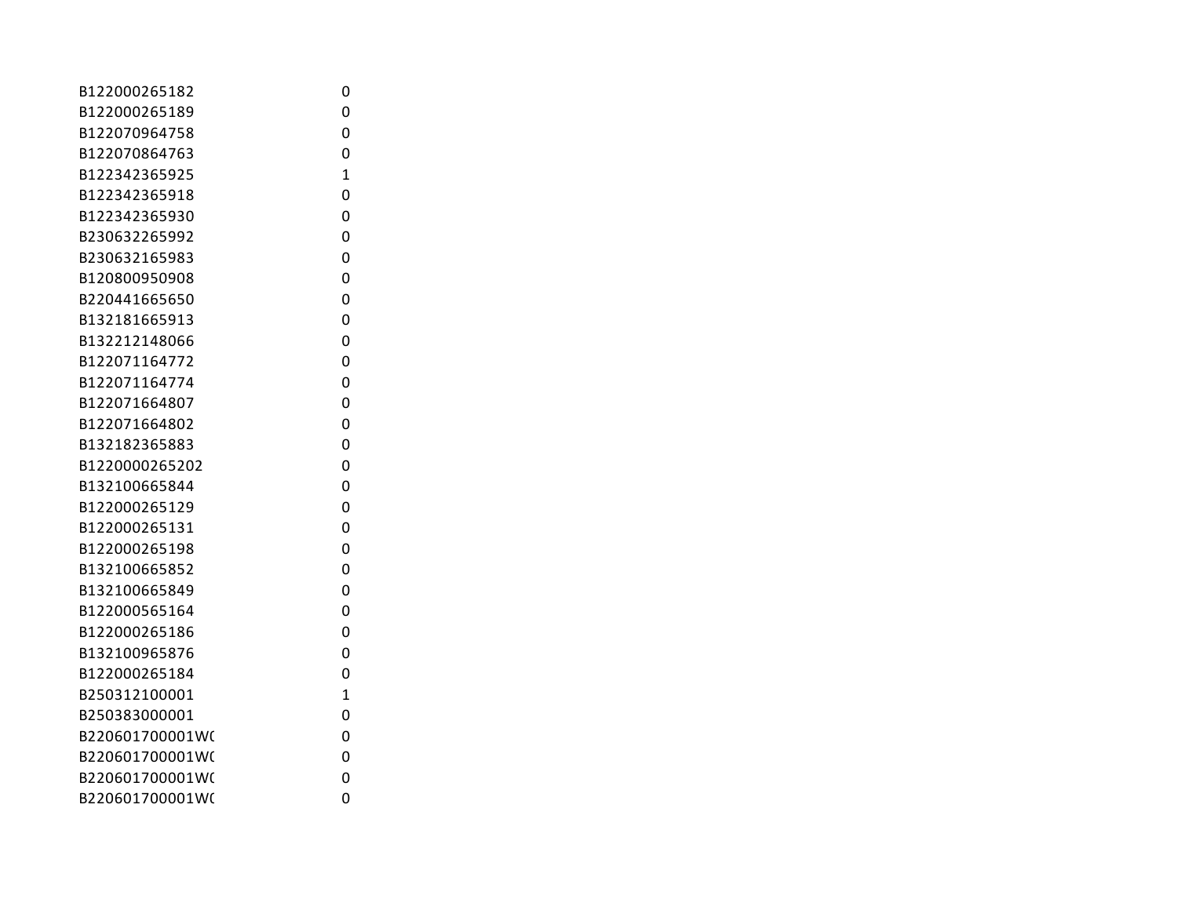| | |
|---|---|
| B122000265182 | 0 |
| B122000265189 | 0 |
| B122070964758 | 0 |
| B122070864763 | 0 |
| B122342365925 | 1 |
| B122342365918 | 0 |
| B122342365930 | 0 |
| B230632265992 | 0 |
| B230632165983 | 0 |
| B120800950908 | 0 |
| B220441665650 | 0 |
| B132181665913 | 0 |
| B132212148066 | 0 |
| B122071164772 | 0 |
| B122071164774 | 0 |
| B122071664807 | 0 |
| B122071664802 | 0 |
| B132182365883 | 0 |
| B1220000265202 | 0 |
| B132100665844 | 0 |
| B122000265129 | 0 |
| B122000265131 | 0 |
| B122000265198 | 0 |
| B132100665852 | 0 |
| B132100665849 | 0 |
| B122000565164 | 0 |
| B122000265186 | 0 |
| B132100965876 | 0 |
| B122000265184 | 0 |
| B250312100001 | 1 |
| B250383000001 | 0 |
| B220601700001W( | 0 |
| B220601700001W( | 0 |
| B220601700001W( | 0 |
| B220601700001W( | 0 |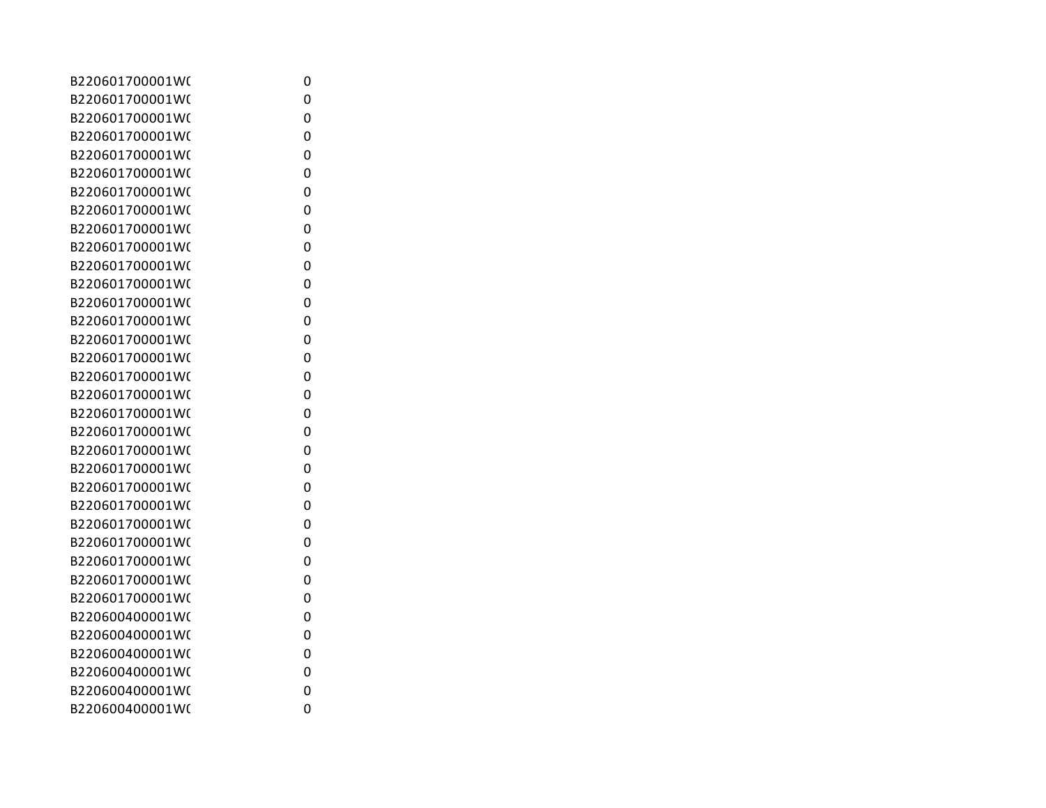| | |
|---|---|
| B220601700001W( | 0 |
| B220601700001W( | 0 |
| B220601700001W( | 0 |
| B220601700001W( | 0 |
| B220601700001W( | 0 |
| B220601700001W( | 0 |
| B220601700001W( | 0 |
| B220601700001W( | 0 |
| B220601700001W( | 0 |
| B220601700001W( | 0 |
| B220601700001W( | 0 |
| B220601700001W( | 0 |
| B220601700001W( | 0 |
| B220601700001W( | 0 |
| B220601700001W( | 0 |
| B220601700001W( | 0 |
| B220601700001W( | 0 |
| B220601700001W( | 0 |
| B220601700001W( | 0 |
| B220601700001W( | 0 |
| B220601700001W( | 0 |
| B220601700001W( | 0 |
| B220601700001W( | 0 |
| B220601700001W( | 0 |
| B220601700001W( | 0 |
| B220601700001W( | 0 |
| B220601700001W( | 0 |
| B220601700001W( | 0 |
| B220601700001W( | 0 |
| B220600400001W( | 0 |
| B220600400001W( | 0 |
| B220600400001W( | 0 |
| B220600400001W( | 0 |
| B220600400001W( | 0 |
| B220600400001W( | 0 |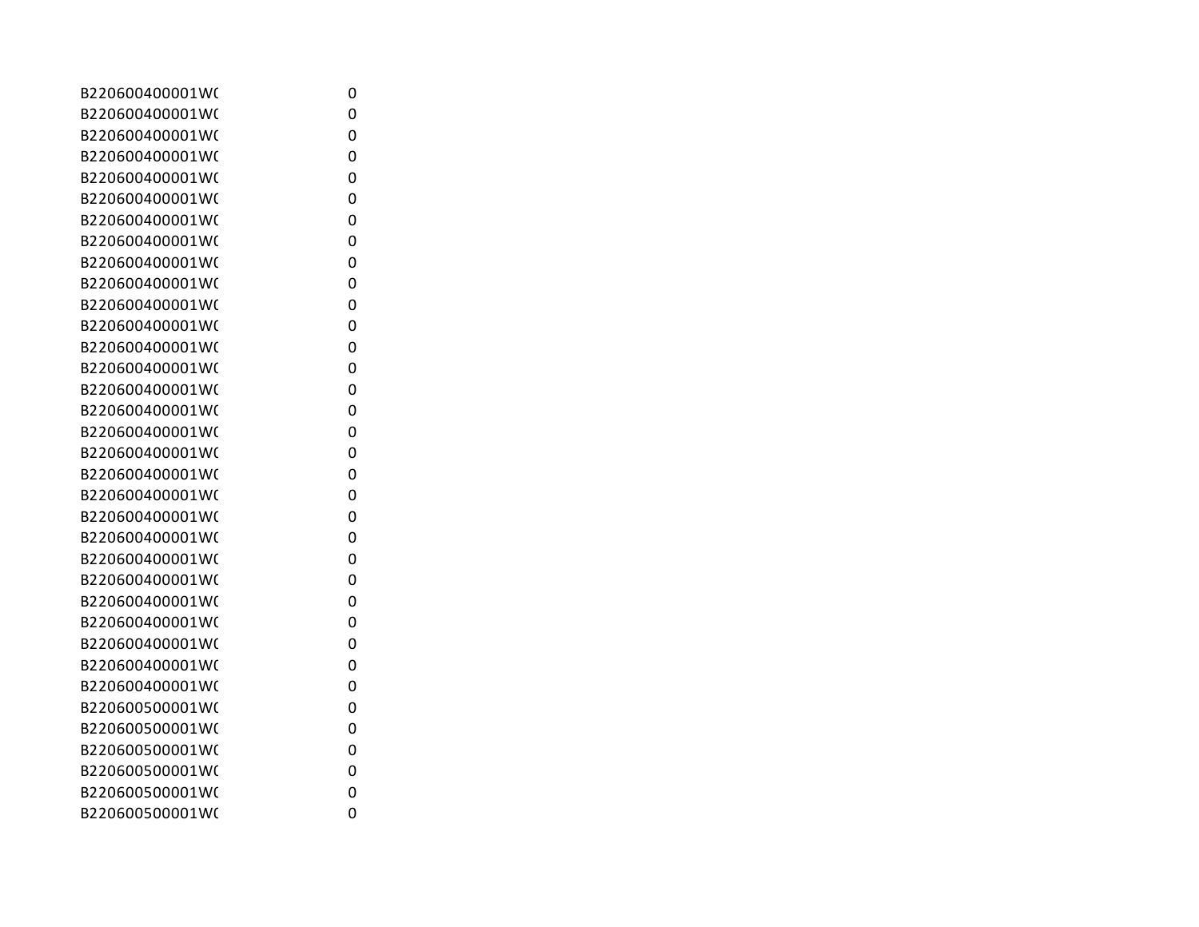| | |
|---|---|
| B220600400001W( | 0 |
| B220600400001W( | 0 |
| B220600400001W( | 0 |
| B220600400001W( | 0 |
| B220600400001W( | 0 |
| B220600400001W( | 0 |
| B220600400001W( | 0 |
| B220600400001W( | 0 |
| B220600400001W( | 0 |
| B220600400001W( | 0 |
| B220600400001W( | 0 |
| B220600400001W( | 0 |
| B220600400001W( | 0 |
| B220600400001W( | 0 |
| B220600400001W( | 0 |
| B220600400001W( | 0 |
| B220600400001W( | 0 |
| B220600400001W( | 0 |
| B220600400001W( | 0 |
| B220600400001W( | 0 |
| B220600400001W( | 0 |
| B220600400001W( | 0 |
| B220600400001W( | 0 |
| B220600400001W( | 0 |
| B220600400001W( | 0 |
| B220600400001W( | 0 |
| B220600400001W( | 0 |
| B220600400001W( | 0 |
| B220600400001W( | 0 |
| B220600500001W( | 0 |
| B220600500001W( | 0 |
| B220600500001W( | 0 |
| B220600500001W( | 0 |
| B220600500001W( | 0 |
| B220600500001W( | 0 |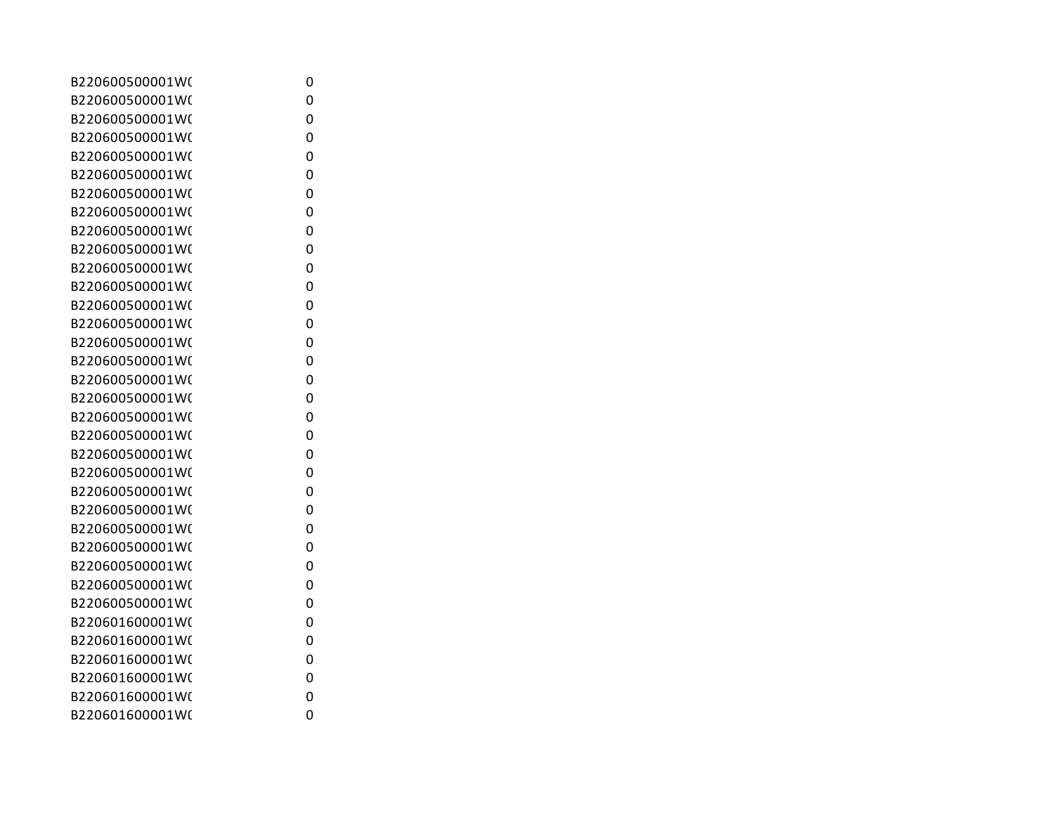| | |
|---|---|
| B220600500001W( | 0 |
| B220600500001W( | 0 |
| B220600500001W( | 0 |
| B220600500001W( | 0 |
| B220600500001W( | 0 |
| B220600500001W( | 0 |
| B220600500001W( | 0 |
| B220600500001W( | 0 |
| B220600500001W( | 0 |
| B220600500001W( | 0 |
| B220600500001W( | 0 |
| B220600500001W( | 0 |
| B220600500001W( | 0 |
| B220600500001W( | 0 |
| B220600500001W( | 0 |
| B220600500001W( | 0 |
| B220600500001W( | 0 |
| B220600500001W( | 0 |
| B220600500001W( | 0 |
| B220600500001W( | 0 |
| B220600500001W( | 0 |
| B220600500001W( | 0 |
| B220600500001W( | 0 |
| B220600500001W( | 0 |
| B220600500001W( | 0 |
| B220600500001W( | 0 |
| B220600500001W( | 0 |
| B220600500001W( | 0 |
| B220600500001W( | 0 |
| B220601600001W( | 0 |
| B220601600001W( | 0 |
| B220601600001W( | 0 |
| B220601600001W( | 0 |
| B220601600001W( | 0 |
| B220601600001W( | 0 |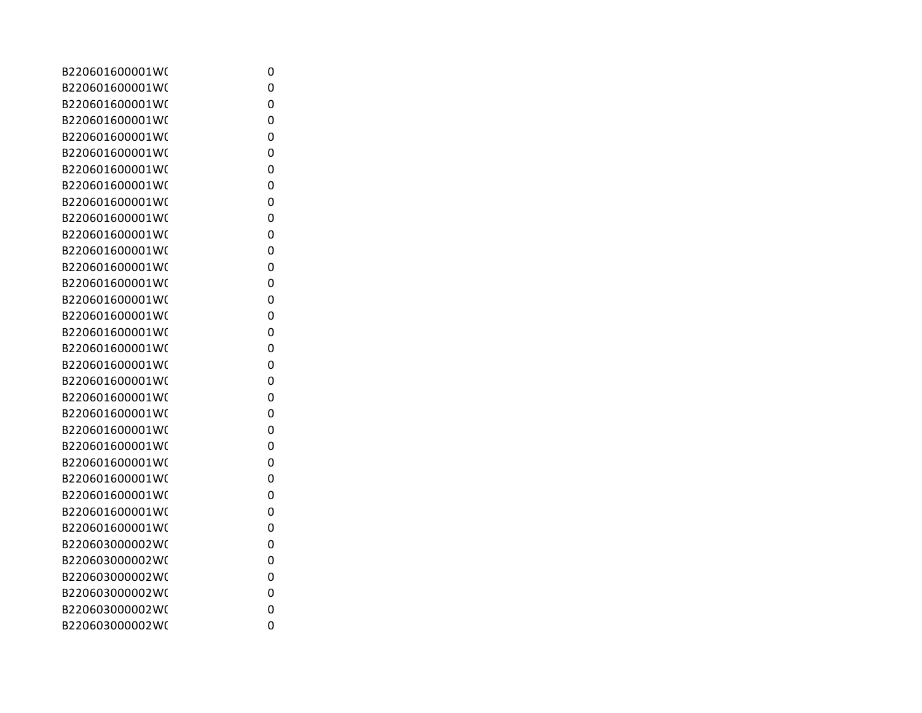| | |
|---|---|
| B220601600001W( | 0 |
| B220601600001W( | 0 |
| B220601600001W( | 0 |
| B220601600001W( | 0 |
| B220601600001W( | 0 |
| B220601600001W( | 0 |
| B220601600001W( | 0 |
| B220601600001W( | 0 |
| B220601600001W( | 0 |
| B220601600001W( | 0 |
| B220601600001W( | 0 |
| B220601600001W( | 0 |
| B220601600001W( | 0 |
| B220601600001W( | 0 |
| B220601600001W( | 0 |
| B220601600001W( | 0 |
| B220601600001W( | 0 |
| B220601600001W( | 0 |
| B220601600001W( | 0 |
| B220601600001W( | 0 |
| B220601600001W( | 0 |
| B220601600001W( | 0 |
| B220601600001W( | 0 |
| B220601600001W( | 0 |
| B220601600001W( | 0 |
| B220601600001W( | 0 |
| B220601600001W( | 0 |
| B220601600001W( | 0 |
| B220601600001W( | 0 |
| B220603000002W( | 0 |
| B220603000002W( | 0 |
| B220603000002W( | 0 |
| B220603000002W( | 0 |
| B220603000002W( | 0 |
| B220603000002W( | 0 |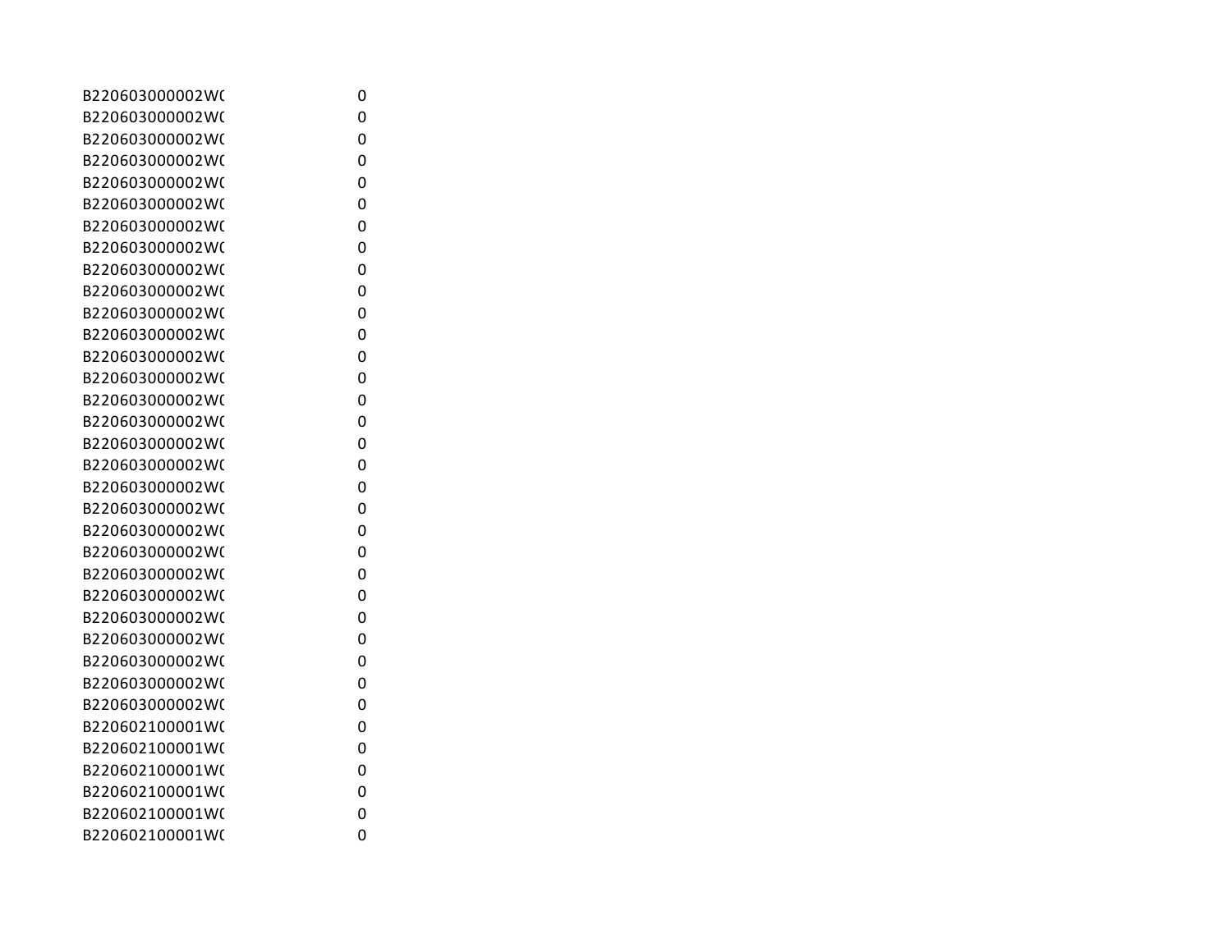| | |
|---|---|
| B220603000002W( | 0 |
| B220603000002W( | 0 |
| B220603000002W( | 0 |
| B220603000002W( | 0 |
| B220603000002W( | 0 |
| B220603000002W( | 0 |
| B220603000002W( | 0 |
| B220603000002W( | 0 |
| B220603000002W( | 0 |
| B220603000002W( | 0 |
| B220603000002W( | 0 |
| B220603000002W( | 0 |
| B220603000002W( | 0 |
| B220603000002W( | 0 |
| B220603000002W( | 0 |
| B220603000002W( | 0 |
| B220603000002W( | 0 |
| B220603000002W( | 0 |
| B220603000002W( | 0 |
| B220603000002W( | 0 |
| B220603000002W( | 0 |
| B220603000002W( | 0 |
| B220603000002W( | 0 |
| B220603000002W( | 0 |
| B220603000002W( | 0 |
| B220603000002W( | 0 |
| B220603000002W( | 0 |
| B220603000002W( | 0 |
| B220603000002W( | 0 |
| B220602100001W( | 0 |
| B220602100001W( | 0 |
| B220602100001W( | 0 |
| B220602100001W( | 0 |
| B220602100001W( | 0 |
| B220602100001W( | 0 |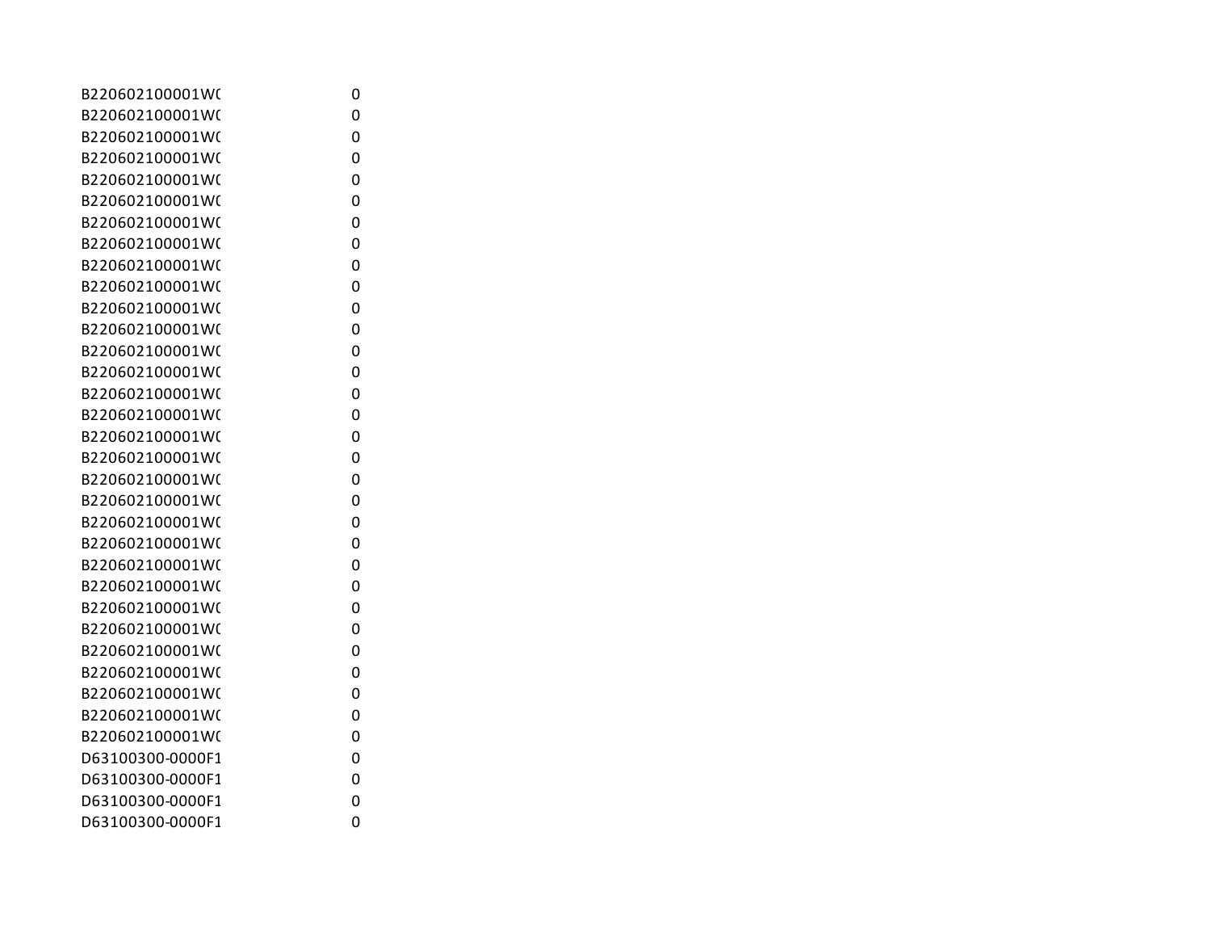| | |
|---|---|
| B220602100001W( | 0 |
| B220602100001W( | 0 |
| B220602100001W( | 0 |
| B220602100001W( | 0 |
| B220602100001W( | 0 |
| B220602100001W( | 0 |
| B220602100001W( | 0 |
| B220602100001W( | 0 |
| B220602100001W( | 0 |
| B220602100001W( | 0 |
| B220602100001W( | 0 |
| B220602100001W( | 0 |
| B220602100001W( | 0 |
| B220602100001W( | 0 |
| B220602100001W( | 0 |
| B220602100001W( | 0 |
| B220602100001W( | 0 |
| B220602100001W( | 0 |
| B220602100001W( | 0 |
| B220602100001W( | 0 |
| B220602100001W( | 0 |
| B220602100001W( | 0 |
| B220602100001W( | 0 |
| B220602100001W( | 0 |
| B220602100001W( | 0 |
| B220602100001W( | 0 |
| B220602100001W( | 0 |
| B220602100001W( | 0 |
| B220602100001W( | 0 |
| B220602100001W( | 0 |
| B220602100001W( | 0 |
| D63100300-0000F1 | 0 |
| D63100300-0000F1 | 0 |
| D63100300-0000F1 | 0 |
| D63100300-0000F1 | 0 |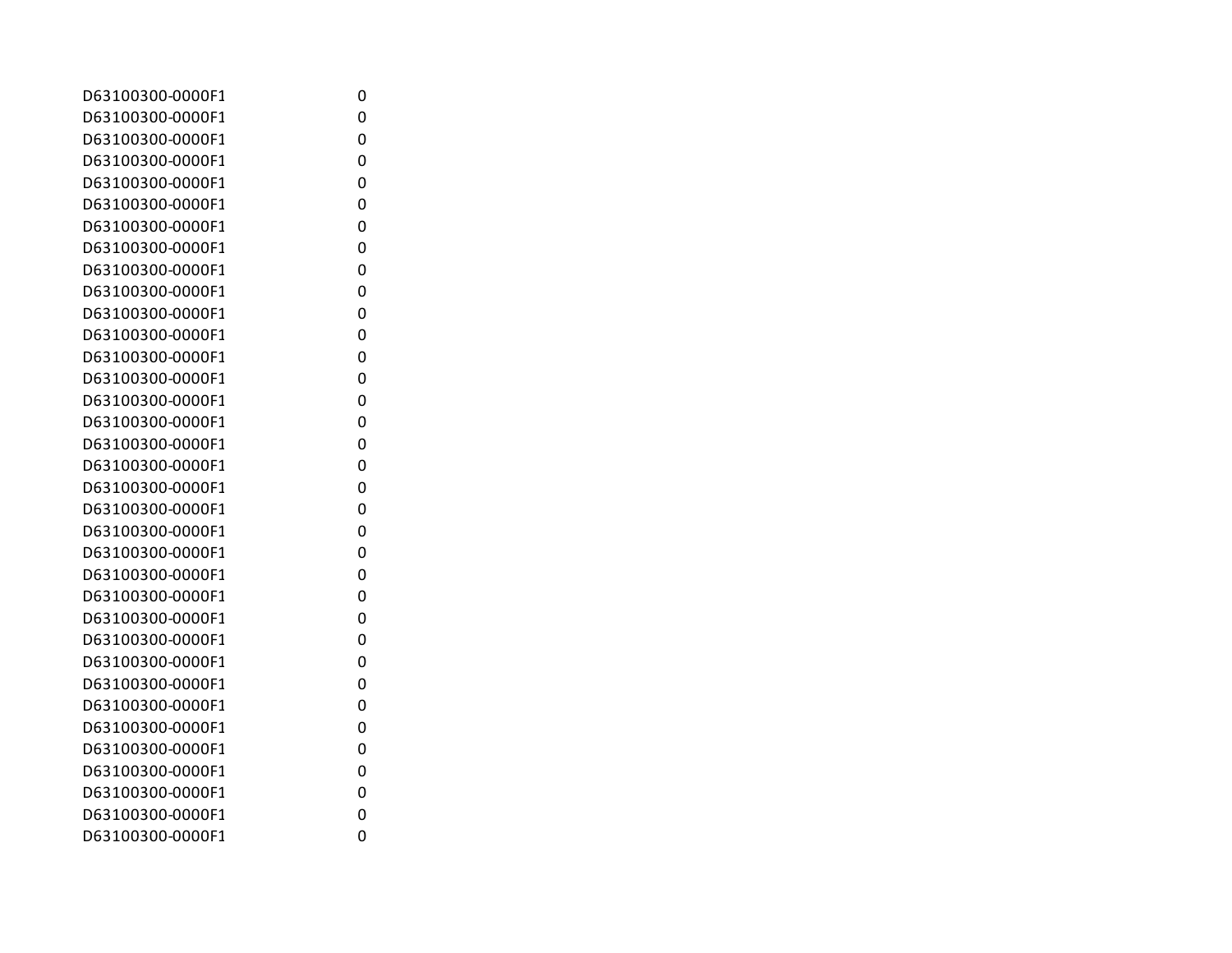| | |
|---|---|
| D63100300-0000F1 | 0 |
| D63100300-0000F1 | 0 |
| D63100300-0000F1 | 0 |
| D63100300-0000F1 | 0 |
| D63100300-0000F1 | 0 |
| D63100300-0000F1 | 0 |
| D63100300-0000F1 | 0 |
| D63100300-0000F1 | 0 |
| D63100300-0000F1 | 0 |
| D63100300-0000F1 | 0 |
| D63100300-0000F1 | 0 |
| D63100300-0000F1 | 0 |
| D63100300-0000F1 | 0 |
| D63100300-0000F1 | 0 |
| D63100300-0000F1 | 0 |
| D63100300-0000F1 | 0 |
| D63100300-0000F1 | 0 |
| D63100300-0000F1 | 0 |
| D63100300-0000F1 | 0 |
| D63100300-0000F1 | 0 |
| D63100300-0000F1 | 0 |
| D63100300-0000F1 | 0 |
| D63100300-0000F1 | 0 |
| D63100300-0000F1 | 0 |
| D63100300-0000F1 | 0 |
| D63100300-0000F1 | 0 |
| D63100300-0000F1 | 0 |
| D63100300-0000F1 | 0 |
| D63100300-0000F1 | 0 |
| D63100300-0000F1 | 0 |
| D63100300-0000F1 | 0 |
| D63100300-0000F1 | 0 |
| D63100300-0000F1 | 0 |
| D63100300-0000F1 | 0 |
| D63100300-0000F1 | 0 |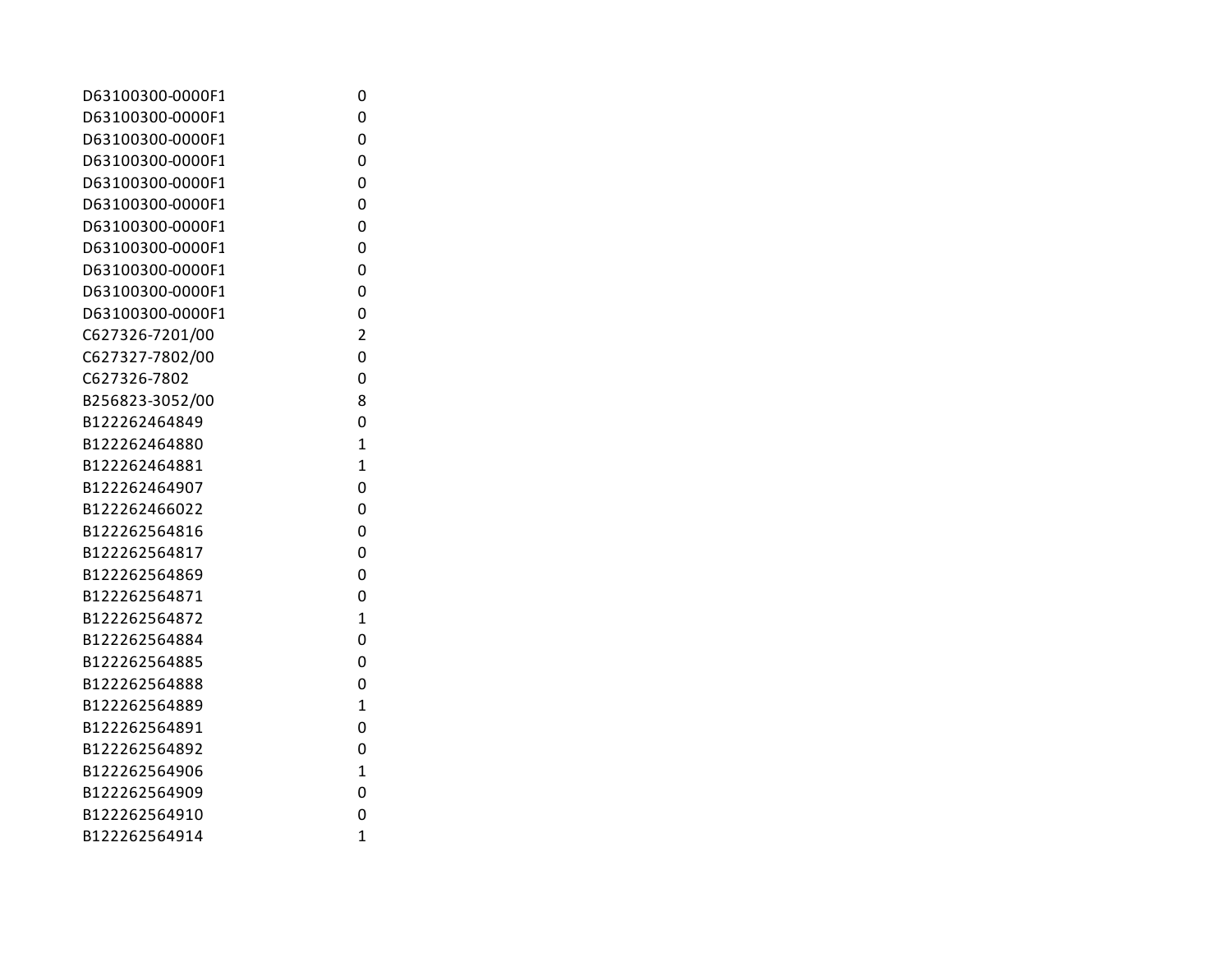| | |
|---|---|
| D63100300-0000F1 | 0 |
| D63100300-0000F1 | 0 |
| D63100300-0000F1 | 0 |
| D63100300-0000F1 | 0 |
| D63100300-0000F1 | 0 |
| D63100300-0000F1 | 0 |
| D63100300-0000F1 | 0 |
| D63100300-0000F1 | 0 |
| D63100300-0000F1 | 0 |
| D63100300-0000F1 | 0 |
| D63100300-0000F1 | 0 |
| C627326-7201/00 | 2 |
| C627327-7802/00 | 0 |
| C627326-7802 | 0 |
| B256823-3052/00 | 8 |
| B122262464849 | 0 |
| B122262464880 | 1 |
| B122262464881 | 1 |
| B122262464907 | 0 |
| B122262466022 | 0 |
| B122262564816 | 0 |
| B122262564817 | 0 |
| B122262564869 | 0 |
| B122262564871 | 0 |
| B122262564872 | 1 |
| B122262564884 | 0 |
| B122262564885 | 0 |
| B122262564888 | 0 |
| B122262564889 | 1 |
| B122262564891 | 0 |
| B122262564892 | 0 |
| B122262564906 | 1 |
| B122262564909 | 0 |
| B122262564910 | 0 |
| B122262564914 | 1 |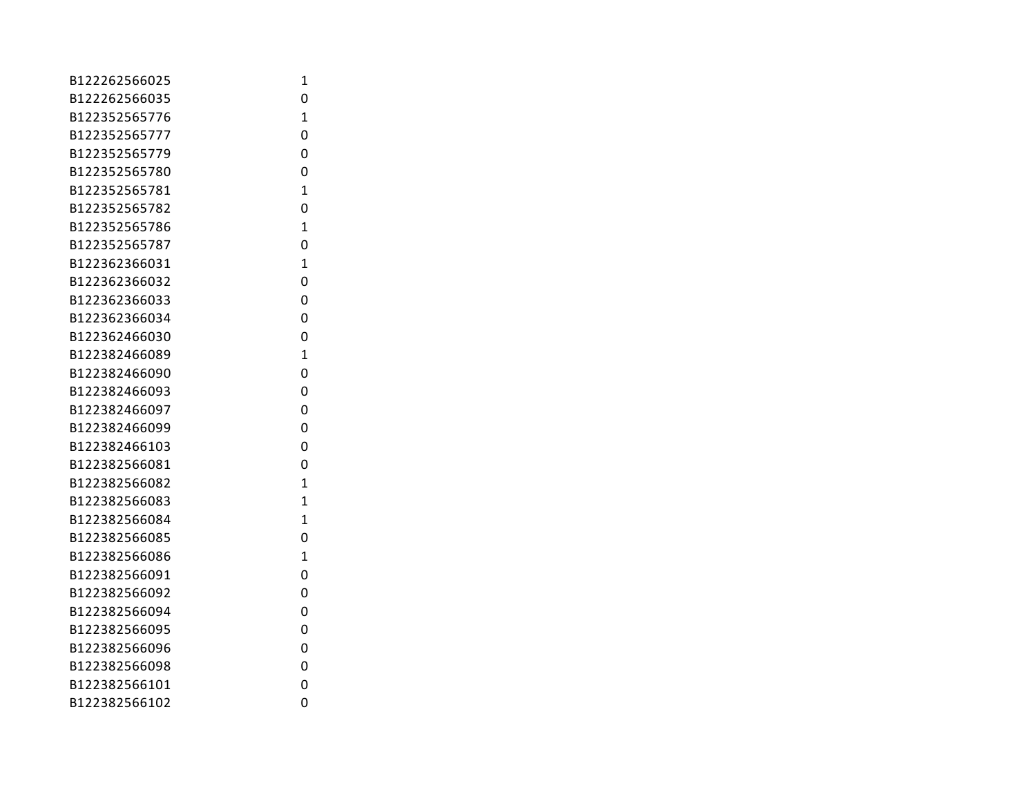| | |
|---|---|
| B122262566025 | 1 |
| B122262566035 | 0 |
| B122352565776 | 1 |
| B122352565777 | 0 |
| B122352565779 | 0 |
| B122352565780 | 0 |
| B122352565781 | 1 |
| B122352565782 | 0 |
| B122352565786 | 1 |
| B122352565787 | 0 |
| B122362366031 | 1 |
| B122362366032 | 0 |
| B122362366033 | 0 |
| B122362366034 | 0 |
| B122362466030 | 0 |
| B122382466089 | 1 |
| B122382466090 | 0 |
| B122382466093 | 0 |
| B122382466097 | 0 |
| B122382466099 | 0 |
| B122382466103 | 0 |
| B122382566081 | 0 |
| B122382566082 | 1 |
| B122382566083 | 1 |
| B122382566084 | 1 |
| B122382566085 | 0 |
| B122382566086 | 1 |
| B122382566091 | 0 |
| B122382566092 | 0 |
| B122382566094 | 0 |
| B122382566095 | 0 |
| B122382566096 | 0 |
| B122382566098 | 0 |
| B122382566101 | 0 |
| B122382566102 | 0 |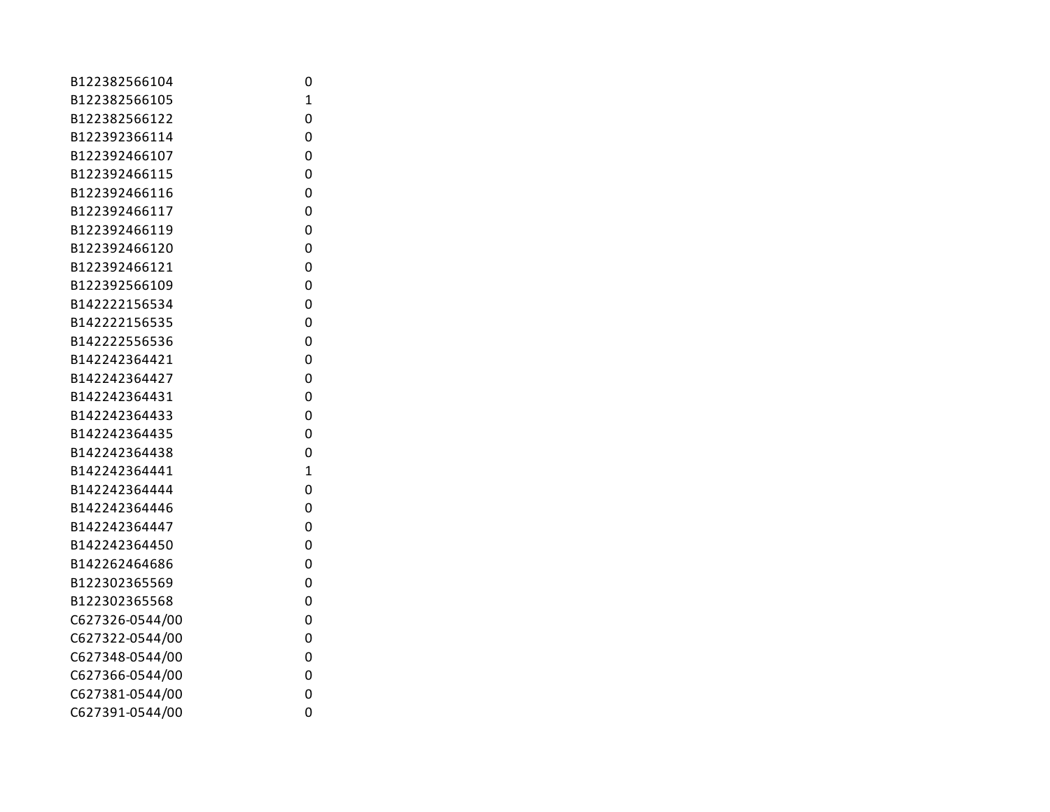| | |
|---|---|
| B122382566104 | 0 |
| B122382566105 | 1 |
| B122382566122 | 0 |
| B122392366114 | 0 |
| B122392466107 | 0 |
| B122392466115 | 0 |
| B122392466116 | 0 |
| B122392466117 | 0 |
| B122392466119 | 0 |
| B122392466120 | 0 |
| B122392466121 | 0 |
| B122392566109 | 0 |
| B142222156534 | 0 |
| B142222156535 | 0 |
| B142222556536 | 0 |
| B142242364421 | 0 |
| B142242364427 | 0 |
| B142242364431 | 0 |
| B142242364433 | 0 |
| B142242364435 | 0 |
| B142242364438 | 0 |
| B142242364441 | 1 |
| B142242364444 | 0 |
| B142242364446 | 0 |
| B142242364447 | 0 |
| B142242364450 | 0 |
| B142262464686 | 0 |
| B122302365569 | 0 |
| B122302365568 | 0 |
| C627326-0544/00 | 0 |
| C627322-0544/00 | 0 |
| C627348-0544/00 | 0 |
| C627366-0544/00 | 0 |
| C627381-0544/00 | 0 |
| C627391-0544/00 | 0 |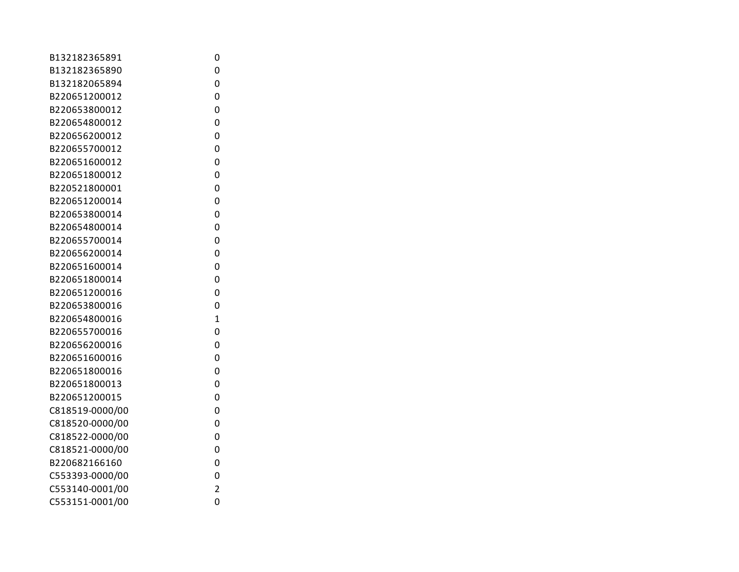| | |
|---|---|
| B132182365891 | 0 |
| B132182365890 | 0 |
| B132182065894 | 0 |
| B220651200012 | 0 |
| B220653800012 | 0 |
| B220654800012 | 0 |
| B220656200012 | 0 |
| B220655700012 | 0 |
| B220651600012 | 0 |
| B220651800012 | 0 |
| B220521800001 | 0 |
| B220651200014 | 0 |
| B220653800014 | 0 |
| B220654800014 | 0 |
| B220655700014 | 0 |
| B220656200014 | 0 |
| B220651600014 | 0 |
| B220651800014 | 0 |
| B220651200016 | 0 |
| B220653800016 | 0 |
| B220654800016 | 1 |
| B220655700016 | 0 |
| B220656200016 | 0 |
| B220651600016 | 0 |
| B220651800016 | 0 |
| B220651800013 | 0 |
| B220651200015 | 0 |
| C818519-0000/00 | 0 |
| C818520-0000/00 | 0 |
| C818522-0000/00 | 0 |
| C818521-0000/00 | 0 |
| B220682166160 | 0 |
| C553393-0000/00 | 0 |
| C553140-0001/00 | 2 |
| C553151-0001/00 | 0 |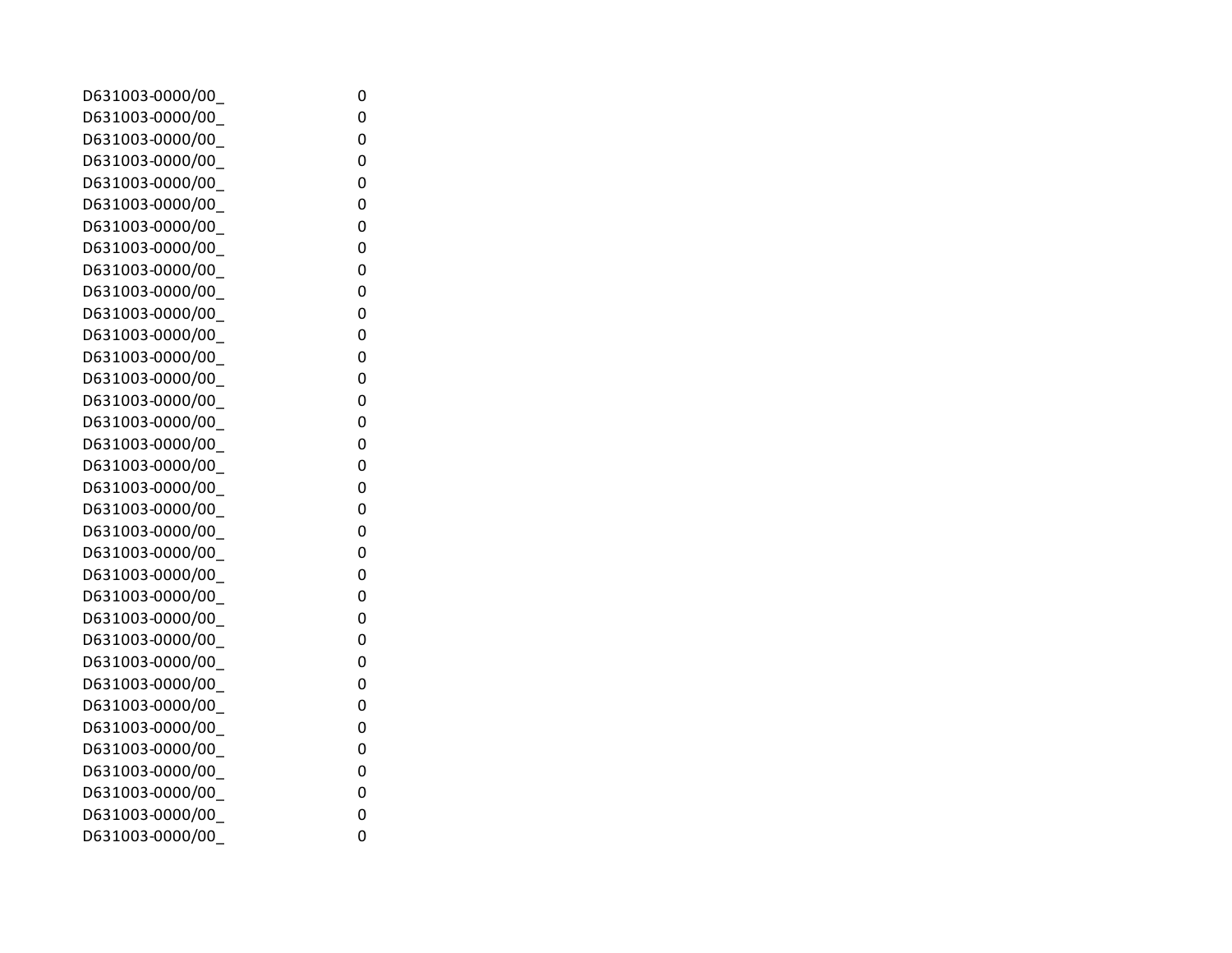| | |
|---|---|
| D631003-0000/00_ | 0 |
| D631003-0000/00_ | 0 |
| D631003-0000/00_ | 0 |
| D631003-0000/00_ | 0 |
| D631003-0000/00_ | 0 |
| D631003-0000/00_ | 0 |
| D631003-0000/00_ | 0 |
| D631003-0000/00_ | 0 |
| D631003-0000/00_ | 0 |
| D631003-0000/00_ | 0 |
| D631003-0000/00_ | 0 |
| D631003-0000/00_ | 0 |
| D631003-0000/00_ | 0 |
| D631003-0000/00_ | 0 |
| D631003-0000/00_ | 0 |
| D631003-0000/00_ | 0 |
| D631003-0000/00_ | 0 |
| D631003-0000/00_ | 0 |
| D631003-0000/00_ | 0 |
| D631003-0000/00_ | 0 |
| D631003-0000/00_ | 0 |
| D631003-0000/00_ | 0 |
| D631003-0000/00_ | 0 |
| D631003-0000/00_ | 0 |
| D631003-0000/00_ | 0 |
| D631003-0000/00_ | 0 |
| D631003-0000/00_ | 0 |
| D631003-0000/00_ | 0 |
| D631003-0000/00_ | 0 |
| D631003-0000/00_ | 0 |
| D631003-0000/00_ | 0 |
| D631003-0000/00_ | 0 |
| D631003-0000/00_ | 0 |
| D631003-0000/00_ | 0 |
| D631003-0000/00_ | 0 |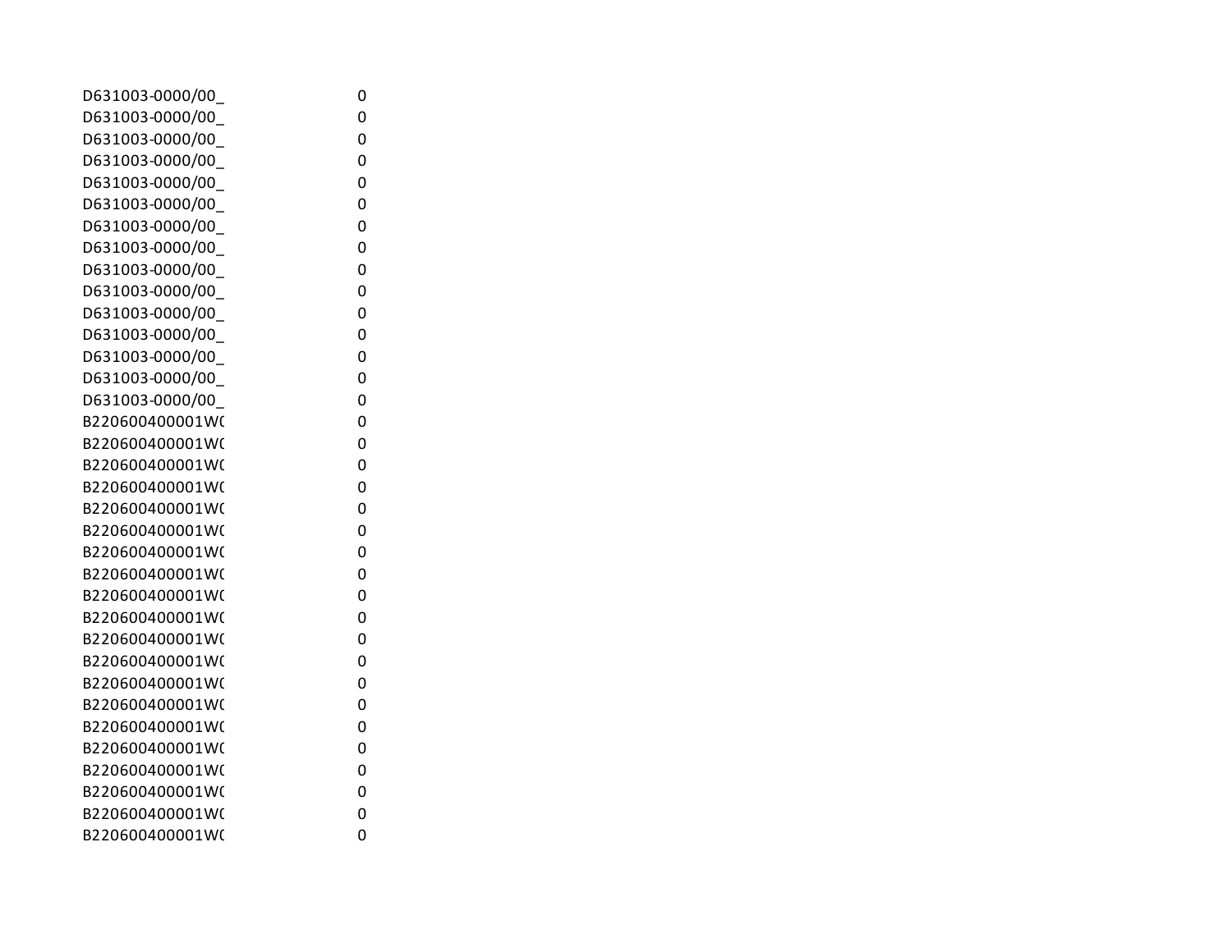| | |
|---|---|
| D631003-0000/00_ | 0 |
| D631003-0000/00_ | 0 |
| D631003-0000/00_ | 0 |
| D631003-0000/00_ | 0 |
| D631003-0000/00_ | 0 |
| D631003-0000/00_ | 0 |
| D631003-0000/00_ | 0 |
| D631003-0000/00_ | 0 |
| D631003-0000/00_ | 0 |
| D631003-0000/00_ | 0 |
| D631003-0000/00_ | 0 |
| D631003-0000/00_ | 0 |
| D631003-0000/00_ | 0 |
| D631003-0000/00_ | 0 |
| D631003-0000/00_ | 0 |
| B220600400001W( | 0 |
| B220600400001W( | 0 |
| B220600400001W( | 0 |
| B220600400001W( | 0 |
| B220600400001W( | 0 |
| B220600400001W( | 0 |
| B220600400001W( | 0 |
| B220600400001W( | 0 |
| B220600400001W( | 0 |
| B220600400001W( | 0 |
| B220600400001W( | 0 |
| B220600400001W( | 0 |
| B220600400001W( | 0 |
| B220600400001W( | 0 |
| B220600400001W( | 0 |
| B220600400001W( | 0 |
| B220600400001W( | 0 |
| B220600400001W( | 0 |
| B220600400001W( | 0 |
| B220600400001W( | 0 |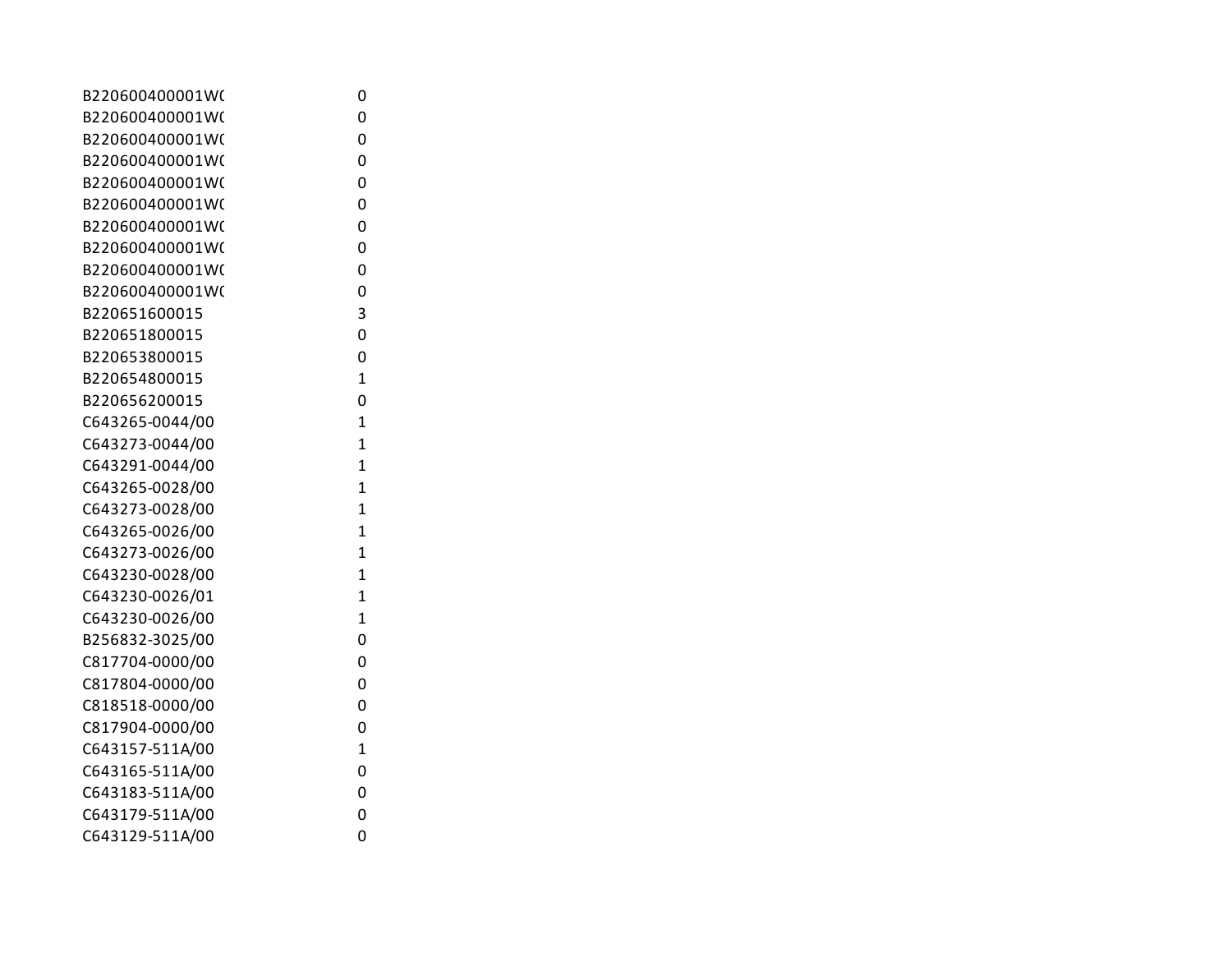| | |
|---|---|
| B220600400001W( | 0 |
| B220600400001W( | 0 |
| B220600400001W( | 0 |
| B220600400001W( | 0 |
| B220600400001W( | 0 |
| B220600400001W( | 0 |
| B220600400001W( | 0 |
| B220600400001W( | 0 |
| B220600400001W( | 0 |
| B220600400001W( | 0 |
| B220651600015 | 3 |
| B220651800015 | 0 |
| B220653800015 | 0 |
| B220654800015 | 1 |
| B220656200015 | 0 |
| C643265-0044/00 | 1 |
| C643273-0044/00 | 1 |
| C643291-0044/00 | 1 |
| C643265-0028/00 | 1 |
| C643273-0028/00 | 1 |
| C643265-0026/00 | 1 |
| C643273-0026/00 | 1 |
| C643230-0028/00 | 1 |
| C643230-0026/01 | 1 |
| C643230-0026/00 | 1 |
| B256832-3025/00 | 0 |
| C817704-0000/00 | 0 |
| C817804-0000/00 | 0 |
| C818518-0000/00 | 0 |
| C817904-0000/00 | 0 |
| C643157-511A/00 | 1 |
| C643165-511A/00 | 0 |
| C643183-511A/00 | 0 |
| C643179-511A/00 | 0 |
| C643129-511A/00 | 0 |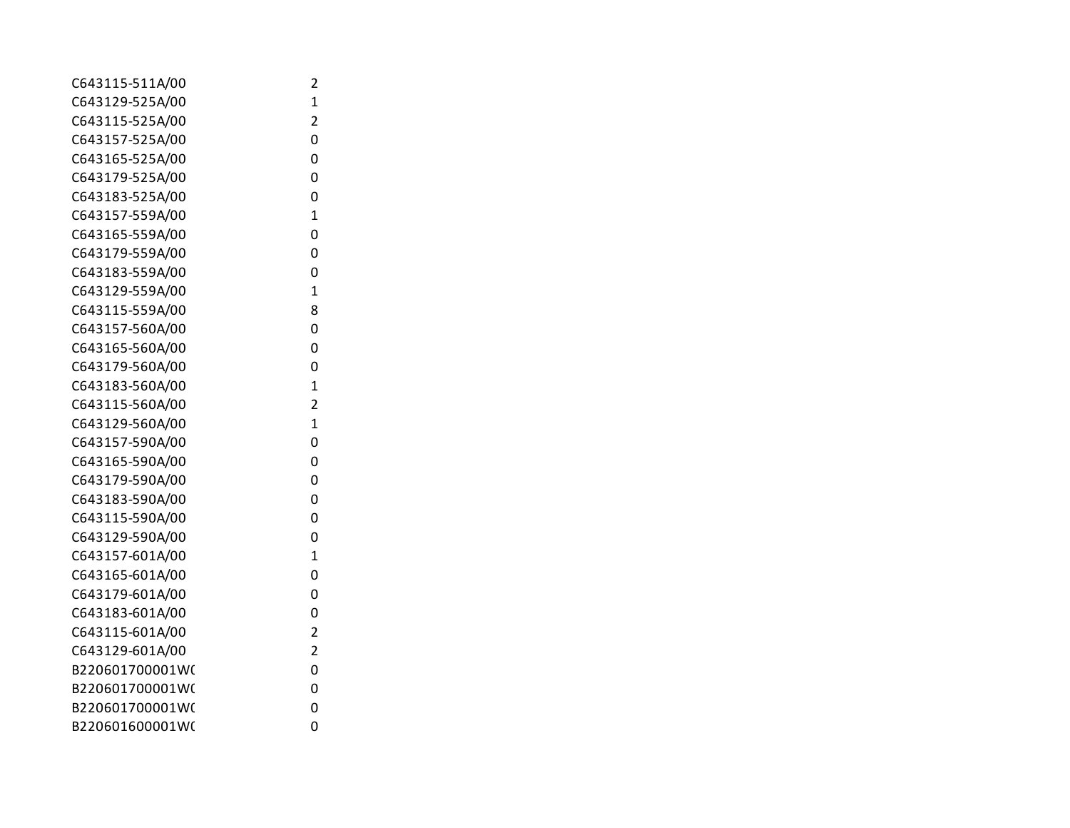| | |
|---|---|
| C643115-511A/00 | 2 |
| C643129-525A/00 | 1 |
| C643115-525A/00 | 2 |
| C643157-525A/00 | 0 |
| C643165-525A/00 | 0 |
| C643179-525A/00 | 0 |
| C643183-525A/00 | 0 |
| C643157-559A/00 | 1 |
| C643165-559A/00 | 0 |
| C643179-559A/00 | 0 |
| C643183-559A/00 | 0 |
| C643129-559A/00 | 1 |
| C643115-559A/00 | 8 |
| C643157-560A/00 | 0 |
| C643165-560A/00 | 0 |
| C643179-560A/00 | 0 |
| C643183-560A/00 | 1 |
| C643115-560A/00 | 2 |
| C643129-560A/00 | 1 |
| C643157-590A/00 | 0 |
| C643165-590A/00 | 0 |
| C643179-590A/00 | 0 |
| C643183-590A/00 | 0 |
| C643115-590A/00 | 0 |
| C643129-590A/00 | 0 |
| C643157-601A/00 | 1 |
| C643165-601A/00 | 0 |
| C643179-601A/00 | 0 |
| C643183-601A/00 | 0 |
| C643115-601A/00 | 2 |
| C643129-601A/00 | 2 |
| B220601700001W( | 0 |
| B220601700001W( | 0 |
| B220601700001W( | 0 |
| B220601600001W( | 0 |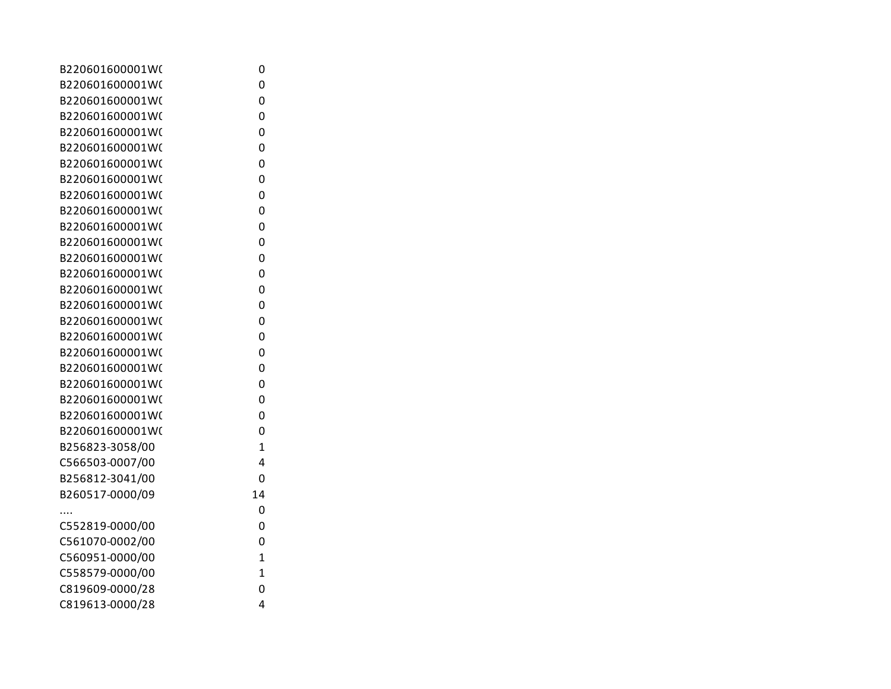| | |
|---|---|
| B220601600001W( | 0 |
| B220601600001W( | 0 |
| B220601600001W( | 0 |
| B220601600001W( | 0 |
| B220601600001W( | 0 |
| B220601600001W( | 0 |
| B220601600001W( | 0 |
| B220601600001W( | 0 |
| B220601600001W( | 0 |
| B220601600001W( | 0 |
| B220601600001W( | 0 |
| B220601600001W( | 0 |
| B220601600001W( | 0 |
| B220601600001W( | 0 |
| B220601600001W( | 0 |
| B220601600001W( | 0 |
| B220601600001W( | 0 |
| B220601600001W( | 0 |
| B220601600001W( | 0 |
| B220601600001W( | 0 |
| B220601600001W( | 0 |
| B220601600001W( | 0 |
| B220601600001W( | 0 |
| B220601600001W( | 0 |
| B256823-3058/00 | 1 |
| C566503-0007/00 | 4 |
| B256812-3041/00 | 0 |
| B260517-0000/09 | 14 |
| .... | 0 |
| C552819-0000/00 | 0 |
| C561070-0002/00 | 0 |
| C560951-0000/00 | 1 |
| C558579-0000/00 | 1 |
| C819609-0000/28 | 0 |
| C819613-0000/28 | 4 |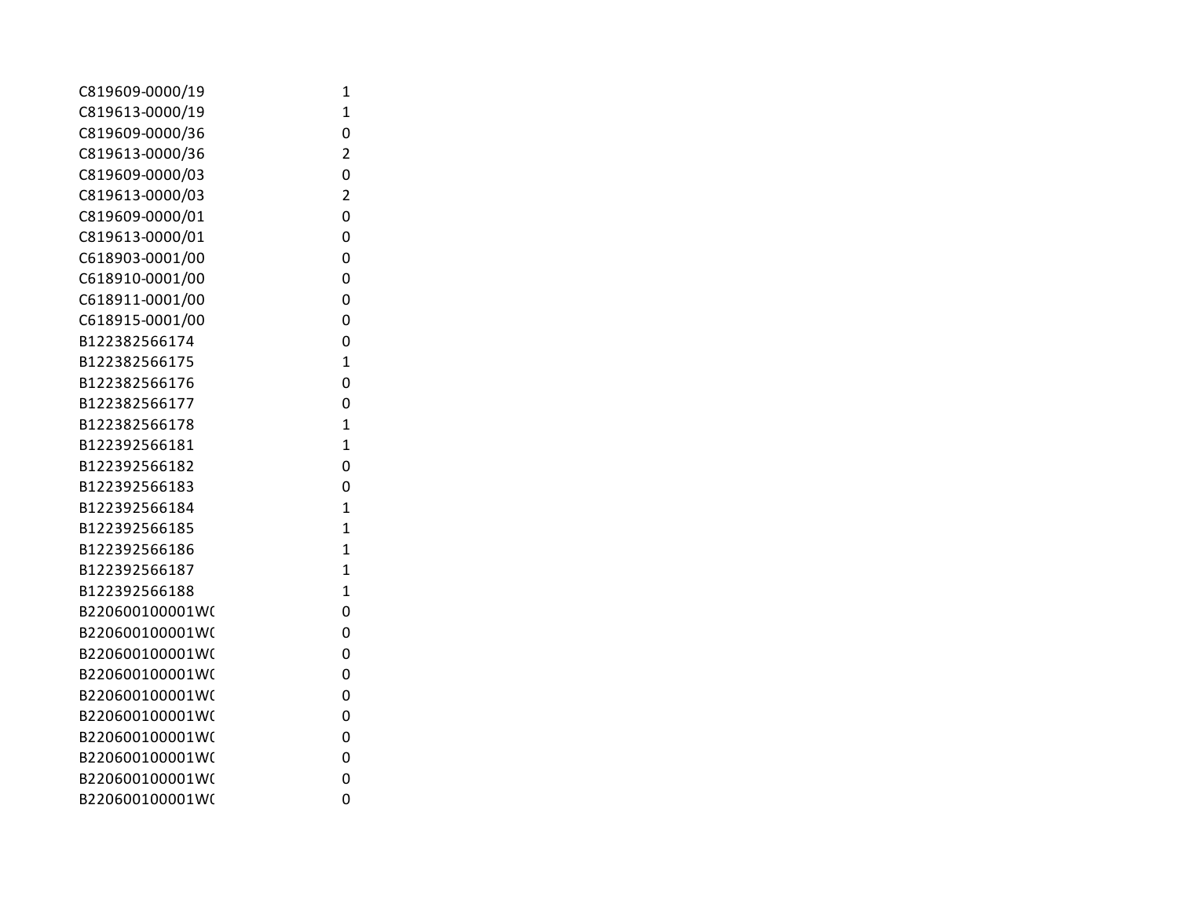| | |
|---|---|
| C819609-0000/19 | 1 |
| C819613-0000/19 | 1 |
| C819609-0000/36 | 0 |
| C819613-0000/36 | 2 |
| C819609-0000/03 | 0 |
| C819613-0000/03 | 2 |
| C819609-0000/01 | 0 |
| C819613-0000/01 | 0 |
| C618903-0001/00 | 0 |
| C618910-0001/00 | 0 |
| C618911-0001/00 | 0 |
| C618915-0001/00 | 0 |
| B122382566174 | 0 |
| B122382566175 | 1 |
| B122382566176 | 0 |
| B122382566177 | 0 |
| B122382566178 | 1 |
| B122392566181 | 1 |
| B122392566182 | 0 |
| B122392566183 | 0 |
| B122392566184 | 1 |
| B122392566185 | 1 |
| B122392566186 | 1 |
| B122392566187 | 1 |
| B122392566188 | 1 |
| B220600100001W( | 0 |
| B220600100001W( | 0 |
| B220600100001W( | 0 |
| B220600100001W( | 0 |
| B220600100001W( | 0 |
| B220600100001W( | 0 |
| B220600100001W( | 0 |
| B220600100001W( | 0 |
| B220600100001W( | 0 |
| B220600100001W( | 0 |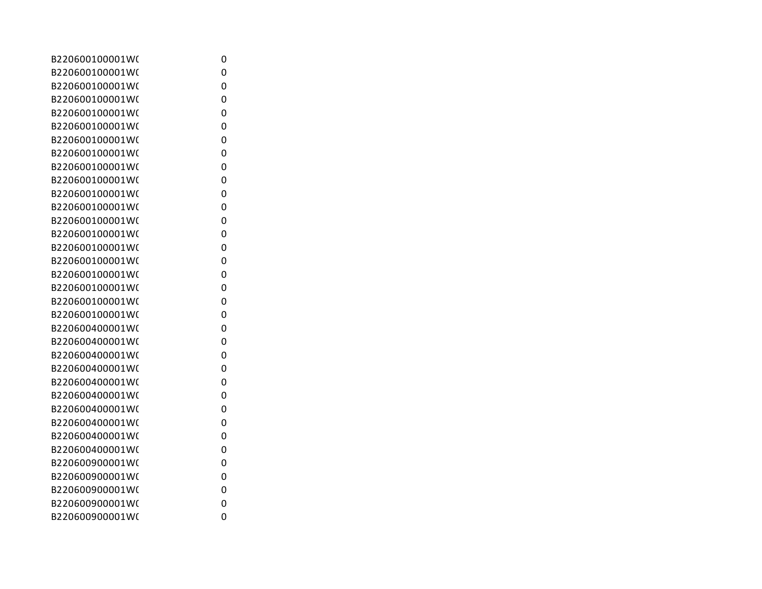| | |
|---|---|
| B220600100001W( | 0 |
| B220600100001W( | 0 |
| B220600100001W( | 0 |
| B220600100001W( | 0 |
| B220600100001W( | 0 |
| B220600100001W( | 0 |
| B220600100001W( | 0 |
| B220600100001W( | 0 |
| B220600100001W( | 0 |
| B220600100001W( | 0 |
| B220600100001W( | 0 |
| B220600100001W( | 0 |
| B220600100001W( | 0 |
| B220600100001W( | 0 |
| B220600100001W( | 0 |
| B220600100001W( | 0 |
| B220600100001W( | 0 |
| B220600100001W( | 0 |
| B220600100001W( | 0 |
| B220600100001W( | 0 |
| B220600400001W( | 0 |
| B220600400001W( | 0 |
| B220600400001W( | 0 |
| B220600400001W( | 0 |
| B220600400001W( | 0 |
| B220600400001W( | 0 |
| B220600400001W( | 0 |
| B220600400001W( | 0 |
| B220600400001W( | 0 |
| B220600400001W( | 0 |
| B220600900001W( | 0 |
| B220600900001W( | 0 |
| B220600900001W( | 0 |
| B220600900001W( | 0 |
| B220600900001W( | 0 |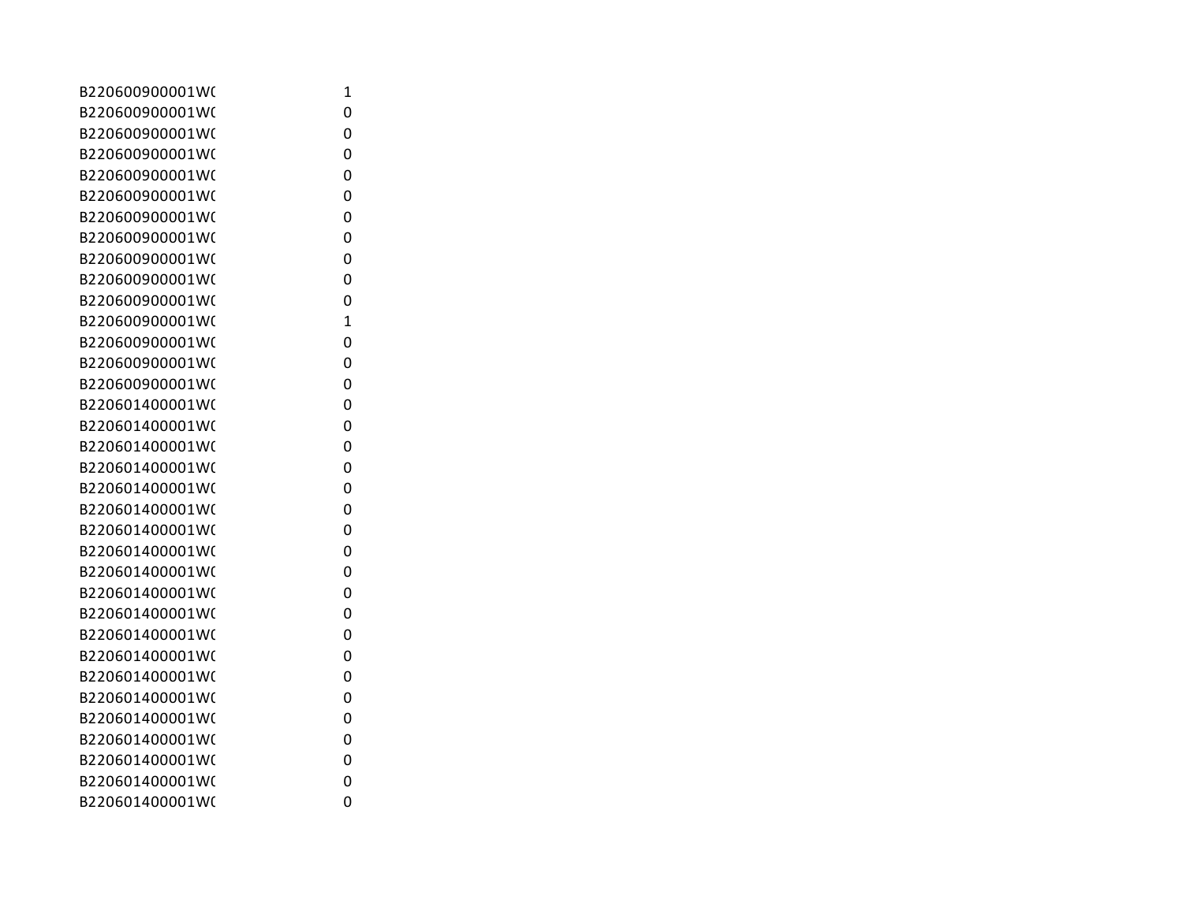| | |
|---|---|
| B220600900001W( | 1 |
| B220600900001W( | 0 |
| B220600900001W( | 0 |
| B220600900001W( | 0 |
| B220600900001W( | 0 |
| B220600900001W( | 0 |
| B220600900001W( | 0 |
| B220600900001W( | 0 |
| B220600900001W( | 0 |
| B220600900001W( | 0 |
| B220600900001W( | 0 |
| B220600900001W( | 1 |
| B220600900001W( | 0 |
| B220600900001W( | 0 |
| B220600900001W( | 0 |
| B220601400001W( | 0 |
| B220601400001W( | 0 |
| B220601400001W( | 0 |
| B220601400001W( | 0 |
| B220601400001W( | 0 |
| B220601400001W( | 0 |
| B220601400001W( | 0 |
| B220601400001W( | 0 |
| B220601400001W( | 0 |
| B220601400001W( | 0 |
| B220601400001W( | 0 |
| B220601400001W( | 0 |
| B220601400001W( | 0 |
| B220601400001W( | 0 |
| B220601400001W( | 0 |
| B220601400001W( | 0 |
| B220601400001W( | 0 |
| B220601400001W( | 0 |
| B220601400001W( | 0 |
| B220601400001W( | 0 |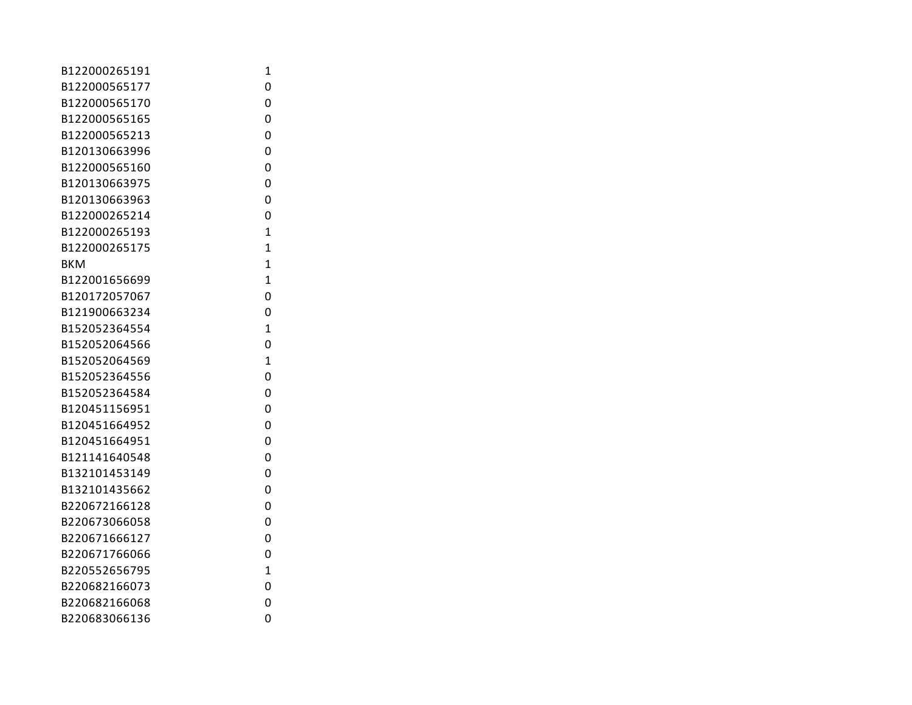| | |
|---|---|
| B122000265191 | 1 |
| B122000565177 | 0 |
| B122000565170 | 0 |
| B122000565165 | 0 |
| B122000565213 | 0 |
| B120130663996 | 0 |
| B122000565160 | 0 |
| B120130663975 | 0 |
| B120130663963 | 0 |
| B122000265214 | 0 |
| B122000265193 | 1 |
| B122000265175 | 1 |
| BKM | 1 |
| B122001656699 | 1 |
| B120172057067 | 0 |
| B121900663234 | 0 |
| B152052364554 | 1 |
| B152052064566 | 0 |
| B152052064569 | 1 |
| B152052364556 | 0 |
| B152052364584 | 0 |
| B120451156951 | 0 |
| B120451664952 | 0 |
| B120451664951 | 0 |
| B121141640548 | 0 |
| B132101453149 | 0 |
| B132101435662 | 0 |
| B220672166128 | 0 |
| B220673066058 | 0 |
| B220671666127 | 0 |
| B220671766066 | 0 |
| B220552656795 | 1 |
| B220682166073 | 0 |
| B220682166068 | 0 |
| B220683066136 | 0 |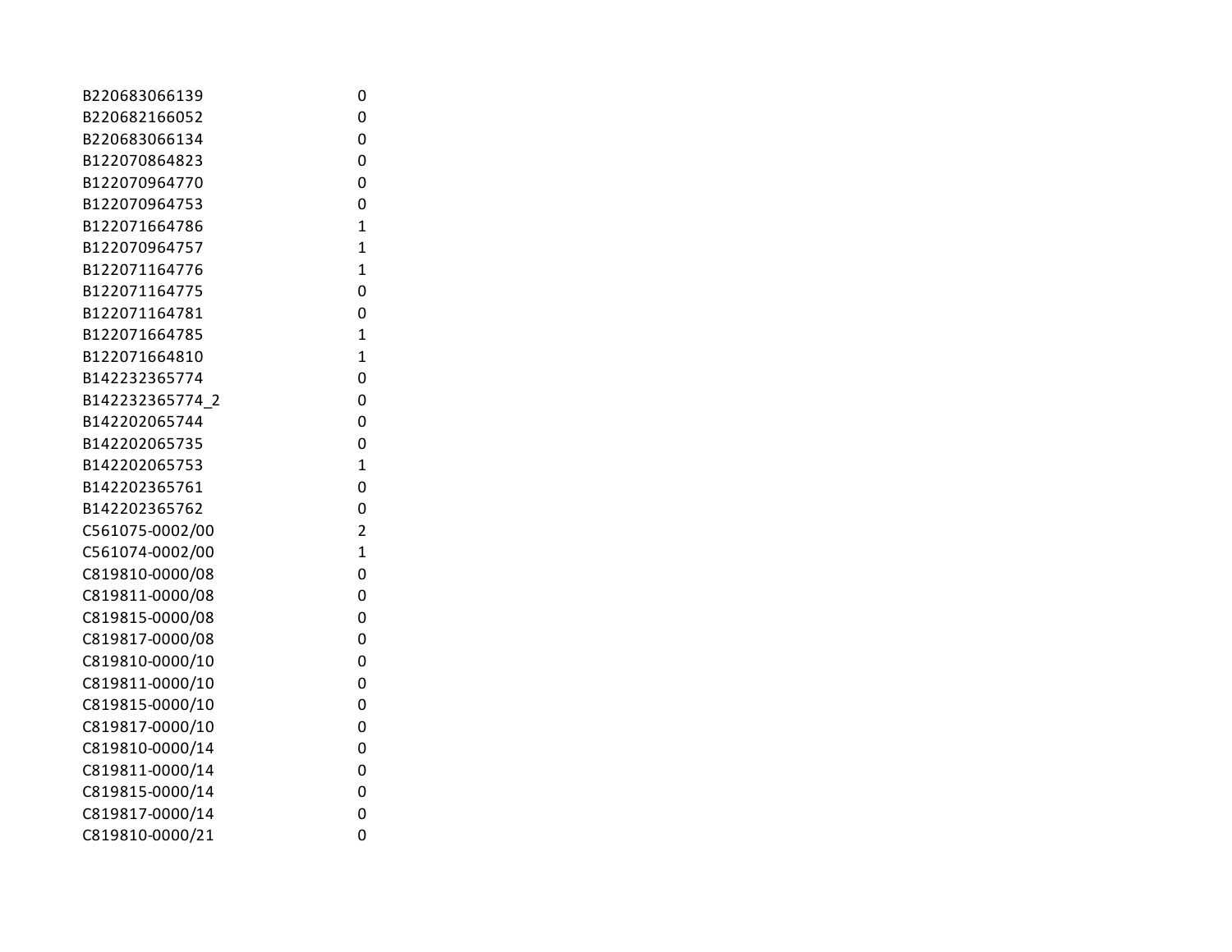| | |
|---|---|
| B220683066139 | 0 |
| B220682166052 | 0 |
| B220683066134 | 0 |
| B122070864823 | 0 |
| B122070964770 | 0 |
| B122070964753 | 0 |
| B122071664786 | 1 |
| B122070964757 | 1 |
| B122071164776 | 1 |
| B122071164775 | 0 |
| B122071164781 | 0 |
| B122071664785 | 1 |
| B122071664810 | 1 |
| B142232365774 | 0 |
| B142232365774_2 | 0 |
| B142202065744 | 0 |
| B142202065735 | 0 |
| B142202065753 | 1 |
| B142202365761 | 0 |
| B142202365762 | 0 |
| C561075-0002/00 | 2 |
| C561074-0002/00 | 1 |
| C819810-0000/08 | 0 |
| C819811-0000/08 | 0 |
| C819815-0000/08 | 0 |
| C819817-0000/08 | 0 |
| C819810-0000/10 | 0 |
| C819811-0000/10 | 0 |
| C819815-0000/10 | 0 |
| C819817-0000/10 | 0 |
| C819810-0000/14 | 0 |
| C819811-0000/14 | 0 |
| C819815-0000/14 | 0 |
| C819817-0000/14 | 0 |
| C819810-0000/21 | 0 |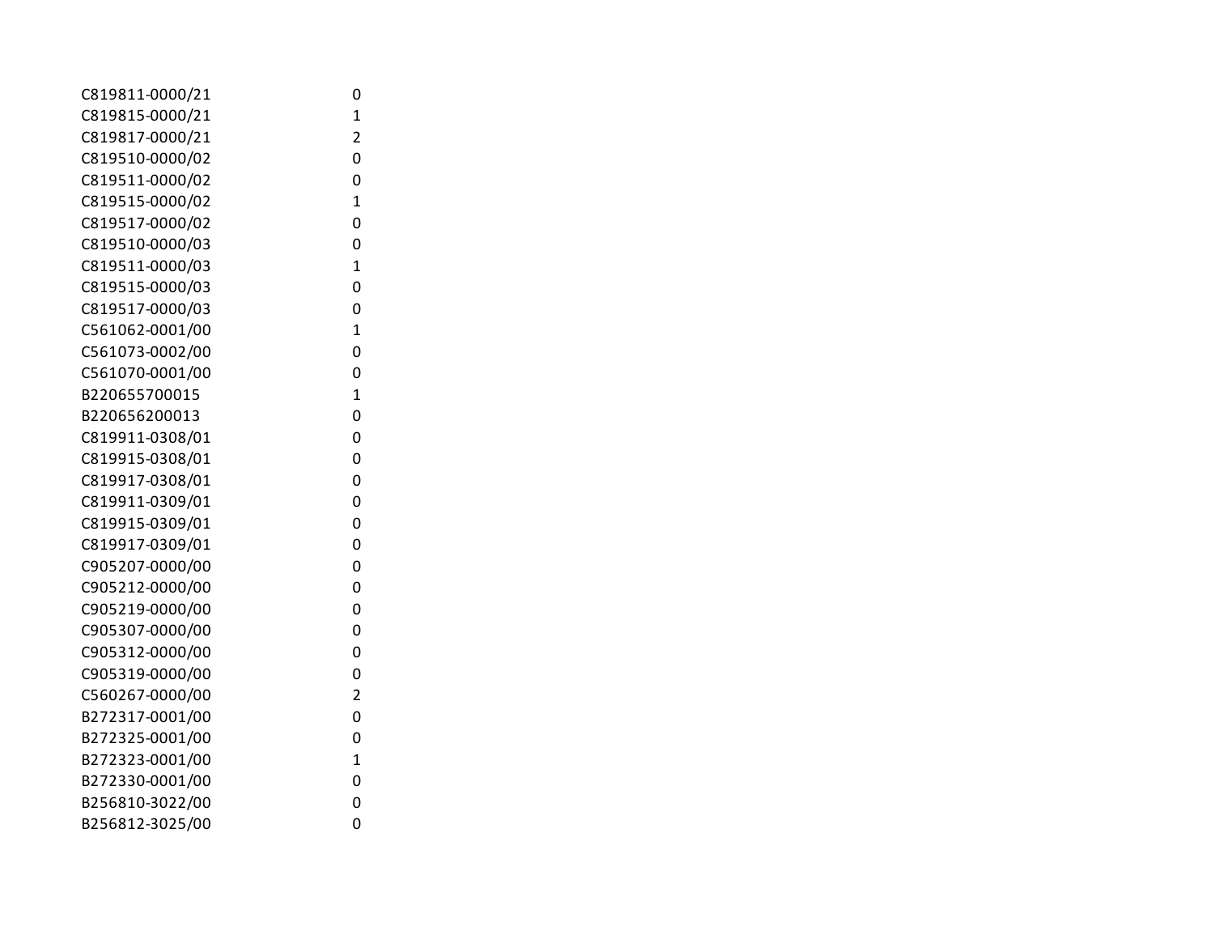| | |
|---|---|
| C819811-0000/21 | 0 |
| C819815-0000/21 | 1 |
| C819817-0000/21 | 2 |
| C819510-0000/02 | 0 |
| C819511-0000/02 | 0 |
| C819515-0000/02 | 1 |
| C819517-0000/02 | 0 |
| C819510-0000/03 | 0 |
| C819511-0000/03 | 1 |
| C819515-0000/03 | 0 |
| C819517-0000/03 | 0 |
| C561062-0001/00 | 1 |
| C561073-0002/00 | 0 |
| C561070-0001/00 | 0 |
| B220655700015 | 1 |
| B220656200013 | 0 |
| C819911-0308/01 | 0 |
| C819915-0308/01 | 0 |
| C819917-0308/01 | 0 |
| C819911-0309/01 | 0 |
| C819915-0309/01 | 0 |
| C819917-0309/01 | 0 |
| C905207-0000/00 | 0 |
| C905212-0000/00 | 0 |
| C905219-0000/00 | 0 |
| C905307-0000/00 | 0 |
| C905312-0000/00 | 0 |
| C905319-0000/00 | 0 |
| C560267-0000/00 | 2 |
| B272317-0001/00 | 0 |
| B272325-0001/00 | 0 |
| B272323-0001/00 | 1 |
| B272330-0001/00 | 0 |
| B256810-3022/00 | 0 |
| B256812-3025/00 | 0 |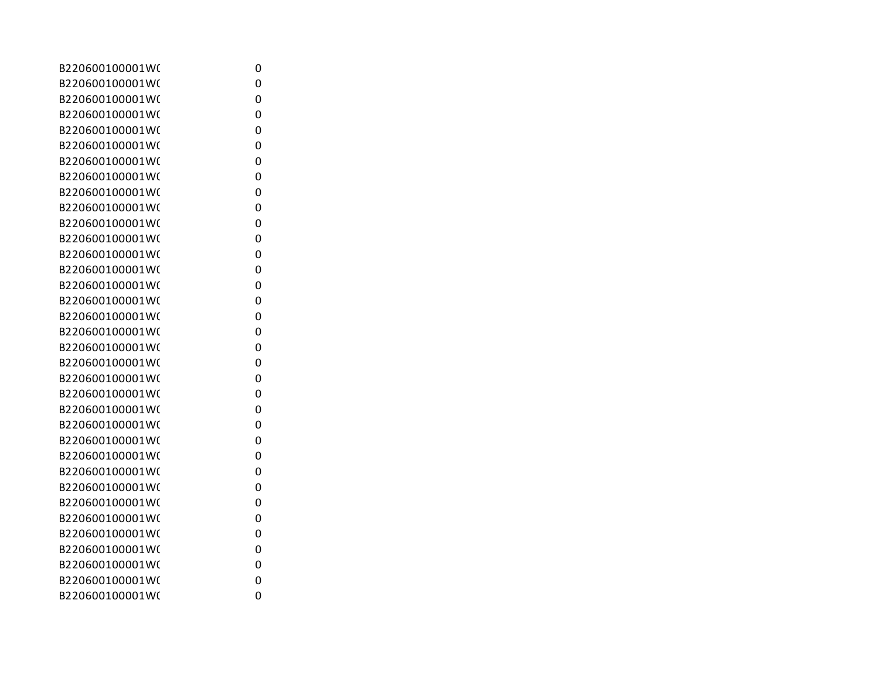| | |
|---|---|
| B220600100001W( | 0 |
| B220600100001W( | 0 |
| B220600100001W( | 0 |
| B220600100001W( | 0 |
| B220600100001W( | 0 |
| B220600100001W( | 0 |
| B220600100001W( | 0 |
| B220600100001W( | 0 |
| B220600100001W( | 0 |
| B220600100001W( | 0 |
| B220600100001W( | 0 |
| B220600100001W( | 0 |
| B220600100001W( | 0 |
| B220600100001W( | 0 |
| B220600100001W( | 0 |
| B220600100001W( | 0 |
| B220600100001W( | 0 |
| B220600100001W( | 0 |
| B220600100001W( | 0 |
| B220600100001W( | 0 |
| B220600100001W( | 0 |
| B220600100001W( | 0 |
| B220600100001W( | 0 |
| B220600100001W( | 0 |
| B220600100001W( | 0 |
| B220600100001W( | 0 |
| B220600100001W( | 0 |
| B220600100001W( | 0 |
| B220600100001W( | 0 |
| B220600100001W( | 0 |
| B220600100001W( | 0 |
| B220600100001W( | 0 |
| B220600100001W( | 0 |
| B220600100001W( | 0 |
| B220600100001W( | 0 |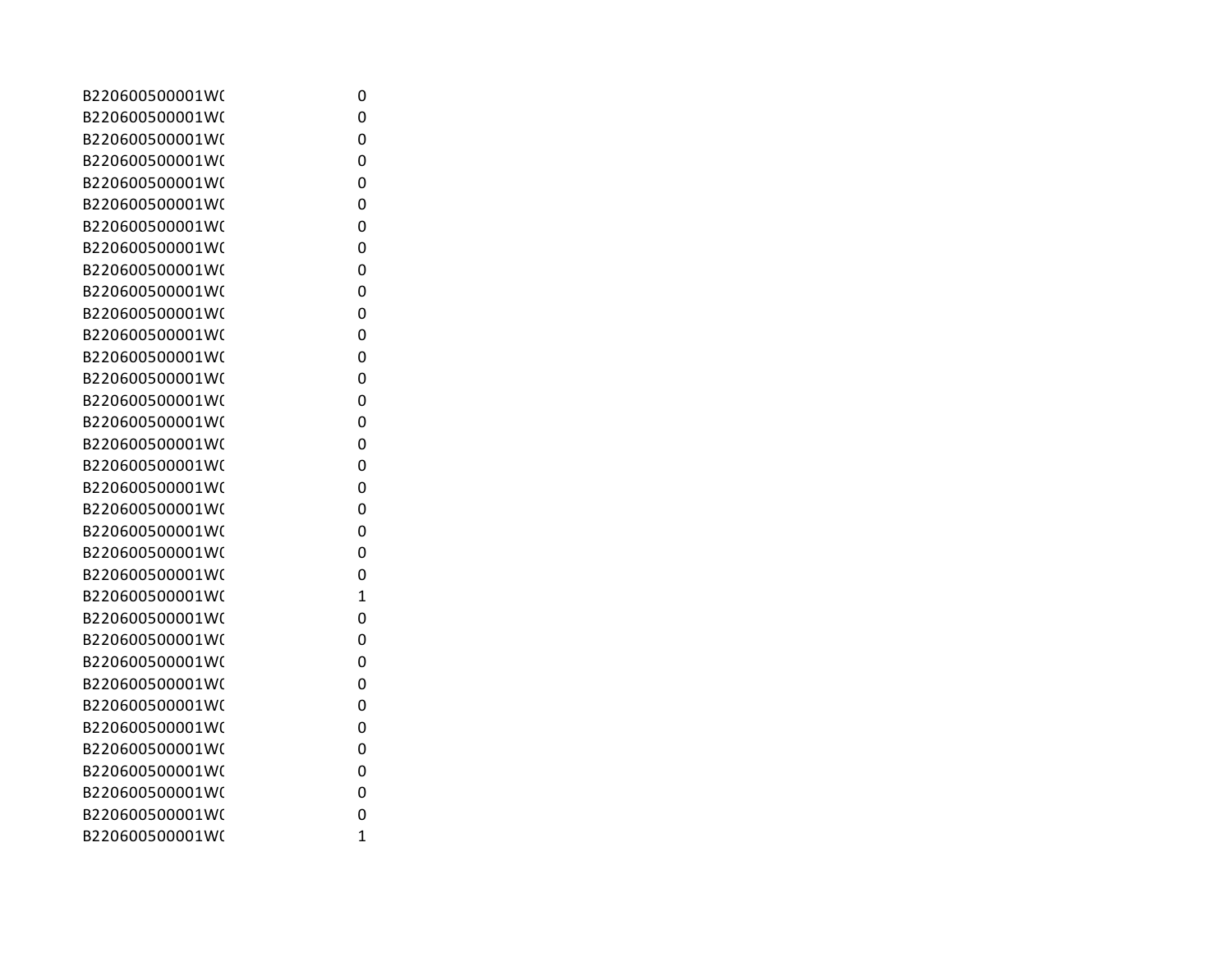| | |
|---|---|
| B220600500001W( | 0 |
| B220600500001W( | 0 |
| B220600500001W( | 0 |
| B220600500001W( | 0 |
| B220600500001W( | 0 |
| B220600500001W( | 0 |
| B220600500001W( | 0 |
| B220600500001W( | 0 |
| B220600500001W( | 0 |
| B220600500001W( | 0 |
| B220600500001W( | 0 |
| B220600500001W( | 0 |
| B220600500001W( | 0 |
| B220600500001W( | 0 |
| B220600500001W( | 0 |
| B220600500001W( | 0 |
| B220600500001W( | 0 |
| B220600500001W( | 0 |
| B220600500001W( | 0 |
| B220600500001W( | 0 |
| B220600500001W( | 0 |
| B220600500001W( | 0 |
| B220600500001W( | 0 |
| B220600500001W( | 1 |
| B220600500001W( | 0 |
| B220600500001W( | 0 |
| B220600500001W( | 0 |
| B220600500001W( | 0 |
| B220600500001W( | 0 |
| B220600500001W( | 0 |
| B220600500001W( | 0 |
| B220600500001W( | 0 |
| B220600500001W( | 0 |
| B220600500001W( | 0 |
| B220600500001W( | 1 |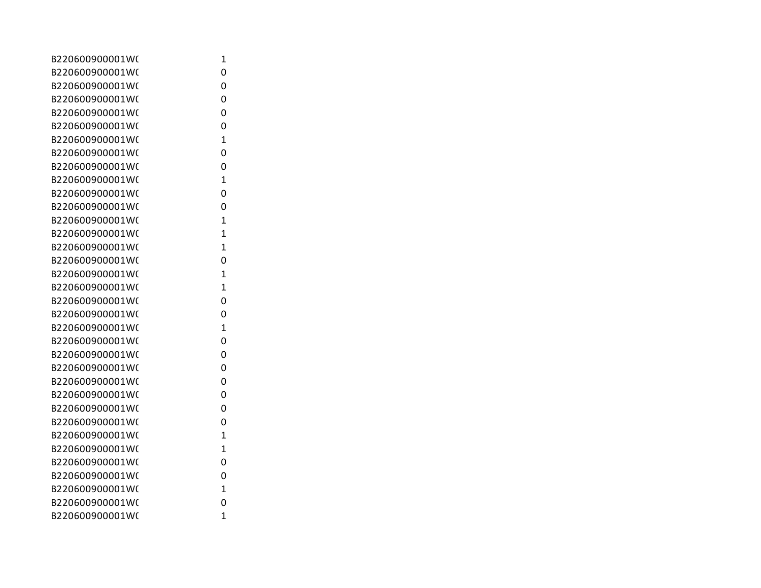| | |
|---|---|
| B220600900001W( | 1 |
| B220600900001W( | 0 |
| B220600900001W( | 0 |
| B220600900001W( | 0 |
| B220600900001W( | 0 |
| B220600900001W( | 0 |
| B220600900001W( | 1 |
| B220600900001W( | 0 |
| B220600900001W( | 0 |
| B220600900001W( | 1 |
| B220600900001W( | 0 |
| B220600900001W( | 0 |
| B220600900001W( | 1 |
| B220600900001W( | 1 |
| B220600900001W( | 1 |
| B220600900001W( | 0 |
| B220600900001W( | 1 |
| B220600900001W( | 1 |
| B220600900001W( | 0 |
| B220600900001W( | 0 |
| B220600900001W( | 1 |
| B220600900001W( | 0 |
| B220600900001W( | 0 |
| B220600900001W( | 0 |
| B220600900001W( | 0 |
| B220600900001W( | 0 |
| B220600900001W( | 0 |
| B220600900001W( | 0 |
| B220600900001W( | 1 |
| B220600900001W( | 1 |
| B220600900001W( | 0 |
| B220600900001W( | 0 |
| B220600900001W( | 1 |
| B220600900001W( | 0 |
| B220600900001W( | 1 |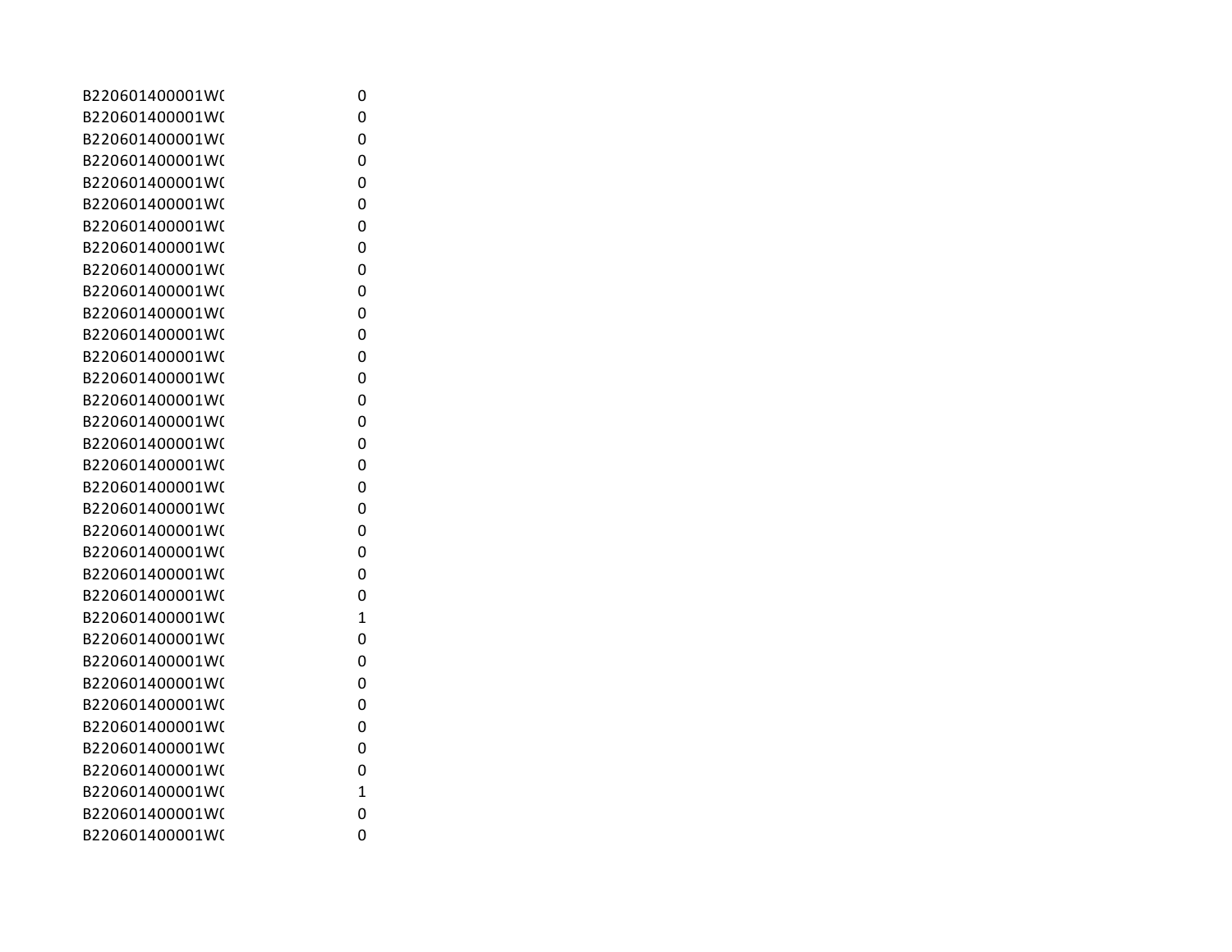| | |
|---|---|
| B220601400001W( | 0 |
| B220601400001W( | 0 |
| B220601400001W( | 0 |
| B220601400001W( | 0 |
| B220601400001W( | 0 |
| B220601400001W( | 0 |
| B220601400001W( | 0 |
| B220601400001W( | 0 |
| B220601400001W( | 0 |
| B220601400001W( | 0 |
| B220601400001W( | 0 |
| B220601400001W( | 0 |
| B220601400001W( | 0 |
| B220601400001W( | 0 |
| B220601400001W( | 0 |
| B220601400001W( | 0 |
| B220601400001W( | 0 |
| B220601400001W( | 0 |
| B220601400001W( | 0 |
| B220601400001W( | 0 |
| B220601400001W( | 0 |
| B220601400001W( | 0 |
| B220601400001W( | 0 |
| B220601400001W( | 0 |
| B220601400001W( | 1 |
| B220601400001W( | 0 |
| B220601400001W( | 0 |
| B220601400001W( | 0 |
| B220601400001W( | 0 |
| B220601400001W( | 0 |
| B220601400001W( | 0 |
| B220601400001W( | 0 |
| B220601400001W( | 1 |
| B220601400001W( | 0 |
| B220601400001W( | 0 |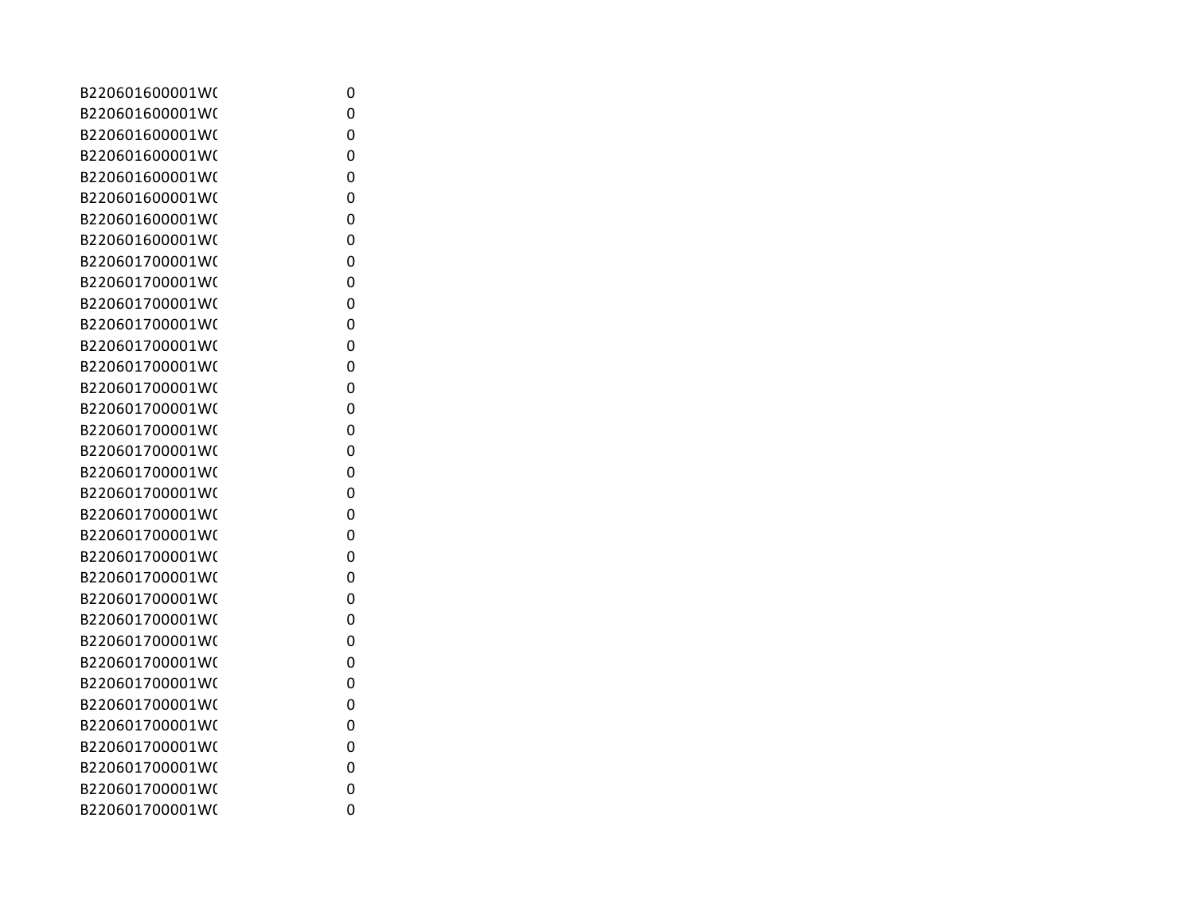| | |
|---|---|
| B220601600001W( | 0 |
| B220601600001W( | 0 |
| B220601600001W( | 0 |
| B220601600001W( | 0 |
| B220601600001W( | 0 |
| B220601600001W( | 0 |
| B220601600001W( | 0 |
| B220601600001W( | 0 |
| B220601700001W( | 0 |
| B220601700001W( | 0 |
| B220601700001W( | 0 |
| B220601700001W( | 0 |
| B220601700001W( | 0 |
| B220601700001W( | 0 |
| B220601700001W( | 0 |
| B220601700001W( | 0 |
| B220601700001W( | 0 |
| B220601700001W( | 0 |
| B220601700001W( | 0 |
| B220601700001W( | 0 |
| B220601700001W( | 0 |
| B220601700001W( | 0 |
| B220601700001W( | 0 |
| B220601700001W( | 0 |
| B220601700001W( | 0 |
| B220601700001W( | 0 |
| B220601700001W( | 0 |
| B220601700001W( | 0 |
| B220601700001W( | 0 |
| B220601700001W( | 0 |
| B220601700001W( | 0 |
| B220601700001W( | 0 |
| B220601700001W( | 0 |
| B220601700001W( | 0 |
| B220601700001W( | 0 |
| B220601700001W( | 0 |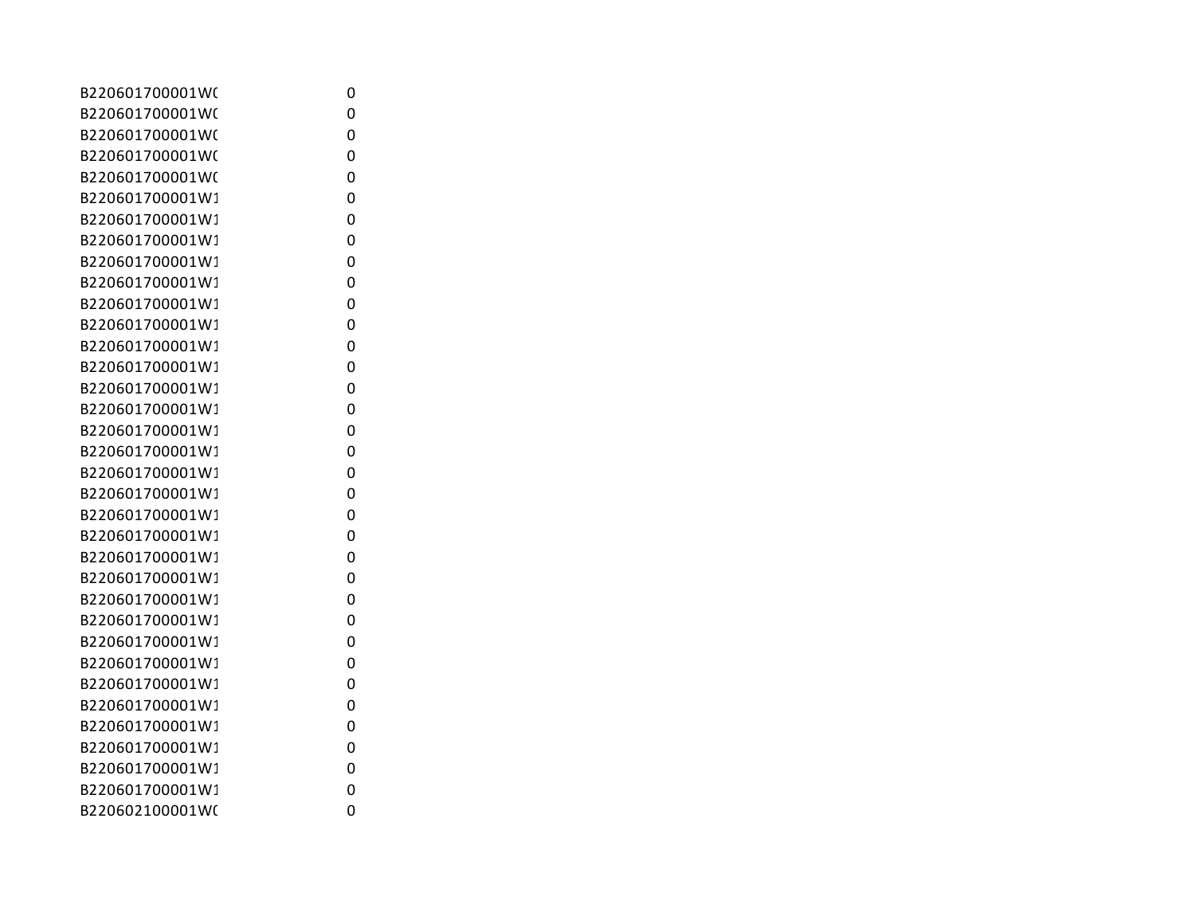| | |
|---|---|
| B220601700001W( | 0 |
| B220601700001W( | 0 |
| B220601700001W( | 0 |
| B220601700001W( | 0 |
| B220601700001W( | 0 |
| B220601700001W1 | 0 |
| B220601700001W1 | 0 |
| B220601700001W1 | 0 |
| B220601700001W1 | 0 |
| B220601700001W1 | 0 |
| B220601700001W1 | 0 |
| B220601700001W1 | 0 |
| B220601700001W1 | 0 |
| B220601700001W1 | 0 |
| B220601700001W1 | 0 |
| B220601700001W1 | 0 |
| B220601700001W1 | 0 |
| B220601700001W1 | 0 |
| B220601700001W1 | 0 |
| B220601700001W1 | 0 |
| B220601700001W1 | 0 |
| B220601700001W1 | 0 |
| B220601700001W1 | 0 |
| B220601700001W1 | 0 |
| B220601700001W1 | 0 |
| B220601700001W1 | 0 |
| B220601700001W1 | 0 |
| B220601700001W1 | 0 |
| B220601700001W1 | 0 |
| B220601700001W1 | 0 |
| B220601700001W1 | 0 |
| B220601700001W1 | 0 |
| B220601700001W1 | 0 |
| B220601700001W1 | 0 |
| B220602100001W( | 0 |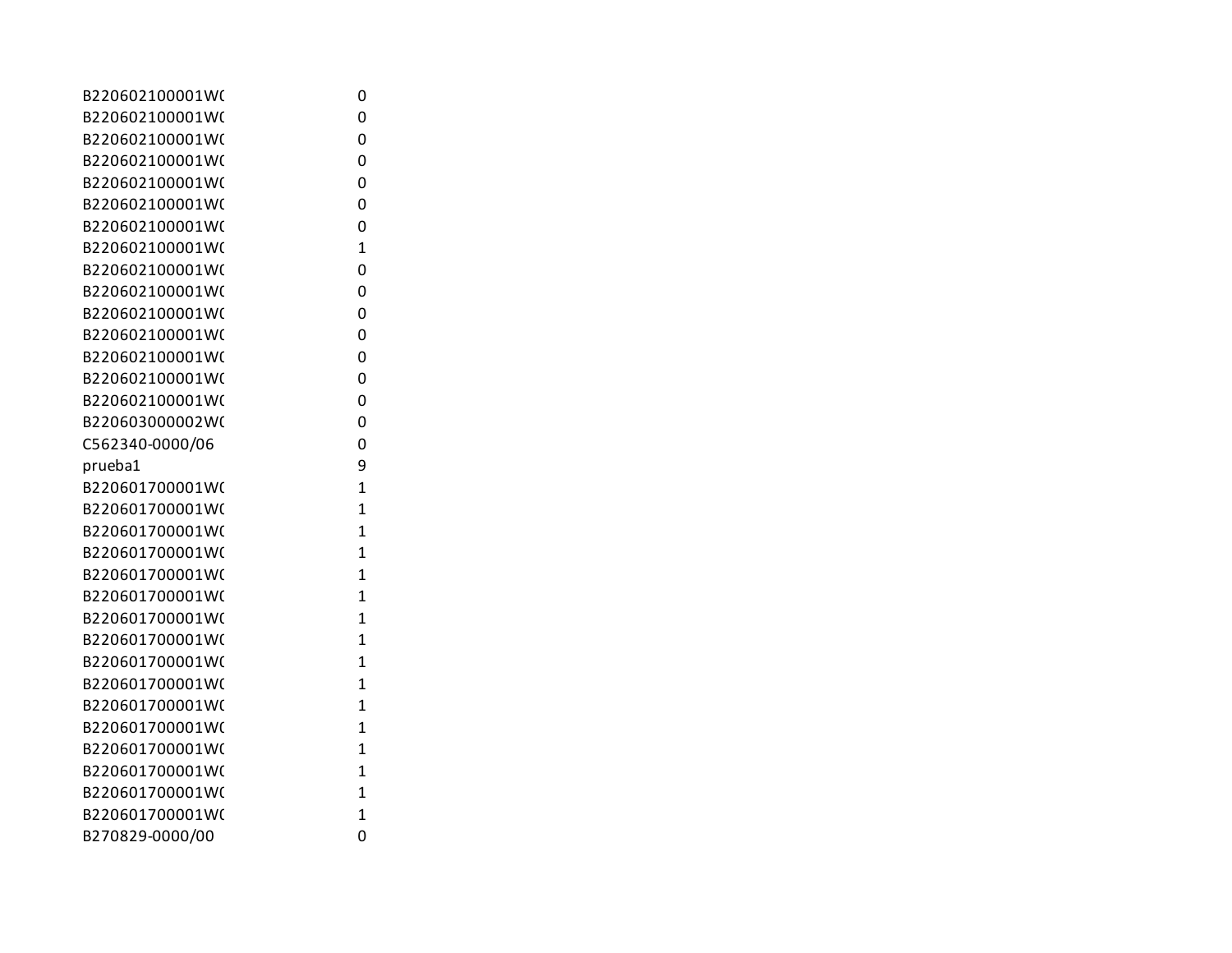| | |
|---|---|
| B220602100001W( | 0 |
| B220602100001W( | 0 |
| B220602100001W( | 0 |
| B220602100001W( | 0 |
| B220602100001W( | 0 |
| B220602100001W( | 0 |
| B220602100001W( | 0 |
| B220602100001W( | 1 |
| B220602100001W( | 0 |
| B220602100001W( | 0 |
| B220602100001W( | 0 |
| B220602100001W( | 0 |
| B220602100001W( | 0 |
| B220602100001W( | 0 |
| B220602100001W( | 0 |
| B220603000002W( | 0 |
| C562340-0000/06 | 0 |
| prueba1 | 9 |
| B220601700001W( | 1 |
| B220601700001W( | 1 |
| B220601700001W( | 1 |
| B220601700001W( | 1 |
| B220601700001W( | 1 |
| B220601700001W( | 1 |
| B220601700001W( | 1 |
| B220601700001W( | 1 |
| B220601700001W( | 1 |
| B220601700001W( | 1 |
| B220601700001W( | 1 |
| B220601700001W( | 1 |
| B220601700001W( | 1 |
| B220601700001W( | 1 |
| B220601700001W( | 1 |
| B220601700001W( | 1 |
| B270829-0000/00 | 0 |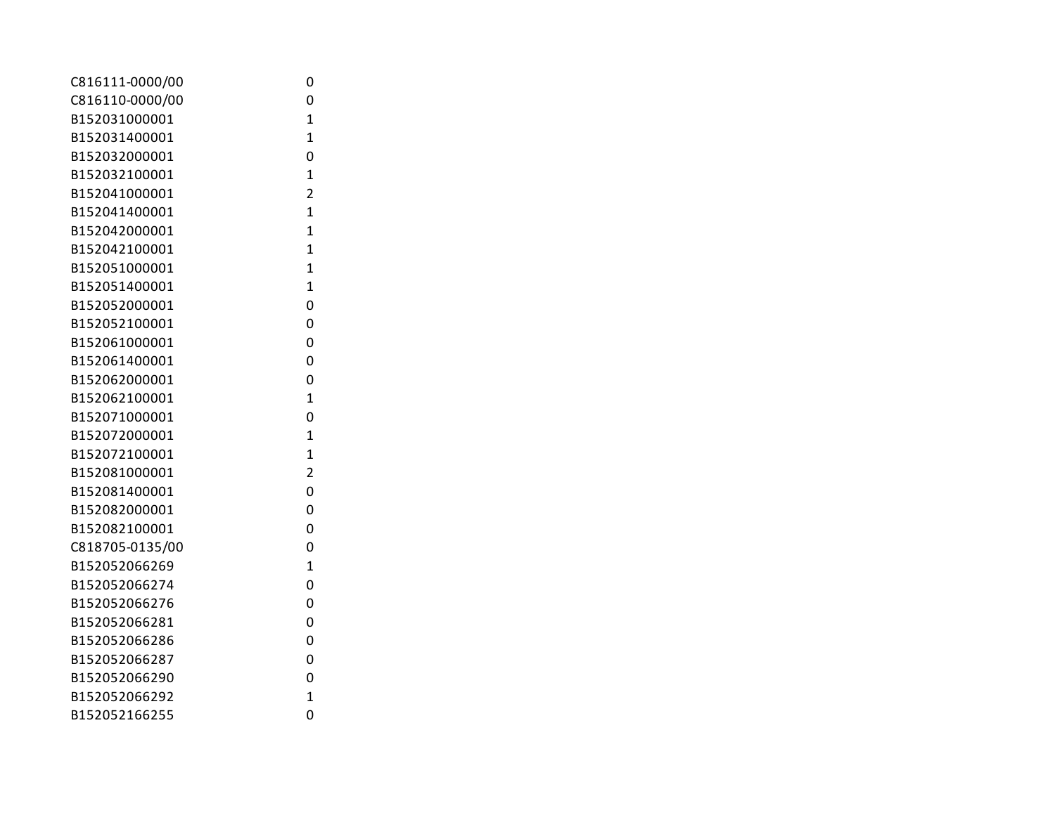| | |
|---|---|
| C816111-0000/00 | 0 |
| C816110-0000/00 | 0 |
| B152031000001 | 1 |
| B152031400001 | 1 |
| B152032000001 | 0 |
| B152032100001 | 1 |
| B152041000001 | 2 |
| B152041400001 | 1 |
| B152042000001 | 1 |
| B152042100001 | 1 |
| B152051000001 | 1 |
| B152051400001 | 1 |
| B152052000001 | 0 |
| B152052100001 | 0 |
| B152061000001 | 0 |
| B152061400001 | 0 |
| B152062000001 | 0 |
| B152062100001 | 1 |
| B152071000001 | 0 |
| B152072000001 | 1 |
| B152072100001 | 1 |
| B152081000001 | 2 |
| B152081400001 | 0 |
| B152082000001 | 0 |
| B152082100001 | 0 |
| C818705-0135/00 | 0 |
| B152052066269 | 1 |
| B152052066274 | 0 |
| B152052066276 | 0 |
| B152052066281 | 0 |
| B152052066286 | 0 |
| B152052066287 | 0 |
| B152052066290 | 0 |
| B152052066292 | 1 |
| B152052166255 | 0 |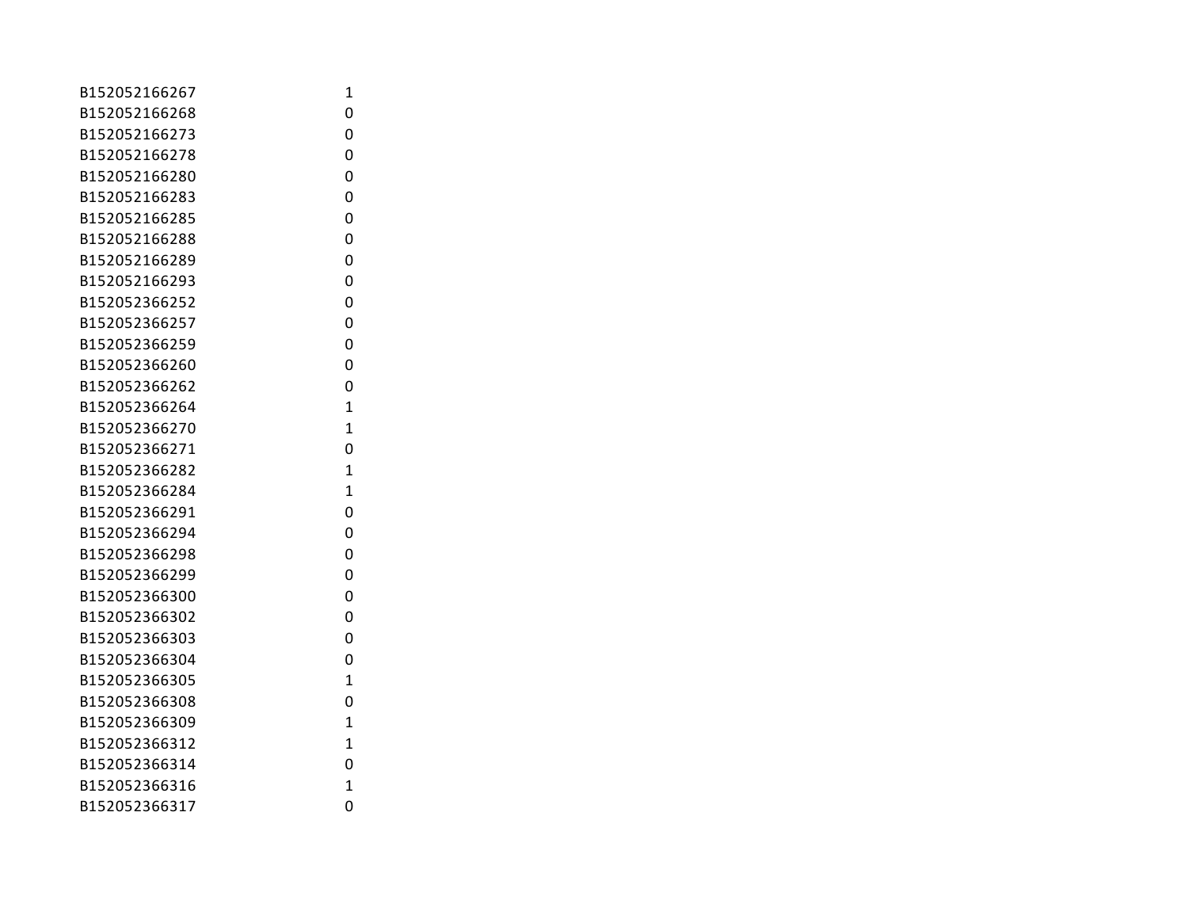| | |
|---|---|
| B152052166267 | 1 |
| B152052166268 | 0 |
| B152052166273 | 0 |
| B152052166278 | 0 |
| B152052166280 | 0 |
| B152052166283 | 0 |
| B152052166285 | 0 |
| B152052166288 | 0 |
| B152052166289 | 0 |
| B152052166293 | 0 |
| B152052366252 | 0 |
| B152052366257 | 0 |
| B152052366259 | 0 |
| B152052366260 | 0 |
| B152052366262 | 0 |
| B152052366264 | 1 |
| B152052366270 | 1 |
| B152052366271 | 0 |
| B152052366282 | 1 |
| B152052366284 | 1 |
| B152052366291 | 0 |
| B152052366294 | 0 |
| B152052366298 | 0 |
| B152052366299 | 0 |
| B152052366300 | 0 |
| B152052366302 | 0 |
| B152052366303 | 0 |
| B152052366304 | 0 |
| B152052366305 | 1 |
| B152052366308 | 0 |
| B152052366309 | 1 |
| B152052366312 | 1 |
| B152052366314 | 0 |
| B152052366316 | 1 |
| B152052366317 | 0 |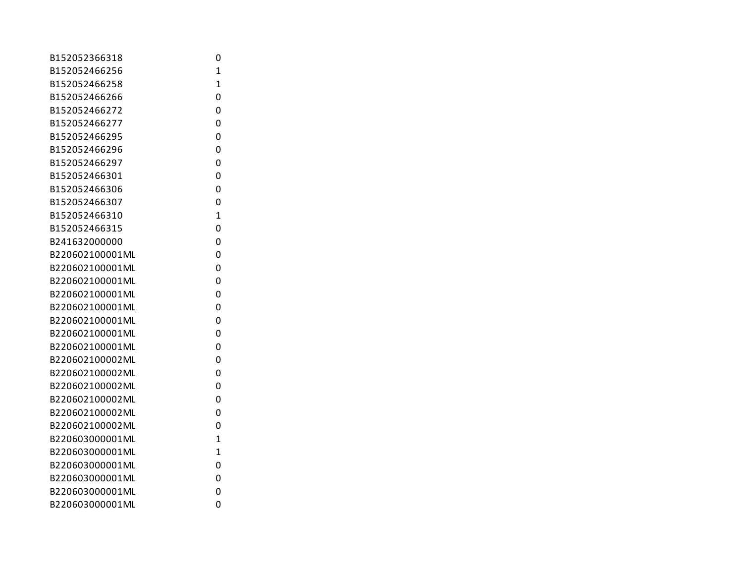| | |
|---|---|
| B152052366318 | 0 |
| B152052466256 | 1 |
| B152052466258 | 1 |
| B152052466266 | 0 |
| B152052466272 | 0 |
| B152052466277 | 0 |
| B152052466295 | 0 |
| B152052466296 | 0 |
| B152052466297 | 0 |
| B152052466301 | 0 |
| B152052466306 | 0 |
| B152052466307 | 0 |
| B152052466310 | 1 |
| B152052466315 | 0 |
| B241632000000 | 0 |
| B220602100001ML | 0 |
| B220602100001ML | 0 |
| B220602100001ML | 0 |
| B220602100001ML | 0 |
| B220602100001ML | 0 |
| B220602100001ML | 0 |
| B220602100001ML | 0 |
| B220602100001ML | 0 |
| B220602100002ML | 0 |
| B220602100002ML | 0 |
| B220602100002ML | 0 |
| B220602100002ML | 0 |
| B220602100002ML | 0 |
| B220602100002ML | 0 |
| B220603000001ML | 1 |
| B220603000001ML | 1 |
| B220603000001ML | 0 |
| B220603000001ML | 0 |
| B220603000001ML | 0 |
| B220603000001ML | 0 |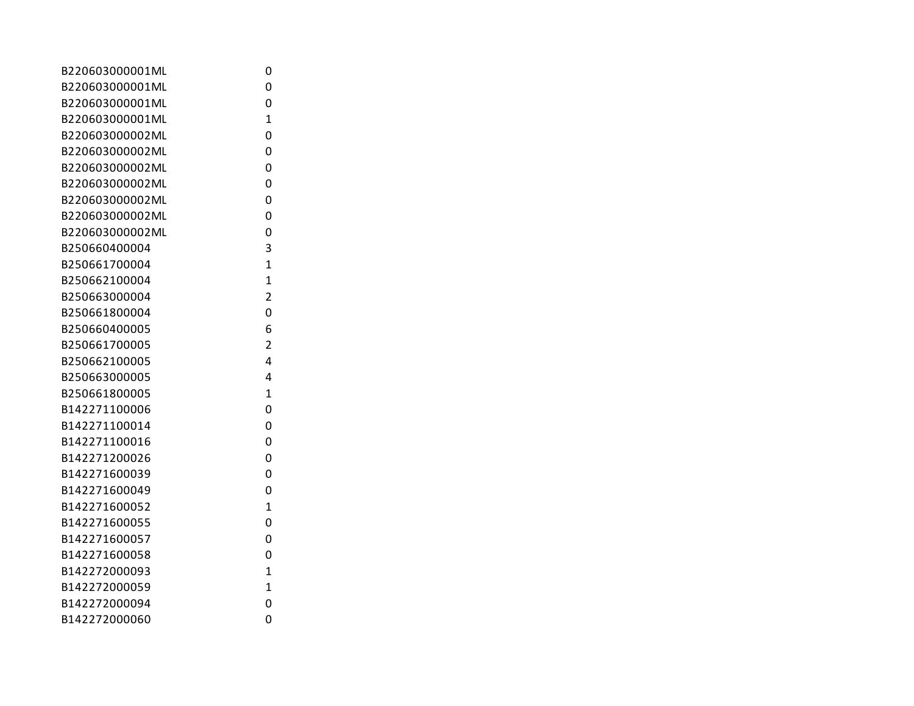| | |
|---|---|
| B220603000001ML | 0 |
| B220603000001ML | 0 |
| B220603000001ML | 0 |
| B220603000001ML | 1 |
| B220603000002ML | 0 |
| B220603000002ML | 0 |
| B220603000002ML | 0 |
| B220603000002ML | 0 |
| B220603000002ML | 0 |
| B220603000002ML | 0 |
| B220603000002ML | 0 |
| B250660400004 | 3 |
| B250661700004 | 1 |
| B250662100004 | 1 |
| B250663000004 | 2 |
| B250661800004 | 0 |
| B250660400005 | 6 |
| B250661700005 | 2 |
| B250662100005 | 4 |
| B250663000005 | 4 |
| B250661800005 | 1 |
| B142271100006 | 0 |
| B142271100014 | 0 |
| B142271100016 | 0 |
| B142271200026 | 0 |
| B142271600039 | 0 |
| B142271600049 | 0 |
| B142271600052 | 1 |
| B142271600055 | 0 |
| B142271600057 | 0 |
| B142271600058 | 0 |
| B142272000093 | 1 |
| B142272000059 | 1 |
| B142272000094 | 0 |
| B142272000060 | 0 |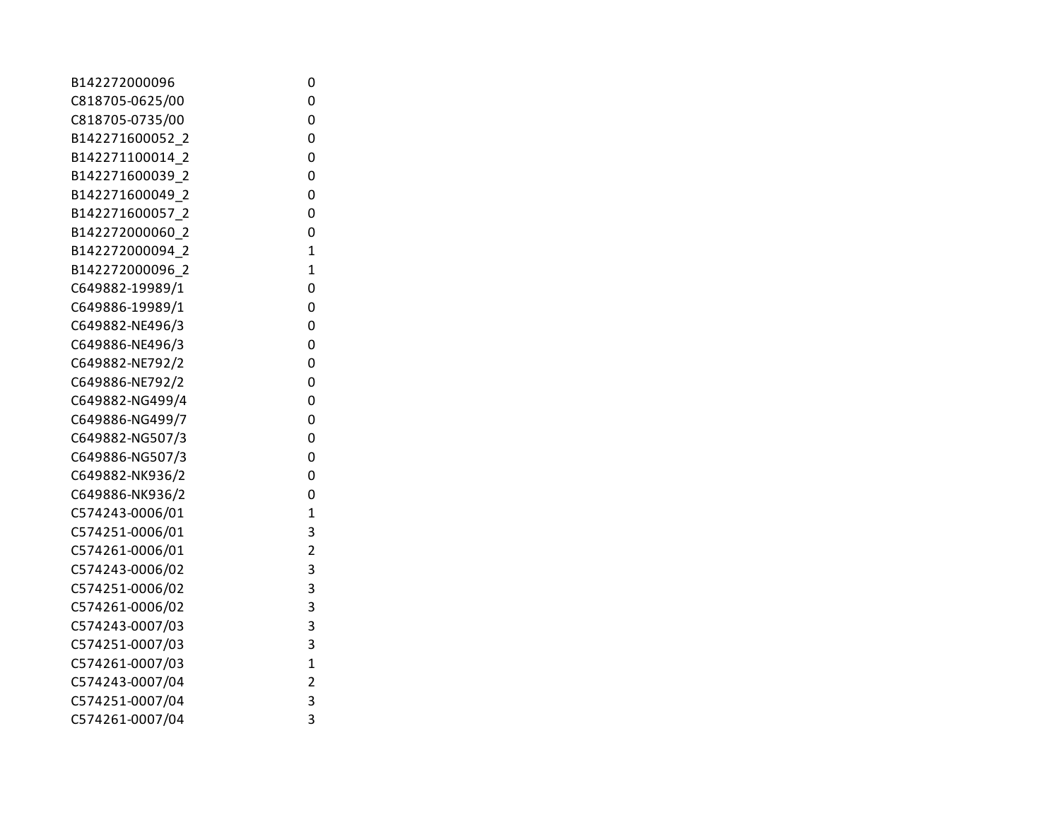| | |
|---|---|
| B142272000096 | 0 |
| C818705-0625/00 | 0 |
| C818705-0735/00 | 0 |
| B142271600052_2 | 0 |
| B142271100014_2 | 0 |
| B142271600039_2 | 0 |
| B142271600049_2 | 0 |
| B142271600057_2 | 0 |
| B142272000060_2 | 0 |
| B142272000094_2 | 1 |
| B142272000096_2 | 1 |
| C649882-19989/1 | 0 |
| C649886-19989/1 | 0 |
| C649882-NE496/3 | 0 |
| C649886-NE496/3 | 0 |
| C649882-NE792/2 | 0 |
| C649886-NE792/2 | 0 |
| C649882-NG499/4 | 0 |
| C649886-NG499/7 | 0 |
| C649882-NG507/3 | 0 |
| C649886-NG507/3 | 0 |
| C649882-NK936/2 | 0 |
| C649886-NK936/2 | 0 |
| C574243-0006/01 | 1 |
| C574251-0006/01 | 3 |
| C574261-0006/01 | 2 |
| C574243-0006/02 | 3 |
| C574251-0006/02 | 3 |
| C574261-0006/02 | 3 |
| C574243-0007/03 | 3 |
| C574251-0007/03 | 3 |
| C574261-0007/03 | 1 |
| C574243-0007/04 | 2 |
| C574251-0007/04 | 3 |
| C574261-0007/04 | 3 |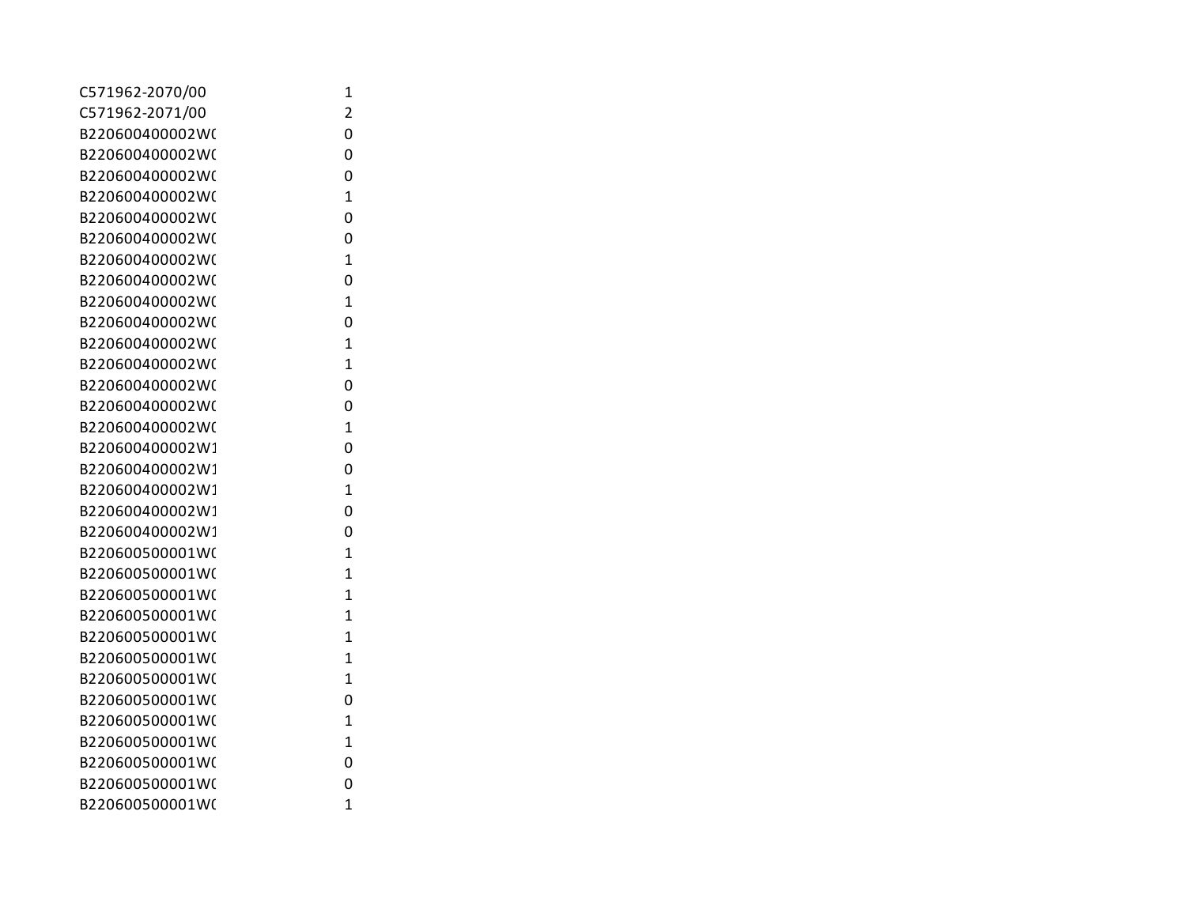| | |
|---|---|
| C571962-2070/00 | 1 |
| C571962-2071/00 | 2 |
| B220600400002W0 | 0 |
| B220600400002W0 | 0 |
| B220600400002W0 | 0 |
| B220600400002W0 | 1 |
| B220600400002W0 | 0 |
| B220600400002W0 | 0 |
| B220600400002W0 | 1 |
| B220600400002W0 | 0 |
| B220600400002W0 | 1 |
| B220600400002W0 | 0 |
| B220600400002W0 | 1 |
| B220600400002W0 | 1 |
| B220600400002W0 | 0 |
| B220600400002W0 | 0 |
| B220600400002W0 | 1 |
| B220600400002W1 | 0 |
| B220600400002W1 | 0 |
| B220600400002W1 | 1 |
| B220600400002W1 | 0 |
| B220600400002W1 | 0 |
| B220600500001W0 | 1 |
| B220600500001W0 | 1 |
| B220600500001W0 | 1 |
| B220600500001W0 | 1 |
| B220600500001W0 | 1 |
| B220600500001W0 | 1 |
| B220600500001W0 | 1 |
| B220600500001W0 | 0 |
| B220600500001W0 | 1 |
| B220600500001W0 | 1 |
| B220600500001W0 | 0 |
| B220600500001W0 | 0 |
| B220600500001W0 | 1 |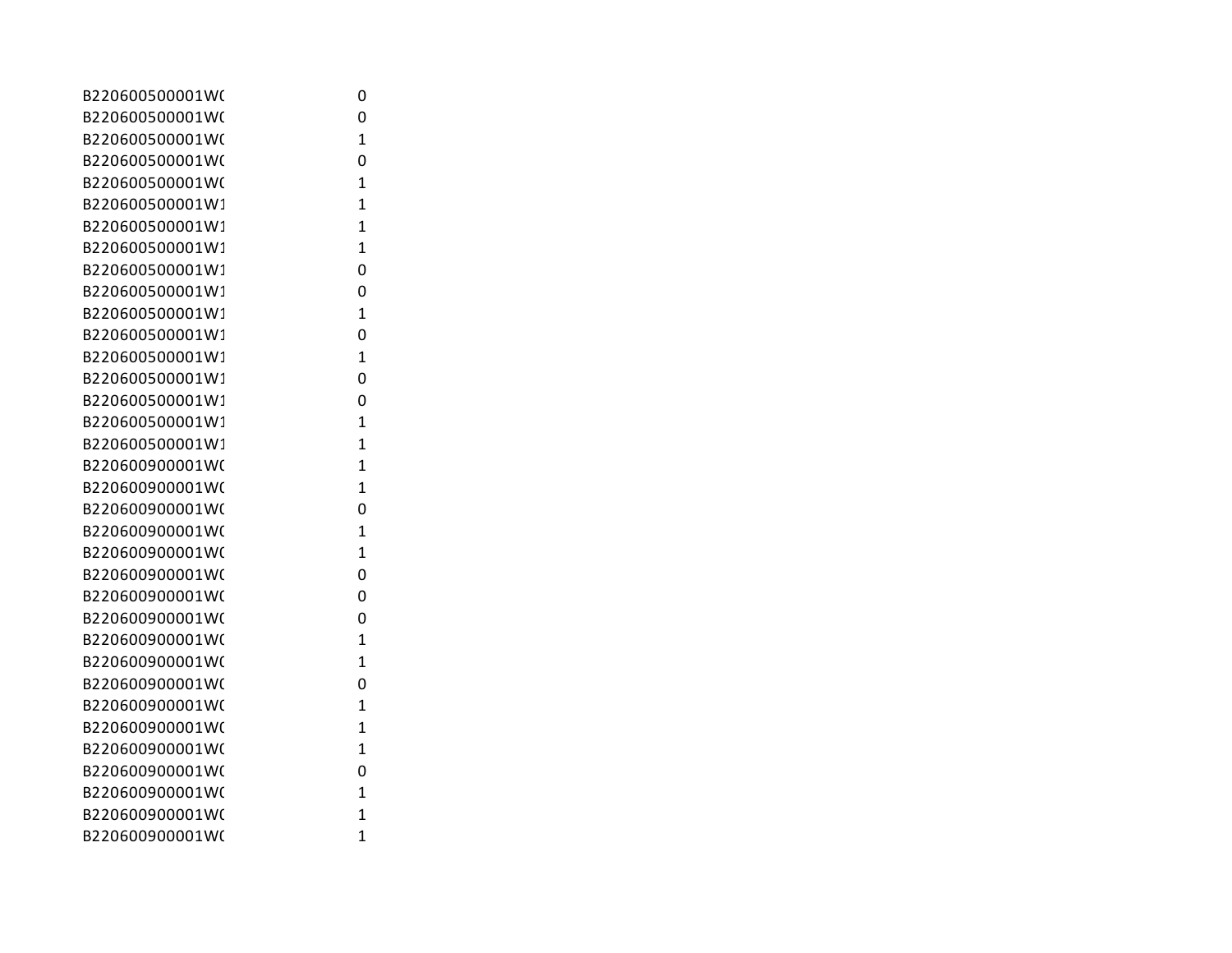| | |
|---|---|
| B220600500001W( | 0 |
| B220600500001W( | 0 |
| B220600500001W( | 1 |
| B220600500001W( | 0 |
| B220600500001W( | 1 |
| B220600500001W1 | 1 |
| B220600500001W1 | 1 |
| B220600500001W1 | 1 |
| B220600500001W1 | 0 |
| B220600500001W1 | 0 |
| B220600500001W1 | 1 |
| B220600500001W1 | 0 |
| B220600500001W1 | 1 |
| B220600500001W1 | 0 |
| B220600500001W1 | 0 |
| B220600500001W1 | 1 |
| B220600500001W1 | 1 |
| B220600900001W( | 1 |
| B220600900001W( | 1 |
| B220600900001W( | 0 |
| B220600900001W( | 1 |
| B220600900001W( | 1 |
| B220600900001W( | 0 |
| B220600900001W( | 0 |
| B220600900001W( | 0 |
| B220600900001W( | 1 |
| B220600900001W( | 1 |
| B220600900001W( | 0 |
| B220600900001W( | 1 |
| B220600900001W( | 1 |
| B220600900001W( | 1 |
| B220600900001W( | 0 |
| B220600900001W( | 1 |
| B220600900001W( | 1 |
| B220600900001W( | 1 |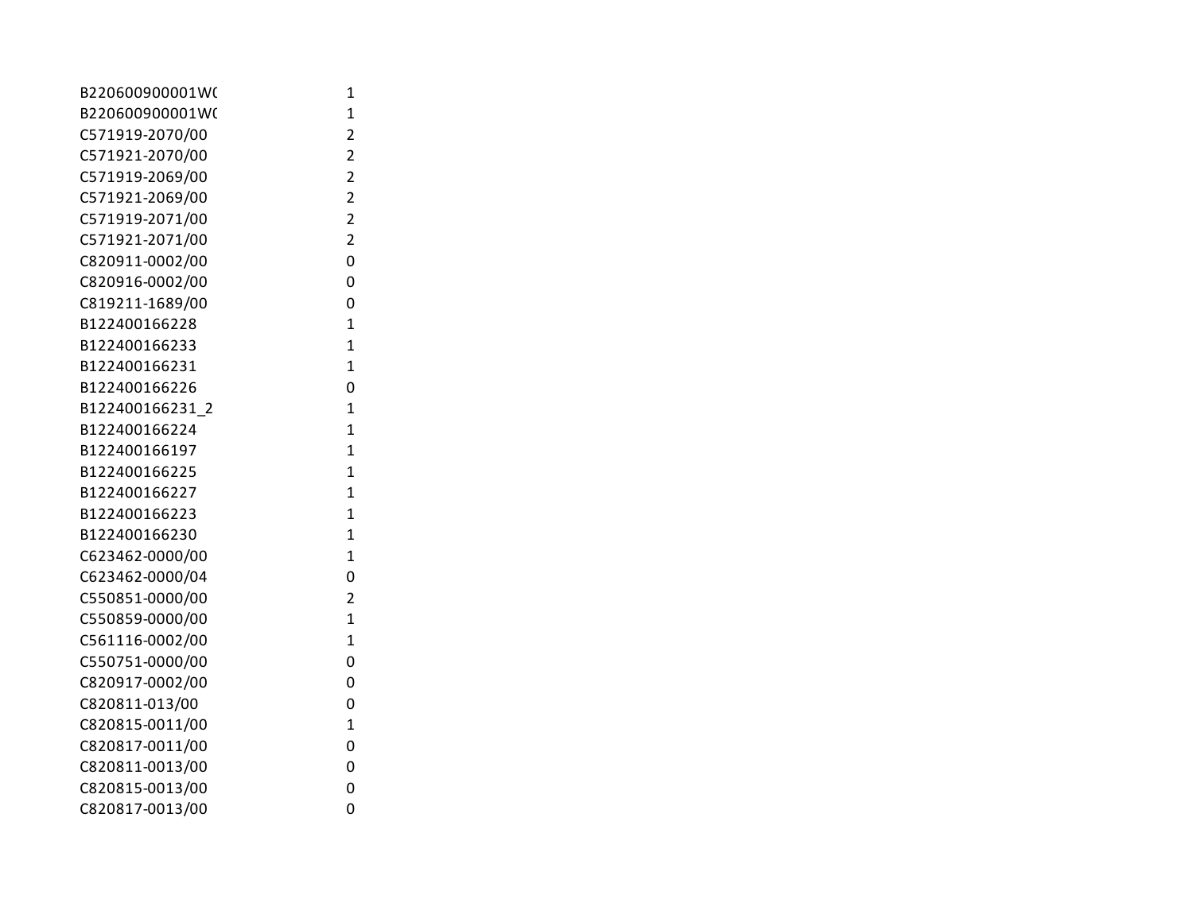| | |
|---|---|
| B220600900001W( | 1 |
| B220600900001W( | 1 |
| C571919-2070/00 | 2 |
| C571921-2070/00 | 2 |
| C571919-2069/00 | 2 |
| C571921-2069/00 | 2 |
| C571919-2071/00 | 2 |
| C571921-2071/00 | 2 |
| C820911-0002/00 | 0 |
| C820916-0002/00 | 0 |
| C819211-1689/00 | 0 |
| B122400166228 | 1 |
| B122400166233 | 1 |
| B122400166231 | 1 |
| B122400166226 | 0 |
| B122400166231_2 | 1 |
| B122400166224 | 1 |
| B122400166197 | 1 |
| B122400166225 | 1 |
| B122400166227 | 1 |
| B122400166223 | 1 |
| B122400166230 | 1 |
| C623462-0000/00 | 1 |
| C623462-0000/04 | 0 |
| C550851-0000/00 | 2 |
| C550859-0000/00 | 1 |
| C561116-0002/00 | 1 |
| C550751-0000/00 | 0 |
| C820917-0002/00 | 0 |
| C820811-013/00 | 0 |
| C820815-0011/00 | 1 |
| C820817-0011/00 | 0 |
| C820811-0013/00 | 0 |
| C820815-0013/00 | 0 |
| C820817-0013/00 | 0 |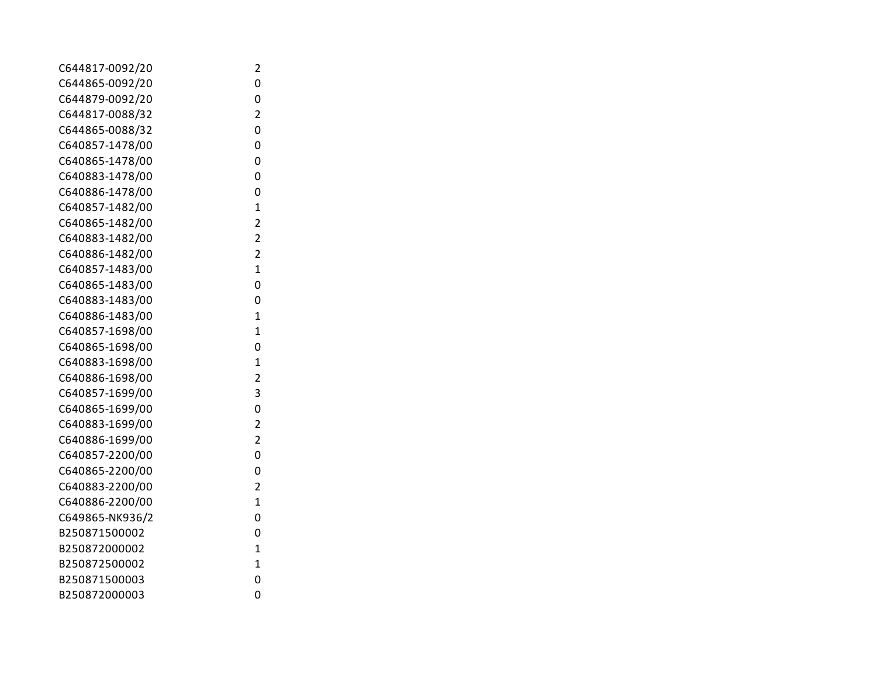| | |
|---|---|
| C644817-0092/20 | 2 |
| C644865-0092/20 | 0 |
| C644879-0092/20 | 0 |
| C644817-0088/32 | 2 |
| C644865-0088/32 | 0 |
| C640857-1478/00 | 0 |
| C640865-1478/00 | 0 |
| C640883-1478/00 | 0 |
| C640886-1478/00 | 0 |
| C640857-1482/00 | 1 |
| C640865-1482/00 | 2 |
| C640883-1482/00 | 2 |
| C640886-1482/00 | 2 |
| C640857-1483/00 | 1 |
| C640865-1483/00 | 0 |
| C640883-1483/00 | 0 |
| C640886-1483/00 | 1 |
| C640857-1698/00 | 1 |
| C640865-1698/00 | 0 |
| C640883-1698/00 | 1 |
| C640886-1698/00 | 2 |
| C640857-1699/00 | 3 |
| C640865-1699/00 | 0 |
| C640883-1699/00 | 2 |
| C640886-1699/00 | 2 |
| C640857-2200/00 | 0 |
| C640865-2200/00 | 0 |
| C640883-2200/00 | 2 |
| C640886-2200/00 | 1 |
| C649865-NK936/2 | 0 |
| B250871500002 | 0 |
| B250872000002 | 1 |
| B250872500002 | 1 |
| B250871500003 | 0 |
| B250872000003 | 0 |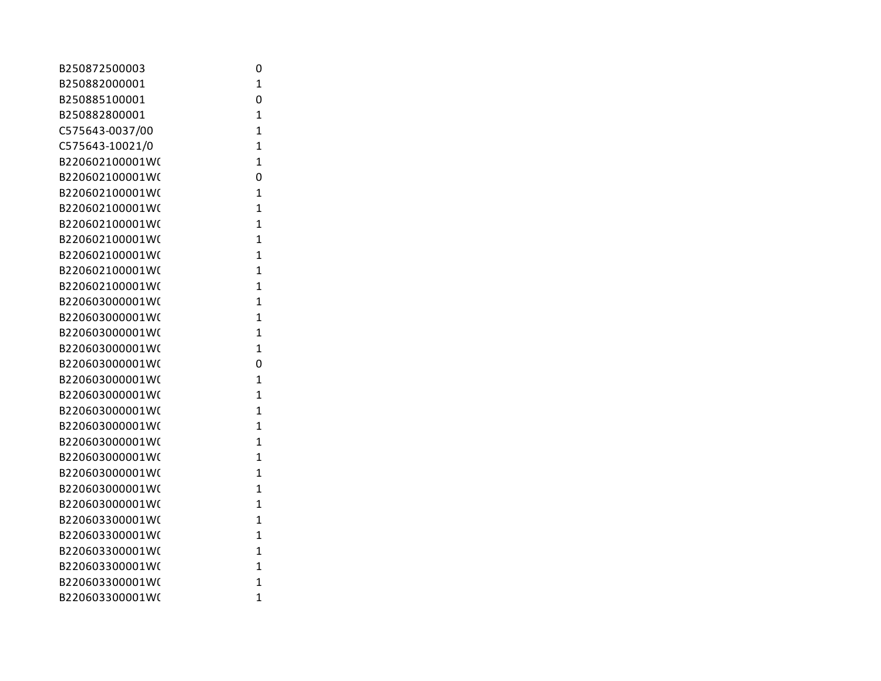| | |
|---|---|
| B250872500003 | 0 |
| B250882000001 | 1 |
| B250885100001 | 0 |
| B250882800001 | 1 |
| C575643-0037/00 | 1 |
| C575643-10021/0 | 1 |
| B220602100001W( | 1 |
| B220602100001W( | 0 |
| B220602100001W( | 1 |
| B220602100001W( | 1 |
| B220602100001W( | 1 |
| B220602100001W( | 1 |
| B220602100001W( | 1 |
| B220602100001W( | 1 |
| B220602100001W( | 1 |
| B220603000001W( | 1 |
| B220603000001W( | 1 |
| B220603000001W( | 1 |
| B220603000001W( | 1 |
| B220603000001W( | 0 |
| B220603000001W( | 1 |
| B220603000001W( | 1 |
| B220603000001W( | 1 |
| B220603000001W( | 1 |
| B220603000001W( | 1 |
| B220603000001W( | 1 |
| B220603000001W( | 1 |
| B220603000001W( | 1 |
| B220603000001W( | 1 |
| B220603300001W( | 1 |
| B220603300001W( | 1 |
| B220603300001W( | 1 |
| B220603300001W( | 1 |
| B220603300001W( | 1 |
| B220603300001W( | 1 |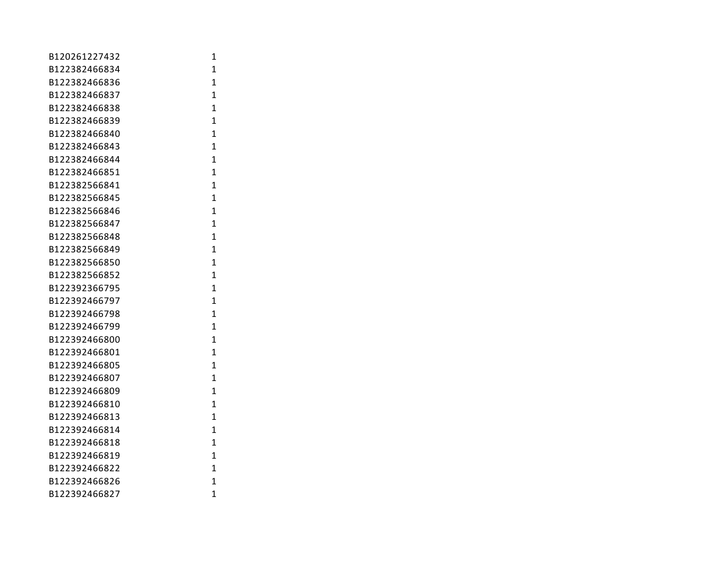| | |
|---|---|
| B120261227432 | 1 |
| B122382466834 | 1 |
| B122382466836 | 1 |
| B122382466837 | 1 |
| B122382466838 | 1 |
| B122382466839 | 1 |
| B122382466840 | 1 |
| B122382466843 | 1 |
| B122382466844 | 1 |
| B122382466851 | 1 |
| B122382566841 | 1 |
| B122382566845 | 1 |
| B122382566846 | 1 |
| B122382566847 | 1 |
| B122382566848 | 1 |
| B122382566849 | 1 |
| B122382566850 | 1 |
| B122382566852 | 1 |
| B122392366795 | 1 |
| B122392466797 | 1 |
| B122392466798 | 1 |
| B122392466799 | 1 |
| B122392466800 | 1 |
| B122392466801 | 1 |
| B122392466805 | 1 |
| B122392466807 | 1 |
| B122392466809 | 1 |
| B122392466810 | 1 |
| B122392466813 | 1 |
| B122392466814 | 1 |
| B122392466818 | 1 |
| B122392466819 | 1 |
| B122392466822 | 1 |
| B122392466826 | 1 |
| B122392466827 | 1 |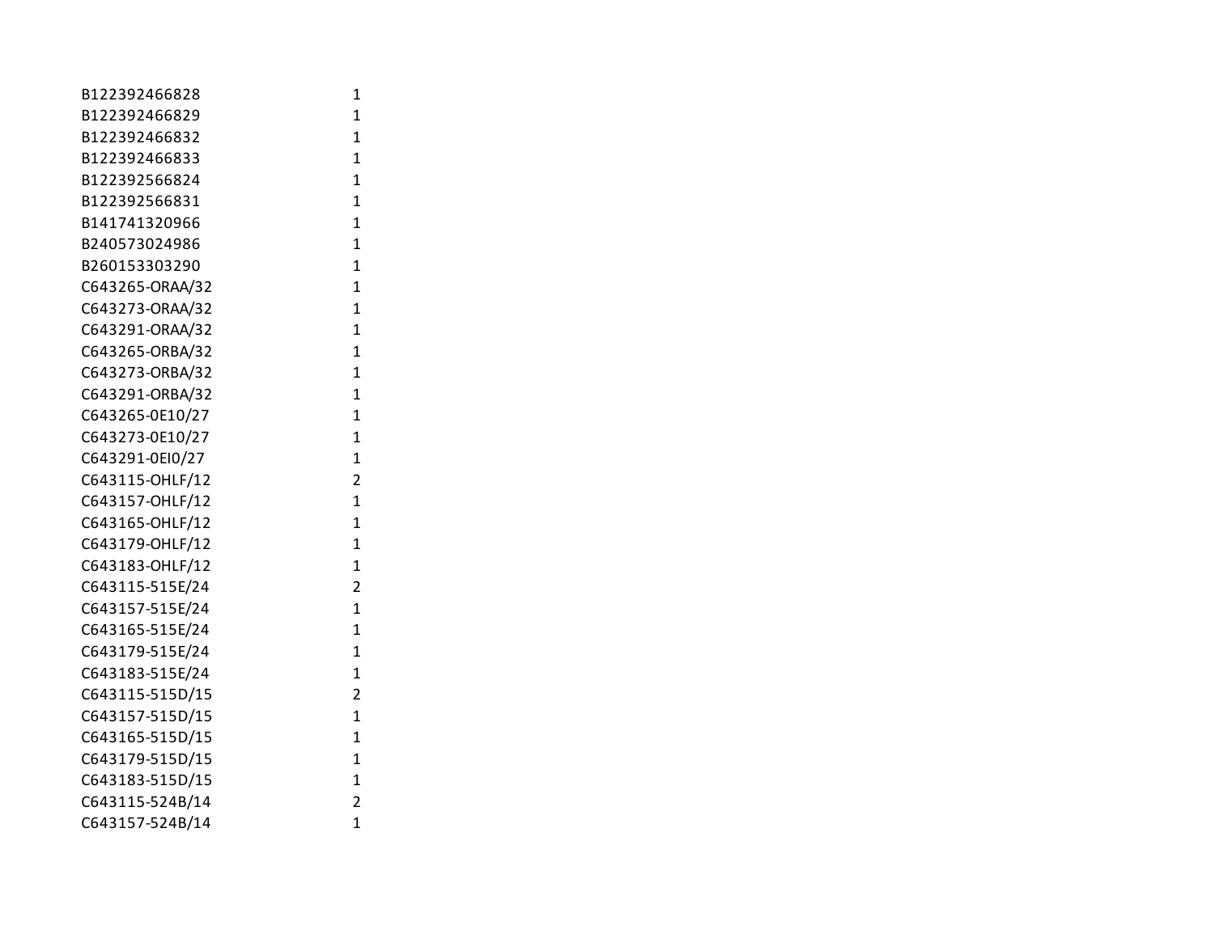| | |
|---|---|
| B122392466828 | 1 |
| B122392466829 | 1 |
| B122392466832 | 1 |
| B122392466833 | 1 |
| B122392566824 | 1 |
| B122392566831 | 1 |
| B141741320966 | 1 |
| B240573024986 | 1 |
| B260153303290 | 1 |
| C643265-ORAA/32 | 1 |
| C643273-ORAA/32 | 1 |
| C643291-ORAA/32 | 1 |
| C643265-ORBA/32 | 1 |
| C643273-ORBA/32 | 1 |
| C643291-ORBA/32 | 1 |
| C643265-0E10/27 | 1 |
| C643273-0E10/27 | 1 |
| C643291-0EI0/27 | 1 |
| C643115-OHLF/12 | 2 |
| C643157-OHLF/12 | 1 |
| C643165-OHLF/12 | 1 |
| C643179-OHLF/12 | 1 |
| C643183-OHLF/12 | 1 |
| C643115-515E/24 | 2 |
| C643157-515E/24 | 1 |
| C643165-515E/24 | 1 |
| C643179-515E/24 | 1 |
| C643183-515E/24 | 1 |
| C643115-515D/15 | 2 |
| C643157-515D/15 | 1 |
| C643165-515D/15 | 1 |
| C643179-515D/15 | 1 |
| C643183-515D/15 | 1 |
| C643115-524B/14 | 2 |
| C643157-524B/14 | 1 |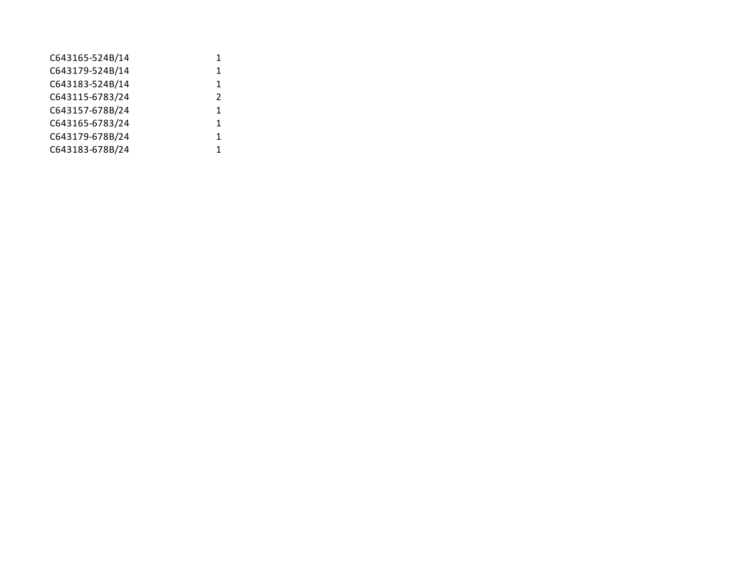| | |
|---|---|
| C643165-524B/14 | 1 |
| C643179-524B/14 | 1 |
| C643183-524B/14 | 1 |
| C643115-6783/24 | 2 |
| C643157-678B/24 | 1 |
| C643165-6783/24 | 1 |
| C643179-678B/24 | 1 |
| C643183-678B/24 | 1 |